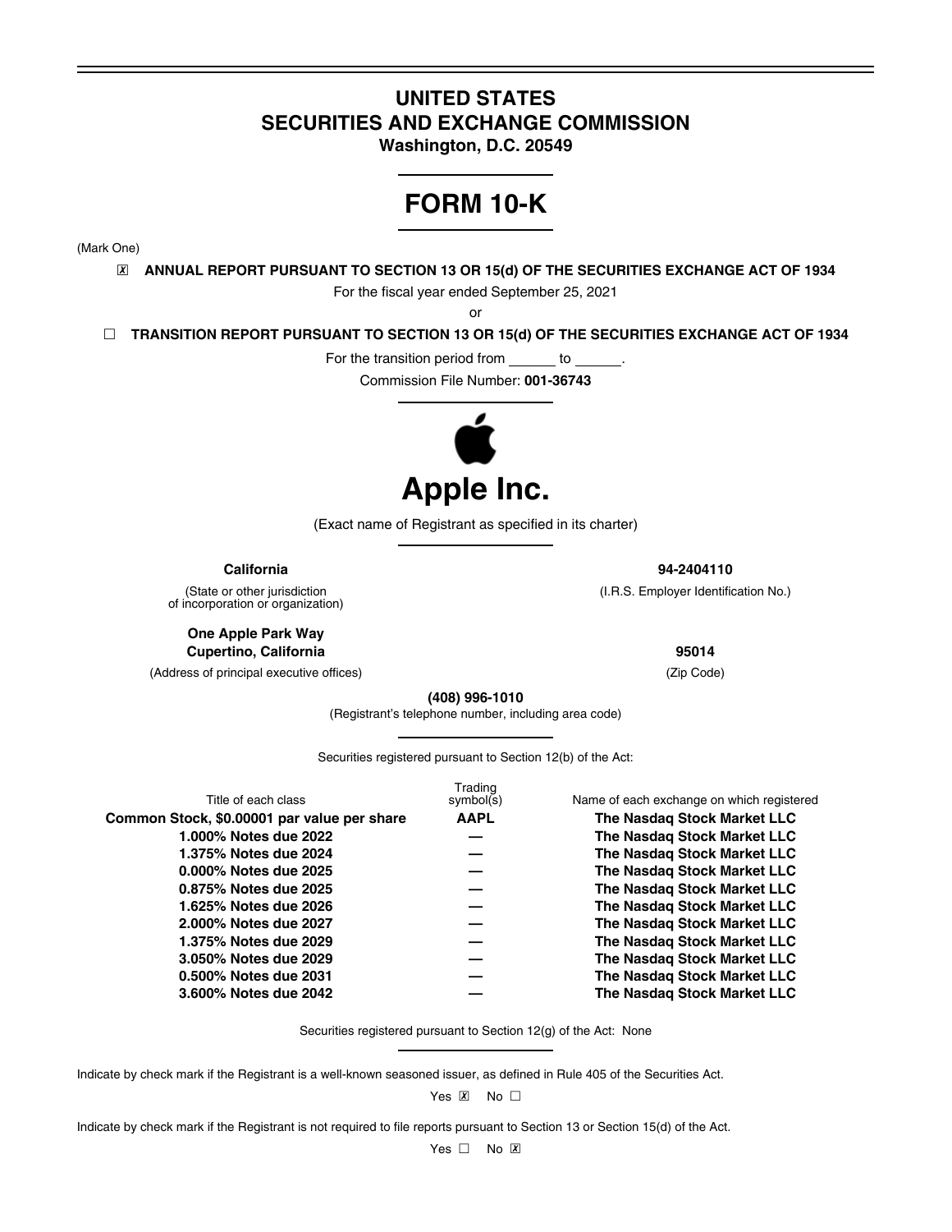# UNITED STATES
# SECURITIES AND EXCHANGE COMMISSION
**Washington, D.C. 20549**

# FORM 10-K

(Mark One)

☒ **ANNUAL REPORT PURSUANT TO SECTION 13 OR 15(d) OF THE SECURITIES EXCHANGE ACT OF 1934**

For the fiscal year ended September 25, 2021

or

☐ **TRANSITION REPORT PURSUANT TO SECTION 13 OR 15(d) OF THE SECURITIES EXCHANGE ACT OF 1934**

For the transition period from ______ to ______.

Commission File Number: **001-36743**

# Apple Inc.

(Exact name of Registrant as specified in its charter)

| | |
|---|---|
| **California** | **94-2404110** |
| (State or other jurisdiction of incorporation or organization) | (I.R.S. Employer Identification No.) |
| **One Apple Park Way Cupertino, California** | **95014** |
| (Address of principal executive offices) | (Zip Code) |

**(408) 996-1010**

(Registrant's telephone number, including area code)

Securities registered pursuant to Section 12(b) of the Act:

| Title of each class | Trading symbol(s) | Name of each exchange on which registered |
|---|---|---|
| **Common Stock, $0.00001 par value per share** | **AAPL** | **The Nasdaq Stock Market LLC** |
| **1.000% Notes due 2022** | **—** | **The Nasdaq Stock Market LLC** |
| **1.375% Notes due 2024** | **—** | **The Nasdaq Stock Market LLC** |
| **0.000% Notes due 2025** | **—** | **The Nasdaq Stock Market LLC** |
| **0.875% Notes due 2025** | **—** | **The Nasdaq Stock Market LLC** |
| **1.625% Notes due 2026** | **—** | **The Nasdaq Stock Market LLC** |
| **2.000% Notes due 2027** | **—** | **The Nasdaq Stock Market LLC** |
| **1.375% Notes due 2029** | **—** | **The Nasdaq Stock Market LLC** |
| **3.050% Notes due 2029** | **—** | **The Nasdaq Stock Market LLC** |
| **0.500% Notes due 2031** | **—** | **The Nasdaq Stock Market LLC** |
| **3.600% Notes due 2042** | **—** | **The Nasdaq Stock Market LLC** |

Securities registered pursuant to Section 12(g) of the Act: None

Indicate by check mark if the Registrant is a well-known seasoned issuer, as defined in Rule 405 of the Securities Act.

Yes ☒ No ☐

Indicate by check mark if the Registrant is not required to file reports pursuant to Section 13 or Section 15(d) of the Act.

Yes ☐ No ☒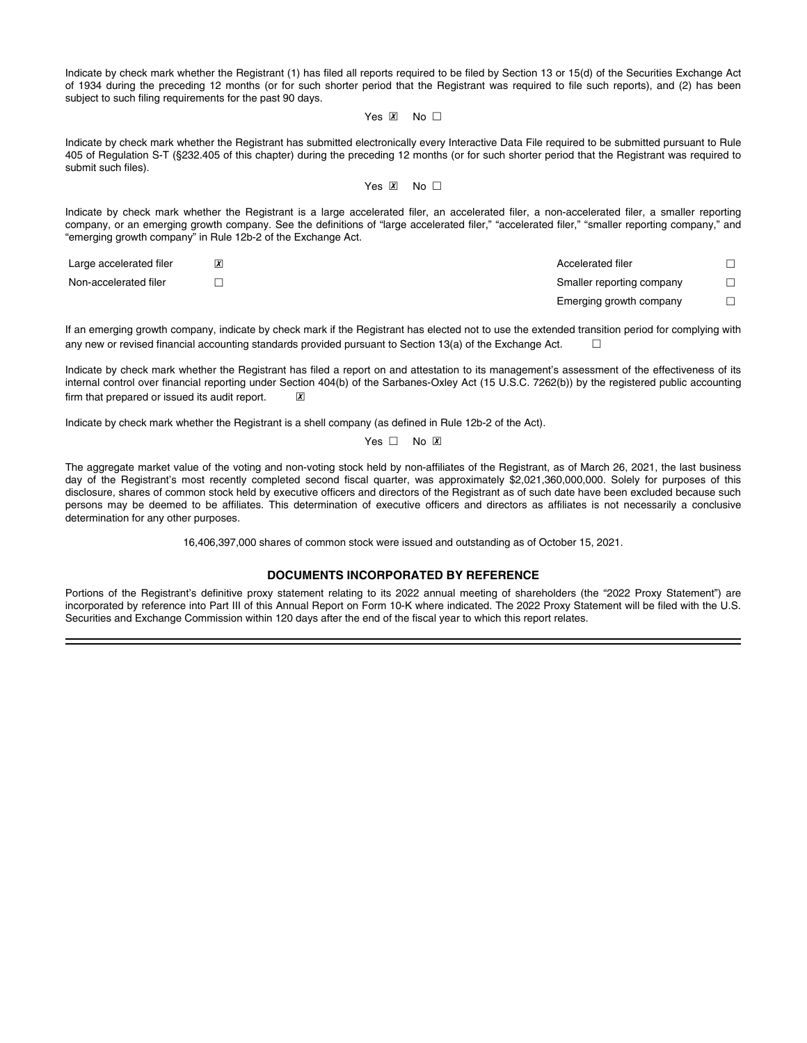Indicate by check mark whether the Registrant (1) has filed all reports required to be filed by Section 13 or 15(d) of the Securities Exchange Act of 1934 during the preceding 12 months (or for such shorter period that the Registrant was required to file such reports), and (2) has been subject to such filing requirements for the past 90 days.

Yes ☒ No ☐

Indicate by check mark whether the Registrant has submitted electronically every Interactive Data File required to be submitted pursuant to Rule 405 of Regulation S-T (§232.405 of this chapter) during the preceding 12 months (or for such shorter period that the Registrant was required to submit such files).

Yes ☒ No ☐

Indicate by check mark whether the Registrant is a large accelerated filer, an accelerated filer, a non-accelerated filer, a smaller reporting company, or an emerging growth company. See the definitions of "large accelerated filer," "accelerated filer," "smaller reporting company," and "emerging growth company" in Rule 12b-2 of the Exchange Act.

| | | | |
|---|---|---|---|
| Large accelerated filer | ☒ | Accelerated filer | ☐ |
| Non-accelerated filer | ☐ | Smaller reporting company | ☐ |
| | | Emerging growth company | ☐ |

If an emerging growth company, indicate by check mark if the Registrant has elected not to use the extended transition period for complying with any new or revised financial accounting standards provided pursuant to Section 13(a) of the Exchange Act. ☐

Indicate by check mark whether the Registrant has filed a report on and attestation to its management's assessment of the effectiveness of its internal control over financial reporting under Section 404(b) of the Sarbanes-Oxley Act (15 U.S.C. 7262(b)) by the registered public accounting firm that prepared or issued its audit report. ☒

Indicate by check mark whether the Registrant is a shell company (as defined in Rule 12b-2 of the Act).

Yes ☐ No ☒

The aggregate market value of the voting and non-voting stock held by non-affiliates of the Registrant, as of March 26, 2021, the last business day of the Registrant's most recently completed second fiscal quarter, was approximately $2,021,360,000,000. Solely for purposes of this disclosure, shares of common stock held by executive officers and directors of the Registrant as of such date have been excluded because such persons may be deemed to be affiliates. This determination of executive officers and directors as affiliates is not necessarily a conclusive determination for any other purposes.

16,406,397,000 shares of common stock were issued and outstanding as of October 15, 2021.

## DOCUMENTS INCORPORATED BY REFERENCE

Portions of the Registrant's definitive proxy statement relating to its 2022 annual meeting of shareholders (the "2022 Proxy Statement") are incorporated by reference into Part III of this Annual Report on Form 10-K where indicated. The 2022 Proxy Statement will be filed with the U.S. Securities and Exchange Commission within 120 days after the end of the fiscal year to which this report relates.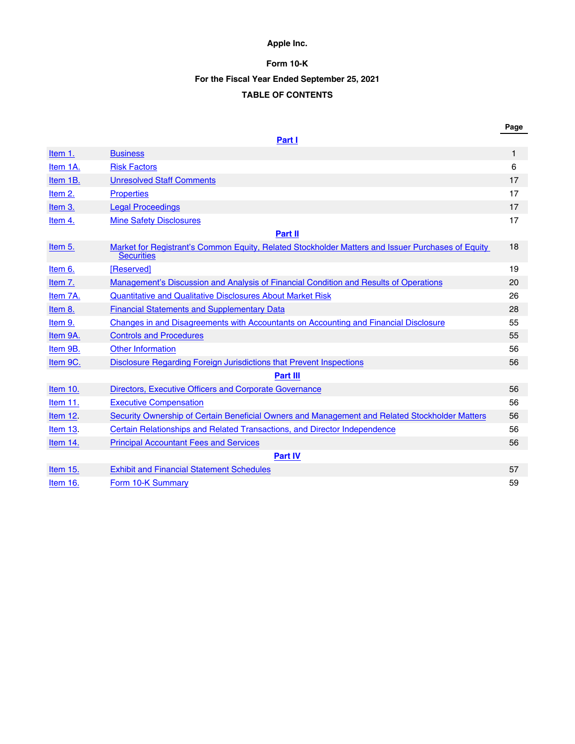**Apple Inc.**

**Form 10-K**

**For the Fiscal Year Ended September 25, 2021**

**TABLE OF CONTENTS**

| | | Page |
|---|---|---|
| | **Part I** | |
| Item 1. | Business | 1 |
| Item 1A. | Risk Factors | 6 |
| Item 1B. | Unresolved Staff Comments | 17 |
| Item 2. | Properties | 17 |
| Item 3. | Legal Proceedings | 17 |
| Item 4. | Mine Safety Disclosures | 17 |
| | **Part II** | |
| Item 5. | Market for Registrant's Common Equity, Related Stockholder Matters and Issuer Purchases of Equity Securities | 18 |
| Item 6. | [Reserved] | 19 |
| Item 7. | Management's Discussion and Analysis of Financial Condition and Results of Operations | 20 |
| Item 7A. | Quantitative and Qualitative Disclosures About Market Risk | 26 |
| Item 8. | Financial Statements and Supplementary Data | 28 |
| Item 9. | Changes in and Disagreements with Accountants on Accounting and Financial Disclosure | 55 |
| Item 9A. | Controls and Procedures | 55 |
| Item 9B. | Other Information | 56 |
| Item 9C. | Disclosure Regarding Foreign Jurisdictions that Prevent Inspections | 56 |
| | **Part III** | |
| Item 10. | Directors, Executive Officers and Corporate Governance | 56 |
| Item 11. | Executive Compensation | 56 |
| Item 12. | Security Ownership of Certain Beneficial Owners and Management and Related Stockholder Matters | 56 |
| Item 13. | Certain Relationships and Related Transactions, and Director Independence | 56 |
| Item 14. | Principal Accountant Fees and Services | 56 |
| | **Part IV** | |
| Item 15. | Exhibit and Financial Statement Schedules | 57 |
| Item 16. | Form 10-K Summary | 59 |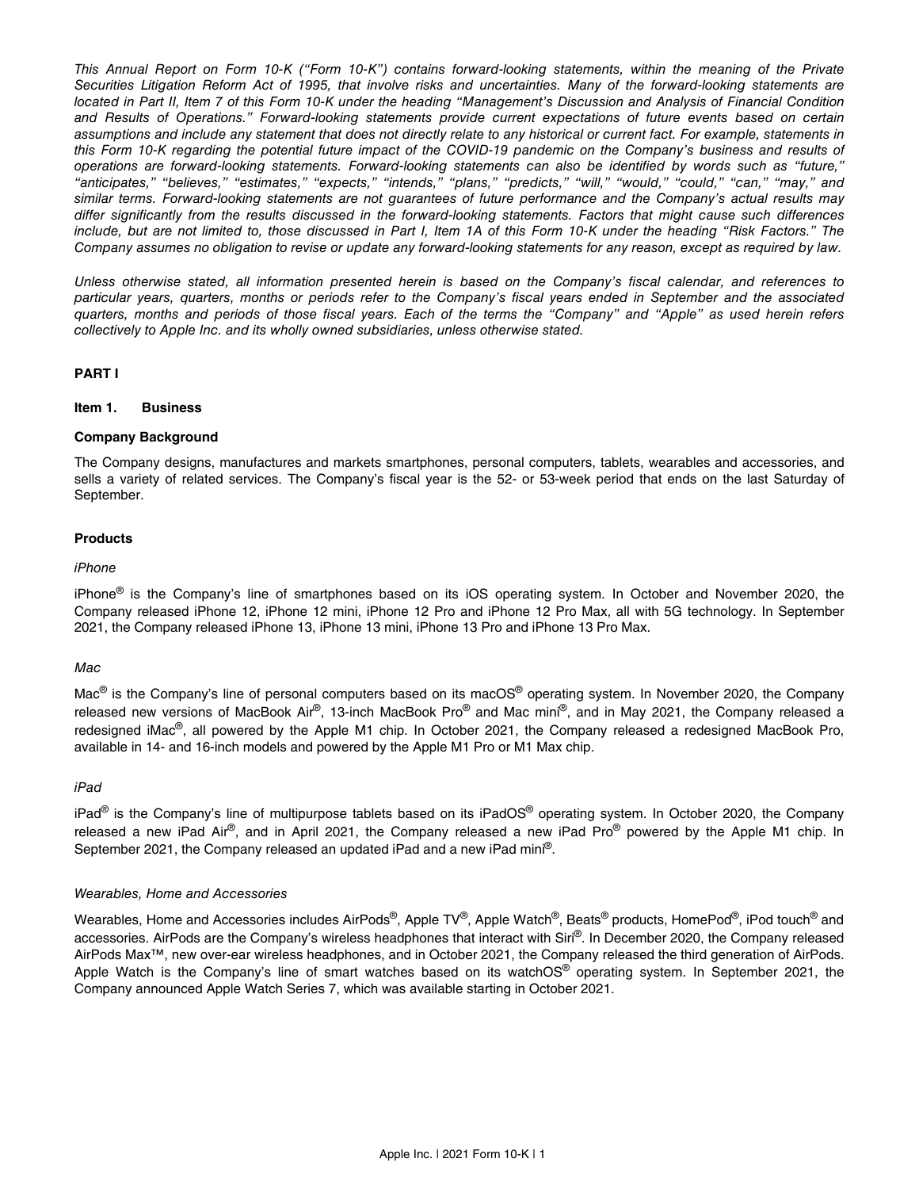*This Annual Report on Form 10-K (''Form 10-K'') contains forward-looking statements, within the meaning of the Private Securities Litigation Reform Act of 1995, that involve risks and uncertainties. Many of the forward-looking statements are located in Part II, Item 7 of this Form 10-K under the heading ''Management's Discussion and Analysis of Financial Condition and Results of Operations.'' Forward-looking statements provide current expectations of future events based on certain assumptions and include any statement that does not directly relate to any historical or current fact. For example, statements in this Form 10-K regarding the potential future impact of the COVID-19 pandemic on the Company's business and results of operations are forward-looking statements. Forward-looking statements can also be identified by words such as ''future,'' ''anticipates,'' ''believes,'' ''estimates,'' ''expects,'' ''intends,'' ''plans,'' ''predicts,'' ''will,'' ''would,'' ''could,'' ''can,'' ''may,'' and similar terms. Forward-looking statements are not guarantees of future performance and the Company's actual results may differ significantly from the results discussed in the forward-looking statements. Factors that might cause such differences include, but are not limited to, those discussed in Part I, Item 1A of this Form 10-K under the heading ''Risk Factors.'' The Company assumes no obligation to revise or update any forward-looking statements for any reason, except as required by law.*

*Unless otherwise stated, all information presented herein is based on the Company's fiscal calendar, and references to particular years, quarters, months or periods refer to the Company's fiscal years ended in September and the associated quarters, months and periods of those fiscal years. Each of the terms the ''Company'' and ''Apple'' as used herein refers collectively to Apple Inc. and its wholly owned subsidiaries, unless otherwise stated.*

## PART I

### Item 1. Business

#### Company Background

The Company designs, manufactures and markets smartphones, personal computers, tablets, wearables and accessories, and sells a variety of related services. The Company's fiscal year is the 52- or 53-week period that ends on the last Saturday of September.

#### Products

*iPhone*

iPhone® is the Company's line of smartphones based on its iOS operating system. In October and November 2020, the Company released iPhone 12, iPhone 12 mini, iPhone 12 Pro and iPhone 12 Pro Max, all with 5G technology. In September 2021, the Company released iPhone 13, iPhone 13 mini, iPhone 13 Pro and iPhone 13 Pro Max.

*Mac*

Mac® is the Company's line of personal computers based on its macOS® operating system. In November 2020, the Company released new versions of MacBook Air®, 13-inch MacBook Pro® and Mac mini®, and in May 2021, the Company released a redesigned iMac®, all powered by the Apple M1 chip. In October 2021, the Company released a redesigned MacBook Pro, available in 14- and 16-inch models and powered by the Apple M1 Pro or M1 Max chip.

*iPad*

iPad® is the Company's line of multipurpose tablets based on its iPadOS® operating system. In October 2020, the Company released a new iPad Air®, and in April 2021, the Company released a new iPad Pro® powered by the Apple M1 chip. In September 2021, the Company released an updated iPad and a new iPad mini®.

*Wearables, Home and Accessories*

Wearables, Home and Accessories includes AirPods®, Apple TV®, Apple Watch®, Beats® products, HomePod®, iPod touch® and accessories. AirPods are the Company's wireless headphones that interact with Siri®. In December 2020, the Company released AirPods Max™, new over-ear wireless headphones, and in October 2021, the Company released the third generation of AirPods. Apple Watch is the Company's line of smart watches based on its watchOS® operating system. In September 2021, the Company announced Apple Watch Series 7, which was available starting in October 2021.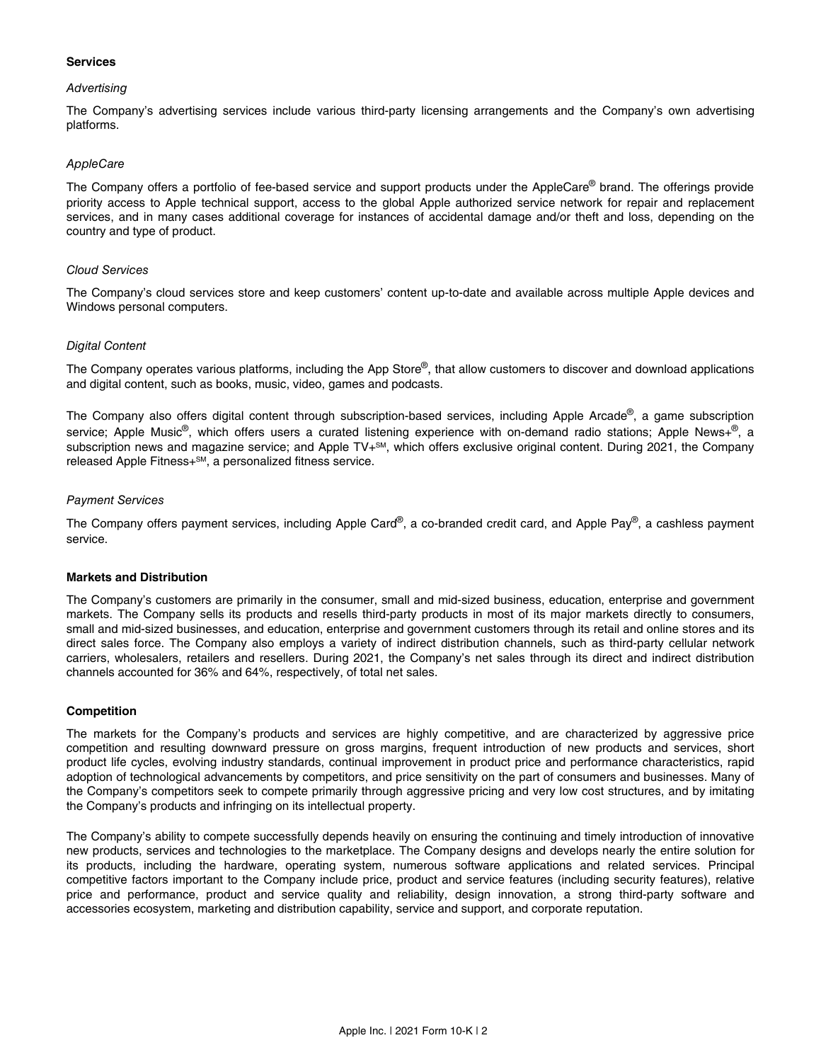### Services

#### *Advertising*

The Company's advertising services include various third-party licensing arrangements and the Company's own advertising platforms.

#### *AppleCare*

The Company offers a portfolio of fee-based service and support products under the AppleCare® brand. The offerings provide priority access to Apple technical support, access to the global Apple authorized service network for repair and replacement services, and in many cases additional coverage for instances of accidental damage and/or theft and loss, depending on the country and type of product.

#### *Cloud Services*

The Company's cloud services store and keep customers' content up-to-date and available across multiple Apple devices and Windows personal computers.

#### *Digital Content*

The Company operates various platforms, including the App Store®, that allow customers to discover and download applications and digital content, such as books, music, video, games and podcasts.

The Company also offers digital content through subscription-based services, including Apple Arcade®, a game subscription service; Apple Music®, which offers users a curated listening experience with on-demand radio stations; Apple News+®, a subscription news and magazine service; and Apple TV+℠, which offers exclusive original content. During 2021, the Company released Apple Fitness+℠, a personalized fitness service.

#### *Payment Services*

The Company offers payment services, including Apple Card®, a co-branded credit card, and Apple Pay®, a cashless payment service.

### Markets and Distribution

The Company's customers are primarily in the consumer, small and mid-sized business, education, enterprise and government markets. The Company sells its products and resells third-party products in most of its major markets directly to consumers, small and mid-sized businesses, and education, enterprise and government customers through its retail and online stores and its direct sales force. The Company also employs a variety of indirect distribution channels, such as third-party cellular network carriers, wholesalers, retailers and resellers. During 2021, the Company's net sales through its direct and indirect distribution channels accounted for 36% and 64%, respectively, of total net sales.

### Competition

The markets for the Company's products and services are highly competitive, and are characterized by aggressive price competition and resulting downward pressure on gross margins, frequent introduction of new products and services, short product life cycles, evolving industry standards, continual improvement in product price and performance characteristics, rapid adoption of technological advancements by competitors, and price sensitivity on the part of consumers and businesses. Many of the Company's competitors seek to compete primarily through aggressive pricing and very low cost structures, and by imitating the Company's products and infringing on its intellectual property.

The Company's ability to compete successfully depends heavily on ensuring the continuing and timely introduction of innovative new products, services and technologies to the marketplace. The Company designs and develops nearly the entire solution for its products, including the hardware, operating system, numerous software applications and related services. Principal competitive factors important to the Company include price, product and service features (including security features), relative price and performance, product and service quality and reliability, design innovation, a strong third-party software and accessories ecosystem, marketing and distribution capability, service and support, and corporate reputation.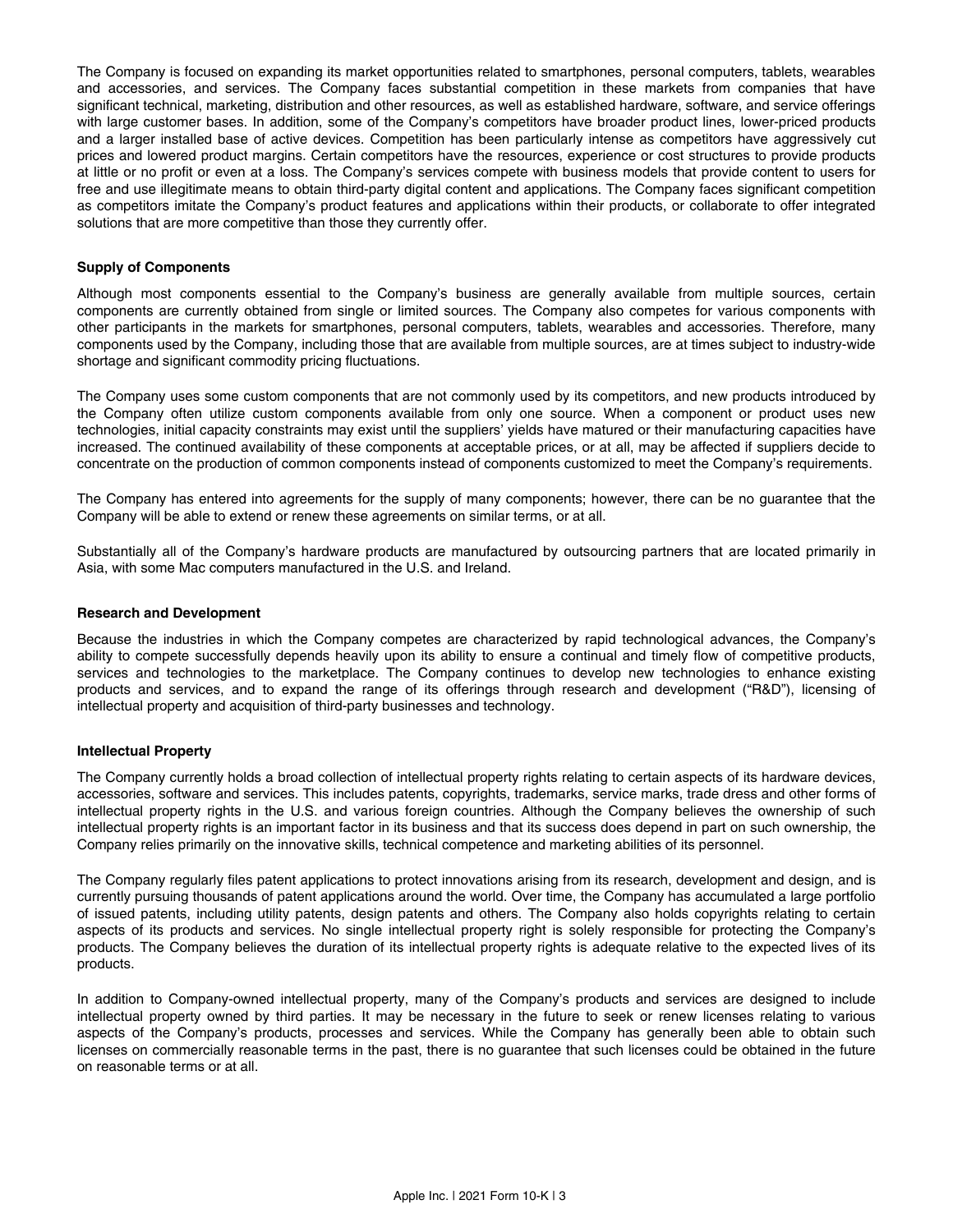The Company is focused on expanding its market opportunities related to smartphones, personal computers, tablets, wearables and accessories, and services. The Company faces substantial competition in these markets from companies that have significant technical, marketing, distribution and other resources, as well as established hardware, software, and service offerings with large customer bases. In addition, some of the Company's competitors have broader product lines, lower-priced products and a larger installed base of active devices. Competition has been particularly intense as competitors have aggressively cut prices and lowered product margins. Certain competitors have the resources, experience or cost structures to provide products at little or no profit or even at a loss. The Company's services compete with business models that provide content to users for free and use illegitimate means to obtain third-party digital content and applications. The Company faces significant competition as competitors imitate the Company's product features and applications within their products, or collaborate to offer integrated solutions that are more competitive than those they currently offer.

#### Supply of Components

Although most components essential to the Company's business are generally available from multiple sources, certain components are currently obtained from single or limited sources. The Company also competes for various components with other participants in the markets for smartphones, personal computers, tablets, wearables and accessories. Therefore, many components used by the Company, including those that are available from multiple sources, are at times subject to industry-wide shortage and significant commodity pricing fluctuations.

The Company uses some custom components that are not commonly used by its competitors, and new products introduced by the Company often utilize custom components available from only one source. When a component or product uses new technologies, initial capacity constraints may exist until the suppliers' yields have matured or their manufacturing capacities have increased. The continued availability of these components at acceptable prices, or at all, may be affected if suppliers decide to concentrate on the production of common components instead of components customized to meet the Company's requirements.

The Company has entered into agreements for the supply of many components; however, there can be no guarantee that the Company will be able to extend or renew these agreements on similar terms, or at all.

Substantially all of the Company's hardware products are manufactured by outsourcing partners that are located primarily in Asia, with some Mac computers manufactured in the U.S. and Ireland.

#### Research and Development

Because the industries in which the Company competes are characterized by rapid technological advances, the Company's ability to compete successfully depends heavily upon its ability to ensure a continual and timely flow of competitive products, services and technologies to the marketplace. The Company continues to develop new technologies to enhance existing products and services, and to expand the range of its offerings through research and development ("R&D"), licensing of intellectual property and acquisition of third-party businesses and technology.

#### Intellectual Property

The Company currently holds a broad collection of intellectual property rights relating to certain aspects of its hardware devices, accessories, software and services. This includes patents, copyrights, trademarks, service marks, trade dress and other forms of intellectual property rights in the U.S. and various foreign countries. Although the Company believes the ownership of such intellectual property rights is an important factor in its business and that its success does depend in part on such ownership, the Company relies primarily on the innovative skills, technical competence and marketing abilities of its personnel.

The Company regularly files patent applications to protect innovations arising from its research, development and design, and is currently pursuing thousands of patent applications around the world. Over time, the Company has accumulated a large portfolio of issued patents, including utility patents, design patents and others. The Company also holds copyrights relating to certain aspects of its products and services. No single intellectual property right is solely responsible for protecting the Company's products. The Company believes the duration of its intellectual property rights is adequate relative to the expected lives of its products.

In addition to Company-owned intellectual property, many of the Company's products and services are designed to include intellectual property owned by third parties. It may be necessary in the future to seek or renew licenses relating to various aspects of the Company's products, processes and services. While the Company has generally been able to obtain such licenses on commercially reasonable terms in the past, there is no guarantee that such licenses could be obtained in the future on reasonable terms or at all.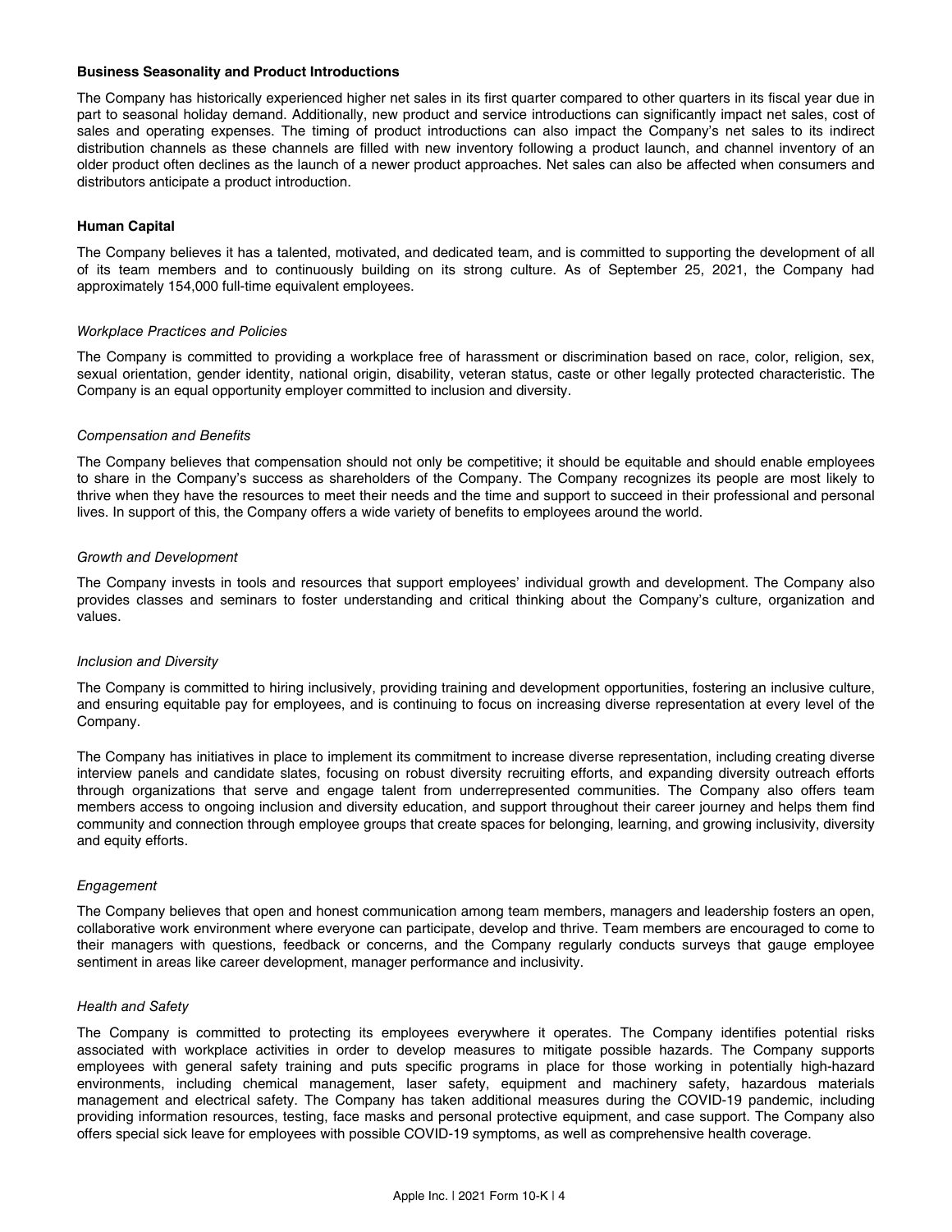### Business Seasonality and Product Introductions

The Company has historically experienced higher net sales in its first quarter compared to other quarters in its fiscal year due in part to seasonal holiday demand. Additionally, new product and service introductions can significantly impact net sales, cost of sales and operating expenses. The timing of product introductions can also impact the Company's net sales to its indirect distribution channels as these channels are filled with new inventory following a product launch, and channel inventory of an older product often declines as the launch of a newer product approaches. Net sales can also be affected when consumers and distributors anticipate a product introduction.

### Human Capital

The Company believes it has a talented, motivated, and dedicated team, and is committed to supporting the development of all of its team members and to continuously building on its strong culture. As of September 25, 2021, the Company had approximately 154,000 full-time equivalent employees.

#### *Workplace Practices and Policies*

The Company is committed to providing a workplace free of harassment or discrimination based on race, color, religion, sex, sexual orientation, gender identity, national origin, disability, veteran status, caste or other legally protected characteristic. The Company is an equal opportunity employer committed to inclusion and diversity.

#### *Compensation and Benefits*

The Company believes that compensation should not only be competitive; it should be equitable and should enable employees to share in the Company's success as shareholders of the Company. The Company recognizes its people are most likely to thrive when they have the resources to meet their needs and the time and support to succeed in their professional and personal lives. In support of this, the Company offers a wide variety of benefits to employees around the world.

#### *Growth and Development*

The Company invests in tools and resources that support employees' individual growth and development. The Company also provides classes and seminars to foster understanding and critical thinking about the Company's culture, organization and values.

#### *Inclusion and Diversity*

The Company is committed to hiring inclusively, providing training and development opportunities, fostering an inclusive culture, and ensuring equitable pay for employees, and is continuing to focus on increasing diverse representation at every level of the Company.

The Company has initiatives in place to implement its commitment to increase diverse representation, including creating diverse interview panels and candidate slates, focusing on robust diversity recruiting efforts, and expanding diversity outreach efforts through organizations that serve and engage talent from underrepresented communities. The Company also offers team members access to ongoing inclusion and diversity education, and support throughout their career journey and helps them find community and connection through employee groups that create spaces for belonging, learning, and growing inclusivity, diversity and equity efforts.

#### *Engagement*

The Company believes that open and honest communication among team members, managers and leadership fosters an open, collaborative work environment where everyone can participate, develop and thrive. Team members are encouraged to come to their managers with questions, feedback or concerns, and the Company regularly conducts surveys that gauge employee sentiment in areas like career development, manager performance and inclusivity.

#### *Health and Safety*

The Company is committed to protecting its employees everywhere it operates. The Company identifies potential risks associated with workplace activities in order to develop measures to mitigate possible hazards. The Company supports employees with general safety training and puts specific programs in place for those working in potentially high-hazard environments, including chemical management, laser safety, equipment and machinery safety, hazardous materials management and electrical safety. The Company has taken additional measures during the COVID-19 pandemic, including providing information resources, testing, face masks and personal protective equipment, and case support. The Company also offers special sick leave for employees with possible COVID-19 symptoms, as well as comprehensive health coverage.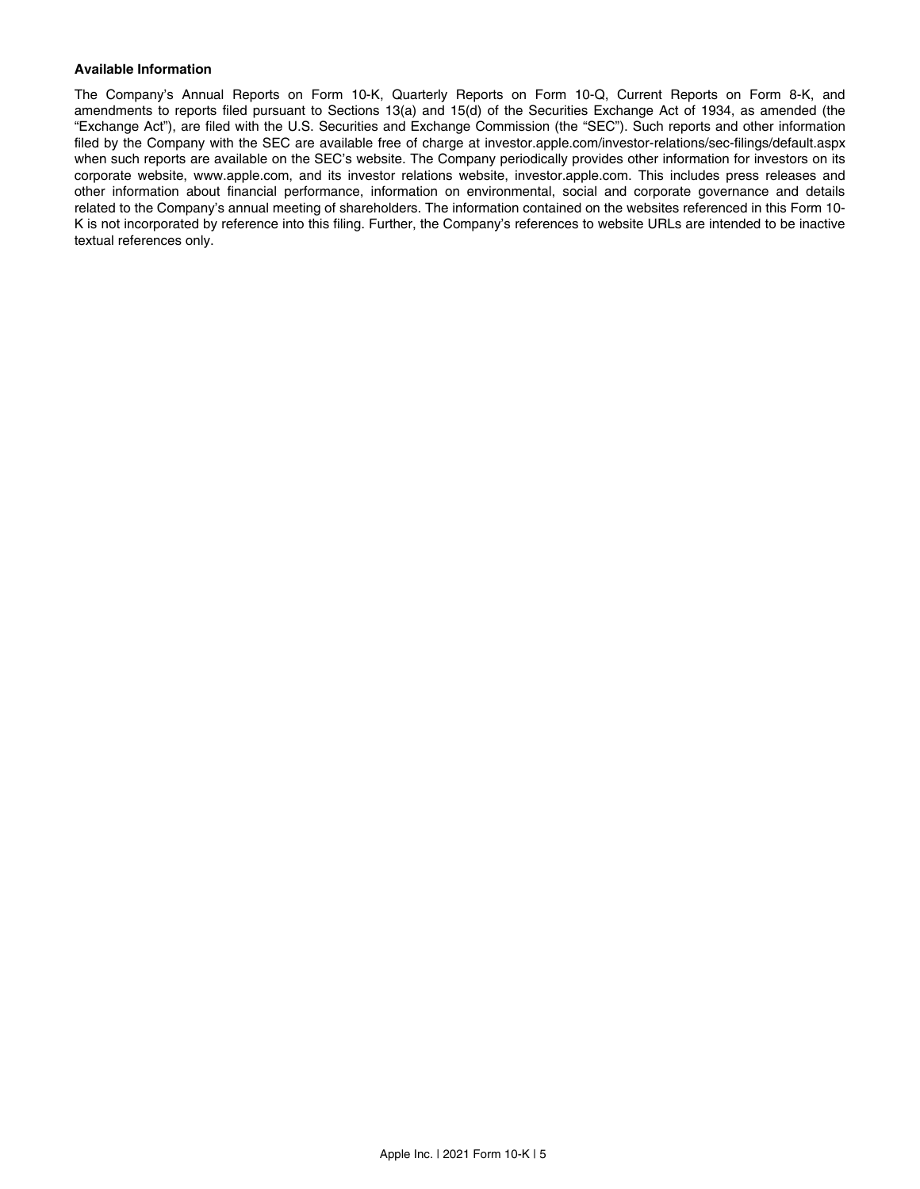**Available Information**

The Company's Annual Reports on Form 10-K, Quarterly Reports on Form 10-Q, Current Reports on Form 8-K, and amendments to reports filed pursuant to Sections 13(a) and 15(d) of the Securities Exchange Act of 1934, as amended (the "Exchange Act"), are filed with the U.S. Securities and Exchange Commission (the "SEC"). Such reports and other information filed by the Company with the SEC are available free of charge at investor.apple.com/investor-relations/sec-filings/default.aspx when such reports are available on the SEC's website. The Company periodically provides other information for investors on its corporate website, www.apple.com, and its investor relations website, investor.apple.com. This includes press releases and other information about financial performance, information on environmental, social and corporate governance and details related to the Company's annual meeting of shareholders. The information contained on the websites referenced in this Form 10-K is not incorporated by reference into this filing. Further, the Company's references to website URLs are intended to be inactive textual references only.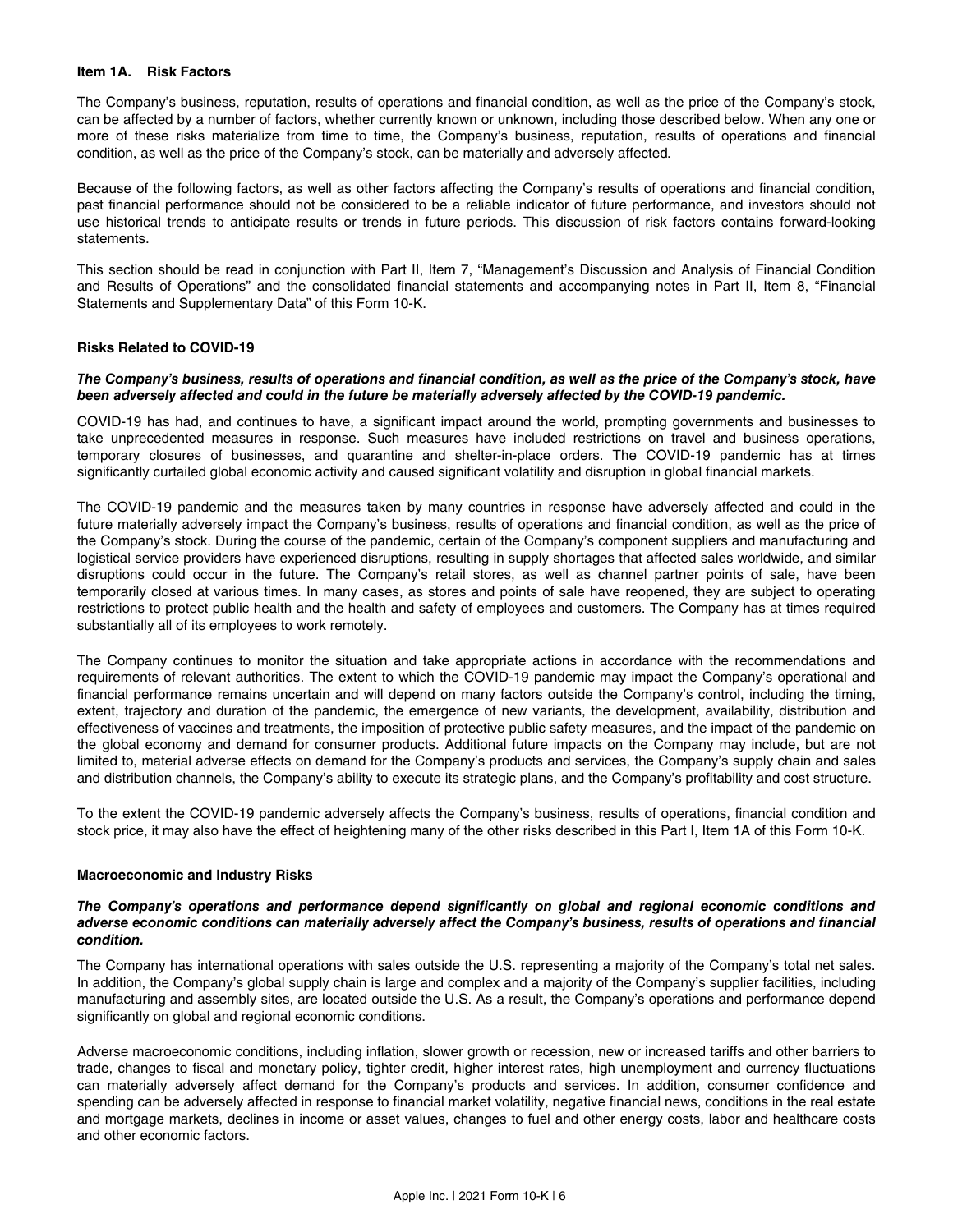## Item 1A. Risk Factors

The Company's business, reputation, results of operations and financial condition, as well as the price of the Company's stock, can be affected by a number of factors, whether currently known or unknown, including those described below. When any one or more of these risks materialize from time to time, the Company's business, reputation, results of operations and financial condition, as well as the price of the Company's stock, can be materially and adversely affected.

Because of the following factors, as well as other factors affecting the Company's results of operations and financial condition, past financial performance should not be considered to be a reliable indicator of future performance, and investors should not use historical trends to anticipate results or trends in future periods. This discussion of risk factors contains forward-looking statements.

This section should be read in conjunction with Part II, Item 7, "Management's Discussion and Analysis of Financial Condition and Results of Operations" and the consolidated financial statements and accompanying notes in Part II, Item 8, "Financial Statements and Supplementary Data" of this Form 10-K.

### Risks Related to COVID-19

***The Company's business, results of operations and financial condition, as well as the price of the Company's stock, have been adversely affected and could in the future be materially adversely affected by the COVID-19 pandemic.***

COVID-19 has had, and continues to have, a significant impact around the world, prompting governments and businesses to take unprecedented measures in response. Such measures have included restrictions on travel and business operations, temporary closures of businesses, and quarantine and shelter-in-place orders. The COVID-19 pandemic has at times significantly curtailed global economic activity and caused significant volatility and disruption in global financial markets.

The COVID-19 pandemic and the measures taken by many countries in response have adversely affected and could in the future materially adversely impact the Company's business, results of operations and financial condition, as well as the price of the Company's stock. During the course of the pandemic, certain of the Company's component suppliers and manufacturing and logistical service providers have experienced disruptions, resulting in supply shortages that affected sales worldwide, and similar disruptions could occur in the future. The Company's retail stores, as well as channel partner points of sale, have been temporarily closed at various times. In many cases, as stores and points of sale have reopened, they are subject to operating restrictions to protect public health and the health and safety of employees and customers. The Company has at times required substantially all of its employees to work remotely.

The Company continues to monitor the situation and take appropriate actions in accordance with the recommendations and requirements of relevant authorities. The extent to which the COVID-19 pandemic may impact the Company's operational and financial performance remains uncertain and will depend on many factors outside the Company's control, including the timing, extent, trajectory and duration of the pandemic, the emergence of new variants, the development, availability, distribution and effectiveness of vaccines and treatments, the imposition of protective public safety measures, and the impact of the pandemic on the global economy and demand for consumer products. Additional future impacts on the Company may include, but are not limited to, material adverse effects on demand for the Company's products and services, the Company's supply chain and sales and distribution channels, the Company's ability to execute its strategic plans, and the Company's profitability and cost structure.

To the extent the COVID-19 pandemic adversely affects the Company's business, results of operations, financial condition and stock price, it may also have the effect of heightening many of the other risks described in this Part I, Item 1A of this Form 10-K.

### Macroeconomic and Industry Risks

***The Company's operations and performance depend significantly on global and regional economic conditions and adverse economic conditions can materially adversely affect the Company's business, results of operations and financial condition.***

The Company has international operations with sales outside the U.S. representing a majority of the Company's total net sales. In addition, the Company's global supply chain is large and complex and a majority of the Company's supplier facilities, including manufacturing and assembly sites, are located outside the U.S. As a result, the Company's operations and performance depend significantly on global and regional economic conditions.

Adverse macroeconomic conditions, including inflation, slower growth or recession, new or increased tariffs and other barriers to trade, changes to fiscal and monetary policy, tighter credit, higher interest rates, high unemployment and currency fluctuations can materially adversely affect demand for the Company's products and services. In addition, consumer confidence and spending can be adversely affected in response to financial market volatility, negative financial news, conditions in the real estate and mortgage markets, declines in income or asset values, changes to fuel and other energy costs, labor and healthcare costs and other economic factors.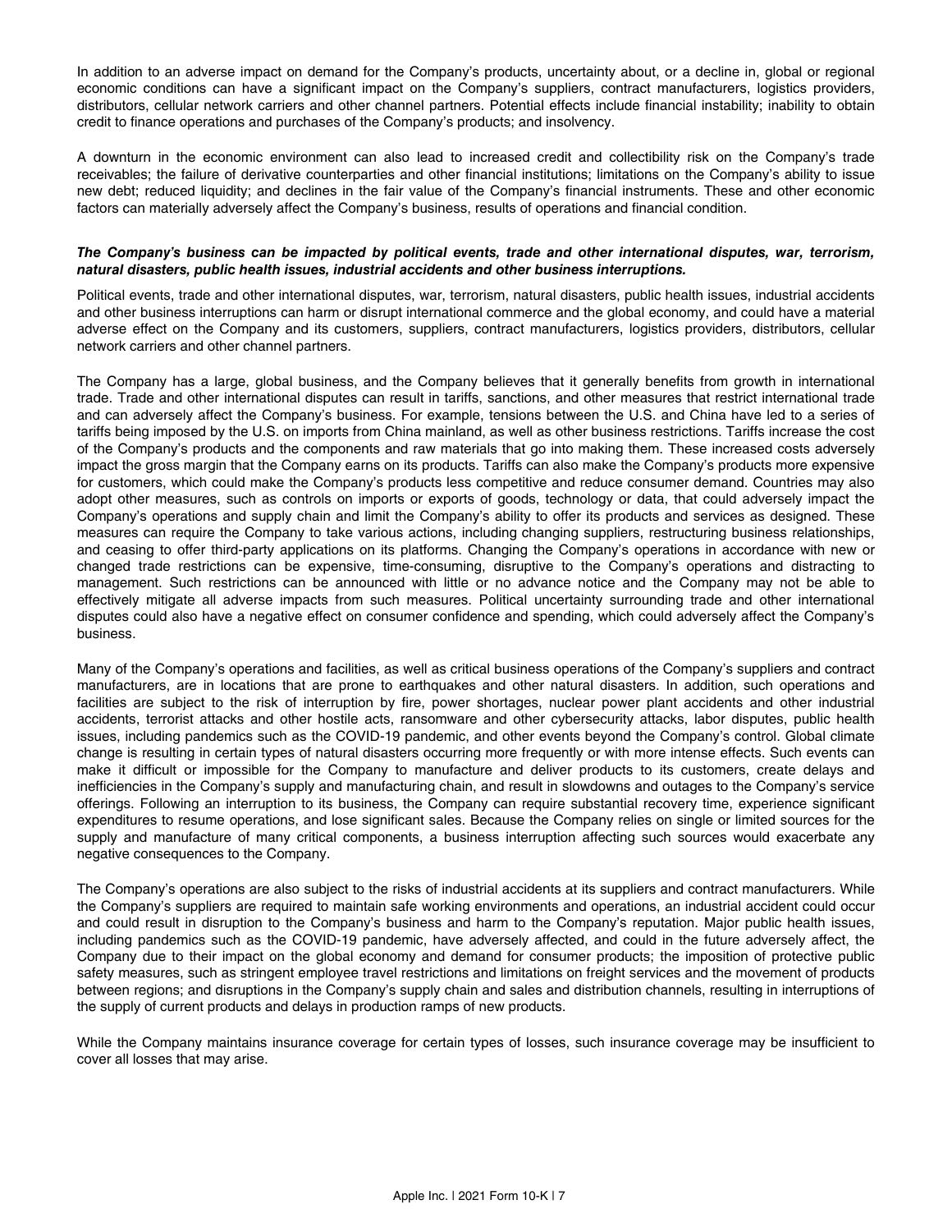In addition to an adverse impact on demand for the Company's products, uncertainty about, or a decline in, global or regional economic conditions can have a significant impact on the Company's suppliers, contract manufacturers, logistics providers, distributors, cellular network carriers and other channel partners. Potential effects include financial instability; inability to obtain credit to finance operations and purchases of the Company's products; and insolvency.

A downturn in the economic environment can also lead to increased credit and collectibility risk on the Company's trade receivables; the failure of derivative counterparties and other financial institutions; limitations on the Company's ability to issue new debt; reduced liquidity; and declines in the fair value of the Company's financial instruments. These and other economic factors can materially adversely affect the Company's business, results of operations and financial condition.

***The Company's business can be impacted by political events, trade and other international disputes, war, terrorism, natural disasters, public health issues, industrial accidents and other business interruptions.***

Political events, trade and other international disputes, war, terrorism, natural disasters, public health issues, industrial accidents and other business interruptions can harm or disrupt international commerce and the global economy, and could have a material adverse effect on the Company and its customers, suppliers, contract manufacturers, logistics providers, distributors, cellular network carriers and other channel partners.

The Company has a large, global business, and the Company believes that it generally benefits from growth in international trade. Trade and other international disputes can result in tariffs, sanctions, and other measures that restrict international trade and can adversely affect the Company's business. For example, tensions between the U.S. and China have led to a series of tariffs being imposed by the U.S. on imports from China mainland, as well as other business restrictions. Tariffs increase the cost of the Company's products and the components and raw materials that go into making them. These increased costs adversely impact the gross margin that the Company earns on its products. Tariffs can also make the Company's products more expensive for customers, which could make the Company's products less competitive and reduce consumer demand. Countries may also adopt other measures, such as controls on imports or exports of goods, technology or data, that could adversely impact the Company's operations and supply chain and limit the Company's ability to offer its products and services as designed. These measures can require the Company to take various actions, including changing suppliers, restructuring business relationships, and ceasing to offer third-party applications on its platforms. Changing the Company's operations in accordance with new or changed trade restrictions can be expensive, time-consuming, disruptive to the Company's operations and distracting to management. Such restrictions can be announced with little or no advance notice and the Company may not be able to effectively mitigate all adverse impacts from such measures. Political uncertainty surrounding trade and other international disputes could also have a negative effect on consumer confidence and spending, which could adversely affect the Company's business.

Many of the Company's operations and facilities, as well as critical business operations of the Company's suppliers and contract manufacturers, are in locations that are prone to earthquakes and other natural disasters. In addition, such operations and facilities are subject to the risk of interruption by fire, power shortages, nuclear power plant accidents and other industrial accidents, terrorist attacks and other hostile acts, ransomware and other cybersecurity attacks, labor disputes, public health issues, including pandemics such as the COVID-19 pandemic, and other events beyond the Company's control. Global climate change is resulting in certain types of natural disasters occurring more frequently or with more intense effects. Such events can make it difficult or impossible for the Company to manufacture and deliver products to its customers, create delays and inefficiencies in the Company's supply and manufacturing chain, and result in slowdowns and outages to the Company's service offerings. Following an interruption to its business, the Company can require substantial recovery time, experience significant expenditures to resume operations, and lose significant sales. Because the Company relies on single or limited sources for the supply and manufacture of many critical components, a business interruption affecting such sources would exacerbate any negative consequences to the Company.

The Company's operations are also subject to the risks of industrial accidents at its suppliers and contract manufacturers. While the Company's suppliers are required to maintain safe working environments and operations, an industrial accident could occur and could result in disruption to the Company's business and harm to the Company's reputation. Major public health issues, including pandemics such as the COVID-19 pandemic, have adversely affected, and could in the future adversely affect, the Company due to their impact on the global economy and demand for consumer products; the imposition of protective public safety measures, such as stringent employee travel restrictions and limitations on freight services and the movement of products between regions; and disruptions in the Company's supply chain and sales and distribution channels, resulting in interruptions of the supply of current products and delays in production ramps of new products.

While the Company maintains insurance coverage for certain types of losses, such insurance coverage may be insufficient to cover all losses that may arise.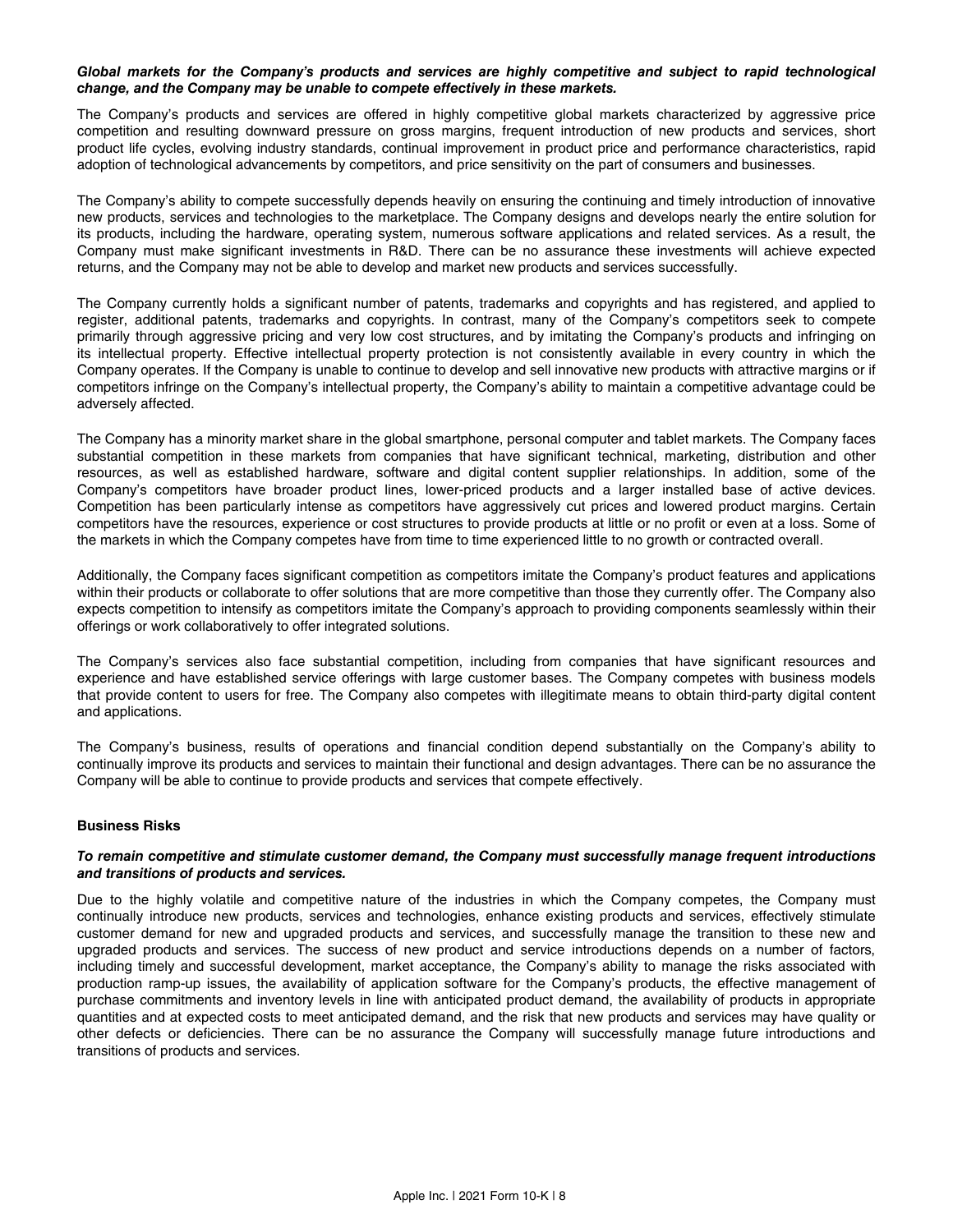***Global markets for the Company's products and services are highly competitive and subject to rapid technological change, and the Company may be unable to compete effectively in these markets.***

The Company's products and services are offered in highly competitive global markets characterized by aggressive price competition and resulting downward pressure on gross margins, frequent introduction of new products and services, short product life cycles, evolving industry standards, continual improvement in product price and performance characteristics, rapid adoption of technological advancements by competitors, and price sensitivity on the part of consumers and businesses.

The Company's ability to compete successfully depends heavily on ensuring the continuing and timely introduction of innovative new products, services and technologies to the marketplace. The Company designs and develops nearly the entire solution for its products, including the hardware, operating system, numerous software applications and related services. As a result, the Company must make significant investments in R&D. There can be no assurance these investments will achieve expected returns, and the Company may not be able to develop and market new products and services successfully.

The Company currently holds a significant number of patents, trademarks and copyrights and has registered, and applied to register, additional patents, trademarks and copyrights. In contrast, many of the Company's competitors seek to compete primarily through aggressive pricing and very low cost structures, and by imitating the Company's products and infringing on its intellectual property. Effective intellectual property protection is not consistently available in every country in which the Company operates. If the Company is unable to continue to develop and sell innovative new products with attractive margins or if competitors infringe on the Company's intellectual property, the Company's ability to maintain a competitive advantage could be adversely affected.

The Company has a minority market share in the global smartphone, personal computer and tablet markets. The Company faces substantial competition in these markets from companies that have significant technical, marketing, distribution and other resources, as well as established hardware, software and digital content supplier relationships. In addition, some of the Company's competitors have broader product lines, lower-priced products and a larger installed base of active devices. Competition has been particularly intense as competitors have aggressively cut prices and lowered product margins. Certain competitors have the resources, experience or cost structures to provide products at little or no profit or even at a loss. Some of the markets in which the Company competes have from time to time experienced little to no growth or contracted overall.

Additionally, the Company faces significant competition as competitors imitate the Company's product features and applications within their products or collaborate to offer solutions that are more competitive than those they currently offer. The Company also expects competition to intensify as competitors imitate the Company's approach to providing components seamlessly within their offerings or work collaboratively to offer integrated solutions.

The Company's services also face substantial competition, including from companies that have significant resources and experience and have established service offerings with large customer bases. The Company competes with business models that provide content to users for free. The Company also competes with illegitimate means to obtain third-party digital content and applications.

The Company's business, results of operations and financial condition depend substantially on the Company's ability to continually improve its products and services to maintain their functional and design advantages. There can be no assurance the Company will be able to continue to provide products and services that compete effectively.

**Business Risks**

***To remain competitive and stimulate customer demand, the Company must successfully manage frequent introductions and transitions of products and services.***

Due to the highly volatile and competitive nature of the industries in which the Company competes, the Company must continually introduce new products, services and technologies, enhance existing products and services, effectively stimulate customer demand for new and upgraded products and services, and successfully manage the transition to these new and upgraded products and services. The success of new product and service introductions depends on a number of factors, including timely and successful development, market acceptance, the Company's ability to manage the risks associated with production ramp-up issues, the availability of application software for the Company's products, the effective management of purchase commitments and inventory levels in line with anticipated product demand, the availability of products in appropriate quantities and at expected costs to meet anticipated demand, and the risk that new products and services may have quality or other defects or deficiencies. There can be no assurance the Company will successfully manage future introductions and transitions of products and services.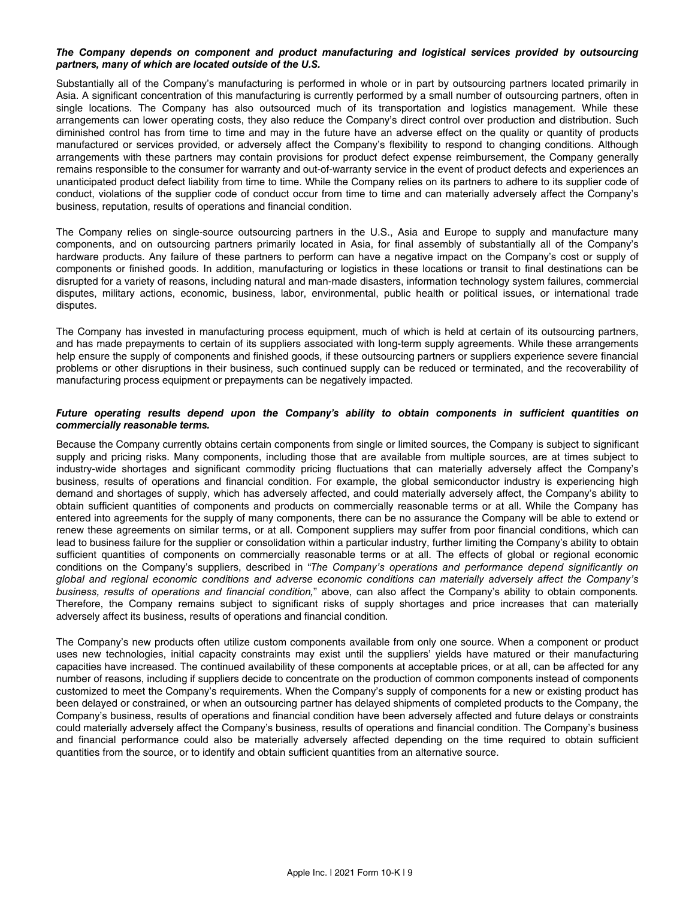***The Company depends on component and product manufacturing and logistical services provided by outsourcing partners, many of which are located outside of the U.S.***

Substantially all of the Company's manufacturing is performed in whole or in part by outsourcing partners located primarily in Asia. A significant concentration of this manufacturing is currently performed by a small number of outsourcing partners, often in single locations. The Company has also outsourced much of its transportation and logistics management. While these arrangements can lower operating costs, they also reduce the Company's direct control over production and distribution. Such diminished control has from time to time and may in the future have an adverse effect on the quality or quantity of products manufactured or services provided, or adversely affect the Company's flexibility to respond to changing conditions. Although arrangements with these partners may contain provisions for product defect expense reimbursement, the Company generally remains responsible to the consumer for warranty and out-of-warranty service in the event of product defects and experiences an unanticipated product defect liability from time to time. While the Company relies on its partners to adhere to its supplier code of conduct, violations of the supplier code of conduct occur from time to time and can materially adversely affect the Company's business, reputation, results of operations and financial condition.

The Company relies on single-source outsourcing partners in the U.S., Asia and Europe to supply and manufacture many components, and on outsourcing partners primarily located in Asia, for final assembly of substantially all of the Company's hardware products. Any failure of these partners to perform can have a negative impact on the Company's cost or supply of components or finished goods. In addition, manufacturing or logistics in these locations or transit to final destinations can be disrupted for a variety of reasons, including natural and man-made disasters, information technology system failures, commercial disputes, military actions, economic, business, labor, environmental, public health or political issues, or international trade disputes.

The Company has invested in manufacturing process equipment, much of which is held at certain of its outsourcing partners, and has made prepayments to certain of its suppliers associated with long-term supply agreements. While these arrangements help ensure the supply of components and finished goods, if these outsourcing partners or suppliers experience severe financial problems or other disruptions in their business, such continued supply can be reduced or terminated, and the recoverability of manufacturing process equipment or prepayments can be negatively impacted.

***Future operating results depend upon the Company's ability to obtain components in sufficient quantities on commercially reasonable terms.***

Because the Company currently obtains certain components from single or limited sources, the Company is subject to significant supply and pricing risks. Many components, including those that are available from multiple sources, are at times subject to industry-wide shortages and significant commodity pricing fluctuations that can materially adversely affect the Company's business, results of operations and financial condition. For example, the global semiconductor industry is experiencing high demand and shortages of supply, which has adversely affected, and could materially adversely affect, the Company's ability to obtain sufficient quantities of components and products on commercially reasonable terms or at all. While the Company has entered into agreements for the supply of many components, there can be no assurance the Company will be able to extend or renew these agreements on similar terms, or at all. Component suppliers may suffer from poor financial conditions, which can lead to business failure for the supplier or consolidation within a particular industry, further limiting the Company's ability to obtain sufficient quantities of components on commercially reasonable terms or at all. The effects of global or regional economic conditions on the Company's suppliers, described in "*The Company's operations and performance depend significantly on global and regional economic conditions and adverse economic conditions can materially adversely affect the Company's business, results of operations and financial condition,*" above, can also affect the Company's ability to obtain components. Therefore, the Company remains subject to significant risks of supply shortages and price increases that can materially adversely affect its business, results of operations and financial condition.

The Company's new products often utilize custom components available from only one source. When a component or product uses new technologies, initial capacity constraints may exist until the suppliers' yields have matured or their manufacturing capacities have increased. The continued availability of these components at acceptable prices, or at all, can be affected for any number of reasons, including if suppliers decide to concentrate on the production of common components instead of components customized to meet the Company's requirements. When the Company's supply of components for a new or existing product has been delayed or constrained, or when an outsourcing partner has delayed shipments of completed products to the Company, the Company's business, results of operations and financial condition have been adversely affected and future delays or constraints could materially adversely affect the Company's business, results of operations and financial condition. The Company's business and financial performance could also be materially adversely affected depending on the time required to obtain sufficient quantities from the source, or to identify and obtain sufficient quantities from an alternative source.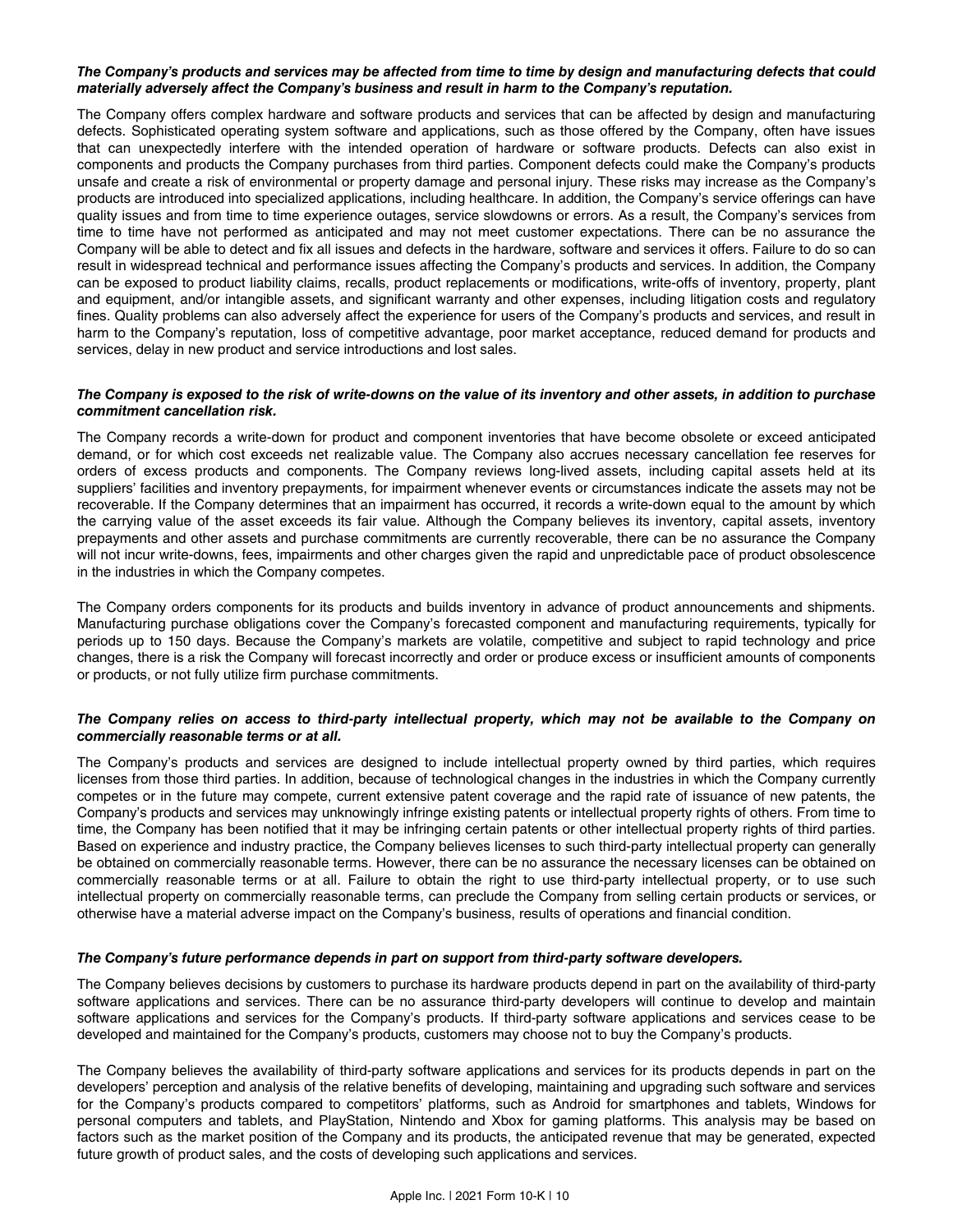***The Company's products and services may be affected from time to time by design and manufacturing defects that could materially adversely affect the Company's business and result in harm to the Company's reputation.***

The Company offers complex hardware and software products and services that can be affected by design and manufacturing defects. Sophisticated operating system software and applications, such as those offered by the Company, often have issues that can unexpectedly interfere with the intended operation of hardware or software products. Defects can also exist in components and products the Company purchases from third parties. Component defects could make the Company's products unsafe and create a risk of environmental or property damage and personal injury. These risks may increase as the Company's products are introduced into specialized applications, including healthcare. In addition, the Company's service offerings can have quality issues and from time to time experience outages, service slowdowns or errors. As a result, the Company's services from time to time have not performed as anticipated and may not meet customer expectations. There can be no assurance the Company will be able to detect and fix all issues and defects in the hardware, software and services it offers. Failure to do so can result in widespread technical and performance issues affecting the Company's products and services. In addition, the Company can be exposed to product liability claims, recalls, product replacements or modifications, write-offs of inventory, property, plant and equipment, and/or intangible assets, and significant warranty and other expenses, including litigation costs and regulatory fines. Quality problems can also adversely affect the experience for users of the Company's products and services, and result in harm to the Company's reputation, loss of competitive advantage, poor market acceptance, reduced demand for products and services, delay in new product and service introductions and lost sales.

***The Company is exposed to the risk of write-downs on the value of its inventory and other assets, in addition to purchase commitment cancellation risk.***

The Company records a write-down for product and component inventories that have become obsolete or exceed anticipated demand, or for which cost exceeds net realizable value. The Company also accrues necessary cancellation fee reserves for orders of excess products and components. The Company reviews long-lived assets, including capital assets held at its suppliers' facilities and inventory prepayments, for impairment whenever events or circumstances indicate the assets may not be recoverable. If the Company determines that an impairment has occurred, it records a write-down equal to the amount by which the carrying value of the asset exceeds its fair value. Although the Company believes its inventory, capital assets, inventory prepayments and other assets and purchase commitments are currently recoverable, there can be no assurance the Company will not incur write-downs, fees, impairments and other charges given the rapid and unpredictable pace of product obsolescence in the industries in which the Company competes.

The Company orders components for its products and builds inventory in advance of product announcements and shipments. Manufacturing purchase obligations cover the Company's forecasted component and manufacturing requirements, typically for periods up to 150 days. Because the Company's markets are volatile, competitive and subject to rapid technology and price changes, there is a risk the Company will forecast incorrectly and order or produce excess or insufficient amounts of components or products, or not fully utilize firm purchase commitments.

***The Company relies on access to third-party intellectual property, which may not be available to the Company on commercially reasonable terms or at all.***

The Company's products and services are designed to include intellectual property owned by third parties, which requires licenses from those third parties. In addition, because of technological changes in the industries in which the Company currently competes or in the future may compete, current extensive patent coverage and the rapid rate of issuance of new patents, the Company's products and services may unknowingly infringe existing patents or intellectual property rights of others. From time to time, the Company has been notified that it may be infringing certain patents or other intellectual property rights of third parties. Based on experience and industry practice, the Company believes licenses to such third-party intellectual property can generally be obtained on commercially reasonable terms. However, there can be no assurance the necessary licenses can be obtained on commercially reasonable terms or at all. Failure to obtain the right to use third-party intellectual property, or to use such intellectual property on commercially reasonable terms, can preclude the Company from selling certain products or services, or otherwise have a material adverse impact on the Company's business, results of operations and financial condition.

***The Company's future performance depends in part on support from third-party software developers.***

The Company believes decisions by customers to purchase its hardware products depend in part on the availability of third-party software applications and services. There can be no assurance third-party developers will continue to develop and maintain software applications and services for the Company's products. If third-party software applications and services cease to be developed and maintained for the Company's products, customers may choose not to buy the Company's products.

The Company believes the availability of third-party software applications and services for its products depends in part on the developers' perception and analysis of the relative benefits of developing, maintaining and upgrading such software and services for the Company's products compared to competitors' platforms, such as Android for smartphones and tablets, Windows for personal computers and tablets, and PlayStation, Nintendo and Xbox for gaming platforms. This analysis may be based on factors such as the market position of the Company and its products, the anticipated revenue that may be generated, expected future growth of product sales, and the costs of developing such applications and services.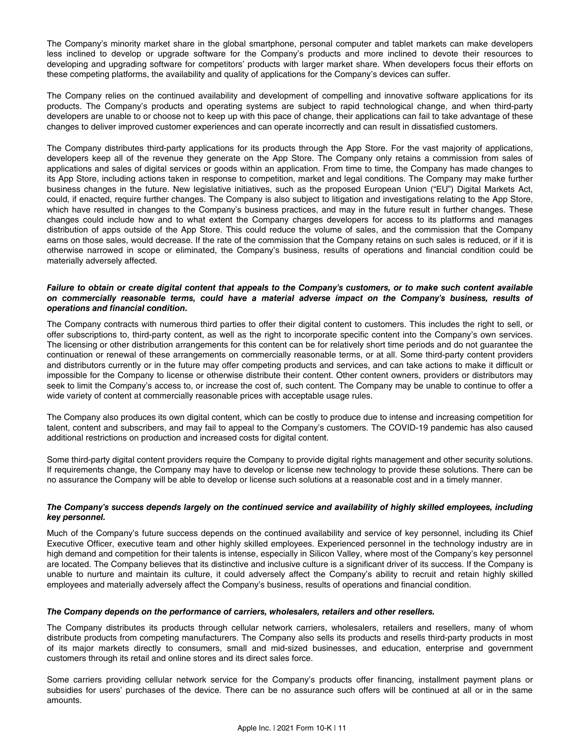The Company's minority market share in the global smartphone, personal computer and tablet markets can make developers less inclined to develop or upgrade software for the Company's products and more inclined to devote their resources to developing and upgrading software for competitors' products with larger market share. When developers focus their efforts on these competing platforms, the availability and quality of applications for the Company's devices can suffer.

The Company relies on the continued availability and development of compelling and innovative software applications for its products. The Company's products and operating systems are subject to rapid technological change, and when third-party developers are unable to or choose not to keep up with this pace of change, their applications can fail to take advantage of these changes to deliver improved customer experiences and can operate incorrectly and can result in dissatisfied customers.

The Company distributes third-party applications for its products through the App Store. For the vast majority of applications, developers keep all of the revenue they generate on the App Store. The Company only retains a commission from sales of applications and sales of digital services or goods within an application. From time to time, the Company has made changes to its App Store, including actions taken in response to competition, market and legal conditions. The Company may make further business changes in the future. New legislative initiatives, such as the proposed European Union ("EU") Digital Markets Act, could, if enacted, require further changes. The Company is also subject to litigation and investigations relating to the App Store, which have resulted in changes to the Company's business practices, and may in the future result in further changes. These changes could include how and to what extent the Company charges developers for access to its platforms and manages distribution of apps outside of the App Store. This could reduce the volume of sales, and the commission that the Company earns on those sales, would decrease. If the rate of the commission that the Company retains on such sales is reduced, or if it is otherwise narrowed in scope or eliminated, the Company's business, results of operations and financial condition could be materially adversely affected.

***Failure to obtain or create digital content that appeals to the Company's customers, or to make such content available on commercially reasonable terms, could have a material adverse impact on the Company's business, results of operations and financial condition.***

The Company contracts with numerous third parties to offer their digital content to customers. This includes the right to sell, or offer subscriptions to, third-party content, as well as the right to incorporate specific content into the Company's own services. The licensing or other distribution arrangements for this content can be for relatively short time periods and do not guarantee the continuation or renewal of these arrangements on commercially reasonable terms, or at all. Some third-party content providers and distributors currently or in the future may offer competing products and services, and can take actions to make it difficult or impossible for the Company to license or otherwise distribute their content. Other content owners, providers or distributors may seek to limit the Company's access to, or increase the cost of, such content. The Company may be unable to continue to offer a wide variety of content at commercially reasonable prices with acceptable usage rules.

The Company also produces its own digital content, which can be costly to produce due to intense and increasing competition for talent, content and subscribers, and may fail to appeal to the Company's customers. The COVID-19 pandemic has also caused additional restrictions on production and increased costs for digital content.

Some third-party digital content providers require the Company to provide digital rights management and other security solutions. If requirements change, the Company may have to develop or license new technology to provide these solutions. There can be no assurance the Company will be able to develop or license such solutions at a reasonable cost and in a timely manner.

***The Company's success depends largely on the continued service and availability of highly skilled employees, including key personnel.***

Much of the Company's future success depends on the continued availability and service of key personnel, including its Chief Executive Officer, executive team and other highly skilled employees. Experienced personnel in the technology industry are in high demand and competition for their talents is intense, especially in Silicon Valley, where most of the Company's key personnel are located. The Company believes that its distinctive and inclusive culture is a significant driver of its success. If the Company is unable to nurture and maintain its culture, it could adversely affect the Company's ability to recruit and retain highly skilled employees and materially adversely affect the Company's business, results of operations and financial condition.

***The Company depends on the performance of carriers, wholesalers, retailers and other resellers.***

The Company distributes its products through cellular network carriers, wholesalers, retailers and resellers, many of whom distribute products from competing manufacturers. The Company also sells its products and resells third-party products in most of its major markets directly to consumers, small and mid-sized businesses, and education, enterprise and government customers through its retail and online stores and its direct sales force.

Some carriers providing cellular network service for the Company's products offer financing, installment payment plans or subsidies for users' purchases of the device. There can be no assurance such offers will be continued at all or in the same amounts.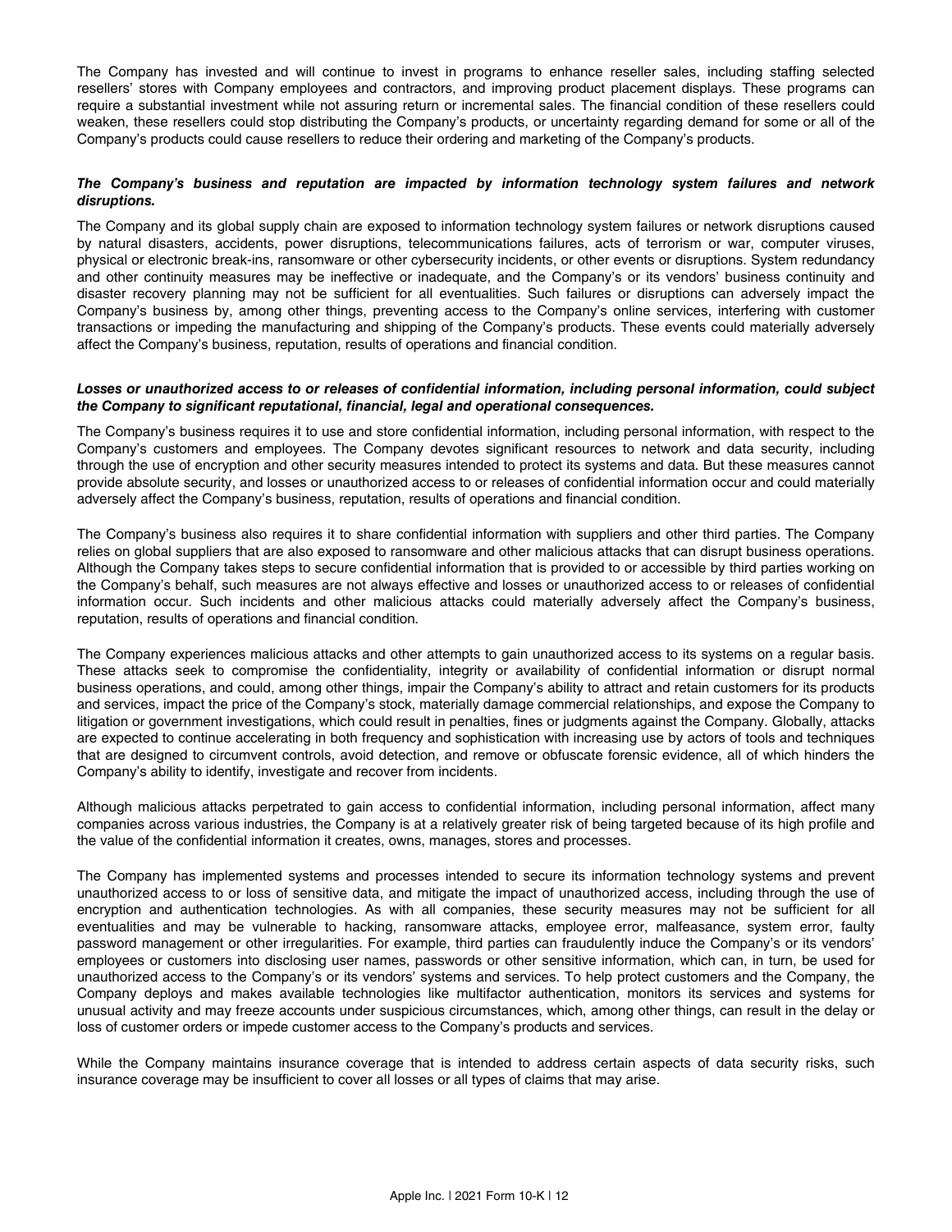The Company has invested and will continue to invest in programs to enhance reseller sales, including staffing selected resellers' stores with Company employees and contractors, and improving product placement displays. These programs can require a substantial investment while not assuring return or incremental sales. The financial condition of these resellers could weaken, these resellers could stop distributing the Company's products, or uncertainty regarding demand for some or all of the Company's products could cause resellers to reduce their ordering and marketing of the Company's products.

***The Company's business and reputation are impacted by information technology system failures and network disruptions.***

The Company and its global supply chain are exposed to information technology system failures or network disruptions caused by natural disasters, accidents, power disruptions, telecommunications failures, acts of terrorism or war, computer viruses, physical or electronic break-ins, ransomware or other cybersecurity incidents, or other events or disruptions. System redundancy and other continuity measures may be ineffective or inadequate, and the Company's or its vendors' business continuity and disaster recovery planning may not be sufficient for all eventualities. Such failures or disruptions can adversely impact the Company's business by, among other things, preventing access to the Company's online services, interfering with customer transactions or impeding the manufacturing and shipping of the Company's products. These events could materially adversely affect the Company's business, reputation, results of operations and financial condition.

***Losses or unauthorized access to or releases of confidential information, including personal information, could subject the Company to significant reputational, financial, legal and operational consequences.***

The Company's business requires it to use and store confidential information, including personal information, with respect to the Company's customers and employees. The Company devotes significant resources to network and data security, including through the use of encryption and other security measures intended to protect its systems and data. But these measures cannot provide absolute security, and losses or unauthorized access to or releases of confidential information occur and could materially adversely affect the Company's business, reputation, results of operations and financial condition.

The Company's business also requires it to share confidential information with suppliers and other third parties. The Company relies on global suppliers that are also exposed to ransomware and other malicious attacks that can disrupt business operations. Although the Company takes steps to secure confidential information that is provided to or accessible by third parties working on the Company's behalf, such measures are not always effective and losses or unauthorized access to or releases of confidential information occur. Such incidents and other malicious attacks could materially adversely affect the Company's business, reputation, results of operations and financial condition.

The Company experiences malicious attacks and other attempts to gain unauthorized access to its systems on a regular basis. These attacks seek to compromise the confidentiality, integrity or availability of confidential information or disrupt normal business operations, and could, among other things, impair the Company's ability to attract and retain customers for its products and services, impact the price of the Company's stock, materially damage commercial relationships, and expose the Company to litigation or government investigations, which could result in penalties, fines or judgments against the Company. Globally, attacks are expected to continue accelerating in both frequency and sophistication with increasing use by actors of tools and techniques that are designed to circumvent controls, avoid detection, and remove or obfuscate forensic evidence, all of which hinders the Company's ability to identify, investigate and recover from incidents.

Although malicious attacks perpetrated to gain access to confidential information, including personal information, affect many companies across various industries, the Company is at a relatively greater risk of being targeted because of its high profile and the value of the confidential information it creates, owns, manages, stores and processes.

The Company has implemented systems and processes intended to secure its information technology systems and prevent unauthorized access to or loss of sensitive data, and mitigate the impact of unauthorized access, including through the use of encryption and authentication technologies. As with all companies, these security measures may not be sufficient for all eventualities and may be vulnerable to hacking, ransomware attacks, employee error, malfeasance, system error, faulty password management or other irregularities. For example, third parties can fraudulently induce the Company's or its vendors' employees or customers into disclosing user names, passwords or other sensitive information, which can, in turn, be used for unauthorized access to the Company's or its vendors' systems and services. To help protect customers and the Company, the Company deploys and makes available technologies like multifactor authentication, monitors its services and systems for unusual activity and may freeze accounts under suspicious circumstances, which, among other things, can result in the delay or loss of customer orders or impede customer access to the Company's products and services.

While the Company maintains insurance coverage that is intended to address certain aspects of data security risks, such insurance coverage may be insufficient to cover all losses or all types of claims that may arise.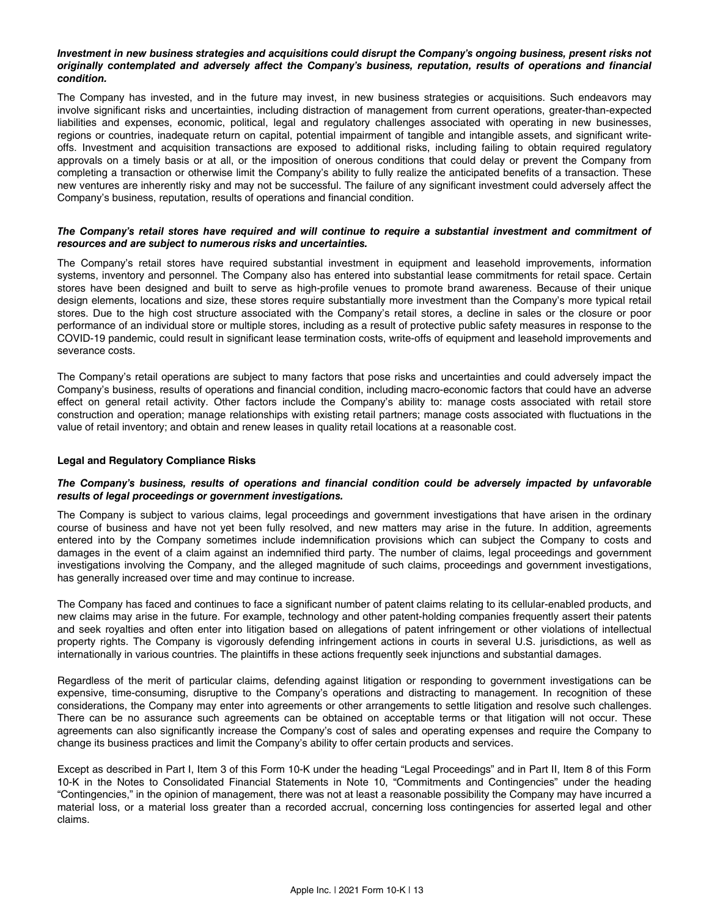***Investment in new business strategies and acquisitions could disrupt the Company's ongoing business, present risks not originally contemplated and adversely affect the Company's business, reputation, results of operations and financial condition.***

The Company has invested, and in the future may invest, in new business strategies or acquisitions. Such endeavors may involve significant risks and uncertainties, including distraction of management from current operations, greater-than-expected liabilities and expenses, economic, political, legal and regulatory challenges associated with operating in new businesses, regions or countries, inadequate return on capital, potential impairment of tangible and intangible assets, and significant write-offs. Investment and acquisition transactions are exposed to additional risks, including failing to obtain required regulatory approvals on a timely basis or at all, or the imposition of onerous conditions that could delay or prevent the Company from completing a transaction or otherwise limit the Company's ability to fully realize the anticipated benefits of a transaction. These new ventures are inherently risky and may not be successful. The failure of any significant investment could adversely affect the Company's business, reputation, results of operations and financial condition.

***The Company's retail stores have required and will continue to require a substantial investment and commitment of resources and are subject to numerous risks and uncertainties.***

The Company's retail stores have required substantial investment in equipment and leasehold improvements, information systems, inventory and personnel. The Company also has entered into substantial lease commitments for retail space. Certain stores have been designed and built to serve as high-profile venues to promote brand awareness. Because of their unique design elements, locations and size, these stores require substantially more investment than the Company's more typical retail stores. Due to the high cost structure associated with the Company's retail stores, a decline in sales or the closure or poor performance of an individual store or multiple stores, including as a result of protective public safety measures in response to the COVID-19 pandemic, could result in significant lease termination costs, write-offs of equipment and leasehold improvements and severance costs.

The Company's retail operations are subject to many factors that pose risks and uncertainties and could adversely impact the Company's business, results of operations and financial condition, including macro-economic factors that could have an adverse effect on general retail activity. Other factors include the Company's ability to: manage costs associated with retail store construction and operation; manage relationships with existing retail partners; manage costs associated with fluctuations in the value of retail inventory; and obtain and renew leases in quality retail locations at a reasonable cost.

**Legal and Regulatory Compliance Risks**

***The Company's business, results of operations and financial condition could be adversely impacted by unfavorable results of legal proceedings or government investigations.***

The Company is subject to various claims, legal proceedings and government investigations that have arisen in the ordinary course of business and have not yet been fully resolved, and new matters may arise in the future. In addition, agreements entered into by the Company sometimes include indemnification provisions which can subject the Company to costs and damages in the event of a claim against an indemnified third party. The number of claims, legal proceedings and government investigations involving the Company, and the alleged magnitude of such claims, proceedings and government investigations, has generally increased over time and may continue to increase.

The Company has faced and continues to face a significant number of patent claims relating to its cellular-enabled products, and new claims may arise in the future. For example, technology and other patent-holding companies frequently assert their patents and seek royalties and often enter into litigation based on allegations of patent infringement or other violations of intellectual property rights. The Company is vigorously defending infringement actions in courts in several U.S. jurisdictions, as well as internationally in various countries. The plaintiffs in these actions frequently seek injunctions and substantial damages.

Regardless of the merit of particular claims, defending against litigation or responding to government investigations can be expensive, time-consuming, disruptive to the Company's operations and distracting to management. In recognition of these considerations, the Company may enter into agreements or other arrangements to settle litigation and resolve such challenges. There can be no assurance such agreements can be obtained on acceptable terms or that litigation will not occur. These agreements can also significantly increase the Company's cost of sales and operating expenses and require the Company to change its business practices and limit the Company's ability to offer certain products and services.

Except as described in Part I, Item 3 of this Form 10-K under the heading "Legal Proceedings" and in Part II, Item 8 of this Form 10-K in the Notes to Consolidated Financial Statements in Note 10, "Commitments and Contingencies" under the heading "Contingencies," in the opinion of management, there was not at least a reasonable possibility the Company may have incurred a material loss, or a material loss greater than a recorded accrual, concerning loss contingencies for asserted legal and other claims.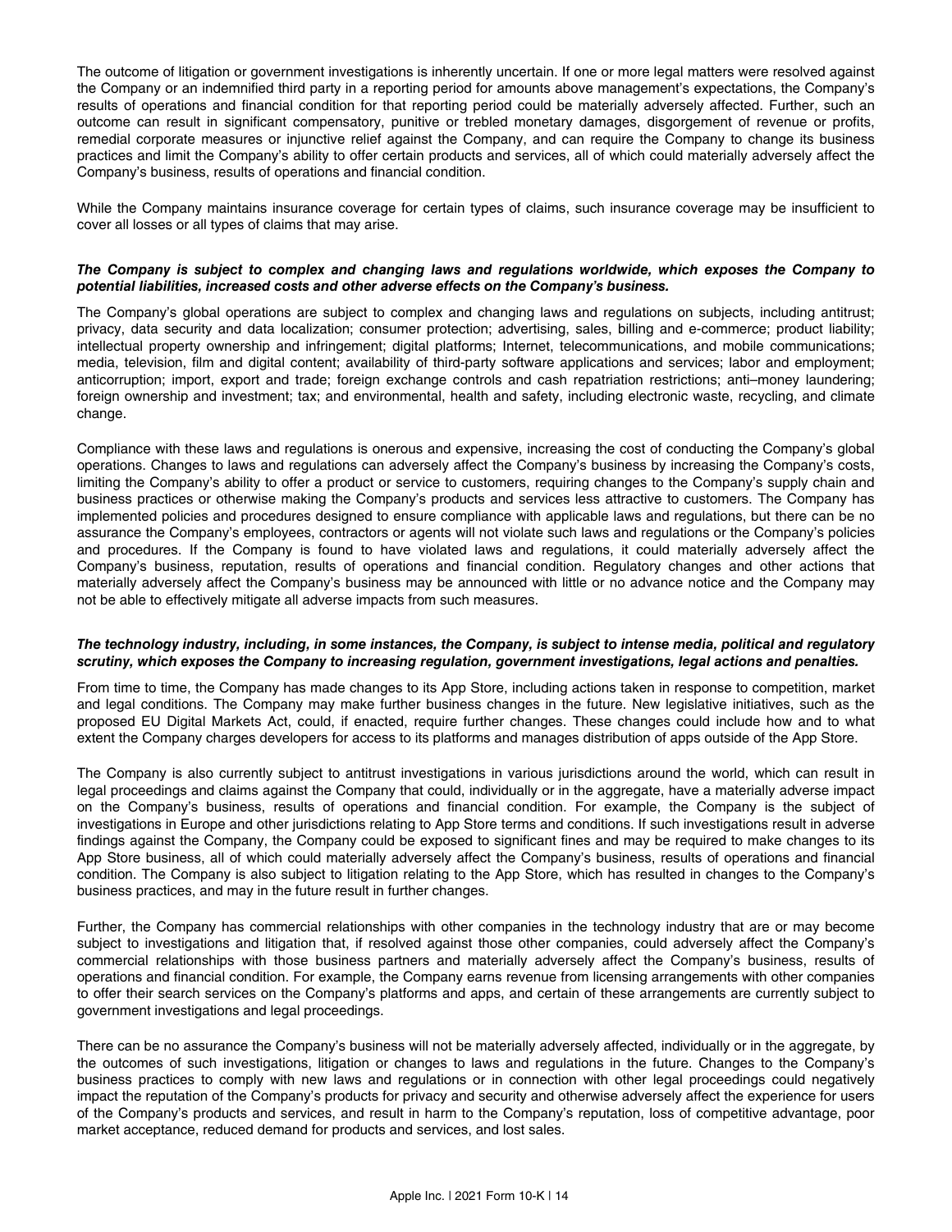The outcome of litigation or government investigations is inherently uncertain. If one or more legal matters were resolved against the Company or an indemnified third party in a reporting period for amounts above management's expectations, the Company's results of operations and financial condition for that reporting period could be materially adversely affected. Further, such an outcome can result in significant compensatory, punitive or trebled monetary damages, disgorgement of revenue or profits, remedial corporate measures or injunctive relief against the Company, and can require the Company to change its business practices and limit the Company's ability to offer certain products and services, all of which could materially adversely affect the Company's business, results of operations and financial condition.

While the Company maintains insurance coverage for certain types of claims, such insurance coverage may be insufficient to cover all losses or all types of claims that may arise.

***The Company is subject to complex and changing laws and regulations worldwide, which exposes the Company to potential liabilities, increased costs and other adverse effects on the Company's business.***

The Company's global operations are subject to complex and changing laws and regulations on subjects, including antitrust; privacy, data security and data localization; consumer protection; advertising, sales, billing and e-commerce; product liability; intellectual property ownership and infringement; digital platforms; Internet, telecommunications, and mobile communications; media, television, film and digital content; availability of third-party software applications and services; labor and employment; anticorruption; import, export and trade; foreign exchange controls and cash repatriation restrictions; anti–money laundering; foreign ownership and investment; tax; and environmental, health and safety, including electronic waste, recycling, and climate change.

Compliance with these laws and regulations is onerous and expensive, increasing the cost of conducting the Company's global operations. Changes to laws and regulations can adversely affect the Company's business by increasing the Company's costs, limiting the Company's ability to offer a product or service to customers, requiring changes to the Company's supply chain and business practices or otherwise making the Company's products and services less attractive to customers. The Company has implemented policies and procedures designed to ensure compliance with applicable laws and regulations, but there can be no assurance the Company's employees, contractors or agents will not violate such laws and regulations or the Company's policies and procedures. If the Company is found to have violated laws and regulations, it could materially adversely affect the Company's business, reputation, results of operations and financial condition. Regulatory changes and other actions that materially adversely affect the Company's business may be announced with little or no advance notice and the Company may not be able to effectively mitigate all adverse impacts from such measures.

***The technology industry, including, in some instances, the Company, is subject to intense media, political and regulatory scrutiny, which exposes the Company to increasing regulation, government investigations, legal actions and penalties.***

From time to time, the Company has made changes to its App Store, including actions taken in response to competition, market and legal conditions. The Company may make further business changes in the future. New legislative initiatives, such as the proposed EU Digital Markets Act, could, if enacted, require further changes. These changes could include how and to what extent the Company charges developers for access to its platforms and manages distribution of apps outside of the App Store.

The Company is also currently subject to antitrust investigations in various jurisdictions around the world, which can result in legal proceedings and claims against the Company that could, individually or in the aggregate, have a materially adverse impact on the Company's business, results of operations and financial condition. For example, the Company is the subject of investigations in Europe and other jurisdictions relating to App Store terms and conditions. If such investigations result in adverse findings against the Company, the Company could be exposed to significant fines and may be required to make changes to its App Store business, all of which could materially adversely affect the Company's business, results of operations and financial condition. The Company is also subject to litigation relating to the App Store, which has resulted in changes to the Company's business practices, and may in the future result in further changes.

Further, the Company has commercial relationships with other companies in the technology industry that are or may become subject to investigations and litigation that, if resolved against those other companies, could adversely affect the Company's commercial relationships with those business partners and materially adversely affect the Company's business, results of operations and financial condition. For example, the Company earns revenue from licensing arrangements with other companies to offer their search services on the Company's platforms and apps, and certain of these arrangements are currently subject to government investigations and legal proceedings.

There can be no assurance the Company's business will not be materially adversely affected, individually or in the aggregate, by the outcomes of such investigations, litigation or changes to laws and regulations in the future. Changes to the Company's business practices to comply with new laws and regulations or in connection with other legal proceedings could negatively impact the reputation of the Company's products for privacy and security and otherwise adversely affect the experience for users of the Company's products and services, and result in harm to the Company's reputation, loss of competitive advantage, poor market acceptance, reduced demand for products and services, and lost sales.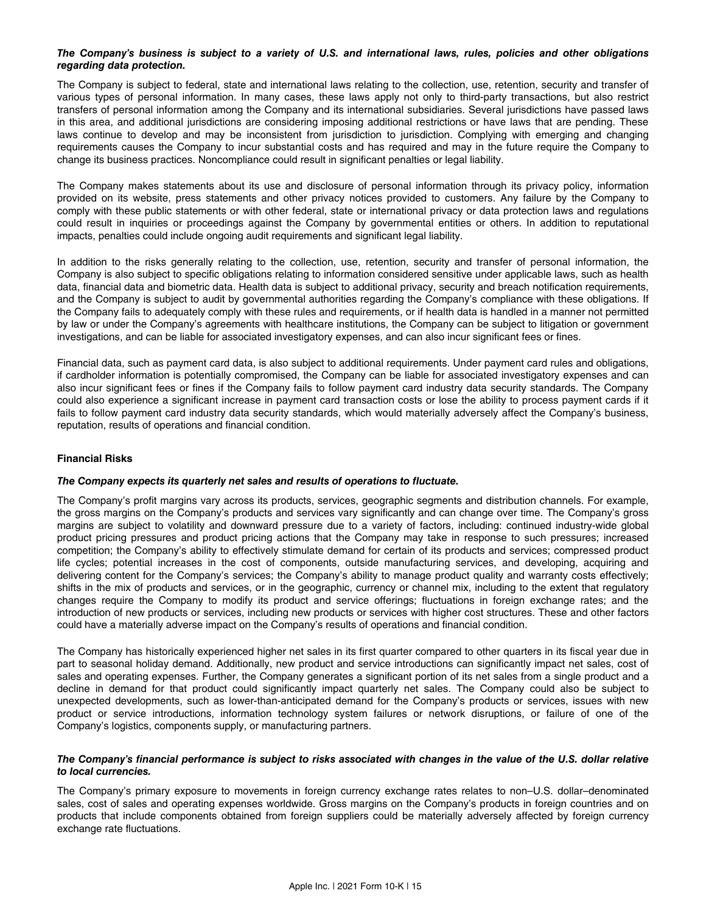***The Company's business is subject to a variety of U.S. and international laws, rules, policies and other obligations regarding data protection.***

The Company is subject to federal, state and international laws relating to the collection, use, retention, security and transfer of various types of personal information. In many cases, these laws apply not only to third-party transactions, but also restrict transfers of personal information among the Company and its international subsidiaries. Several jurisdictions have passed laws in this area, and additional jurisdictions are considering imposing additional restrictions or have laws that are pending. These laws continue to develop and may be inconsistent from jurisdiction to jurisdiction. Complying with emerging and changing requirements causes the Company to incur substantial costs and has required and may in the future require the Company to change its business practices. Noncompliance could result in significant penalties or legal liability.

The Company makes statements about its use and disclosure of personal information through its privacy policy, information provided on its website, press statements and other privacy notices provided to customers. Any failure by the Company to comply with these public statements or with other federal, state or international privacy or data protection laws and regulations could result in inquiries or proceedings against the Company by governmental entities or others. In addition to reputational impacts, penalties could include ongoing audit requirements and significant legal liability.

In addition to the risks generally relating to the collection, use, retention, security and transfer of personal information, the Company is also subject to specific obligations relating to information considered sensitive under applicable laws, such as health data, financial data and biometric data. Health data is subject to additional privacy, security and breach notification requirements, and the Company is subject to audit by governmental authorities regarding the Company's compliance with these obligations. If the Company fails to adequately comply with these rules and requirements, or if health data is handled in a manner not permitted by law or under the Company's agreements with healthcare institutions, the Company can be subject to litigation or government investigations, and can be liable for associated investigatory expenses, and can also incur significant fees or fines.

Financial data, such as payment card data, is also subject to additional requirements. Under payment card rules and obligations, if cardholder information is potentially compromised, the Company can be liable for associated investigatory expenses and can also incur significant fees or fines if the Company fails to follow payment card industry data security standards. The Company could also experience a significant increase in payment card transaction costs or lose the ability to process payment cards if it fails to follow payment card industry data security standards, which would materially adversely affect the Company's business, reputation, results of operations and financial condition.

### Financial Risks

***The Company expects its quarterly net sales and results of operations to fluctuate.***

The Company's profit margins vary across its products, services, geographic segments and distribution channels. For example, the gross margins on the Company's products and services vary significantly and can change over time. The Company's gross margins are subject to volatility and downward pressure due to a variety of factors, including: continued industry-wide global product pricing pressures and product pricing actions that the Company may take in response to such pressures; increased competition; the Company's ability to effectively stimulate demand for certain of its products and services; compressed product life cycles; potential increases in the cost of components, outside manufacturing services, and developing, acquiring and delivering content for the Company's services; the Company's ability to manage product quality and warranty costs effectively; shifts in the mix of products and services, or in the geographic, currency or channel mix, including to the extent that regulatory changes require the Company to modify its product and service offerings; fluctuations in foreign exchange rates; and the introduction of new products or services, including new products or services with higher cost structures. These and other factors could have a materially adverse impact on the Company's results of operations and financial condition.

The Company has historically experienced higher net sales in its first quarter compared to other quarters in its fiscal year due in part to seasonal holiday demand. Additionally, new product and service introductions can significantly impact net sales, cost of sales and operating expenses. Further, the Company generates a significant portion of its net sales from a single product and a decline in demand for that product could significantly impact quarterly net sales. The Company could also be subject to unexpected developments, such as lower-than-anticipated demand for the Company's products or services, issues with new product or service introductions, information technology system failures or network disruptions, or failure of one of the Company's logistics, components supply, or manufacturing partners.

***The Company's financial performance is subject to risks associated with changes in the value of the U.S. dollar relative to local currencies.***

The Company's primary exposure to movements in foreign currency exchange rates relates to non–U.S. dollar–denominated sales, cost of sales and operating expenses worldwide. Gross margins on the Company's products in foreign countries and on products that include components obtained from foreign suppliers could be materially adversely affected by foreign currency exchange rate fluctuations.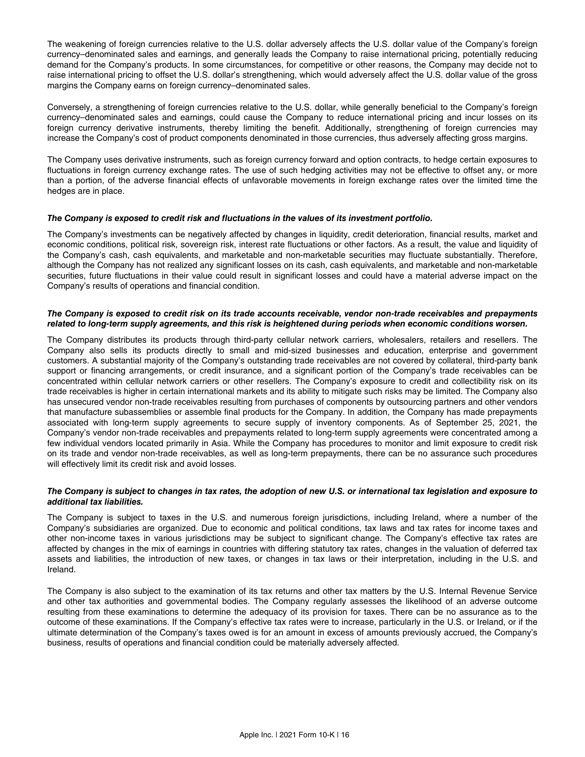The weakening of foreign currencies relative to the U.S. dollar adversely affects the U.S. dollar value of the Company's foreign currency–denominated sales and earnings, and generally leads the Company to raise international pricing, potentially reducing demand for the Company's products. In some circumstances, for competitive or other reasons, the Company may decide not to raise international pricing to offset the U.S. dollar's strengthening, which would adversely affect the U.S. dollar value of the gross margins the Company earns on foreign currency–denominated sales.

Conversely, a strengthening of foreign currencies relative to the U.S. dollar, while generally beneficial to the Company's foreign currency–denominated sales and earnings, could cause the Company to reduce international pricing and incur losses on its foreign currency derivative instruments, thereby limiting the benefit. Additionally, strengthening of foreign currencies may increase the Company's cost of product components denominated in those currencies, thus adversely affecting gross margins.

The Company uses derivative instruments, such as foreign currency forward and option contracts, to hedge certain exposures to fluctuations in foreign currency exchange rates. The use of such hedging activities may not be effective to offset any, or more than a portion, of the adverse financial effects of unfavorable movements in foreign exchange rates over the limited time the hedges are in place.

***The Company is exposed to credit risk and fluctuations in the values of its investment portfolio.***

The Company's investments can be negatively affected by changes in liquidity, credit deterioration, financial results, market and economic conditions, political risk, sovereign risk, interest rate fluctuations or other factors. As a result, the value and liquidity of the Company's cash, cash equivalents, and marketable and non-marketable securities may fluctuate substantially. Therefore, although the Company has not realized any significant losses on its cash, cash equivalents, and marketable and non-marketable securities, future fluctuations in their value could result in significant losses and could have a material adverse impact on the Company's results of operations and financial condition.

***The Company is exposed to credit risk on its trade accounts receivable, vendor non-trade receivables and prepayments related to long-term supply agreements, and this risk is heightened during periods when economic conditions worsen.***

The Company distributes its products through third-party cellular network carriers, wholesalers, retailers and resellers. The Company also sells its products directly to small and mid-sized businesses and education, enterprise and government customers. A substantial majority of the Company's outstanding trade receivables are not covered by collateral, third-party bank support or financing arrangements, or credit insurance, and a significant portion of the Company's trade receivables can be concentrated within cellular network carriers or other resellers. The Company's exposure to credit and collectibility risk on its trade receivables is higher in certain international markets and its ability to mitigate such risks may be limited. The Company also has unsecured vendor non-trade receivables resulting from purchases of components by outsourcing partners and other vendors that manufacture subassemblies or assemble final products for the Company. In addition, the Company has made prepayments associated with long-term supply agreements to secure supply of inventory components. As of September 25, 2021, the Company's vendor non-trade receivables and prepayments related to long-term supply agreements were concentrated among a few individual vendors located primarily in Asia. While the Company has procedures to monitor and limit exposure to credit risk on its trade and vendor non-trade receivables, as well as long-term prepayments, there can be no assurance such procedures will effectively limit its credit risk and avoid losses.

***The Company is subject to changes in tax rates, the adoption of new U.S. or international tax legislation and exposure to additional tax liabilities.***

The Company is subject to taxes in the U.S. and numerous foreign jurisdictions, including Ireland, where a number of the Company's subsidiaries are organized. Due to economic and political conditions, tax laws and tax rates for income taxes and other non-income taxes in various jurisdictions may be subject to significant change. The Company's effective tax rates are affected by changes in the mix of earnings in countries with differing statutory tax rates, changes in the valuation of deferred tax assets and liabilities, the introduction of new taxes, or changes in tax laws or their interpretation, including in the U.S. and Ireland.

The Company is also subject to the examination of its tax returns and other tax matters by the U.S. Internal Revenue Service and other tax authorities and governmental bodies. The Company regularly assesses the likelihood of an adverse outcome resulting from these examinations to determine the adequacy of its provision for taxes. There can be no assurance as to the outcome of these examinations. If the Company's effective tax rates were to increase, particularly in the U.S. or Ireland, or if the ultimate determination of the Company's taxes owed is for an amount in excess of amounts previously accrued, the Company's business, results of operations and financial condition could be materially adversely affected.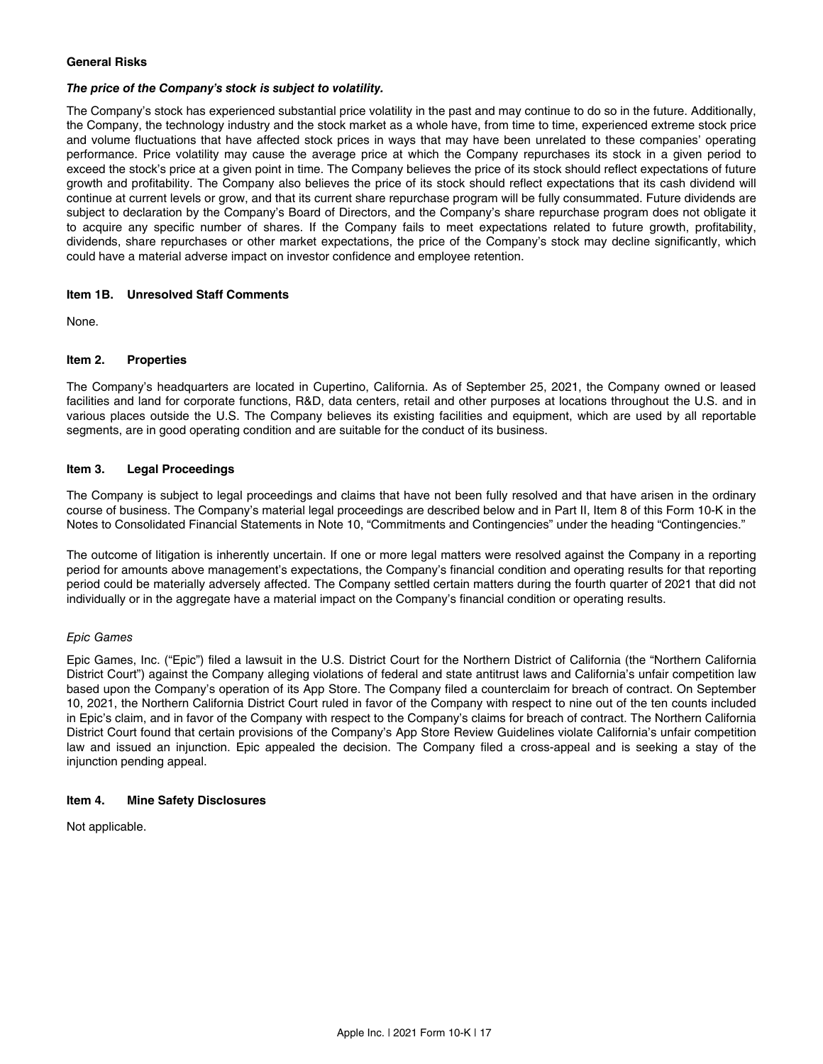#### General Risks

***The price of the Company's stock is subject to volatility.***

The Company's stock has experienced substantial price volatility in the past and may continue to do so in the future. Additionally, the Company, the technology industry and the stock market as a whole have, from time to time, experienced extreme stock price and volume fluctuations that have affected stock prices in ways that may have been unrelated to these companies' operating performance. Price volatility may cause the average price at which the Company repurchases its stock in a given period to exceed the stock's price at a given point in time. The Company believes the price of its stock should reflect expectations of future growth and profitability. The Company also believes the price of its stock should reflect expectations that its cash dividend will continue at current levels or grow, and that its current share repurchase program will be fully consummated. Future dividends are subject to declaration by the Company's Board of Directors, and the Company's share repurchase program does not obligate it to acquire any specific number of shares. If the Company fails to meet expectations related to future growth, profitability, dividends, share repurchases or other market expectations, the price of the Company's stock may decline significantly, which could have a material adverse impact on investor confidence and employee retention.

## Item 1B. Unresolved Staff Comments

None.

## Item 2. Properties

The Company's headquarters are located in Cupertino, California. As of September 25, 2021, the Company owned or leased facilities and land for corporate functions, R&D, data centers, retail and other purposes at locations throughout the U.S. and in various places outside the U.S. The Company believes its existing facilities and equipment, which are used by all reportable segments, are in good operating condition and are suitable for the conduct of its business.

## Item 3. Legal Proceedings

The Company is subject to legal proceedings and claims that have not been fully resolved and that have arisen in the ordinary course of business. The Company's material legal proceedings are described below and in Part II, Item 8 of this Form 10-K in the Notes to Consolidated Financial Statements in Note 10, "Commitments and Contingencies" under the heading "Contingencies."

The outcome of litigation is inherently uncertain. If one or more legal matters were resolved against the Company in a reporting period for amounts above management's expectations, the Company's financial condition and operating results for that reporting period could be materially adversely affected. The Company settled certain matters during the fourth quarter of 2021 that did not individually or in the aggregate have a material impact on the Company's financial condition or operating results.

*Epic Games*

Epic Games, Inc. ("Epic") filed a lawsuit in the U.S. District Court for the Northern District of California (the "Northern California District Court") against the Company alleging violations of federal and state antitrust laws and California's unfair competition law based upon the Company's operation of its App Store. The Company filed a counterclaim for breach of contract. On September 10, 2021, the Northern California District Court ruled in favor of the Company with respect to nine out of the ten counts included in Epic's claim, and in favor of the Company with respect to the Company's claims for breach of contract. The Northern California District Court found that certain provisions of the Company's App Store Review Guidelines violate California's unfair competition law and issued an injunction. Epic appealed the decision. The Company filed a cross-appeal and is seeking a stay of the injunction pending appeal.

## Item 4. Mine Safety Disclosures

Not applicable.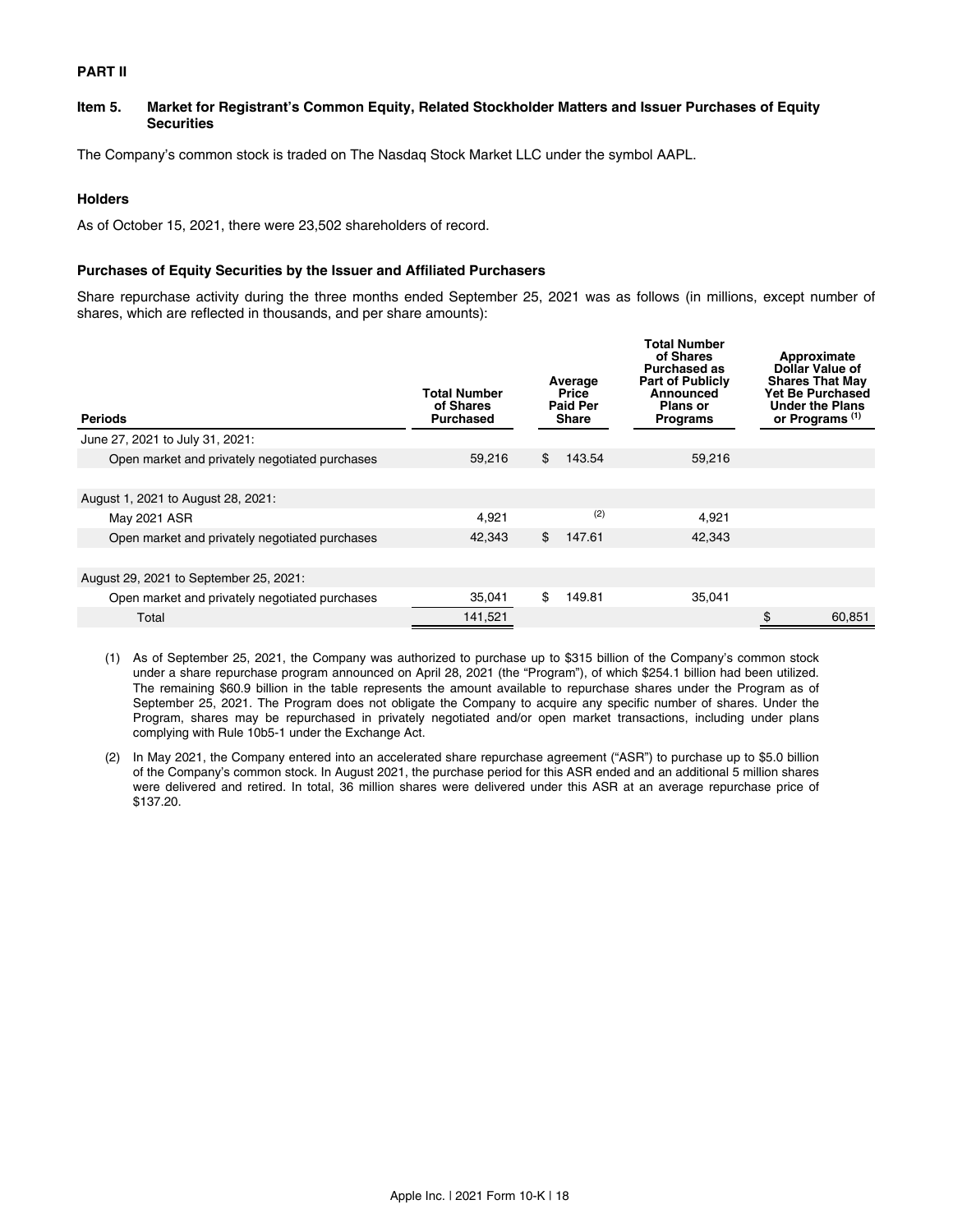**PART II**

### Item 5. Market for Registrant's Common Equity, Related Stockholder Matters and Issuer Purchases of Equity Securities

The Company's common stock is traded on The Nasdaq Stock Market LLC under the symbol AAPL.

#### Holders

As of October 15, 2021, there were 23,502 shareholders of record.

#### Purchases of Equity Securities by the Issuer and Affiliated Purchasers

Share repurchase activity during the three months ended September 25, 2021 was as follows (in millions, except number of shares, which are reflected in thousands, and per share amounts):

| Periods | Total Number of Shares Purchased | Average Price Paid Per Share | Total Number of Shares Purchased as Part of Publicly Announced Plans or Programs | Approximate Dollar Value of Shares That May Yet Be Purchased Under the Plans or Programs (1) |
|---|---|---|---|---|
| June 27, 2021 to July 31, 2021: | | | | |
| Open market and privately negotiated purchases | 59,216 | $ 143.54 | 59,216 | |
| | | | | |
| August 1, 2021 to August 28, 2021: | | | | |
| May 2021 ASR | 4,921 | (2) | 4,921 | |
| Open market and privately negotiated purchases | 42,343 | $ 147.61 | 42,343 | |
| | | | | |
| August 29, 2021 to September 25, 2021: | | | | |
| Open market and privately negotiated purchases | 35,041 | $ 149.81 | 35,041 | |
| Total | 141,521 | | | $ 60,851 |

(1) As of September 25, 2021, the Company was authorized to purchase up to $315 billion of the Company's common stock under a share repurchase program announced on April 28, 2021 (the "Program"), of which $254.1 billion had been utilized. The remaining $60.9 billion in the table represents the amount available to repurchase shares under the Program as of September 25, 2021. The Program does not obligate the Company to acquire any specific number of shares. Under the Program, shares may be repurchased in privately negotiated and/or open market transactions, including under plans complying with Rule 10b5-1 under the Exchange Act.

(2) In May 2021, the Company entered into an accelerated share repurchase agreement ("ASR") to purchase up to $5.0 billion of the Company's common stock. In August 2021, the purchase period for this ASR ended and an additional 5 million shares were delivered and retired. In total, 36 million shares were delivered under this ASR at an average repurchase price of $137.20.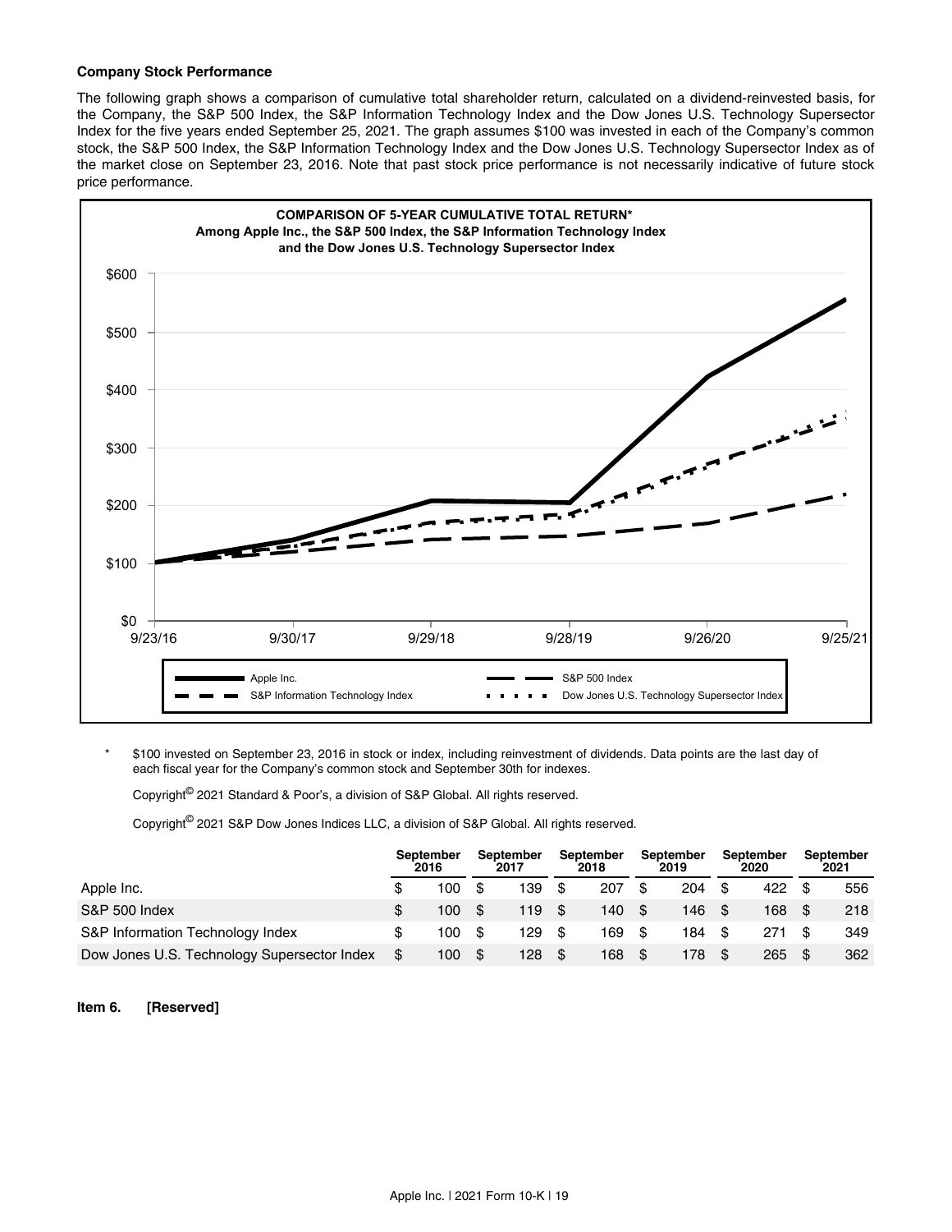**Company Stock Performance**

The following graph shows a comparison of cumulative total shareholder return, calculated on a dividend-reinvested basis, for the Company, the S&P 500 Index, the S&P Information Technology Index and the Dow Jones U.S. Technology Supersector Index for the five years ended September 25, 2021. The graph assumes $100 was invested in each of the Company's common stock, the S&P 500 Index, the S&P Information Technology Index and the Dow Jones U.S. Technology Supersector Index as of the market close on September 23, 2016. Note that past stock price performance is not necessarily indicative of future stock price performance.

**COMPARISON OF 5-YEAR CUMULATIVE TOTAL RETURN***
**Among Apple Inc., the S&P 500 Index, the S&P Information Technology Index and the Dow Jones U.S. Technology Supersector Index**

* $100 invested on September 23, 2016 in stock or index, including reinvestment of dividends. Data points are the last day of each fiscal year for the Company's common stock and September 30th for indexes.

Copyright© 2021 Standard & Poor's, a division of S&P Global. All rights reserved.

Copyright© 2021 S&P Dow Jones Indices LLC, a division of S&P Global. All rights reserved.

| | September 2016 | September 2017 | September 2018 | September 2019 | September 2020 | September 2021 |
|---|---|---|---|---|---|---|
| Apple Inc. | $ 100 | $ 139 | $ 207 | $ 204 | $ 422 | $ 556 |
| S&P 500 Index | $ 100 | $ 119 | $ 140 | $ 146 | $ 168 | $ 218 |
| S&P Information Technology Index | $ 100 | $ 129 | $ 169 | $ 184 | $ 271 | $ 349 |
| Dow Jones U.S. Technology Supersector Index | $ 100 | $ 128 | $ 168 | $ 178 | $ 265 | $ 362 |

**Item 6. [Reserved]**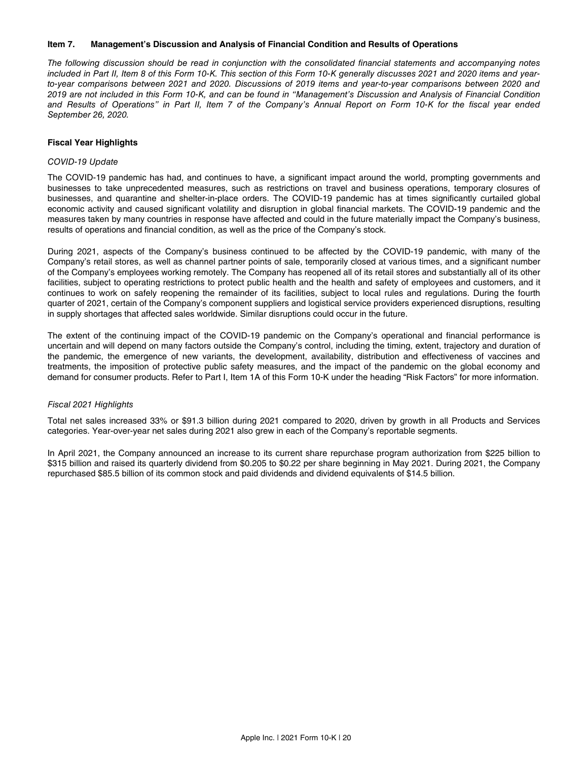## Item 7. Management's Discussion and Analysis of Financial Condition and Results of Operations

*The following discussion should be read in conjunction with the consolidated financial statements and accompanying notes included in Part II, Item 8 of this Form 10-K. This section of this Form 10-K generally discusses 2021 and 2020 items and year-to-year comparisons between 2021 and 2020. Discussions of 2019 items and year-to-year comparisons between 2020 and 2019 are not included in this Form 10-K, and can be found in "Management's Discussion and Analysis of Financial Condition and Results of Operations" in Part II, Item 7 of the Company's Annual Report on Form 10-K for the fiscal year ended September 26, 2020.*

### Fiscal Year Highlights

*COVID-19 Update*

The COVID-19 pandemic has had, and continues to have, a significant impact around the world, prompting governments and businesses to take unprecedented measures, such as restrictions on travel and business operations, temporary closures of businesses, and quarantine and shelter-in-place orders. The COVID-19 pandemic has at times significantly curtailed global economic activity and caused significant volatility and disruption in global financial markets. The COVID-19 pandemic and the measures taken by many countries in response have affected and could in the future materially impact the Company's business, results of operations and financial condition, as well as the price of the Company's stock.

During 2021, aspects of the Company's business continued to be affected by the COVID-19 pandemic, with many of the Company's retail stores, as well as channel partner points of sale, temporarily closed at various times, and a significant number of the Company's employees working remotely. The Company has reopened all of its retail stores and substantially all of its other facilities, subject to operating restrictions to protect public health and the health and safety of employees and customers, and it continues to work on safely reopening the remainder of its facilities, subject to local rules and regulations. During the fourth quarter of 2021, certain of the Company's component suppliers and logistical service providers experienced disruptions, resulting in supply shortages that affected sales worldwide. Similar disruptions could occur in the future.

The extent of the continuing impact of the COVID-19 pandemic on the Company's operational and financial performance is uncertain and will depend on many factors outside the Company's control, including the timing, extent, trajectory and duration of the pandemic, the emergence of new variants, the development, availability, distribution and effectiveness of vaccines and treatments, the imposition of protective public safety measures, and the impact of the pandemic on the global economy and demand for consumer products. Refer to Part I, Item 1A of this Form 10-K under the heading "Risk Factors" for more information.

*Fiscal 2021 Highlights*

Total net sales increased 33% or $91.3 billion during 2021 compared to 2020, driven by growth in all Products and Services categories. Year-over-year net sales during 2021 also grew in each of the Company's reportable segments.

In April 2021, the Company announced an increase to its current share repurchase program authorization from $225 billion to $315 billion and raised its quarterly dividend from $0.205 to $0.22 per share beginning in May 2021. During 2021, the Company repurchased $85.5 billion of its common stock and paid dividends and dividend equivalents of $14.5 billion.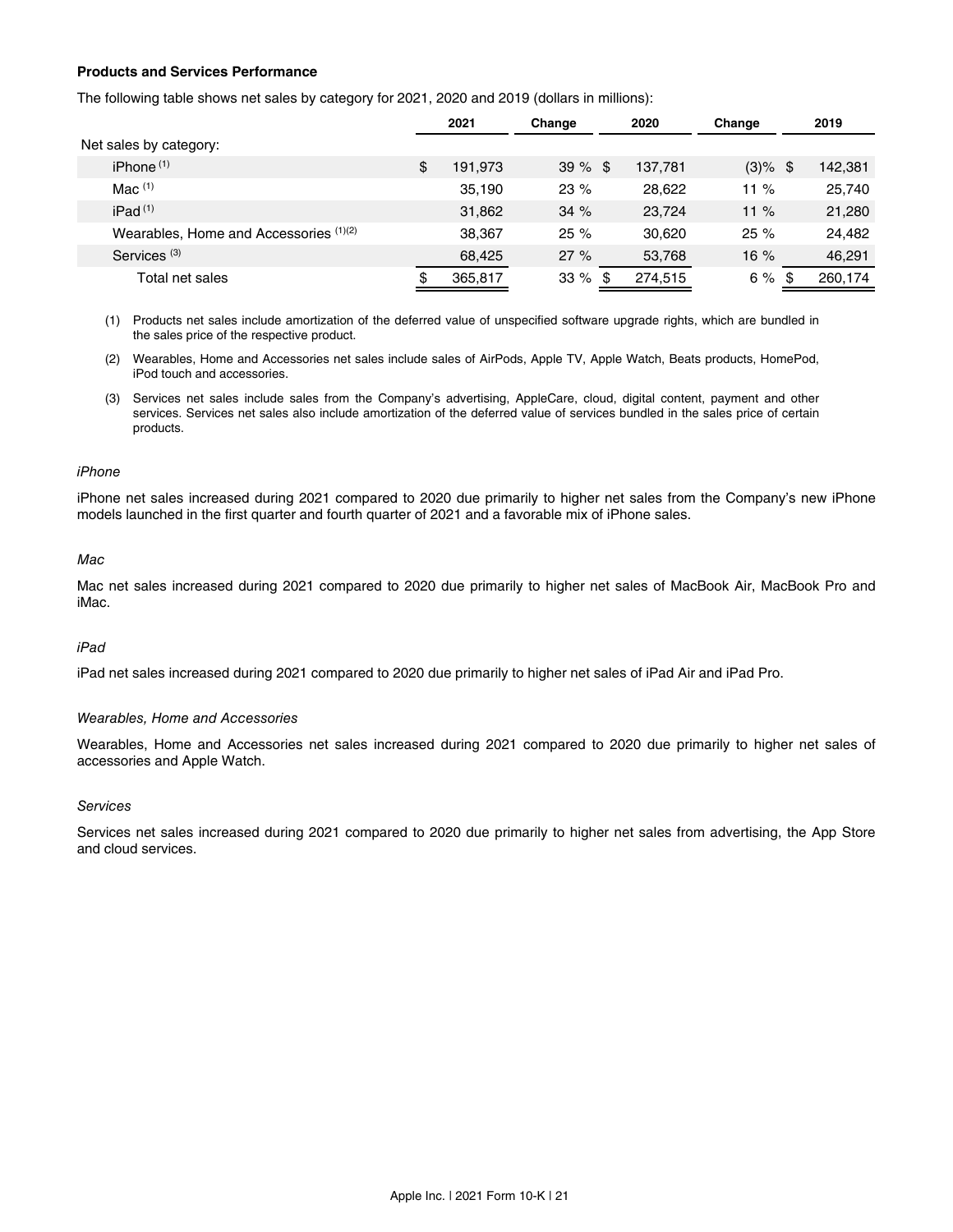**Products and Services Performance**

The following table shows net sales by category for 2021, 2020 and 2019 (dollars in millions):

| | 2021 | Change | 2020 | Change | 2019 |
|---|---|---|---|---|---|
| Net sales by category: | | | | | |
| iPhone [1] | $ 191,973 | 39 % | $ 137,781 | (3)% | $ 142,381 |
| Mac [1] | 35,190 | 23 % | 28,622 | 11 % | 25,740 |
| iPad [1] | 31,862 | 34 % | 23,724 | 11 % | 21,280 |
| Wearables, Home and Accessories [1][2] | 38,367 | 25 % | 30,620 | 25 % | 24,482 |
| Services [3] | 68,425 | 27 % | 53,768 | 16 % | 46,291 |
| Total net sales | $ 365,817 | 33 % | $ 274,515 | 6 % | $ 260,174 |

(1) Products net sales include amortization of the deferred value of unspecified software upgrade rights, which are bundled in the sales price of the respective product.

(2) Wearables, Home and Accessories net sales include sales of AirPods, Apple TV, Apple Watch, Beats products, HomePod, iPod touch and accessories.

(3) Services net sales include sales from the Company's advertising, AppleCare, cloud, digital content, payment and other services. Services net sales also include amortization of the deferred value of services bundled in the sales price of certain products.

*iPhone*

iPhone net sales increased during 2021 compared to 2020 due primarily to higher net sales from the Company's new iPhone models launched in the first quarter and fourth quarter of 2021 and a favorable mix of iPhone sales.

*Mac*

Mac net sales increased during 2021 compared to 2020 due primarily to higher net sales of MacBook Air, MacBook Pro and iMac.

*iPad*

iPad net sales increased during 2021 compared to 2020 due primarily to higher net sales of iPad Air and iPad Pro.

*Wearables, Home and Accessories*

Wearables, Home and Accessories net sales increased during 2021 compared to 2020 due primarily to higher net sales of accessories and Apple Watch.

*Services*

Services net sales increased during 2021 compared to 2020 due primarily to higher net sales from advertising, the App Store and cloud services.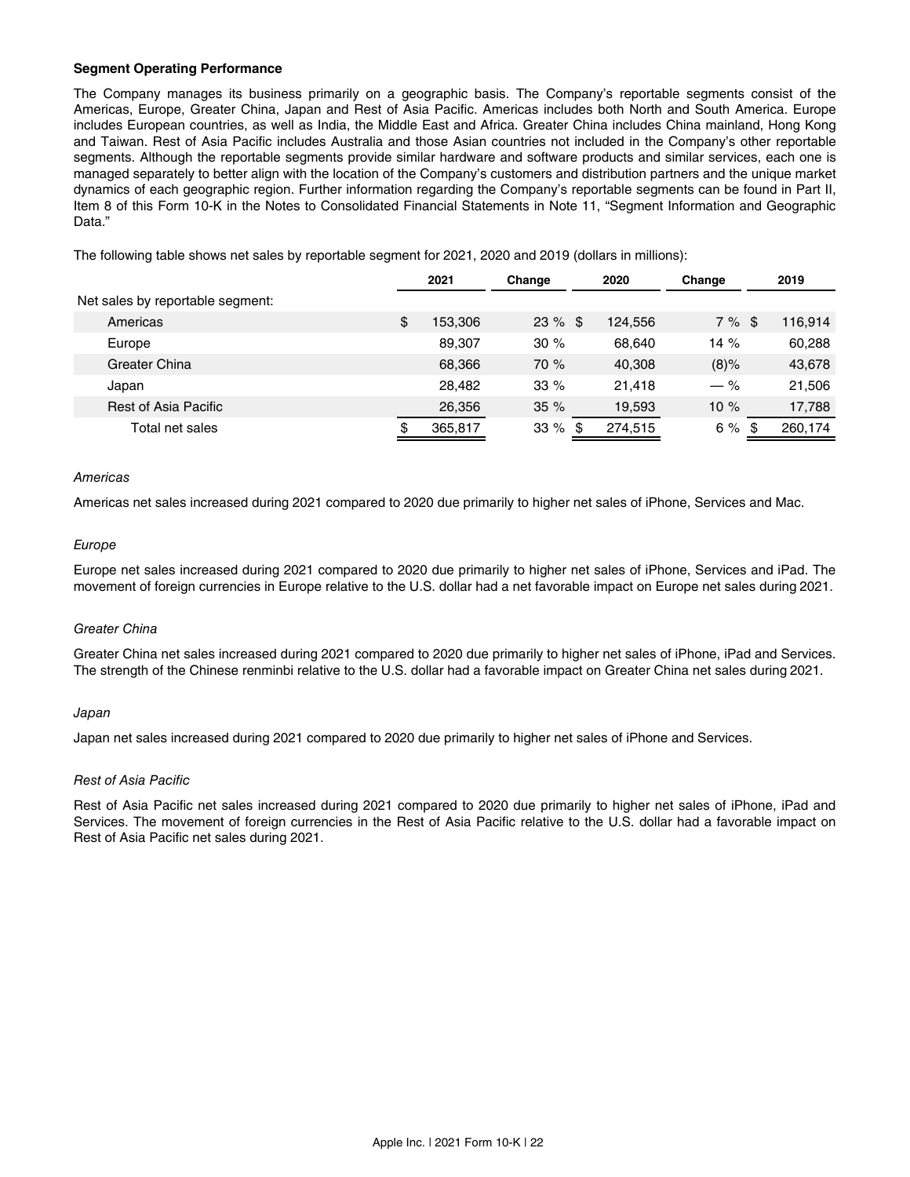**Segment Operating Performance**

The Company manages its business primarily on a geographic basis. The Company's reportable segments consist of the Americas, Europe, Greater China, Japan and Rest of Asia Pacific. Americas includes both North and South America. Europe includes European countries, as well as India, the Middle East and Africa. Greater China includes China mainland, Hong Kong and Taiwan. Rest of Asia Pacific includes Australia and those Asian countries not included in the Company's other reportable segments. Although the reportable segments provide similar hardware and software products and similar services, each one is managed separately to better align with the location of the Company's customers and distribution partners and the unique market dynamics of each geographic region. Further information regarding the Company's reportable segments can be found in Part II, Item 8 of this Form 10-K in the Notes to Consolidated Financial Statements in Note 11, "Segment Information and Geographic Data."

The following table shows net sales by reportable segment for 2021, 2020 and 2019 (dollars in millions):

| | 2021 | Change | 2020 | Change | 2019 |
|---|---|---|---|---|---|
| Net sales by reportable segment: | | | | | |
| Americas | $ 153,306 | 23 % | $ 124,556 | 7 % | $ 116,914 |
| Europe | 89,307 | 30 % | 68,640 | 14 % | 60,288 |
| Greater China | 68,366 | 70 % | 40,308 | (8)% | 43,678 |
| Japan | 28,482 | 33 % | 21,418 | — % | 21,506 |
| Rest of Asia Pacific | 26,356 | 35 % | 19,593 | 10 % | 17,788 |
| Total net sales | $ 365,817 | 33 % | $ 274,515 | 6 % | $ 260,174 |

*Americas*

Americas net sales increased during 2021 compared to 2020 due primarily to higher net sales of iPhone, Services and Mac.

*Europe*

Europe net sales increased during 2021 compared to 2020 due primarily to higher net sales of iPhone, Services and iPad. The movement of foreign currencies in Europe relative to the U.S. dollar had a net favorable impact on Europe net sales during 2021.

*Greater China*

Greater China net sales increased during 2021 compared to 2020 due primarily to higher net sales of iPhone, iPad and Services. The strength of the Chinese renminbi relative to the U.S. dollar had a favorable impact on Greater China net sales during 2021.

*Japan*

Japan net sales increased during 2021 compared to 2020 due primarily to higher net sales of iPhone and Services.

*Rest of Asia Pacific*

Rest of Asia Pacific net sales increased during 2021 compared to 2020 due primarily to higher net sales of iPhone, iPad and Services. The movement of foreign currencies in the Rest of Asia Pacific relative to the U.S. dollar had a favorable impact on Rest of Asia Pacific net sales during 2021.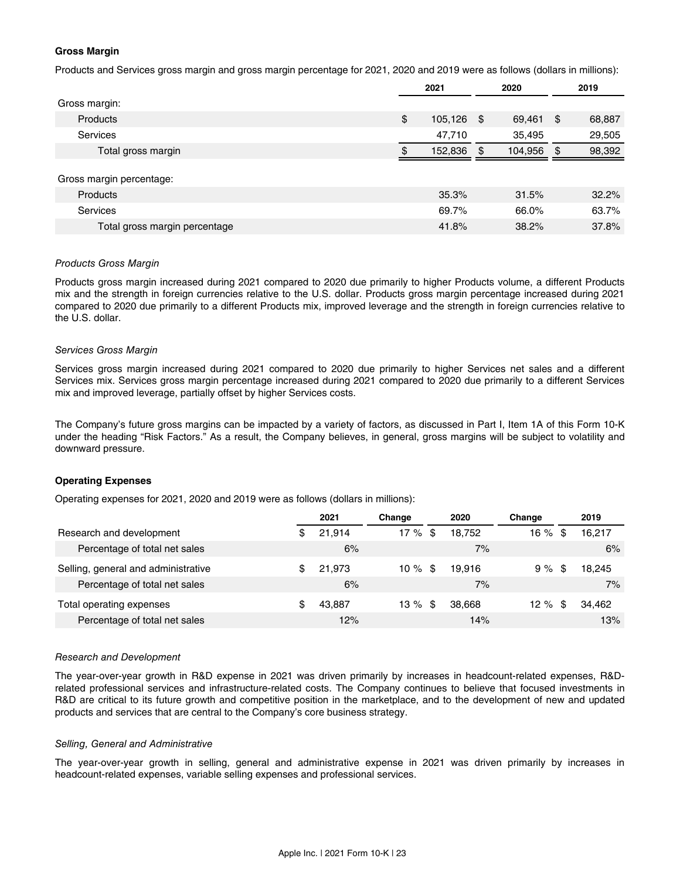## Gross Margin

Products and Services gross margin and gross margin percentage for 2021, 2020 and 2019 were as follows (dollars in millions):

| | 2021 | 2020 | 2019 |
|---|---|---|---|
| Gross margin: | | | |
| Products | $ 105,126 | $ 69,461 | $ 68,887 |
| Services | 47,710 | 35,495 | 29,505 |
| Total gross margin | $ 152,836 | $ 104,956 | $ 98,392 |
| | | | |
| Gross margin percentage: | | | |
| Products | 35.3% | 31.5% | 32.2% |
| Services | 69.7% | 66.0% | 63.7% |
| Total gross margin percentage | 41.8% | 38.2% | 37.8% |

### *Products Gross Margin*

Products gross margin increased during 2021 compared to 2020 due primarily to higher Products volume, a different Products mix and the strength in foreign currencies relative to the U.S. dollar. Products gross margin percentage increased during 2021 compared to 2020 due primarily to a different Products mix, improved leverage and the strength in foreign currencies relative to the U.S. dollar.

### *Services Gross Margin*

Services gross margin increased during 2021 compared to 2020 due primarily to higher Services net sales and a different Services mix. Services gross margin percentage increased during 2021 compared to 2020 due primarily to a different Services mix and improved leverage, partially offset by higher Services costs.

The Company's future gross margins can be impacted by a variety of factors, as discussed in Part I, Item 1A of this Form 10-K under the heading "Risk Factors." As a result, the Company believes, in general, gross margins will be subject to volatility and downward pressure.

## Operating Expenses

Operating expenses for 2021, 2020 and 2019 were as follows (dollars in millions):

| | 2021 | Change | 2020 | Change | 2019 |
|---|---|---|---|---|---|
| Research and development | $ 21,914 | 17 % | $ 18,752 | 16 % | $ 16,217 |
| Percentage of total net sales | 6% | | 7% | | 6% |
| Selling, general and administrative | $ 21,973 | 10 % | $ 19,916 | 9 % | $ 18,245 |
| Percentage of total net sales | 6% | | 7% | | 7% |
| Total operating expenses | $ 43,887 | 13 % | $ 38,668 | 12 % | $ 34,462 |
| Percentage of total net sales | 12% | | 14% | | 13% |

### *Research and Development*

The year-over-year growth in R&D expense in 2021 was driven primarily by increases in headcount-related expenses, R&D-related professional services and infrastructure-related costs. The Company continues to believe that focused investments in R&D are critical to its future growth and competitive position in the marketplace, and to the development of new and updated products and services that are central to the Company's core business strategy.

### *Selling, General and Administrative*

The year-over-year growth in selling, general and administrative expense in 2021 was driven primarily by increases in headcount-related expenses, variable selling expenses and professional services.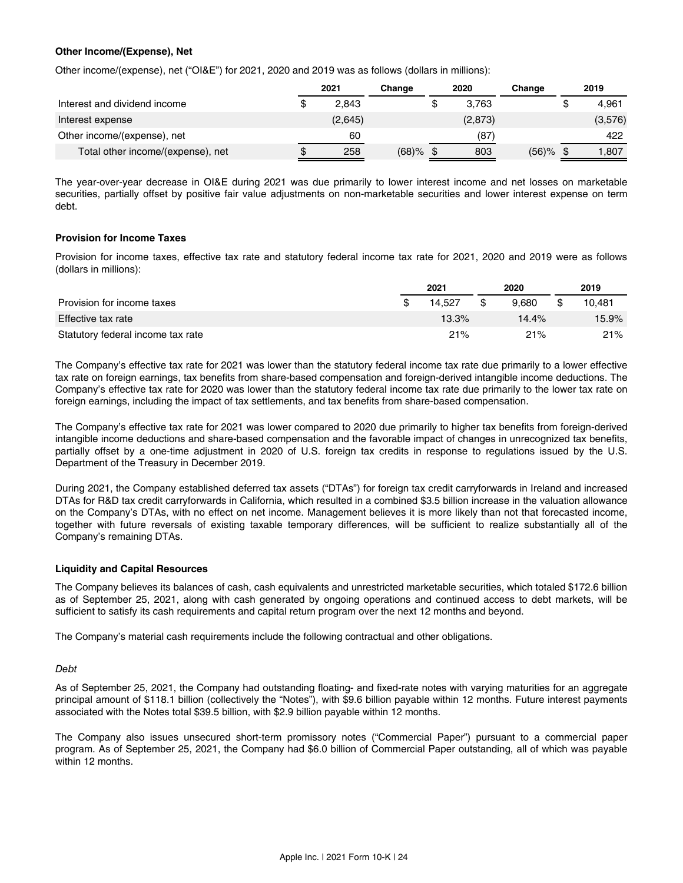**Other Income/(Expense), Net**

Other income/(expense), net (“OI&E”) for 2021, 2020 and 2019 was as follows (dollars in millions):

| | 2021 | Change | 2020 | Change | 2019 |
|---|---|---|---|---|---|
| Interest and dividend income | $ 2,843 | | $ 3,763 | | $ 4,961 |
| Interest expense | (2,645) | | (2,873) | | (3,576) |
| Other income/(expense), net | 60 | | (87) | | 422 |
| Total other income/(expense), net | $ 258 | (68)% | $ 803 | (56)% | $ 1,807 |

The year-over-year decrease in OI&E during 2021 was due primarily to lower interest income and net losses on marketable securities, partially offset by positive fair value adjustments on non-marketable securities and lower interest expense on term debt.

**Provision for Income Taxes**

Provision for income taxes, effective tax rate and statutory federal income tax rate for 2021, 2020 and 2019 were as follows (dollars in millions):

| | 2021 | 2020 | 2019 |
|---|---|---|---|
| Provision for income taxes | $ 14,527 | $ 9,680 | $ 10,481 |
| Effective tax rate | 13.3% | 14.4% | 15.9% |
| Statutory federal income tax rate | 21% | 21% | 21% |

The Company’s effective tax rate for 2021 was lower than the statutory federal income tax rate due primarily to a lower effective tax rate on foreign earnings, tax benefits from share-based compensation and foreign-derived intangible income deductions. The Company’s effective tax rate for 2020 was lower than the statutory federal income tax rate due primarily to the lower tax rate on foreign earnings, including the impact of tax settlements, and tax benefits from share-based compensation.

The Company’s effective tax rate for 2021 was lower compared to 2020 due primarily to higher tax benefits from foreign-derived intangible income deductions and share-based compensation and the favorable impact of changes in unrecognized tax benefits, partially offset by a one-time adjustment in 2020 of U.S. foreign tax credits in response to regulations issued by the U.S. Department of the Treasury in December 2019.

During 2021, the Company established deferred tax assets (“DTAs”) for foreign tax credit carryforwards in Ireland and increased DTAs for R&D tax credit carryforwards in California, which resulted in a combined $3.5 billion increase in the valuation allowance on the Company’s DTAs, with no effect on net income. Management believes it is more likely than not that forecasted income, together with future reversals of existing taxable temporary differences, will be sufficient to realize substantially all of the Company’s remaining DTAs.

**Liquidity and Capital Resources**

The Company believes its balances of cash, cash equivalents and unrestricted marketable securities, which totaled $172.6 billion as of September 25, 2021, along with cash generated by ongoing operations and continued access to debt markets, will be sufficient to satisfy its cash requirements and capital return program over the next 12 months and beyond.

The Company’s material cash requirements include the following contractual and other obligations.

*Debt*

As of September 25, 2021, the Company had outstanding floating- and fixed-rate notes with varying maturities for an aggregate principal amount of $118.1 billion (collectively the “Notes”), with $9.6 billion payable within 12 months. Future interest payments associated with the Notes total $39.5 billion, with $2.9 billion payable within 12 months.

The Company also issues unsecured short-term promissory notes (“Commercial Paper”) pursuant to a commercial paper program. As of September 25, 2021, the Company had $6.0 billion of Commercial Paper outstanding, all of which was payable within 12 months.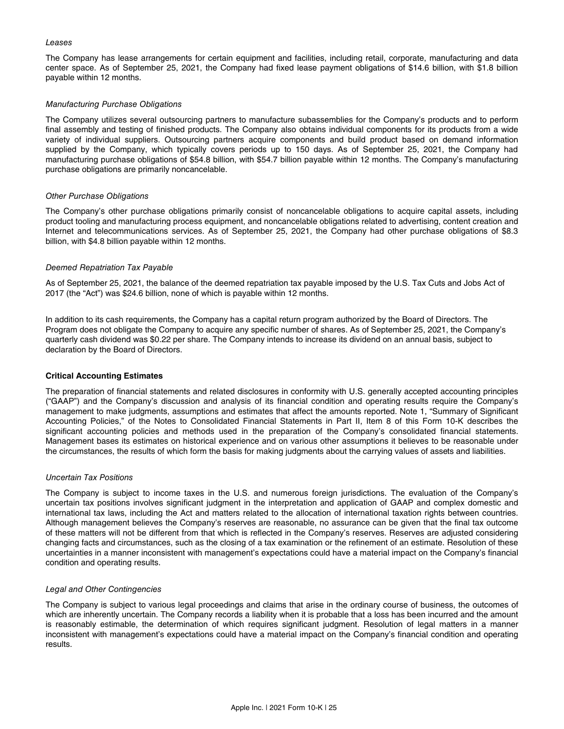*Leases*

The Company has lease arrangements for certain equipment and facilities, including retail, corporate, manufacturing and data center space. As of September 25, 2021, the Company had fixed lease payment obligations of $14.6 billion, with $1.8 billion payable within 12 months.

*Manufacturing Purchase Obligations*

The Company utilizes several outsourcing partners to manufacture subassemblies for the Company's products and to perform final assembly and testing of finished products. The Company also obtains individual components for its products from a wide variety of individual suppliers. Outsourcing partners acquire components and build product based on demand information supplied by the Company, which typically covers periods up to 150 days. As of September 25, 2021, the Company had manufacturing purchase obligations of $54.8 billion, with $54.7 billion payable within 12 months. The Company's manufacturing purchase obligations are primarily noncancelable.

*Other Purchase Obligations*

The Company's other purchase obligations primarily consist of noncancelable obligations to acquire capital assets, including product tooling and manufacturing process equipment, and noncancelable obligations related to advertising, content creation and Internet and telecommunications services. As of September 25, 2021, the Company had other purchase obligations of $8.3 billion, with $4.8 billion payable within 12 months.

*Deemed Repatriation Tax Payable*

As of September 25, 2021, the balance of the deemed repatriation tax payable imposed by the U.S. Tax Cuts and Jobs Act of 2017 (the "Act") was $24.6 billion, none of which is payable within 12 months.

In addition to its cash requirements, the Company has a capital return program authorized by the Board of Directors. The Program does not obligate the Company to acquire any specific number of shares. As of September 25, 2021, the Company's quarterly cash dividend was $0.22 per share. The Company intends to increase its dividend on an annual basis, subject to declaration by the Board of Directors.

**Critical Accounting Estimates**

The preparation of financial statements and related disclosures in conformity with U.S. generally accepted accounting principles ("GAAP") and the Company's discussion and analysis of its financial condition and operating results require the Company's management to make judgments, assumptions and estimates that affect the amounts reported. Note 1, "Summary of Significant Accounting Policies," of the Notes to Consolidated Financial Statements in Part II, Item 8 of this Form 10-K describes the significant accounting policies and methods used in the preparation of the Company's consolidated financial statements. Management bases its estimates on historical experience and on various other assumptions it believes to be reasonable under the circumstances, the results of which form the basis for making judgments about the carrying values of assets and liabilities.

*Uncertain Tax Positions*

The Company is subject to income taxes in the U.S. and numerous foreign jurisdictions. The evaluation of the Company's uncertain tax positions involves significant judgment in the interpretation and application of GAAP and complex domestic and international tax laws, including the Act and matters related to the allocation of international taxation rights between countries. Although management believes the Company's reserves are reasonable, no assurance can be given that the final tax outcome of these matters will not be different from that which is reflected in the Company's reserves. Reserves are adjusted considering changing facts and circumstances, such as the closing of a tax examination or the refinement of an estimate. Resolution of these uncertainties in a manner inconsistent with management's expectations could have a material impact on the Company's financial condition and operating results.

*Legal and Other Contingencies*

The Company is subject to various legal proceedings and claims that arise in the ordinary course of business, the outcomes of which are inherently uncertain. The Company records a liability when it is probable that a loss has been incurred and the amount is reasonably estimable, the determination of which requires significant judgment. Resolution of legal matters in a manner inconsistent with management's expectations could have a material impact on the Company's financial condition and operating results.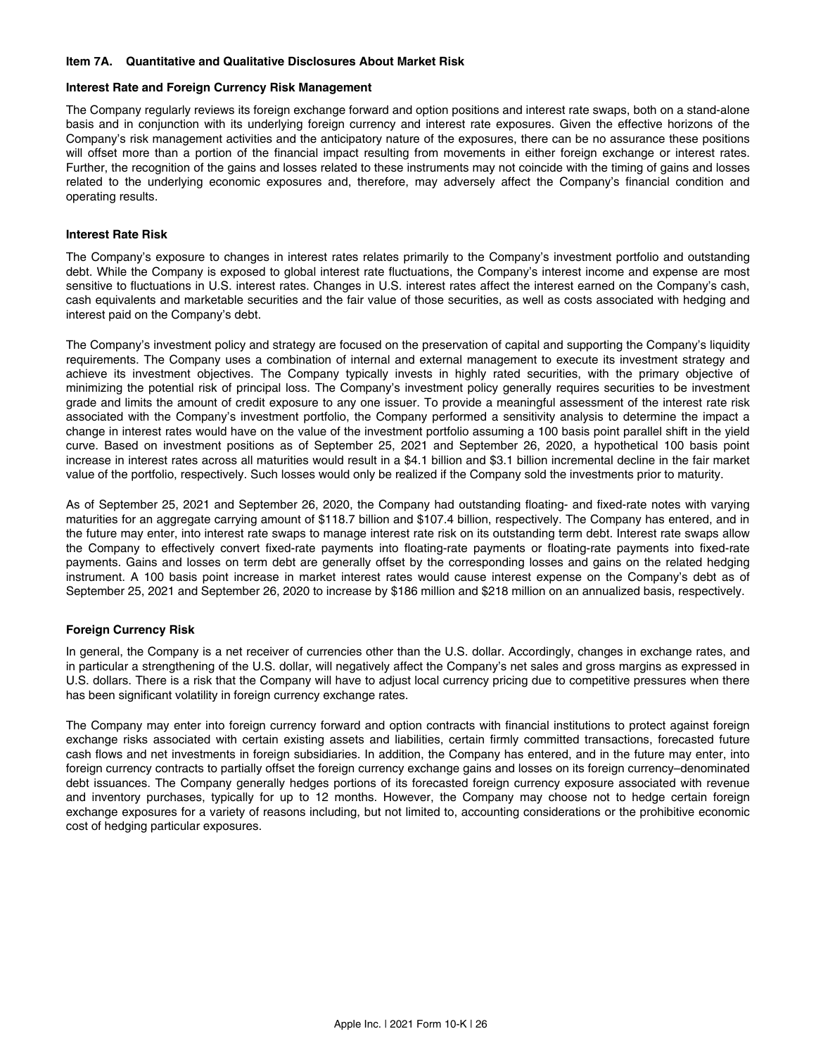## Item 7A. Quantitative and Qualitative Disclosures About Market Risk

### Interest Rate and Foreign Currency Risk Management

The Company regularly reviews its foreign exchange forward and option positions and interest rate swaps, both on a stand-alone basis and in conjunction with its underlying foreign currency and interest rate exposures. Given the effective horizons of the Company's risk management activities and the anticipatory nature of the exposures, there can be no assurance these positions will offset more than a portion of the financial impact resulting from movements in either foreign exchange or interest rates. Further, the recognition of the gains and losses related to these instruments may not coincide with the timing of gains and losses related to the underlying economic exposures and, therefore, may adversely affect the Company's financial condition and operating results.

### Interest Rate Risk

The Company's exposure to changes in interest rates relates primarily to the Company's investment portfolio and outstanding debt. While the Company is exposed to global interest rate fluctuations, the Company's interest income and expense are most sensitive to fluctuations in U.S. interest rates. Changes in U.S. interest rates affect the interest earned on the Company's cash, cash equivalents and marketable securities and the fair value of those securities, as well as costs associated with hedging and interest paid on the Company's debt.

The Company's investment policy and strategy are focused on the preservation of capital and supporting the Company's liquidity requirements. The Company uses a combination of internal and external management to execute its investment strategy and achieve its investment objectives. The Company typically invests in highly rated securities, with the primary objective of minimizing the potential risk of principal loss. The Company's investment policy generally requires securities to be investment grade and limits the amount of credit exposure to any one issuer. To provide a meaningful assessment of the interest rate risk associated with the Company's investment portfolio, the Company performed a sensitivity analysis to determine the impact a change in interest rates would have on the value of the investment portfolio assuming a 100 basis point parallel shift in the yield curve. Based on investment positions as of September 25, 2021 and September 26, 2020, a hypothetical 100 basis point increase in interest rates across all maturities would result in a $4.1 billion and $3.1 billion incremental decline in the fair market value of the portfolio, respectively. Such losses would only be realized if the Company sold the investments prior to maturity.

As of September 25, 2021 and September 26, 2020, the Company had outstanding floating- and fixed-rate notes with varying maturities for an aggregate carrying amount of $118.7 billion and $107.4 billion, respectively. The Company has entered, and in the future may enter, into interest rate swaps to manage interest rate risk on its outstanding term debt. Interest rate swaps allow the Company to effectively convert fixed-rate payments into floating-rate payments or floating-rate payments into fixed-rate payments. Gains and losses on term debt are generally offset by the corresponding losses and gains on the related hedging instrument. A 100 basis point increase in market interest rates would cause interest expense on the Company's debt as of September 25, 2021 and September 26, 2020 to increase by $186 million and $218 million on an annualized basis, respectively.

### Foreign Currency Risk

In general, the Company is a net receiver of currencies other than the U.S. dollar. Accordingly, changes in exchange rates, and in particular a strengthening of the U.S. dollar, will negatively affect the Company's net sales and gross margins as expressed in U.S. dollars. There is a risk that the Company will have to adjust local currency pricing due to competitive pressures when there has been significant volatility in foreign currency exchange rates.

The Company may enter into foreign currency forward and option contracts with financial institutions to protect against foreign exchange risks associated with certain existing assets and liabilities, certain firmly committed transactions, forecasted future cash flows and net investments in foreign subsidiaries. In addition, the Company has entered, and in the future may enter, into foreign currency contracts to partially offset the foreign currency exchange gains and losses on its foreign currency–denominated debt issuances. The Company generally hedges portions of its forecasted foreign currency exposure associated with revenue and inventory purchases, typically for up to 12 months. However, the Company may choose not to hedge certain foreign exchange exposures for a variety of reasons including, but not limited to, accounting considerations or the prohibitive economic cost of hedging particular exposures.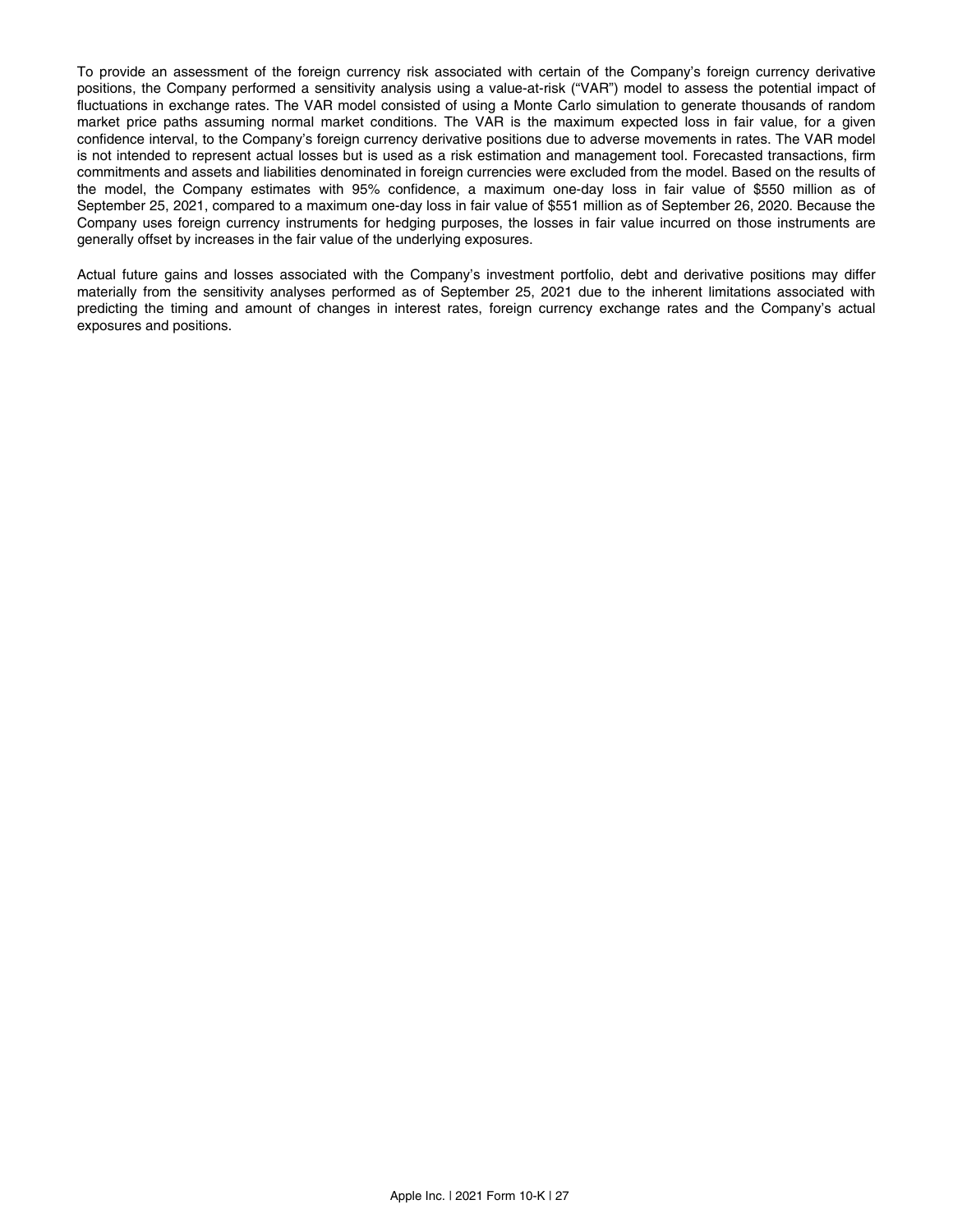To provide an assessment of the foreign currency risk associated with certain of the Company's foreign currency derivative positions, the Company performed a sensitivity analysis using a value-at-risk ("VAR") model to assess the potential impact of fluctuations in exchange rates. The VAR model consisted of using a Monte Carlo simulation to generate thousands of random market price paths assuming normal market conditions. The VAR is the maximum expected loss in fair value, for a given confidence interval, to the Company's foreign currency derivative positions due to adverse movements in rates. The VAR model is not intended to represent actual losses but is used as a risk estimation and management tool. Forecasted transactions, firm commitments and assets and liabilities denominated in foreign currencies were excluded from the model. Based on the results of the model, the Company estimates with 95% confidence, a maximum one-day loss in fair value of $550 million as of September 25, 2021, compared to a maximum one-day loss in fair value of $551 million as of September 26, 2020. Because the Company uses foreign currency instruments for hedging purposes, the losses in fair value incurred on those instruments are generally offset by increases in the fair value of the underlying exposures.

Actual future gains and losses associated with the Company's investment portfolio, debt and derivative positions may differ materially from the sensitivity analyses performed as of September 25, 2021 due to the inherent limitations associated with predicting the timing and amount of changes in interest rates, foreign currency exchange rates and the Company's actual exposures and positions.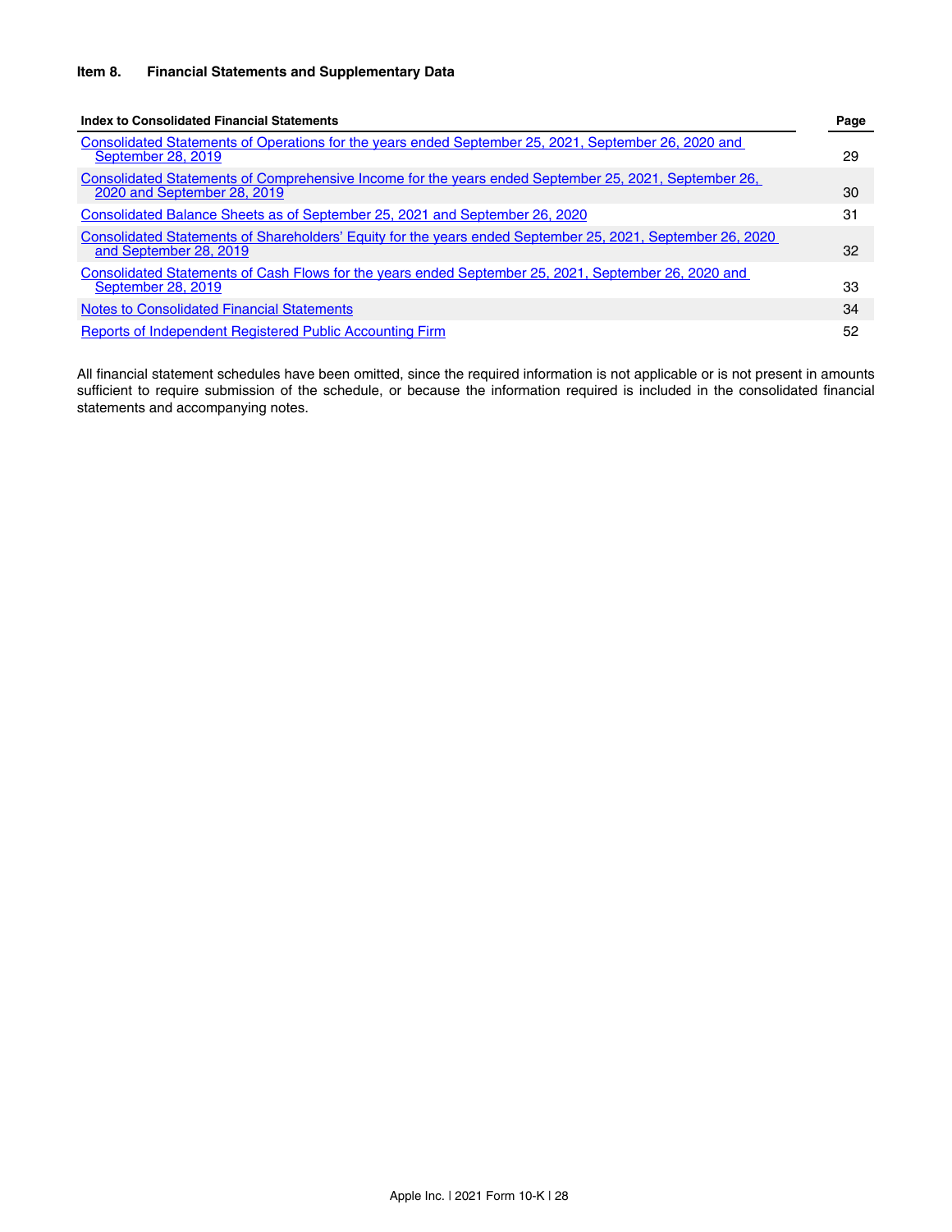**Item 8. Financial Statements and Supplementary Data**

| Index to Consolidated Financial Statements | Page |
|---|---|
| Consolidated Statements of Operations for the years ended September 25, 2021, September 26, 2020 and September 28, 2019 | 29 |
| Consolidated Statements of Comprehensive Income for the years ended September 25, 2021, September 26, 2020 and September 28, 2019 | 30 |
| Consolidated Balance Sheets as of September 25, 2021 and September 26, 2020 | 31 |
| Consolidated Statements of Shareholders' Equity for the years ended September 25, 2021, September 26, 2020 and September 28, 2019 | 32 |
| Consolidated Statements of Cash Flows for the years ended September 25, 2021, September 26, 2020 and September 28, 2019 | 33 |
| Notes to Consolidated Financial Statements | 34 |
| Reports of Independent Registered Public Accounting Firm | 52 |

All financial statement schedules have been omitted, since the required information is not applicable or is not present in amounts sufficient to require submission of the schedule, or because the information required is included in the consolidated financial statements and accompanying notes.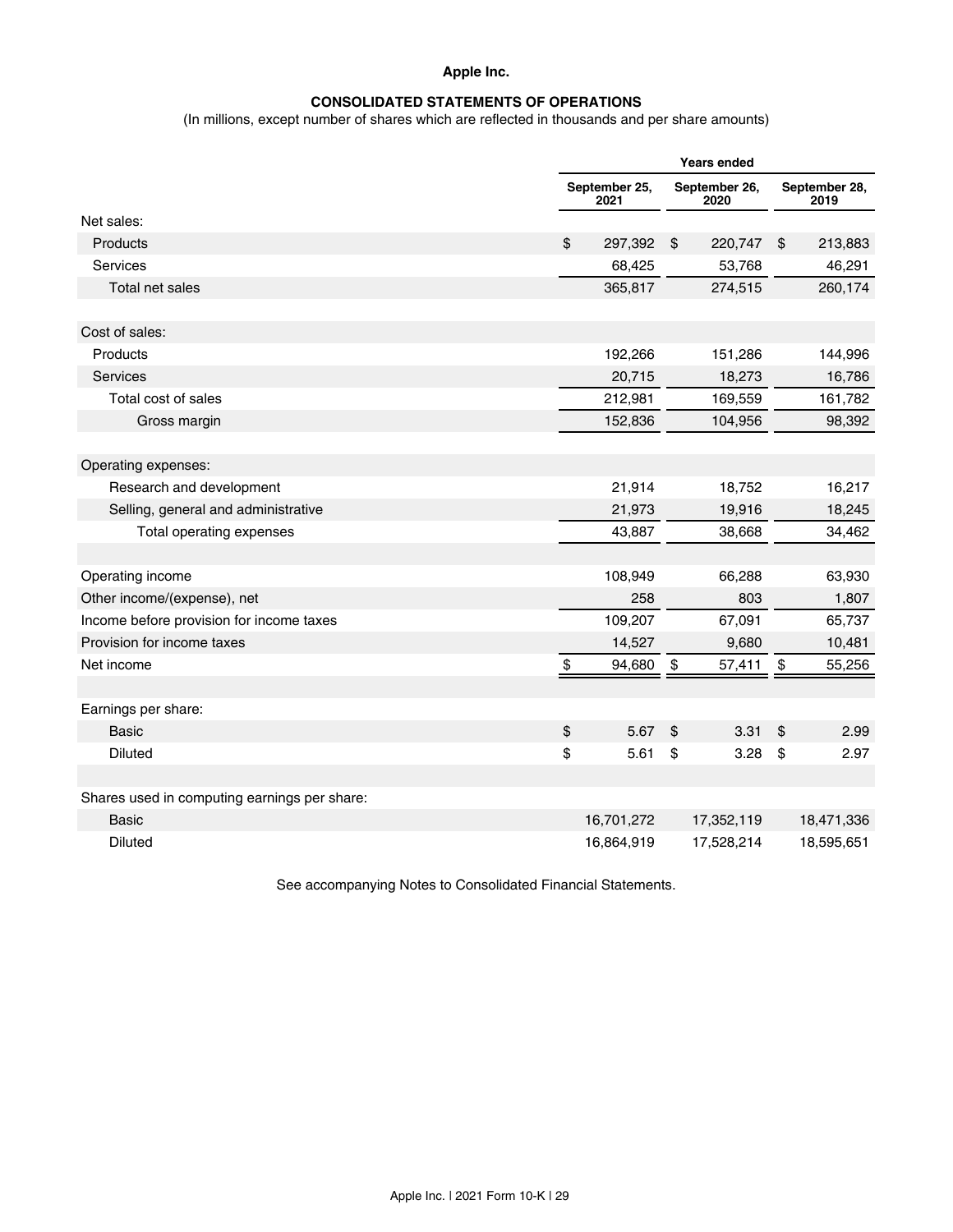**Apple Inc.**

**CONSOLIDATED STATEMENTS OF OPERATIONS**

(In millions, except number of shares which are reflected in thousands and per share amounts)

| | Years ended | | |
|---|---|---|---|
| | September 25, 2021 | September 26, 2020 | September 28, 2019 |
| Net sales: | | | |
| Products | $ 297,392 | $ 220,747 | $ 213,883 |
| Services | 68,425 | 53,768 | 46,291 |
| Total net sales | 365,817 | 274,515 | 260,174 |
| | | | |
| Cost of sales: | | | |
| Products | 192,266 | 151,286 | 144,996 |
| Services | 20,715 | 18,273 | 16,786 |
| Total cost of sales | 212,981 | 169,559 | 161,782 |
| Gross margin | 152,836 | 104,956 | 98,392 |
| | | | |
| Operating expenses: | | | |
| Research and development | 21,914 | 18,752 | 16,217 |
| Selling, general and administrative | 21,973 | 19,916 | 18,245 |
| Total operating expenses | 43,887 | 38,668 | 34,462 |
| | | | |
| Operating income | 108,949 | 66,288 | 63,930 |
| Other income/(expense), net | 258 | 803 | 1,807 |
| Income before provision for income taxes | 109,207 | 67,091 | 65,737 |
| Provision for income taxes | 14,527 | 9,680 | 10,481 |
| Net income | $ 94,680 | $ 57,411 | $ 55,256 |
| | | | |
| Earnings per share: | | | |
| Basic | $ 5.67 | $ 3.31 | $ 2.99 |
| Diluted | $ 5.61 | $ 3.28 | $ 2.97 |
| | | | |
| Shares used in computing earnings per share: | | | |
| Basic | 16,701,272 | 17,352,119 | 18,471,336 |
| Diluted | 16,864,919 | 17,528,214 | 18,595,651 |

See accompanying Notes to Consolidated Financial Statements.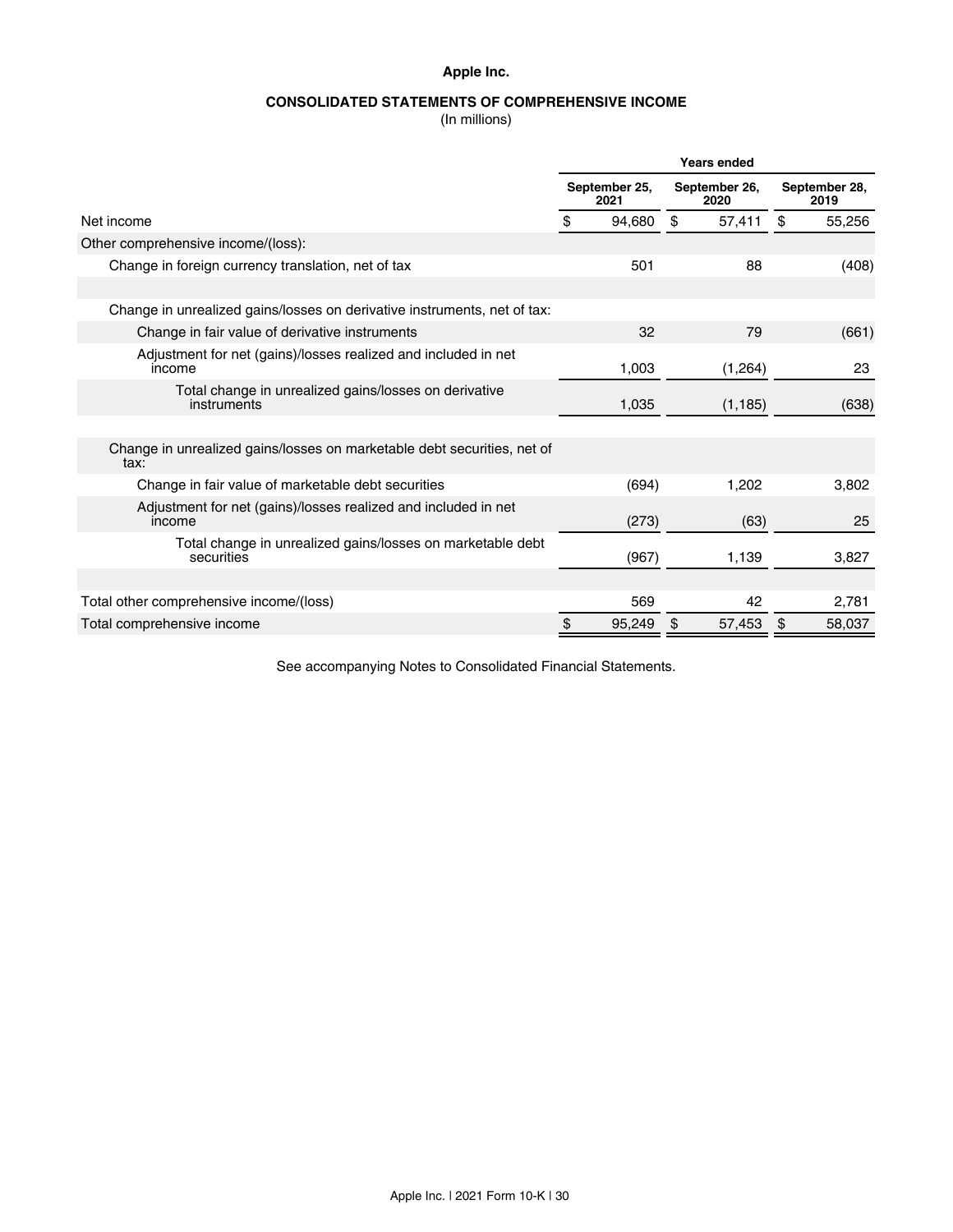**Apple Inc.**

**CONSOLIDATED STATEMENTS OF COMPREHENSIVE INCOME**

(In millions)

| | Years ended | | |
|---|---|---|---|
| | September 25, 2021 | September 26, 2020 | September 28, 2019 |
| Net income | $ 94,680 | $ 57,411 | $ 55,256 |
| Other comprehensive income/(loss): | | | |
| Change in foreign currency translation, net of tax | 501 | 88 | (408) |
| | | | |
| Change in unrealized gains/losses on derivative instruments, net of tax: | | | |
| Change in fair value of derivative instruments | 32 | 79 | (661) |
| Adjustment for net (gains)/losses realized and included in net income | 1,003 | (1,264) | 23 |
| Total change in unrealized gains/losses on derivative instruments | 1,035 | (1,185) | (638) |
| | | | |
| Change in unrealized gains/losses on marketable debt securities, net of tax: | | | |
| Change in fair value of marketable debt securities | (694) | 1,202 | 3,802 |
| Adjustment for net (gains)/losses realized and included in net income | (273) | (63) | 25 |
| Total change in unrealized gains/losses on marketable debt securities | (967) | 1,139 | 3,827 |
| | | | |
| Total other comprehensive income/(loss) | 569 | 42 | 2,781 |
| Total comprehensive income | $ 95,249 | $ 57,453 | $ 58,037 |

See accompanying Notes to Consolidated Financial Statements.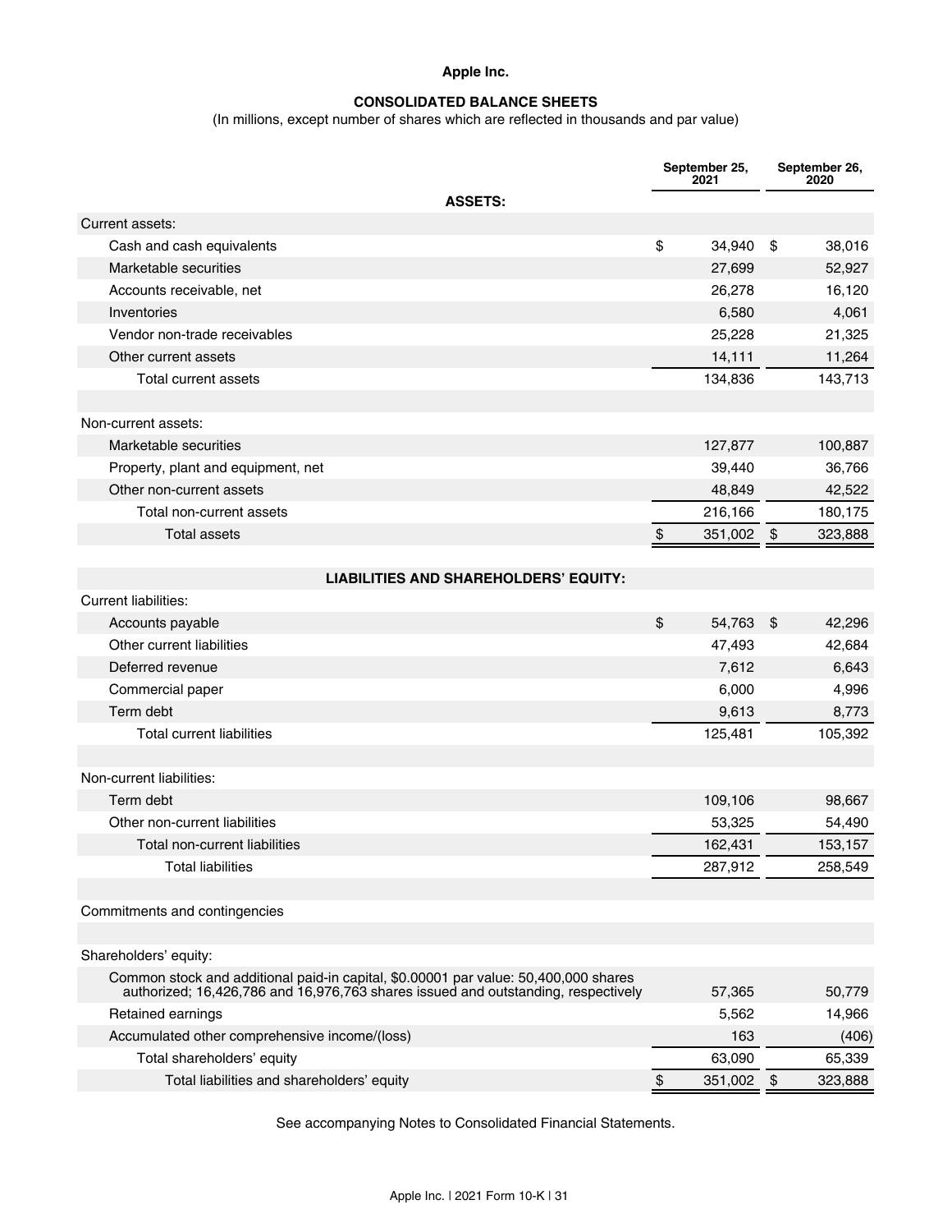**Apple Inc.**

**CONSOLIDATED BALANCE SHEETS**

(In millions, except number of shares which are reflected in thousands and par value)

| | September 25, 2021 | September 26, 2020 |
|---|---|---|
| **ASSETS:** | | |
| Current assets: | | |
| Cash and cash equivalents | $ 34,940 | $ 38,016 |
| Marketable securities | 27,699 | 52,927 |
| Accounts receivable, net | 26,278 | 16,120 |
| Inventories | 6,580 | 4,061 |
| Vendor non-trade receivables | 25,228 | 21,325 |
| Other current assets | 14,111 | 11,264 |
| Total current assets | 134,836 | 143,713 |
| | | |
| Non-current assets: | | |
| Marketable securities | 127,877 | 100,887 |
| Property, plant and equipment, net | 39,440 | 36,766 |
| Other non-current assets | 48,849 | 42,522 |
| Total non-current assets | 216,166 | 180,175 |
| Total assets | $ 351,002 | $ 323,888 |
| | | |
| **LIABILITIES AND SHAREHOLDERS' EQUITY:** | | |
| Current liabilities: | | |
| Accounts payable | $ 54,763 | $ 42,296 |
| Other current liabilities | 47,493 | 42,684 |
| Deferred revenue | 7,612 | 6,643 |
| Commercial paper | 6,000 | 4,996 |
| Term debt | 9,613 | 8,773 |
| Total current liabilities | 125,481 | 105,392 |
| | | |
| Non-current liabilities: | | |
| Term debt | 109,106 | 98,667 |
| Other non-current liabilities | 53,325 | 54,490 |
| Total non-current liabilities | 162,431 | 153,157 |
| Total liabilities | 287,912 | 258,549 |
| | | |
| Commitments and contingencies | | |
| | | |
| Shareholders' equity: | | |
| Common stock and additional paid-in capital, $0.00001 par value: 50,400,000 shares authorized; 16,426,786 and 16,976,763 shares issued and outstanding, respectively | 57,365 | 50,779 |
| Retained earnings | 5,562 | 14,966 |
| Accumulated other comprehensive income/(loss) | 163 | (406) |
| Total shareholders' equity | 63,090 | 65,339 |
| Total liabilities and shareholders' equity | $ 351,002 | $ 323,888 |

See accompanying Notes to Consolidated Financial Statements.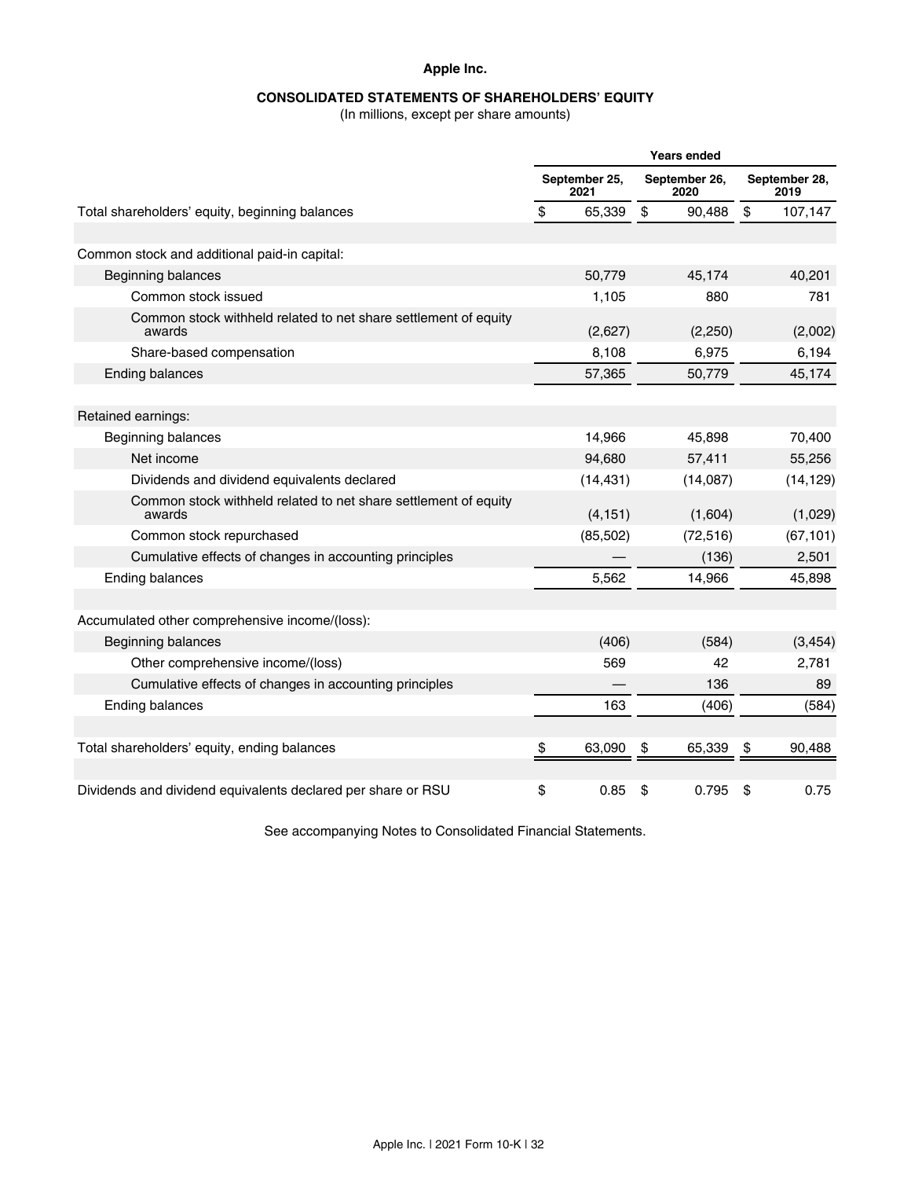**Apple Inc.**

**CONSOLIDATED STATEMENTS OF SHAREHOLDERS' EQUITY**
(In millions, except per share amounts)

| | Years ended | | |
|---|---|---|---|
| | September 25, 2021 | September 26, 2020 | September 28, 2019 |
| Total shareholders' equity, beginning balances | $ 65,339 | $ 90,488 | $ 107,147 |
| | | | |
| Common stock and additional paid-in capital: | | | |
| Beginning balances | 50,779 | 45,174 | 40,201 |
| Common stock issued | 1,105 | 880 | 781 |
| Common stock withheld related to net share settlement of equity awards | (2,627) | (2,250) | (2,002) |
| Share-based compensation | 8,108 | 6,975 | 6,194 |
| Ending balances | 57,365 | 50,779 | 45,174 |
| | | | |
| Retained earnings: | | | |
| Beginning balances | 14,966 | 45,898 | 70,400 |
| Net income | 94,680 | 57,411 | 55,256 |
| Dividends and dividend equivalents declared | (14,431) | (14,087) | (14,129) |
| Common stock withheld related to net share settlement of equity awards | (4,151) | (1,604) | (1,029) |
| Common stock repurchased | (85,502) | (72,516) | (67,101) |
| Cumulative effects of changes in accounting principles | — | (136) | 2,501 |
| Ending balances | 5,562 | 14,966 | 45,898 |
| | | | |
| Accumulated other comprehensive income/(loss): | | | |
| Beginning balances | (406) | (584) | (3,454) |
| Other comprehensive income/(loss) | 569 | 42 | 2,781 |
| Cumulative effects of changes in accounting principles | — | 136 | 89 |
| Ending balances | 163 | (406) | (584) |
| | | | |
| Total shareholders' equity, ending balances | $ 63,090 | $ 65,339 | $ 90,488 |
| | | | |
| Dividends and dividend equivalents declared per share or RSU | $ 0.85 | $ 0.795 | $ 0.75 |

See accompanying Notes to Consolidated Financial Statements.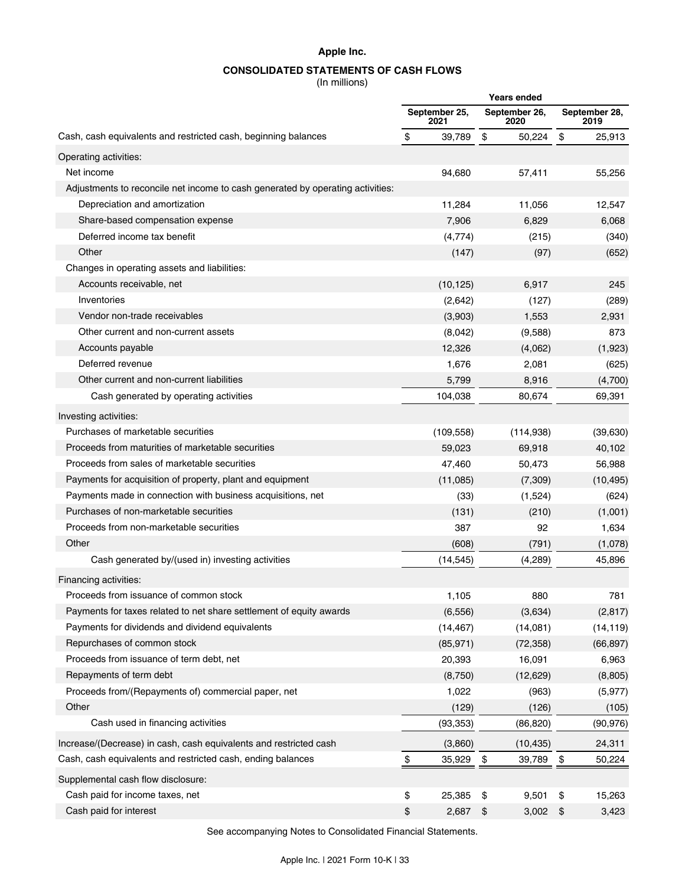**Apple Inc.**

**CONSOLIDATED STATEMENTS OF CASH FLOWS**

(In millions)

| | Years ended | | |
|---|---|---|---|
| | September 25, 2021 | September 26, 2020 | September 28, 2019 |
| Cash, cash equivalents and restricted cash, beginning balances | $ 39,789 | $ 50,224 | $ 25,913 |
| Operating activities: | | | |
| Net income | 94,680 | 57,411 | 55,256 |
| Adjustments to reconcile net income to cash generated by operating activities: | | | |
| Depreciation and amortization | 11,284 | 11,056 | 12,547 |
| Share-based compensation expense | 7,906 | 6,829 | 6,068 |
| Deferred income tax benefit | (4,774) | (215) | (340) |
| Other | (147) | (97) | (652) |
| Changes in operating assets and liabilities: | | | |
| Accounts receivable, net | (10,125) | 6,917 | 245 |
| Inventories | (2,642) | (127) | (289) |
| Vendor non-trade receivables | (3,903) | 1,553 | 2,931 |
| Other current and non-current assets | (8,042) | (9,588) | 873 |
| Accounts payable | 12,326 | (4,062) | (1,923) |
| Deferred revenue | 1,676 | 2,081 | (625) |
| Other current and non-current liabilities | 5,799 | 8,916 | (4,700) |
| Cash generated by operating activities | 104,038 | 80,674 | 69,391 |
| Investing activities: | | | |
| Purchases of marketable securities | (109,558) | (114,938) | (39,630) |
| Proceeds from maturities of marketable securities | 59,023 | 69,918 | 40,102 |
| Proceeds from sales of marketable securities | 47,460 | 50,473 | 56,988 |
| Payments for acquisition of property, plant and equipment | (11,085) | (7,309) | (10,495) |
| Payments made in connection with business acquisitions, net | (33) | (1,524) | (624) |
| Purchases of non-marketable securities | (131) | (210) | (1,001) |
| Proceeds from non-marketable securities | 387 | 92 | 1,634 |
| Other | (608) | (791) | (1,078) |
| Cash generated by/(used in) investing activities | (14,545) | (4,289) | 45,896 |
| Financing activities: | | | |
| Proceeds from issuance of common stock | 1,105 | 880 | 781 |
| Payments for taxes related to net share settlement of equity awards | (6,556) | (3,634) | (2,817) |
| Payments for dividends and dividend equivalents | (14,467) | (14,081) | (14,119) |
| Repurchases of common stock | (85,971) | (72,358) | (66,897) |
| Proceeds from issuance of term debt, net | 20,393 | 16,091 | 6,963 |
| Repayments of term debt | (8,750) | (12,629) | (8,805) |
| Proceeds from/(Repayments of) commercial paper, net | 1,022 | (963) | (5,977) |
| Other | (129) | (126) | (105) |
| Cash used in financing activities | (93,353) | (86,820) | (90,976) |
| Increase/(Decrease) in cash, cash equivalents and restricted cash | (3,860) | (10,435) | 24,311 |
| Cash, cash equivalents and restricted cash, ending balances | $ 35,929 | $ 39,789 | $ 50,224 |
| Supplemental cash flow disclosure: | | | |
| Cash paid for income taxes, net | $ 25,385 | $ 9,501 | $ 15,263 |
| Cash paid for interest | $ 2,687 | $ 3,002 | $ 3,423 |

See accompanying Notes to Consolidated Financial Statements.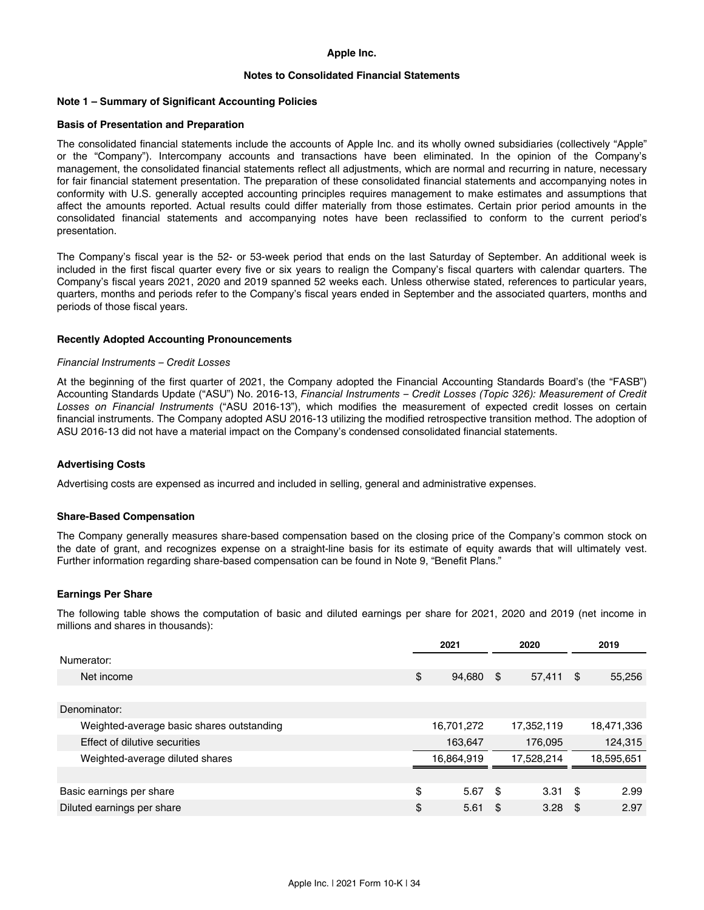**Apple Inc.**

**Notes to Consolidated Financial Statements**

## Note 1 – Summary of Significant Accounting Policies

### Basis of Presentation and Preparation

The consolidated financial statements include the accounts of Apple Inc. and its wholly owned subsidiaries (collectively "Apple" or the "Company"). Intercompany accounts and transactions have been eliminated. In the opinion of the Company's management, the consolidated financial statements reflect all adjustments, which are normal and recurring in nature, necessary for fair financial statement presentation. The preparation of these consolidated financial statements and accompanying notes in conformity with U.S. generally accepted accounting principles requires management to make estimates and assumptions that affect the amounts reported. Actual results could differ materially from those estimates. Certain prior period amounts in the consolidated financial statements and accompanying notes have been reclassified to conform to the current period's presentation.

The Company's fiscal year is the 52- or 53-week period that ends on the last Saturday of September. An additional week is included in the first fiscal quarter every five or six years to realign the Company's fiscal quarters with calendar quarters. The Company's fiscal years 2021, 2020 and 2019 spanned 52 weeks each. Unless otherwise stated, references to particular years, quarters, months and periods refer to the Company's fiscal years ended in September and the associated quarters, months and periods of those fiscal years.

### Recently Adopted Accounting Pronouncements

*Financial Instruments – Credit Losses*

At the beginning of the first quarter of 2021, the Company adopted the Financial Accounting Standards Board's (the "FASB") Accounting Standards Update ("ASU") No. 2016-13, *Financial Instruments – Credit Losses (Topic 326): Measurement of Credit Losses on Financial Instruments* ("ASU 2016-13"), which modifies the measurement of expected credit losses on certain financial instruments. The Company adopted ASU 2016-13 utilizing the modified retrospective transition method. The adoption of ASU 2016-13 did not have a material impact on the Company's condensed consolidated financial statements.

### Advertising Costs

Advertising costs are expensed as incurred and included in selling, general and administrative expenses.

### Share-Based Compensation

The Company generally measures share-based compensation based on the closing price of the Company's common stock on the date of grant, and recognizes expense on a straight-line basis for its estimate of equity awards that will ultimately vest. Further information regarding share-based compensation can be found in Note 9, "Benefit Plans."

### Earnings Per Share

The following table shows the computation of basic and diluted earnings per share for 2021, 2020 and 2019 (net income in millions and shares in thousands):

| | 2021 | 2020 | 2019 |
|---|---|---|---|
| Numerator: | | | |
| Net income | $ 94,680 | $ 57,411 | $ 55,256 |
| | | | |
| Denominator: | | | |
| Weighted-average basic shares outstanding | 16,701,272 | 17,352,119 | 18,471,336 |
| Effect of dilutive securities | 163,647 | 176,095 | 124,315 |
| Weighted-average diluted shares | 16,864,919 | 17,528,214 | 18,595,651 |
| | | | |
| Basic earnings per share | $ 5.67 | $ 3.31 | $ 2.99 |
| Diluted earnings per share | $ 5.61 | $ 3.28 | $ 2.97 |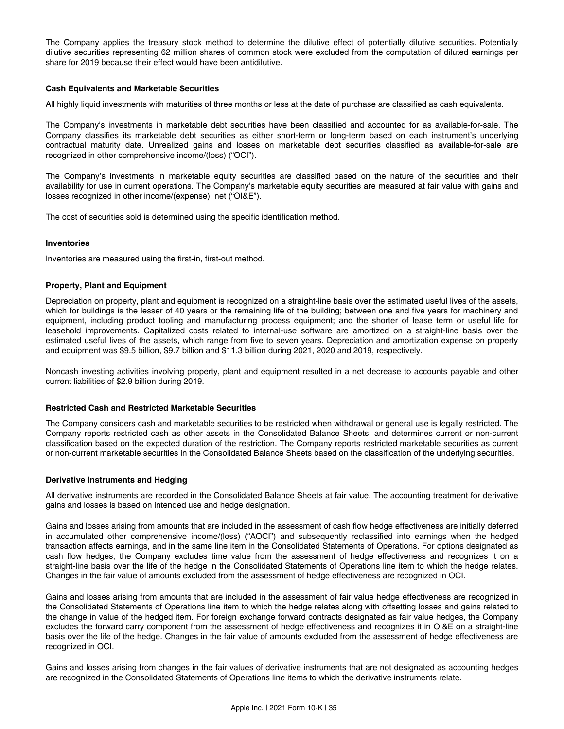The Company applies the treasury stock method to determine the dilutive effect of potentially dilutive securities. Potentially dilutive securities representing 62 million shares of common stock were excluded from the computation of diluted earnings per share for 2019 because their effect would have been antidilutive.

### Cash Equivalents and Marketable Securities

All highly liquid investments with maturities of three months or less at the date of purchase are classified as cash equivalents.

The Company's investments in marketable debt securities have been classified and accounted for as available-for-sale. The Company classifies its marketable debt securities as either short-term or long-term based on each instrument's underlying contractual maturity date. Unrealized gains and losses on marketable debt securities classified as available-for-sale are recognized in other comprehensive income/(loss) ("OCI").

The Company's investments in marketable equity securities are classified based on the nature of the securities and their availability for use in current operations. The Company's marketable equity securities are measured at fair value with gains and losses recognized in other income/(expense), net ("OI&E").

The cost of securities sold is determined using the specific identification method.

### Inventories

Inventories are measured using the first-in, first-out method.

### Property, Plant and Equipment

Depreciation on property, plant and equipment is recognized on a straight-line basis over the estimated useful lives of the assets, which for buildings is the lesser of 40 years or the remaining life of the building; between one and five years for machinery and equipment, including product tooling and manufacturing process equipment; and the shorter of lease term or useful life for leasehold improvements. Capitalized costs related to internal-use software are amortized on a straight-line basis over the estimated useful lives of the assets, which range from five to seven years. Depreciation and amortization expense on property and equipment was $9.5 billion, $9.7 billion and $11.3 billion during 2021, 2020 and 2019, respectively.

Noncash investing activities involving property, plant and equipment resulted in a net decrease to accounts payable and other current liabilities of $2.9 billion during 2019.

### Restricted Cash and Restricted Marketable Securities

The Company considers cash and marketable securities to be restricted when withdrawal or general use is legally restricted. The Company reports restricted cash as other assets in the Consolidated Balance Sheets, and determines current or non-current classification based on the expected duration of the restriction. The Company reports restricted marketable securities as current or non-current marketable securities in the Consolidated Balance Sheets based on the classification of the underlying securities.

### Derivative Instruments and Hedging

All derivative instruments are recorded in the Consolidated Balance Sheets at fair value. The accounting treatment for derivative gains and losses is based on intended use and hedge designation.

Gains and losses arising from amounts that are included in the assessment of cash flow hedge effectiveness are initially deferred in accumulated other comprehensive income/(loss) ("AOCI") and subsequently reclassified into earnings when the hedged transaction affects earnings, and in the same line item in the Consolidated Statements of Operations. For options designated as cash flow hedges, the Company excludes time value from the assessment of hedge effectiveness and recognizes it on a straight-line basis over the life of the hedge in the Consolidated Statements of Operations line item to which the hedge relates. Changes in the fair value of amounts excluded from the assessment of hedge effectiveness are recognized in OCI.

Gains and losses arising from amounts that are included in the assessment of fair value hedge effectiveness are recognized in the Consolidated Statements of Operations line item to which the hedge relates along with offsetting losses and gains related to the change in value of the hedged item. For foreign exchange forward contracts designated as fair value hedges, the Company excludes the forward carry component from the assessment of hedge effectiveness and recognizes it in OI&E on a straight-line basis over the life of the hedge. Changes in the fair value of amounts excluded from the assessment of hedge effectiveness are recognized in OCI.

Gains and losses arising from changes in the fair values of derivative instruments that are not designated as accounting hedges are recognized in the Consolidated Statements of Operations line items to which the derivative instruments relate.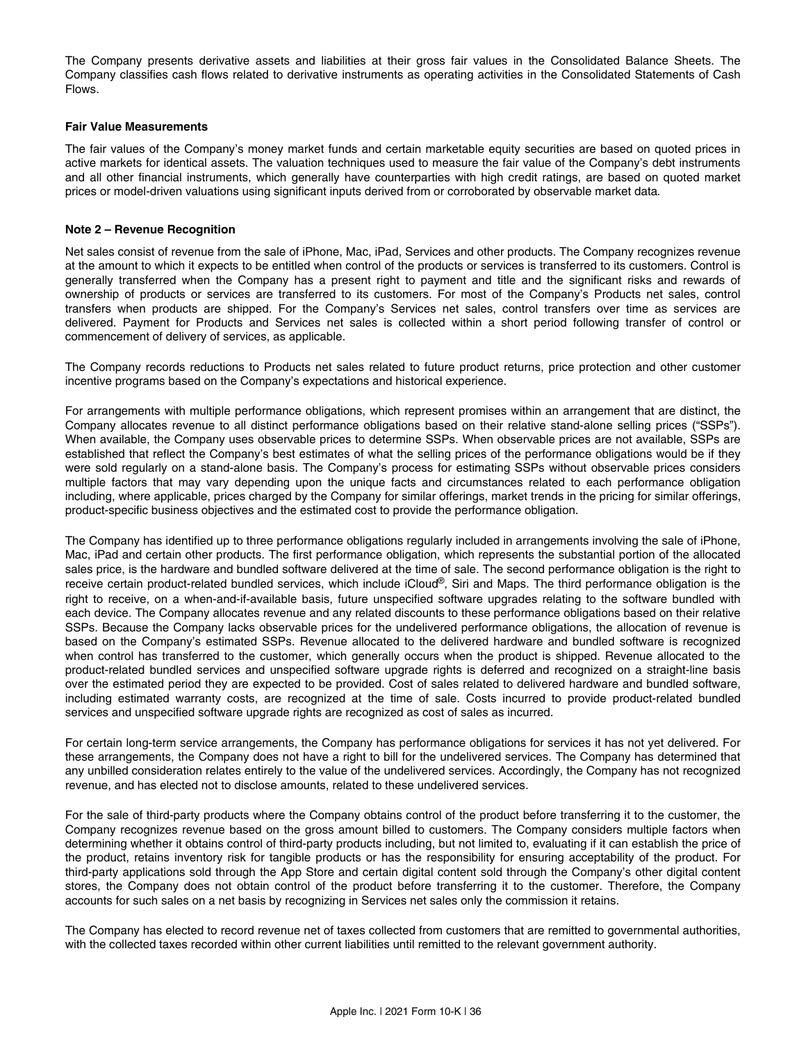The Company presents derivative assets and liabilities at their gross fair values in the Consolidated Balance Sheets. The Company classifies cash flows related to derivative instruments as operating activities in the Consolidated Statements of Cash Flows.

**Fair Value Measurements**

The fair values of the Company's money market funds and certain marketable equity securities are based on quoted prices in active markets for identical assets. The valuation techniques used to measure the fair value of the Company's debt instruments and all other financial instruments, which generally have counterparties with high credit ratings, are based on quoted market prices or model-driven valuations using significant inputs derived from or corroborated by observable market data.

**Note 2 – Revenue Recognition**

Net sales consist of revenue from the sale of iPhone, Mac, iPad, Services and other products. The Company recognizes revenue at the amount to which it expects to be entitled when control of the products or services is transferred to its customers. Control is generally transferred when the Company has a present right to payment and title and the significant risks and rewards of ownership of products or services are transferred to its customers. For most of the Company's Products net sales, control transfers when products are shipped. For the Company's Services net sales, control transfers over time as services are delivered. Payment for Products and Services net sales is collected within a short period following transfer of control or commencement of delivery of services, as applicable.

The Company records reductions to Products net sales related to future product returns, price protection and other customer incentive programs based on the Company's expectations and historical experience.

For arrangements with multiple performance obligations, which represent promises within an arrangement that are distinct, the Company allocates revenue to all distinct performance obligations based on their relative stand-alone selling prices ("SSPs"). When available, the Company uses observable prices to determine SSPs. When observable prices are not available, SSPs are established that reflect the Company's best estimates of what the selling prices of the performance obligations would be if they were sold regularly on a stand-alone basis. The Company's process for estimating SSPs without observable prices considers multiple factors that may vary depending upon the unique facts and circumstances related to each performance obligation including, where applicable, prices charged by the Company for similar offerings, market trends in the pricing for similar offerings, product-specific business objectives and the estimated cost to provide the performance obligation.

The Company has identified up to three performance obligations regularly included in arrangements involving the sale of iPhone, Mac, iPad and certain other products. The first performance obligation, which represents the substantial portion of the allocated sales price, is the hardware and bundled software delivered at the time of sale. The second performance obligation is the right to receive certain product-related bundled services, which include iCloud®, Siri and Maps. The third performance obligation is the right to receive, on a when-and-if-available basis, future unspecified software upgrades relating to the software bundled with each device. The Company allocates revenue and any related discounts to these performance obligations based on their relative SSPs. Because the Company lacks observable prices for the undelivered performance obligations, the allocation of revenue is based on the Company's estimated SSPs. Revenue allocated to the delivered hardware and bundled software is recognized when control has transferred to the customer, which generally occurs when the product is shipped. Revenue allocated to the product-related bundled services and unspecified software upgrade rights is deferred and recognized on a straight-line basis over the estimated period they are expected to be provided. Cost of sales related to delivered hardware and bundled software, including estimated warranty costs, are recognized at the time of sale. Costs incurred to provide product-related bundled services and unspecified software upgrade rights are recognized as cost of sales as incurred.

For certain long-term service arrangements, the Company has performance obligations for services it has not yet delivered. For these arrangements, the Company does not have a right to bill for the undelivered services. The Company has determined that any unbilled consideration relates entirely to the value of the undelivered services. Accordingly, the Company has not recognized revenue, and has elected not to disclose amounts, related to these undelivered services.

For the sale of third-party products where the Company obtains control of the product before transferring it to the customer, the Company recognizes revenue based on the gross amount billed to customers. The Company considers multiple factors when determining whether it obtains control of third-party products including, but not limited to, evaluating if it can establish the price of the product, retains inventory risk for tangible products or has the responsibility for ensuring acceptability of the product. For third-party applications sold through the App Store and certain digital content sold through the Company's other digital content stores, the Company does not obtain control of the product before transferring it to the customer. Therefore, the Company accounts for such sales on a net basis by recognizing in Services net sales only the commission it retains.

The Company has elected to record revenue net of taxes collected from customers that are remitted to governmental authorities, with the collected taxes recorded within other current liabilities until remitted to the relevant government authority.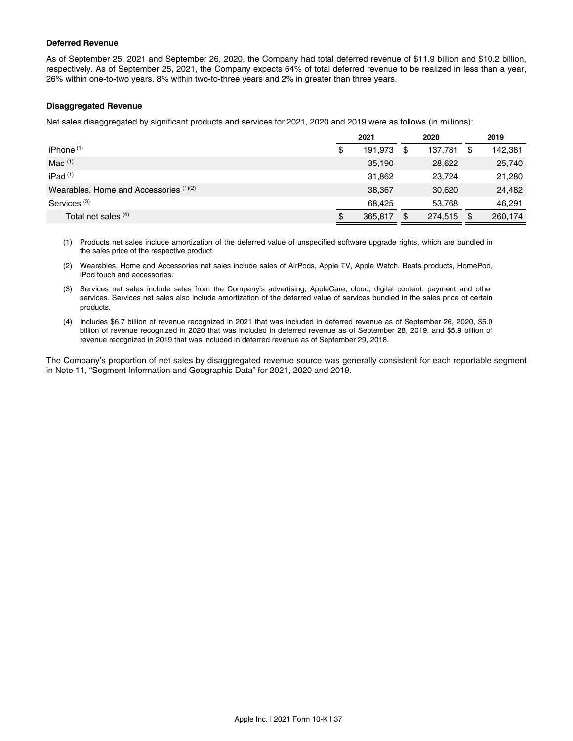### Deferred Revenue

As of September 25, 2021 and September 26, 2020, the Company had total deferred revenue of $11.9 billion and $10.2 billion, respectively. As of September 25, 2021, the Company expects 64% of total deferred revenue to be realized in less than a year, 26% within one-to-two years, 8% within two-to-three years and 2% in greater than three years.

### Disaggregated Revenue

Net sales disaggregated by significant products and services for 2021, 2020 and 2019 were as follows (in millions):

| | 2021 | 2020 | 2019 |
|---|---|---|---|
| iPhone (1) | $ 191,973 | $ 137,781 | $ 142,381 |
| Mac (1) | 35,190 | 28,622 | 25,740 |
| iPad (1) | 31,862 | 23,724 | 21,280 |
| Wearables, Home and Accessories (1)(2) | 38,367 | 30,620 | 24,482 |
| Services (3) | 68,425 | 53,768 | 46,291 |
| Total net sales (4) | $ 365,817 | $ 274,515 | $ 260,174 |

(1) Products net sales include amortization of the deferred value of unspecified software upgrade rights, which are bundled in the sales price of the respective product.

(2) Wearables, Home and Accessories net sales include sales of AirPods, Apple TV, Apple Watch, Beats products, HomePod, iPod touch and accessories.

(3) Services net sales include sales from the Company's advertising, AppleCare, cloud, digital content, payment and other services. Services net sales also include amortization of the deferred value of services bundled in the sales price of certain products.

(4) Includes $6.7 billion of revenue recognized in 2021 that was included in deferred revenue as of September 26, 2020, $5.0 billion of revenue recognized in 2020 that was included in deferred revenue as of September 28, 2019, and $5.9 billion of revenue recognized in 2019 that was included in deferred revenue as of September 29, 2018.

The Company's proportion of net sales by disaggregated revenue source was generally consistent for each reportable segment in Note 11, "Segment Information and Geographic Data" for 2021, 2020 and 2019.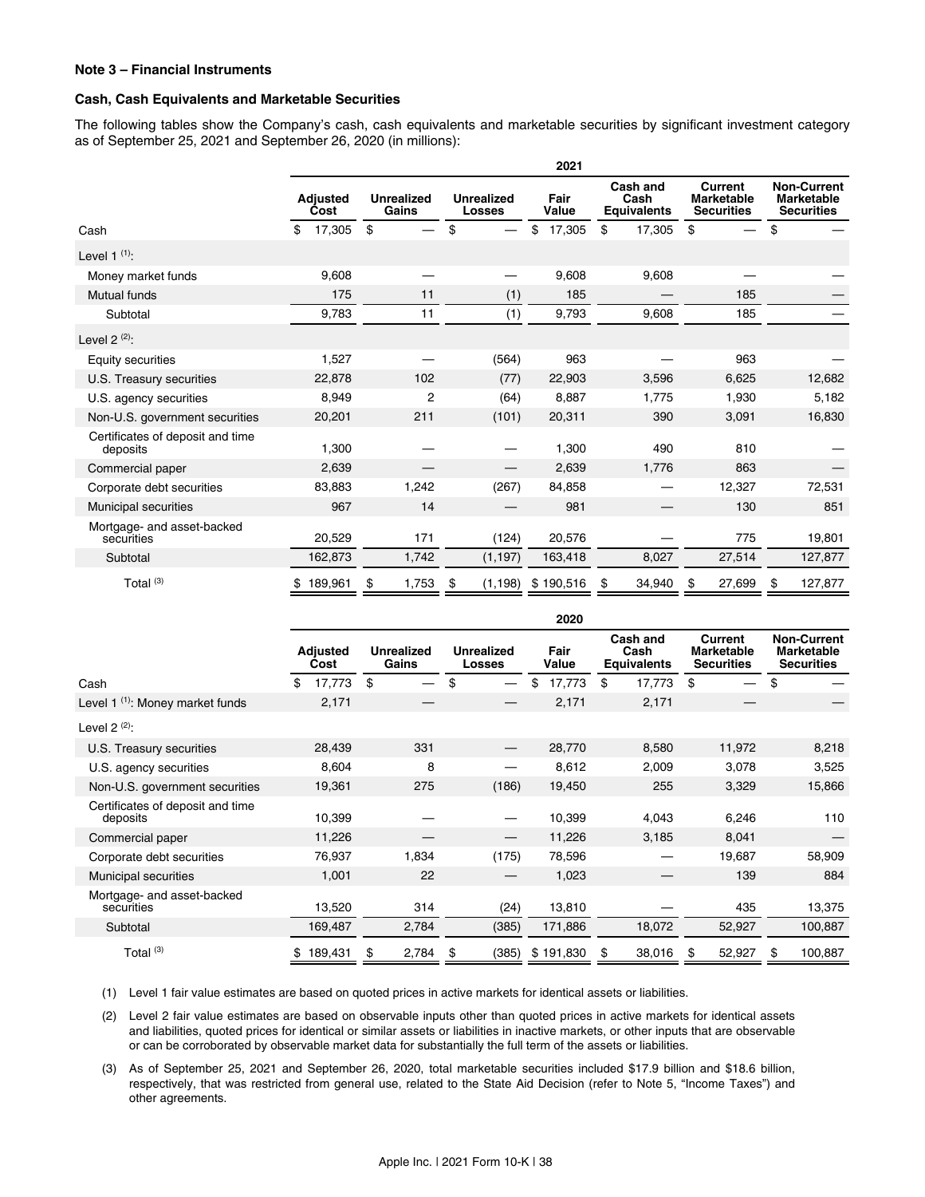**Note 3 – Financial Instruments**

**Cash, Cash Equivalents and Marketable Securities**

The following tables show the Company's cash, cash equivalents and marketable securities by significant investment category as of September 25, 2021 and September 26, 2020 (in millions):

| | 2021 | | | | | | |
|---|---|---|---|---|---|---|---|
| | Adjusted Cost | Unrealized Gains | Unrealized Losses | Fair Value | Cash and Cash Equivalents | Current Marketable Securities | Non-Current Marketable Securities |
| Cash | $ 17,305 | $ — | $ — | $ 17,305 | $ 17,305 | $ — | $ — |
| Level 1 [(1)]: | | | | | | | |
| Money market funds | 9,608 | — | — | 9,608 | 9,608 | — | — |
| Mutual funds | 175 | 11 | (1) | 185 | — | 185 | — |
| Subtotal | 9,783 | 11 | (1) | 9,793 | 9,608 | 185 | — |
| Level 2 [(2)]: | | | | | | | |
| Equity securities | 1,527 | — | (564) | 963 | — | 963 | — |
| U.S. Treasury securities | 22,878 | 102 | (77) | 22,903 | 3,596 | 6,625 | 12,682 |
| U.S. agency securities | 8,949 | 2 | (64) | 8,887 | 1,775 | 1,930 | 5,182 |
| Non-U.S. government securities | 20,201 | 211 | (101) | 20,311 | 390 | 3,091 | 16,830 |
| Certificates of deposit and time deposits | 1,300 | — | — | 1,300 | 490 | 810 | — |
| Commercial paper | 2,639 | — | — | 2,639 | 1,776 | 863 | — |
| Corporate debt securities | 83,883 | 1,242 | (267) | 84,858 | — | 12,327 | 72,531 |
| Municipal securities | 967 | 14 | — | 981 | — | 130 | 851 |
| Mortgage- and asset-backed securities | 20,529 | 171 | (124) | 20,576 | — | 775 | 19,801 |
| Subtotal | 162,873 | 1,742 | (1,197) | 163,418 | 8,027 | 27,514 | 127,877 |
| Total [(3)] | $ 189,961 | $ 1,753 | $ (1,198) | $ 190,516 | $ 34,940 | $ 27,699 | $ 127,877 |

| | 2020 | | | | | | |
|---|---|---|---|---|---|---|---|
| | Adjusted Cost | Unrealized Gains | Unrealized Losses | Fair Value | Cash and Cash Equivalents | Current Marketable Securities | Non-Current Marketable Securities |
| Cash | $ 17,773 | $ — | $ — | $ 17,773 | $ 17,773 | $ — | $ — |
| Level 1 [(1)]: Money market funds | 2,171 | — | — | 2,171 | 2,171 | — | — |
| Level 2 [(2)]: | | | | | | | |
| U.S. Treasury securities | 28,439 | 331 | — | 28,770 | 8,580 | 11,972 | 8,218 |
| U.S. agency securities | 8,604 | 8 | — | 8,612 | 2,009 | 3,078 | 3,525 |
| Non-U.S. government securities | 19,361 | 275 | (186) | 19,450 | 255 | 3,329 | 15,866 |
| Certificates of deposit and time deposits | 10,399 | — | — | 10,399 | 4,043 | 6,246 | 110 |
| Commercial paper | 11,226 | — | — | 11,226 | 3,185 | 8,041 | — |
| Corporate debt securities | 76,937 | 1,834 | (175) | 78,596 | — | 19,687 | 58,909 |
| Municipal securities | 1,001 | 22 | — | 1,023 | — | 139 | 884 |
| Mortgage- and asset-backed securities | 13,520 | 314 | (24) | 13,810 | — | 435 | 13,375 |
| Subtotal | 169,487 | 2,784 | (385) | 171,886 | 18,072 | 52,927 | 100,887 |
| Total [(3)] | $ 189,431 | $ 2,784 | $ (385) | $ 191,830 | $ 38,016 | $ 52,927 | $ 100,887 |

(1) Level 1 fair value estimates are based on quoted prices in active markets for identical assets or liabilities.

(2) Level 2 fair value estimates are based on observable inputs other than quoted prices in active markets for identical assets and liabilities, quoted prices for identical or similar assets or liabilities in inactive markets, or other inputs that are observable or can be corroborated by observable market data for substantially the full term of the assets or liabilities.

(3) As of September 25, 2021 and September 26, 2020, total marketable securities included $17.9 billion and $18.6 billion, respectively, that was restricted from general use, related to the State Aid Decision (refer to Note 5, "Income Taxes") and other agreements.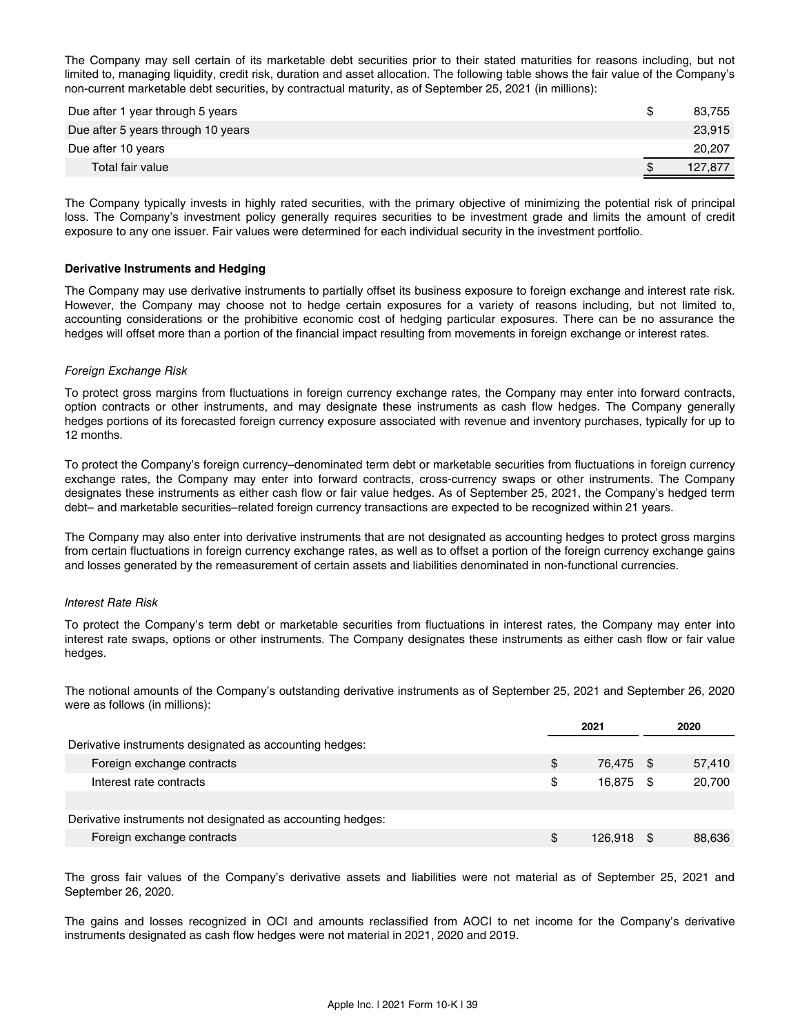The Company may sell certain of its marketable debt securities prior to their stated maturities for reasons including, but not limited to, managing liquidity, credit risk, duration and asset allocation. The following table shows the fair value of the Company's non-current marketable debt securities, by contractual maturity, as of September 25, 2021 (in millions):

| | |
|---|---|
| Due after 1 year through 5 years | $ 83,755 |
| Due after 5 years through 10 years | 23,915 |
| Due after 10 years | 20,207 |
| Total fair value | $ 127,877 |

The Company typically invests in highly rated securities, with the primary objective of minimizing the potential risk of principal loss. The Company's investment policy generally requires securities to be investment grade and limits the amount of credit exposure to any one issuer. Fair values were determined for each individual security in the investment portfolio.

**Derivative Instruments and Hedging**

The Company may use derivative instruments to partially offset its business exposure to foreign exchange and interest rate risk. However, the Company may choose not to hedge certain exposures for a variety of reasons including, but not limited to, accounting considerations or the prohibitive economic cost of hedging particular exposures. There can be no assurance the hedges will offset more than a portion of the financial impact resulting from movements in foreign exchange or interest rates.

*Foreign Exchange Risk*

To protect gross margins from fluctuations in foreign currency exchange rates, the Company may enter into forward contracts, option contracts or other instruments, and may designate these instruments as cash flow hedges. The Company generally hedges portions of its forecasted foreign currency exposure associated with revenue and inventory purchases, typically for up to 12 months.

To protect the Company's foreign currency–denominated term debt or marketable securities from fluctuations in foreign currency exchange rates, the Company may enter into forward contracts, cross-currency swaps or other instruments. The Company designates these instruments as either cash flow or fair value hedges. As of September 25, 2021, the Company's hedged term debt– and marketable securities–related foreign currency transactions are expected to be recognized within 21 years.

The Company may also enter into derivative instruments that are not designated as accounting hedges to protect gross margins from certain fluctuations in foreign currency exchange rates, as well as to offset a portion of the foreign currency exchange gains and losses generated by the remeasurement of certain assets and liabilities denominated in non-functional currencies.

*Interest Rate Risk*

To protect the Company's term debt or marketable securities from fluctuations in interest rates, the Company may enter into interest rate swaps, options or other instruments. The Company designates these instruments as either cash flow or fair value hedges.

The notional amounts of the Company's outstanding derivative instruments as of September 25, 2021 and September 26, 2020 were as follows (in millions):

| | 2021 | 2020 |
|---|---|---|
| Derivative instruments designated as accounting hedges: | | |
| Foreign exchange contracts | $ 76,475 | $ 57,410 |
| Interest rate contracts | $ 16,875 | $ 20,700 |
| | | |
| Derivative instruments not designated as accounting hedges: | | |
| Foreign exchange contracts | $ 126,918 | $ 88,636 |

The gross fair values of the Company's derivative assets and liabilities were not material as of September 25, 2021 and September 26, 2020.

The gains and losses recognized in OCI and amounts reclassified from AOCI to net income for the Company's derivative instruments designated as cash flow hedges were not material in 2021, 2020 and 2019.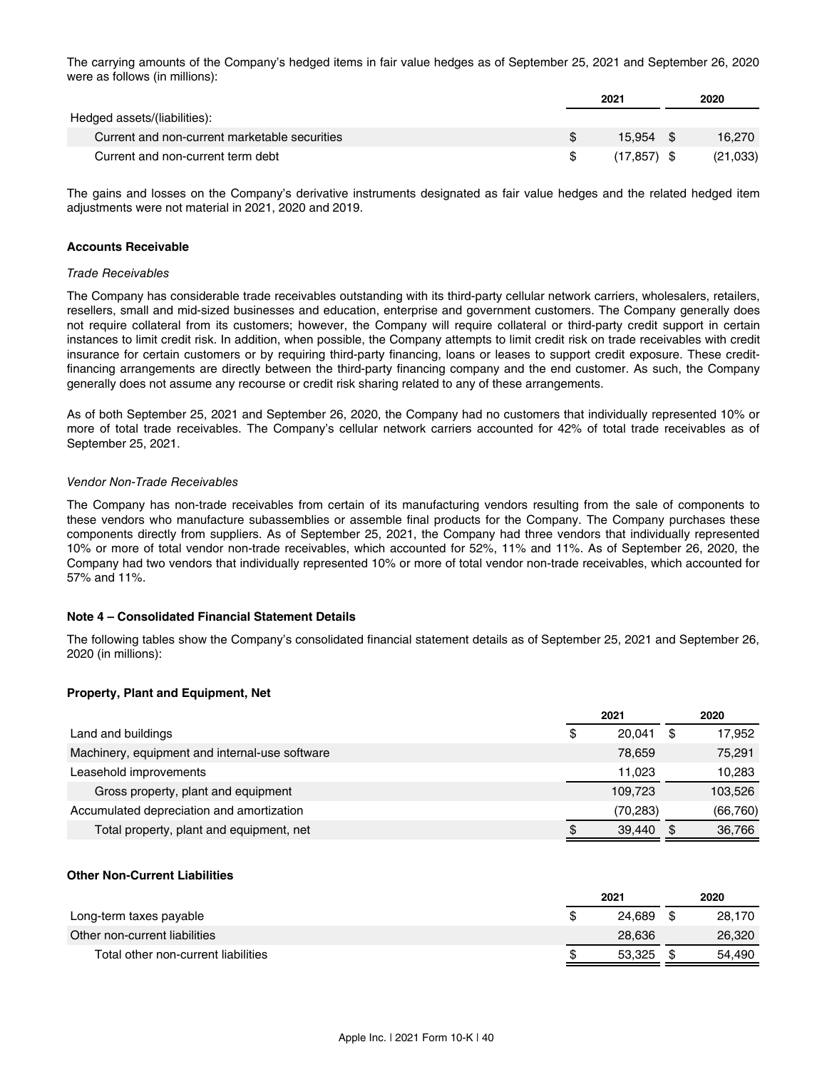The carrying amounts of the Company's hedged items in fair value hedges as of September 25, 2021 and September 26, 2020 were as follows (in millions):

| | 2021 | 2020 |
|---|---|---|
| Hedged assets/(liabilities): | | |
| Current and non-current marketable securities | $ 15,954 | $ 16,270 |
| Current and non-current term debt | $ (17,857) | $ (21,033) |

The gains and losses on the Company's derivative instruments designated as fair value hedges and the related hedged item adjustments were not material in 2021, 2020 and 2019.

**Accounts Receivable**

*Trade Receivables*

The Company has considerable trade receivables outstanding with its third-party cellular network carriers, wholesalers, retailers, resellers, small and mid-sized businesses and education, enterprise and government customers. The Company generally does not require collateral from its customers; however, the Company will require collateral or third-party credit support in certain instances to limit credit risk. In addition, when possible, the Company attempts to limit credit risk on trade receivables with credit insurance for certain customers or by requiring third-party financing, loans or leases to support credit exposure. These credit-financing arrangements are directly between the third-party financing company and the end customer. As such, the Company generally does not assume any recourse or credit risk sharing related to any of these arrangements.

As of both September 25, 2021 and September 26, 2020, the Company had no customers that individually represented 10% or more of total trade receivables. The Company's cellular network carriers accounted for 42% of total trade receivables as of September 25, 2021.

*Vendor Non-Trade Receivables*

The Company has non-trade receivables from certain of its manufacturing vendors resulting from the sale of components to these vendors who manufacture subassemblies or assemble final products for the Company. The Company purchases these components directly from suppliers. As of September 25, 2021, the Company had three vendors that individually represented 10% or more of total vendor non-trade receivables, which accounted for 52%, 11% and 11%. As of September 26, 2020, the Company had two vendors that individually represented 10% or more of total vendor non-trade receivables, which accounted for 57% and 11%.

**Note 4 – Consolidated Financial Statement Details**

The following tables show the Company's consolidated financial statement details as of September 25, 2021 and September 26, 2020 (in millions):

**Property, Plant and Equipment, Net**

| | 2021 | 2020 |
|---|---|---|
| Land and buildings | $ 20,041 | $ 17,952 |
| Machinery, equipment and internal-use software | 78,659 | 75,291 |
| Leasehold improvements | 11,023 | 10,283 |
| Gross property, plant and equipment | 109,723 | 103,526 |
| Accumulated depreciation and amortization | (70,283) | (66,760) |
| Total property, plant and equipment, net | $ 39,440 | $ 36,766 |

**Other Non-Current Liabilities**

| | 2021 | 2020 |
|---|---|---|
| Long-term taxes payable | $ 24,689 | $ 28,170 |
| Other non-current liabilities | 28,636 | 26,320 |
| Total other non-current liabilities | $ 53,325 | $ 54,490 |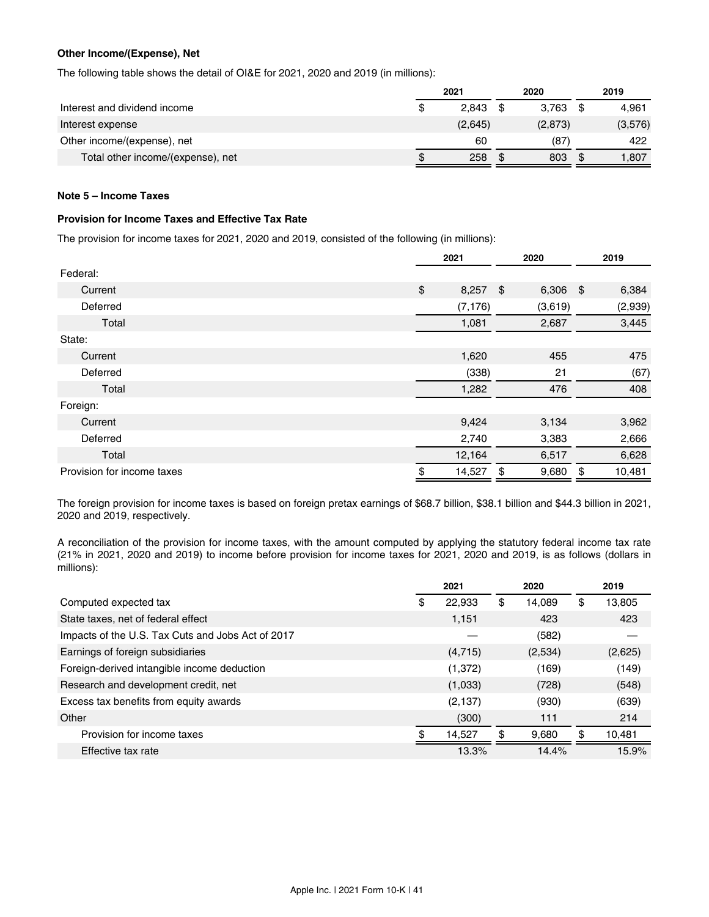### Other Income/(Expense), Net

The following table shows the detail of OI&E for 2021, 2020 and 2019 (in millions):

| | 2021 | 2020 | 2019 |
|---|---|---|---|
| Interest and dividend income | $ 2,843 | $ 3,763 | $ 4,961 |
| Interest expense | (2,645) | (2,873) | (3,576) |
| Other income/(expense), net | 60 | (87) | 422 |
| Total other income/(expense), net | $ 258 | $ 803 | $ 1,807 |

### Note 5 – Income Taxes

### Provision for Income Taxes and Effective Tax Rate

The provision for income taxes for 2021, 2020 and 2019, consisted of the following (in millions):

| | 2021 | 2020 | 2019 |
|---|---|---|---|
| Federal: | | | |
| Current | $ 8,257 | $ 6,306 | $ 6,384 |
| Deferred | (7,176) | (3,619) | (2,939) |
| Total | 1,081 | 2,687 | 3,445 |
| State: | | | |
| Current | 1,620 | 455 | 475 |
| Deferred | (338) | 21 | (67) |
| Total | 1,282 | 476 | 408 |
| Foreign: | | | |
| Current | 9,424 | 3,134 | 3,962 |
| Deferred | 2,740 | 3,383 | 2,666 |
| Total | 12,164 | 6,517 | 6,628 |
| Provision for income taxes | $ 14,527 | $ 9,680 | $ 10,481 |

The foreign provision for income taxes is based on foreign pretax earnings of $68.7 billion, $38.1 billion and $44.3 billion in 2021, 2020 and 2019, respectively.

A reconciliation of the provision for income taxes, with the amount computed by applying the statutory federal income tax rate (21% in 2021, 2020 and 2019) to income before provision for income taxes for 2021, 2020 and 2019, is as follows (dollars in millions):

| | 2021 | 2020 | 2019 |
|---|---|---|---|
| Computed expected tax | $ 22,933 | $ 14,089 | $ 13,805 |
| State taxes, net of federal effect | 1,151 | 423 | 423 |
| Impacts of the U.S. Tax Cuts and Jobs Act of 2017 | — | (582) | — |
| Earnings of foreign subsidiaries | (4,715) | (2,534) | (2,625) |
| Foreign-derived intangible income deduction | (1,372) | (169) | (149) |
| Research and development credit, net | (1,033) | (728) | (548) |
| Excess tax benefits from equity awards | (2,137) | (930) | (639) |
| Other | (300) | 111 | 214 |
| Provision for income taxes | $ 14,527 | $ 9,680 | $ 10,481 |
| Effective tax rate | 13.3% | 14.4% | 15.9% |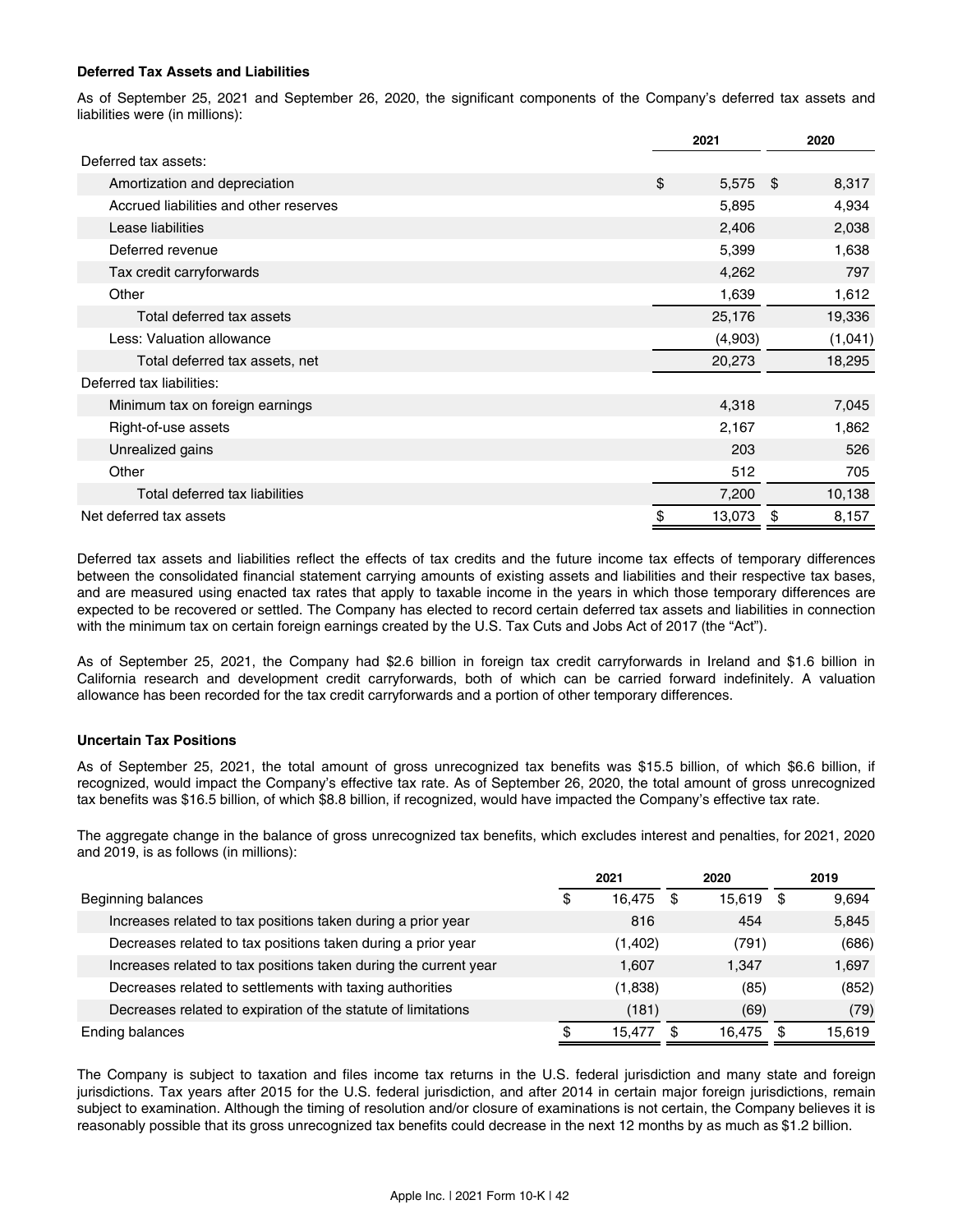**Deferred Tax Assets and Liabilities**

As of September 25, 2021 and September 26, 2020, the significant components of the Company's deferred tax assets and liabilities were (in millions):

| | 2021 | 2020 |
|---|---|---|
| Deferred tax assets: | | |
| Amortization and depreciation | $ 5,575 | $ 8,317 |
| Accrued liabilities and other reserves | 5,895 | 4,934 |
| Lease liabilities | 2,406 | 2,038 |
| Deferred revenue | 5,399 | 1,638 |
| Tax credit carryforwards | 4,262 | 797 |
| Other | 1,639 | 1,612 |
| Total deferred tax assets | 25,176 | 19,336 |
| Less: Valuation allowance | (4,903) | (1,041) |
| Total deferred tax assets, net | 20,273 | 18,295 |
| Deferred tax liabilities: | | |
| Minimum tax on foreign earnings | 4,318 | 7,045 |
| Right-of-use assets | 2,167 | 1,862 |
| Unrealized gains | 203 | 526 |
| Other | 512 | 705 |
| Total deferred tax liabilities | 7,200 | 10,138 |
| Net deferred tax assets | $ 13,073 | $ 8,157 |

Deferred tax assets and liabilities reflect the effects of tax credits and the future income tax effects of temporary differences between the consolidated financial statement carrying amounts of existing assets and liabilities and their respective tax bases, and are measured using enacted tax rates that apply to taxable income in the years in which those temporary differences are expected to be recovered or settled. The Company has elected to record certain deferred tax assets and liabilities in connection with the minimum tax on certain foreign earnings created by the U.S. Tax Cuts and Jobs Act of 2017 (the "Act").

As of September 25, 2021, the Company had $2.6 billion in foreign tax credit carryforwards in Ireland and $1.6 billion in California research and development credit carryforwards, both of which can be carried forward indefinitely. A valuation allowance has been recorded for the tax credit carryforwards and a portion of other temporary differences.

**Uncertain Tax Positions**

As of September 25, 2021, the total amount of gross unrecognized tax benefits was $15.5 billion, of which $6.6 billion, if recognized, would impact the Company's effective tax rate. As of September 26, 2020, the total amount of gross unrecognized tax benefits was $16.5 billion, of which $8.8 billion, if recognized, would have impacted the Company's effective tax rate.

The aggregate change in the balance of gross unrecognized tax benefits, which excludes interest and penalties, for 2021, 2020 and 2019, is as follows (in millions):

| | 2021 | 2020 | 2019 |
|---|---|---|---|
| Beginning balances | $ 16,475 | $ 15,619 | $ 9,694 |
| Increases related to tax positions taken during a prior year | 816 | 454 | 5,845 |
| Decreases related to tax positions taken during a prior year | (1,402) | (791) | (686) |
| Increases related to tax positions taken during the current year | 1,607 | 1,347 | 1,697 |
| Decreases related to settlements with taxing authorities | (1,838) | (85) | (852) |
| Decreases related to expiration of the statute of limitations | (181) | (69) | (79) |
| Ending balances | $ 15,477 | $ 16,475 | $ 15,619 |

The Company is subject to taxation and files income tax returns in the U.S. federal jurisdiction and many state and foreign jurisdictions. Tax years after 2015 for the U.S. federal jurisdiction, and after 2014 in certain major foreign jurisdictions, remain subject to examination. Although the timing of resolution and/or closure of examinations is not certain, the Company believes it is reasonably possible that its gross unrecognized tax benefits could decrease in the next 12 months by as much as $1.2 billion.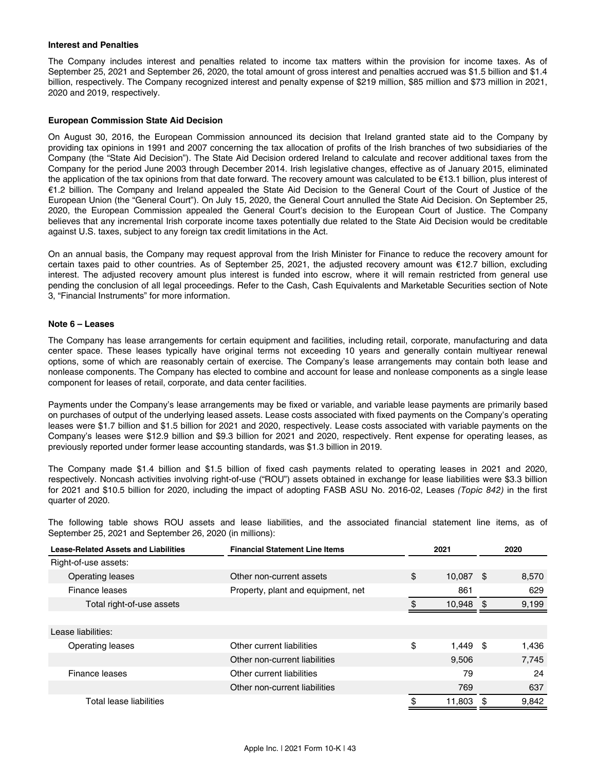**Interest and Penalties**

The Company includes interest and penalties related to income tax matters within the provision for income taxes. As of September 25, 2021 and September 26, 2020, the total amount of gross interest and penalties accrued was $1.5 billion and $1.4 billion, respectively. The Company recognized interest and penalty expense of $219 million, $85 million and $73 million in 2021, 2020 and 2019, respectively.

**European Commission State Aid Decision**

On August 30, 2016, the European Commission announced its decision that Ireland granted state aid to the Company by providing tax opinions in 1991 and 2007 concerning the tax allocation of profits of the Irish branches of two subsidiaries of the Company (the "State Aid Decision"). The State Aid Decision ordered Ireland to calculate and recover additional taxes from the Company for the period June 2003 through December 2014. Irish legislative changes, effective as of January 2015, eliminated the application of the tax opinions from that date forward. The recovery amount was calculated to be €13.1 billion, plus interest of €1.2 billion. The Company and Ireland appealed the State Aid Decision to the General Court of the Court of Justice of the European Union (the "General Court"). On July 15, 2020, the General Court annulled the State Aid Decision. On September 25, 2020, the European Commission appealed the General Court's decision to the European Court of Justice. The Company believes that any incremental Irish corporate income taxes potentially due related to the State Aid Decision would be creditable against U.S. taxes, subject to any foreign tax credit limitations in the Act.

On an annual basis, the Company may request approval from the Irish Minister for Finance to reduce the recovery amount for certain taxes paid to other countries. As of September 25, 2021, the adjusted recovery amount was €12.7 billion, excluding interest. The adjusted recovery amount plus interest is funded into escrow, where it will remain restricted from general use pending the conclusion of all legal proceedings. Refer to the Cash, Cash Equivalents and Marketable Securities section of Note 3, "Financial Instruments" for more information.

**Note 6 – Leases**

The Company has lease arrangements for certain equipment and facilities, including retail, corporate, manufacturing and data center space. These leases typically have original terms not exceeding 10 years and generally contain multiyear renewal options, some of which are reasonably certain of exercise. The Company's lease arrangements may contain both lease and nonlease components. The Company has elected to combine and account for lease and nonlease components as a single lease component for leases of retail, corporate, and data center facilities.

Payments under the Company's lease arrangements may be fixed or variable, and variable lease payments are primarily based on purchases of output of the underlying leased assets. Lease costs associated with fixed payments on the Company's operating leases were $1.7 billion and $1.5 billion for 2021 and 2020, respectively. Lease costs associated with variable payments on the Company's leases were $12.9 billion and $9.3 billion for 2021 and 2020, respectively. Rent expense for operating leases, as previously reported under former lease accounting standards, was $1.3 billion in 2019.

The Company made $1.4 billion and $1.5 billion of fixed cash payments related to operating leases in 2021 and 2020, respectively. Noncash activities involving right-of-use ("ROU") assets obtained in exchange for lease liabilities were $3.3 billion for 2021 and $10.5 billion for 2020, including the impact of adopting FASB ASU No. 2016-02, Leases *(Topic 842)* in the first quarter of 2020.

The following table shows ROU assets and lease liabilities, and the associated financial statement line items, as of September 25, 2021 and September 26, 2020 (in millions):

| Lease-Related Assets and Liabilities | Financial Statement Line Items | 2021 | 2020 |
|---|---|---|---|
| Right-of-use assets: | | | |
| Operating leases | Other non-current assets | $ 10,087 | $ 8,570 |
| Finance leases | Property, plant and equipment, net | 861 | 629 |
| Total right-of-use assets | | $ 10,948 | $ 9,199 |
| | | | |
| Lease liabilities: | | | |
| Operating leases | Other current liabilities | $ 1,449 | $ 1,436 |
| | Other non-current liabilities | 9,506 | 7,745 |
| Finance leases | Other current liabilities | 79 | 24 |
| | Other non-current liabilities | 769 | 637 |
| Total lease liabilities | | $ 11,803 | $ 9,842 |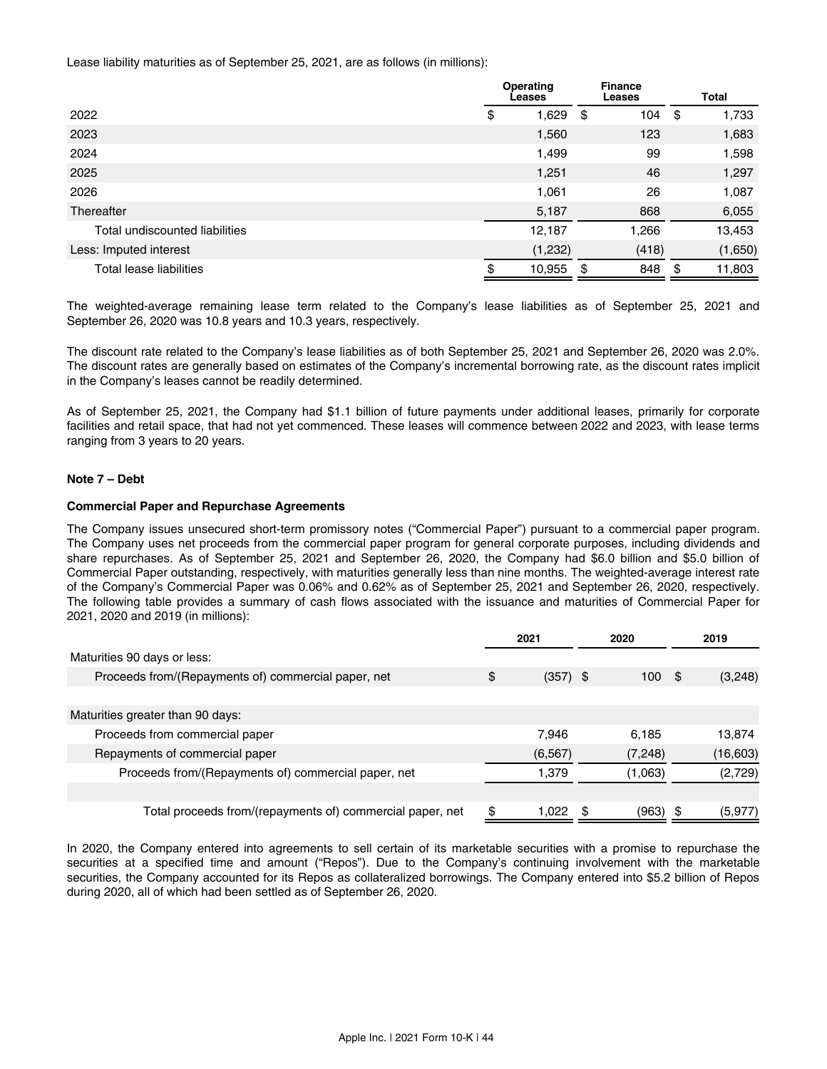Lease liability maturities as of September 25, 2021, are as follows (in millions):

| | Operating Leases | Finance Leases | Total |
|---|---|---|---|
| 2022 | $ 1,629 | $ 104 | $ 1,733 |
| 2023 | 1,560 | 123 | 1,683 |
| 2024 | 1,499 | 99 | 1,598 |
| 2025 | 1,251 | 46 | 1,297 |
| 2026 | 1,061 | 26 | 1,087 |
| Thereafter | 5,187 | 868 | 6,055 |
| Total undiscounted liabilities | 12,187 | 1,266 | 13,453 |
| Less: Imputed interest | (1,232) | (418) | (1,650) |
| Total lease liabilities | $ 10,955 | $ 848 | $ 11,803 |

The weighted-average remaining lease term related to the Company's lease liabilities as of September 25, 2021 and September 26, 2020 was 10.8 years and 10.3 years, respectively.

The discount rate related to the Company's lease liabilities as of both September 25, 2021 and September 26, 2020 was 2.0%. The discount rates are generally based on estimates of the Company's incremental borrowing rate, as the discount rates implicit in the Company's leases cannot be readily determined.

As of September 25, 2021, the Company had $1.1 billion of future payments under additional leases, primarily for corporate facilities and retail space, that had not yet commenced. These leases will commence between 2022 and 2023, with lease terms ranging from 3 years to 20 years.

**Note 7 – Debt**

**Commercial Paper and Repurchase Agreements**

The Company issues unsecured short-term promissory notes ("Commercial Paper") pursuant to a commercial paper program. The Company uses net proceeds from the commercial paper program for general corporate purposes, including dividends and share repurchases. As of September 25, 2021 and September 26, 2020, the Company had $6.0 billion and $5.0 billion of Commercial Paper outstanding, respectively, with maturities generally less than nine months. The weighted-average interest rate of the Company's Commercial Paper was 0.06% and 0.62% as of September 25, 2021 and September 26, 2020, respectively. The following table provides a summary of cash flows associated with the issuance and maturities of Commercial Paper for 2021, 2020 and 2019 (in millions):

| | 2021 | 2020 | 2019 |
|---|---|---|---|
| Maturities 90 days or less: | | | |
| Proceeds from/(Repayments of) commercial paper, net | $ (357) | $ 100 | $ (3,248) |
| | | | |
| Maturities greater than 90 days: | | | |
| Proceeds from commercial paper | 7,946 | 6,185 | 13,874 |
| Repayments of commercial paper | (6,567) | (7,248) | (16,603) |
| Proceeds from/(Repayments of) commercial paper, net | 1,379 | (1,063) | (2,729) |
| | | | |
| Total proceeds from/(repayments of) commercial paper, net | $ 1,022 | $ (963) | $ (5,977) |

In 2020, the Company entered into agreements to sell certain of its marketable securities with a promise to repurchase the securities at a specified time and amount ("Repos"). Due to the Company's continuing involvement with the marketable securities, the Company accounted for its Repos as collateralized borrowings. The Company entered into $5.2 billion of Repos during 2020, all of which had been settled as of September 26, 2020.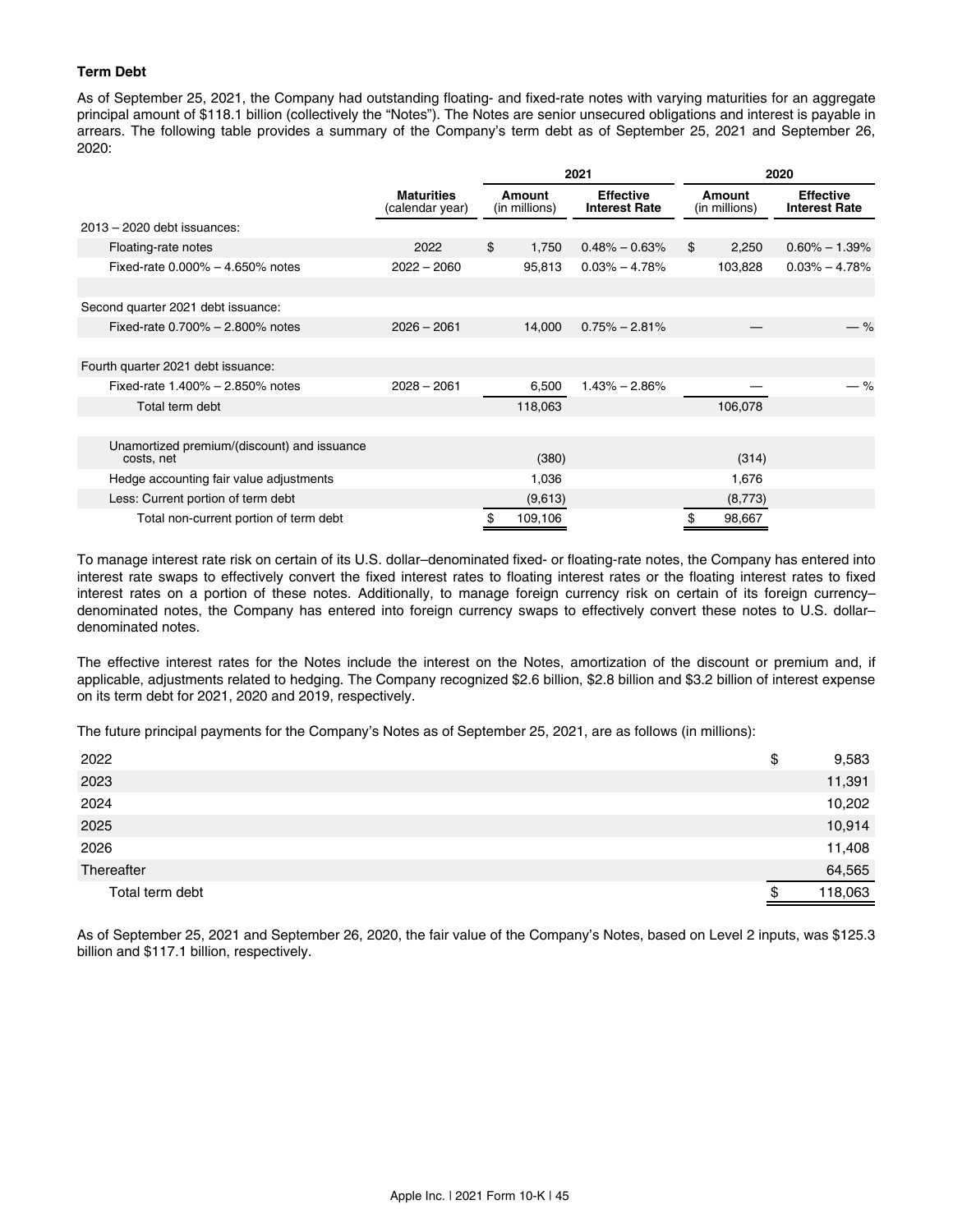### Term Debt

As of September 25, 2021, the Company had outstanding floating- and fixed-rate notes with varying maturities for an aggregate principal amount of $118.1 billion (collectively the "Notes"). The Notes are senior unsecured obligations and interest is payable in arrears. The following table provides a summary of the Company's term debt as of September 25, 2021 and September 26, 2020:

| | | 2021 | | 2020 | |
|---|---|---|---|---|---|
| | Maturities (calendar year) | Amount (in millions) | Effective Interest Rate | Amount (in millions) | Effective Interest Rate |
| 2013 – 2020 debt issuances: | | | | | |
| Floating-rate notes | 2022 | $ 1,750 | 0.48% – 0.63% | $ 2,250 | 0.60% – 1.39% |
| Fixed-rate 0.000% – 4.650% notes | 2022 – 2060 | 95,813 | 0.03% – 4.78% | 103,828 | 0.03% – 4.78% |
| | | | | | |
| Second quarter 2021 debt issuance: | | | | | |
| Fixed-rate 0.700% – 2.800% notes | 2026 – 2061 | 14,000 | 0.75% – 2.81% | — | — % |
| | | | | | |
| Fourth quarter 2021 debt issuance: | | | | | |
| Fixed-rate 1.400% – 2.850% notes | 2028 – 2061 | 6,500 | 1.43% – 2.86% | — | — % |
| Total term debt | | 118,063 | | 106,078 | |
| | | | | | |
| Unamortized premium/(discount) and issuance costs, net | | (380) | | (314) | |
| Hedge accounting fair value adjustments | | 1,036 | | 1,676 | |
| Less: Current portion of term debt | | (9,613) | | (8,773) | |
| Total non-current portion of term debt | | $ 109,106 | | $ 98,667 | |

To manage interest rate risk on certain of its U.S. dollar–denominated fixed- or floating-rate notes, the Company has entered into interest rate swaps to effectively convert the fixed interest rates to floating interest rates or the floating interest rates to fixed interest rates on a portion of these notes. Additionally, to manage foreign currency risk on certain of its foreign currency–denominated notes, the Company has entered into foreign currency swaps to effectively convert these notes to U.S. dollar–denominated notes.

The effective interest rates for the Notes include the interest on the Notes, amortization of the discount or premium and, if applicable, adjustments related to hedging. The Company recognized $2.6 billion, $2.8 billion and $3.2 billion of interest expense on its term debt for 2021, 2020 and 2019, respectively.

The future principal payments for the Company's Notes as of September 25, 2021, are as follows (in millions):

| | |
|---|---|
| 2022 | $ 9,583 |
| 2023 | 11,391 |
| 2024 | 10,202 |
| 2025 | 10,914 |
| 2026 | 11,408 |
| Thereafter | 64,565 |
| Total term debt | $ 118,063 |

As of September 25, 2021 and September 26, 2020, the fair value of the Company's Notes, based on Level 2 inputs, was $125.3 billion and $117.1 billion, respectively.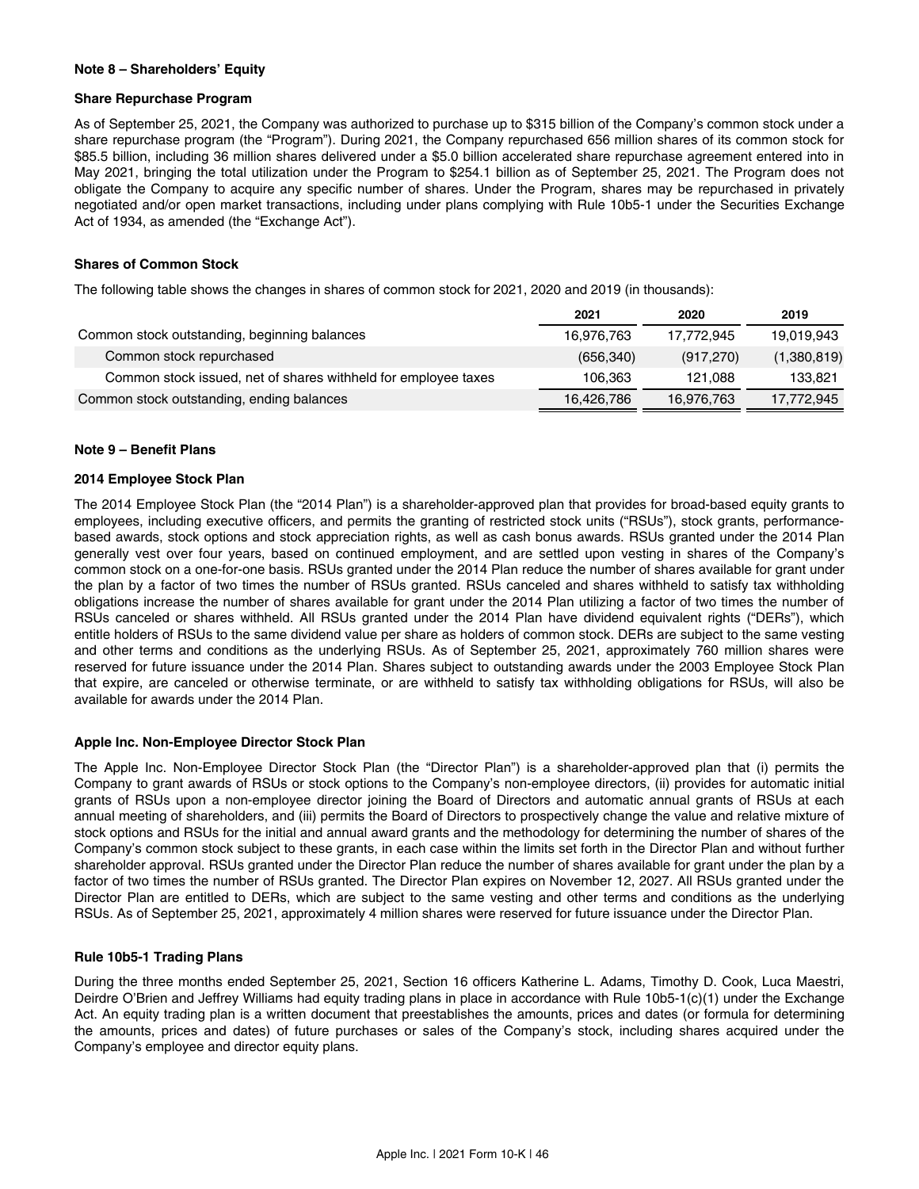## Note 8 – Shareholders' Equity

### Share Repurchase Program

As of September 25, 2021, the Company was authorized to purchase up to $315 billion of the Company's common stock under a share repurchase program (the "Program"). During 2021, the Company repurchased 656 million shares of its common stock for $85.5 billion, including 36 million shares delivered under a $5.0 billion accelerated share repurchase agreement entered into in May 2021, bringing the total utilization under the Program to $254.1 billion as of September 25, 2021. The Program does not obligate the Company to acquire any specific number of shares. Under the Program, shares may be repurchased in privately negotiated and/or open market transactions, including under plans complying with Rule 10b5-1 under the Securities Exchange Act of 1934, as amended (the "Exchange Act").

### Shares of Common Stock

The following table shows the changes in shares of common stock for 2021, 2020 and 2019 (in thousands):

| | 2021 | 2020 | 2019 |
|---|---|---|---|
| Common stock outstanding, beginning balances | 16,976,763 | 17,772,945 | 19,019,943 |
| Common stock repurchased | (656,340) | (917,270) | (1,380,819) |
| Common stock issued, net of shares withheld for employee taxes | 106,363 | 121,088 | 133,821 |
| Common stock outstanding, ending balances | 16,426,786 | 16,976,763 | 17,772,945 |

## Note 9 – Benefit Plans

### 2014 Employee Stock Plan

The 2014 Employee Stock Plan (the "2014 Plan") is a shareholder-approved plan that provides for broad-based equity grants to employees, including executive officers, and permits the granting of restricted stock units ("RSUs"), stock grants, performance-based awards, stock options and stock appreciation rights, as well as cash bonus awards. RSUs granted under the 2014 Plan generally vest over four years, based on continued employment, and are settled upon vesting in shares of the Company's common stock on a one-for-one basis. RSUs granted under the 2014 Plan reduce the number of shares available for grant under the plan by a factor of two times the number of RSUs granted. RSUs canceled and shares withheld to satisfy tax withholding obligations increase the number of shares available for grant under the 2014 Plan utilizing a factor of two times the number of RSUs canceled or shares withheld. All RSUs granted under the 2014 Plan have dividend equivalent rights ("DERs"), which entitle holders of RSUs to the same dividend value per share as holders of common stock. DERs are subject to the same vesting and other terms and conditions as the underlying RSUs. As of September 25, 2021, approximately 760 million shares were reserved for future issuance under the 2014 Plan. Shares subject to outstanding awards under the 2003 Employee Stock Plan that expire, are canceled or otherwise terminate, or are withheld to satisfy tax withholding obligations for RSUs, will also be available for awards under the 2014 Plan.

### Apple Inc. Non-Employee Director Stock Plan

The Apple Inc. Non-Employee Director Stock Plan (the "Director Plan") is a shareholder-approved plan that (i) permits the Company to grant awards of RSUs or stock options to the Company's non-employee directors, (ii) provides for automatic initial grants of RSUs upon a non-employee director joining the Board of Directors and automatic annual grants of RSUs at each annual meeting of shareholders, and (iii) permits the Board of Directors to prospectively change the value and relative mixture of stock options and RSUs for the initial and annual award grants and the methodology for determining the number of shares of the Company's common stock subject to these grants, in each case within the limits set forth in the Director Plan and without further shareholder approval. RSUs granted under the Director Plan reduce the number of shares available for grant under the plan by a factor of two times the number of RSUs granted. The Director Plan expires on November 12, 2027. All RSUs granted under the Director Plan are entitled to DERs, which are subject to the same vesting and other terms and conditions as the underlying RSUs. As of September 25, 2021, approximately 4 million shares were reserved for future issuance under the Director Plan.

### Rule 10b5-1 Trading Plans

During the three months ended September 25, 2021, Section 16 officers Katherine L. Adams, Timothy D. Cook, Luca Maestri, Deirdre O'Brien and Jeffrey Williams had equity trading plans in place in accordance with Rule 10b5-1(c)(1) under the Exchange Act. An equity trading plan is a written document that preestablishes the amounts, prices and dates (or formula for determining the amounts, prices and dates) of future purchases or sales of the Company's stock, including shares acquired under the Company's employee and director equity plans.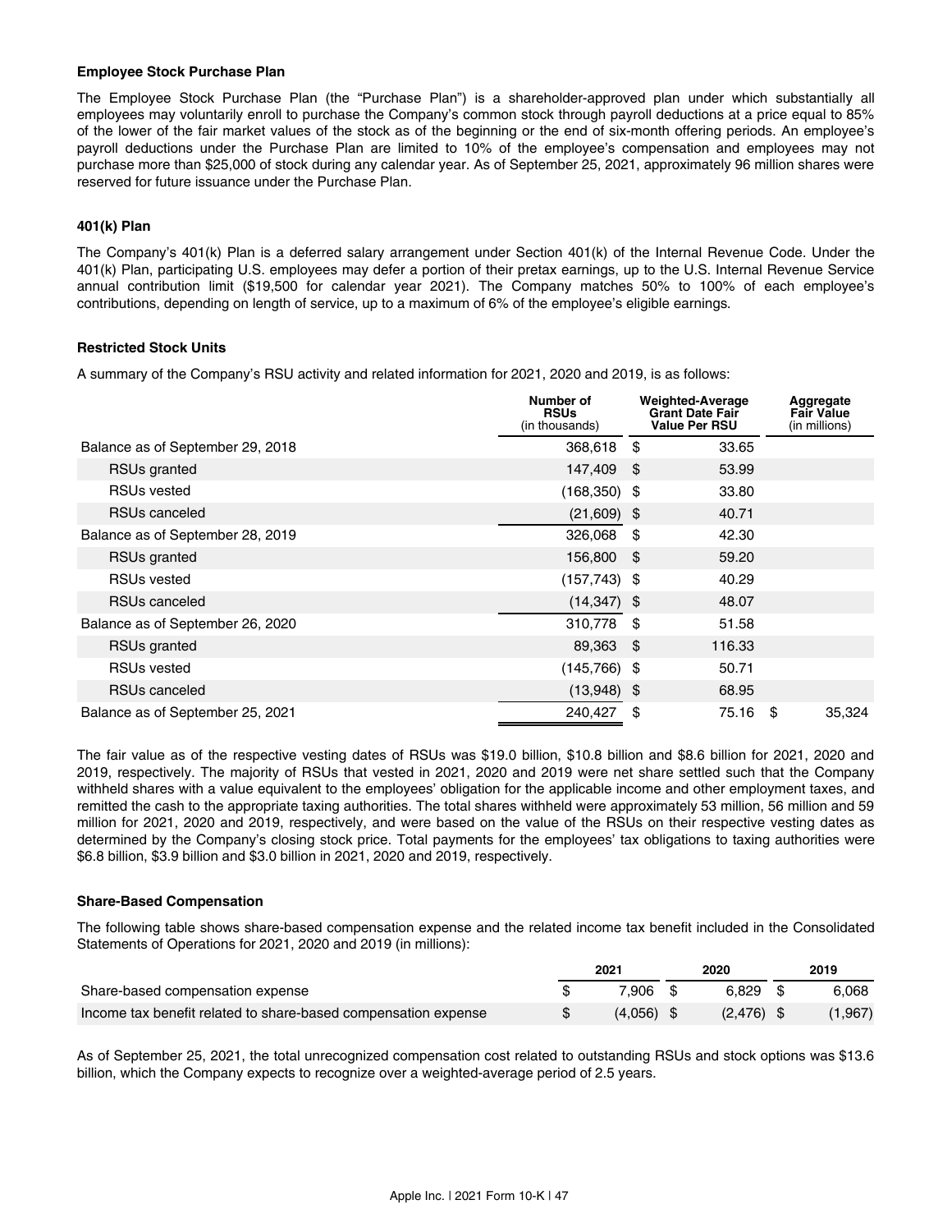**Employee Stock Purchase Plan**

The Employee Stock Purchase Plan (the "Purchase Plan") is a shareholder-approved plan under which substantially all employees may voluntarily enroll to purchase the Company's common stock through payroll deductions at a price equal to 85% of the lower of the fair market values of the stock as of the beginning or the end of six-month offering periods. An employee's payroll deductions under the Purchase Plan are limited to 10% of the employee's compensation and employees may not purchase more than $25,000 of stock during any calendar year. As of September 25, 2021, approximately 96 million shares were reserved for future issuance under the Purchase Plan.

**401(k) Plan**

The Company's 401(k) Plan is a deferred salary arrangement under Section 401(k) of the Internal Revenue Code. Under the 401(k) Plan, participating U.S. employees may defer a portion of their pretax earnings, up to the U.S. Internal Revenue Service annual contribution limit ($19,500 for calendar year 2021). The Company matches 50% to 100% of each employee's contributions, depending on length of service, up to a maximum of 6% of the employee's eligible earnings.

**Restricted Stock Units**

A summary of the Company's RSU activity and related information for 2021, 2020 and 2019, is as follows:

| | Number of RSUs (in thousands) | Weighted-Average Grant Date Fair Value Per RSU | Aggregate Fair Value (in millions) |
|---|---|---|---|
| Balance as of September 29, 2018 | 368,618 | $ 33.65 | |
| RSUs granted | 147,409 | $ 53.99 | |
| RSUs vested | (168,350) | $ 33.80 | |
| RSUs canceled | (21,609) | $ 40.71 | |
| Balance as of September 28, 2019 | 326,068 | $ 42.30 | |
| RSUs granted | 156,800 | $ 59.20 | |
| RSUs vested | (157,743) | $ 40.29 | |
| RSUs canceled | (14,347) | $ 48.07 | |
| Balance as of September 26, 2020 | 310,778 | $ 51.58 | |
| RSUs granted | 89,363 | $ 116.33 | |
| RSUs vested | (145,766) | $ 50.71 | |
| RSUs canceled | (13,948) | $ 68.95 | |
| Balance as of September 25, 2021 | 240,427 | $ 75.16 | $ 35,324 |

The fair value as of the respective vesting dates of RSUs was $19.0 billion, $10.8 billion and $8.6 billion for 2021, 2020 and 2019, respectively. The majority of RSUs that vested in 2021, 2020 and 2019 were net share settled such that the Company withheld shares with a value equivalent to the employees' obligation for the applicable income and other employment taxes, and remitted the cash to the appropriate taxing authorities. The total shares withheld were approximately 53 million, 56 million and 59 million for 2021, 2020 and 2019, respectively, and were based on the value of the RSUs on their respective vesting dates as determined by the Company's closing stock price. Total payments for the employees' tax obligations to taxing authorities were $6.8 billion, $3.9 billion and $3.0 billion in 2021, 2020 and 2019, respectively.

**Share-Based Compensation**

The following table shows share-based compensation expense and the related income tax benefit included in the Consolidated Statements of Operations for 2021, 2020 and 2019 (in millions):

| | 2021 | 2020 | 2019 |
|---|---|---|---|
| Share-based compensation expense | $ 7,906 | $ 6,829 | $ 6,068 |
| Income tax benefit related to share-based compensation expense | $ (4,056) | $ (2,476) | $ (1,967) |

As of September 25, 2021, the total unrecognized compensation cost related to outstanding RSUs and stock options was $13.6 billion, which the Company expects to recognize over a weighted-average period of 2.5 years.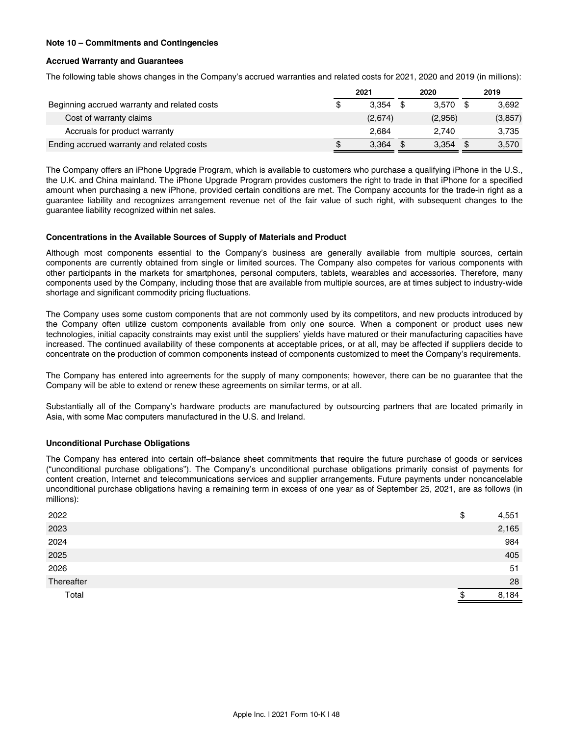### Note 10 – Commitments and Contingencies

#### Accrued Warranty and Guarantees

The following table shows changes in the Company's accrued warranties and related costs for 2021, 2020 and 2019 (in millions):

| | 2021 | 2020 | 2019 |
|---|---|---|---|
| Beginning accrued warranty and related costs | $ 3,354 | $ 3,570 | $ 3,692 |
| Cost of warranty claims | (2,674) | (2,956) | (3,857) |
| Accruals for product warranty | 2,684 | 2,740 | 3,735 |
| Ending accrued warranty and related costs | $ 3,364 | $ 3,354 | $ 3,570 |

The Company offers an iPhone Upgrade Program, which is available to customers who purchase a qualifying iPhone in the U.S., the U.K. and China mainland. The iPhone Upgrade Program provides customers the right to trade in that iPhone for a specified amount when purchasing a new iPhone, provided certain conditions are met. The Company accounts for the trade-in right as a guarantee liability and recognizes arrangement revenue net of the fair value of such right, with subsequent changes to the guarantee liability recognized within net sales.

#### Concentrations in the Available Sources of Supply of Materials and Product

Although most components essential to the Company's business are generally available from multiple sources, certain components are currently obtained from single or limited sources. The Company also competes for various components with other participants in the markets for smartphones, personal computers, tablets, wearables and accessories. Therefore, many components used by the Company, including those that are available from multiple sources, are at times subject to industry-wide shortage and significant commodity pricing fluctuations.

The Company uses some custom components that are not commonly used by its competitors, and new products introduced by the Company often utilize custom components available from only one source. When a component or product uses new technologies, initial capacity constraints may exist until the suppliers' yields have matured or their manufacturing capacities have increased. The continued availability of these components at acceptable prices, or at all, may be affected if suppliers decide to concentrate on the production of common components instead of components customized to meet the Company's requirements.

The Company has entered into agreements for the supply of many components; however, there can be no guarantee that the Company will be able to extend or renew these agreements on similar terms, or at all.

Substantially all of the Company's hardware products are manufactured by outsourcing partners that are located primarily in Asia, with some Mac computers manufactured in the U.S. and Ireland.

#### Unconditional Purchase Obligations

The Company has entered into certain off–balance sheet commitments that require the future purchase of goods or services ("unconditional purchase obligations"). The Company's unconditional purchase obligations primarily consist of payments for content creation, Internet and telecommunications services and supplier arrangements. Future payments under noncancelable unconditional purchase obligations having a remaining term in excess of one year as of September 25, 2021, are as follows (in millions):

| | |
|---|---|
| 2022 | $ 4,551 |
| 2023 | 2,165 |
| 2024 | 984 |
| 2025 | 405 |
| 2026 | 51 |
| Thereafter | 28 |
| Total | $ 8,184 |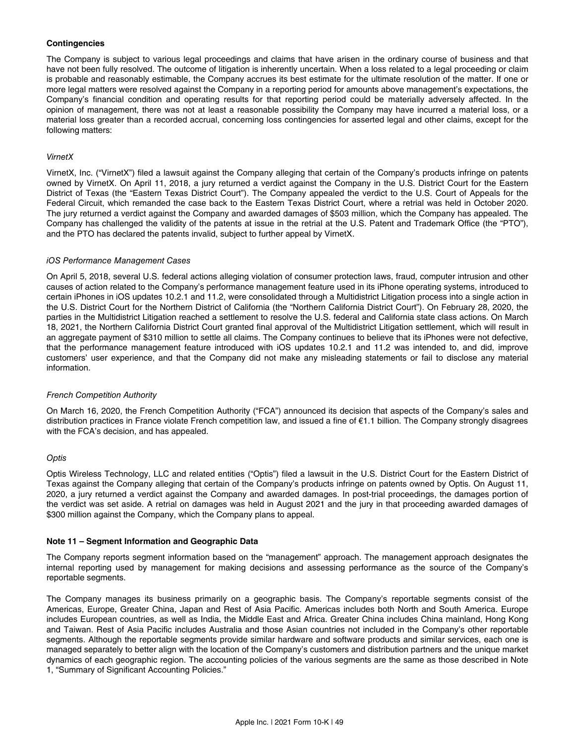**Contingencies**

The Company is subject to various legal proceedings and claims that have arisen in the ordinary course of business and that have not been fully resolved. The outcome of litigation is inherently uncertain. When a loss related to a legal proceeding or claim is probable and reasonably estimable, the Company accrues its best estimate for the ultimate resolution of the matter. If one or more legal matters were resolved against the Company in a reporting period for amounts above management's expectations, the Company's financial condition and operating results for that reporting period could be materially adversely affected. In the opinion of management, there was not at least a reasonable possibility the Company may have incurred a material loss, or a material loss greater than a recorded accrual, concerning loss contingencies for asserted legal and other claims, except for the following matters:

*VirnetX*

VirnetX, Inc. ("VirnetX") filed a lawsuit against the Company alleging that certain of the Company's products infringe on patents owned by VirnetX. On April 11, 2018, a jury returned a verdict against the Company in the U.S. District Court for the Eastern District of Texas (the "Eastern Texas District Court"). The Company appealed the verdict to the U.S. Court of Appeals for the Federal Circuit, which remanded the case back to the Eastern Texas District Court, where a retrial was held in October 2020. The jury returned a verdict against the Company and awarded damages of $503 million, which the Company has appealed. The Company has challenged the validity of the patents at issue in the retrial at the U.S. Patent and Trademark Office (the "PTO"), and the PTO has declared the patents invalid, subject to further appeal by VirnetX.

*iOS Performance Management Cases*

On April 5, 2018, several U.S. federal actions alleging violation of consumer protection laws, fraud, computer intrusion and other causes of action related to the Company's performance management feature used in its iPhone operating systems, introduced to certain iPhones in iOS updates 10.2.1 and 11.2, were consolidated through a Multidistrict Litigation process into a single action in the U.S. District Court for the Northern District of California (the "Northern California District Court"). On February 28, 2020, the parties in the Multidistrict Litigation reached a settlement to resolve the U.S. federal and California state class actions. On March 18, 2021, the Northern California District Court granted final approval of the Multidistrict Litigation settlement, which will result in an aggregate payment of $310 million to settle all claims. The Company continues to believe that its iPhones were not defective, that the performance management feature introduced with iOS updates 10.2.1 and 11.2 was intended to, and did, improve customers' user experience, and that the Company did not make any misleading statements or fail to disclose any material information.

*French Competition Authority*

On March 16, 2020, the French Competition Authority ("FCA") announced its decision that aspects of the Company's sales and distribution practices in France violate French competition law, and issued a fine of €1.1 billion. The Company strongly disagrees with the FCA's decision, and has appealed.

*Optis*

Optis Wireless Technology, LLC and related entities ("Optis") filed a lawsuit in the U.S. District Court for the Eastern District of Texas against the Company alleging that certain of the Company's products infringe on patents owned by Optis. On August 11, 2020, a jury returned a verdict against the Company and awarded damages. In post-trial proceedings, the damages portion of the verdict was set aside. A retrial on damages was held in August 2021 and the jury in that proceeding awarded damages of $300 million against the Company, which the Company plans to appeal.

## Note 11 – Segment Information and Geographic Data

The Company reports segment information based on the "management" approach. The management approach designates the internal reporting used by management for making decisions and assessing performance as the source of the Company's reportable segments.

The Company manages its business primarily on a geographic basis. The Company's reportable segments consist of the Americas, Europe, Greater China, Japan and Rest of Asia Pacific. Americas includes both North and South America. Europe includes European countries, as well as India, the Middle East and Africa. Greater China includes China mainland, Hong Kong and Taiwan. Rest of Asia Pacific includes Australia and those Asian countries not included in the Company's other reportable segments. Although the reportable segments provide similar hardware and software products and similar services, each one is managed separately to better align with the location of the Company's customers and distribution partners and the unique market dynamics of each geographic region. The accounting policies of the various segments are the same as those described in Note 1, "Summary of Significant Accounting Policies."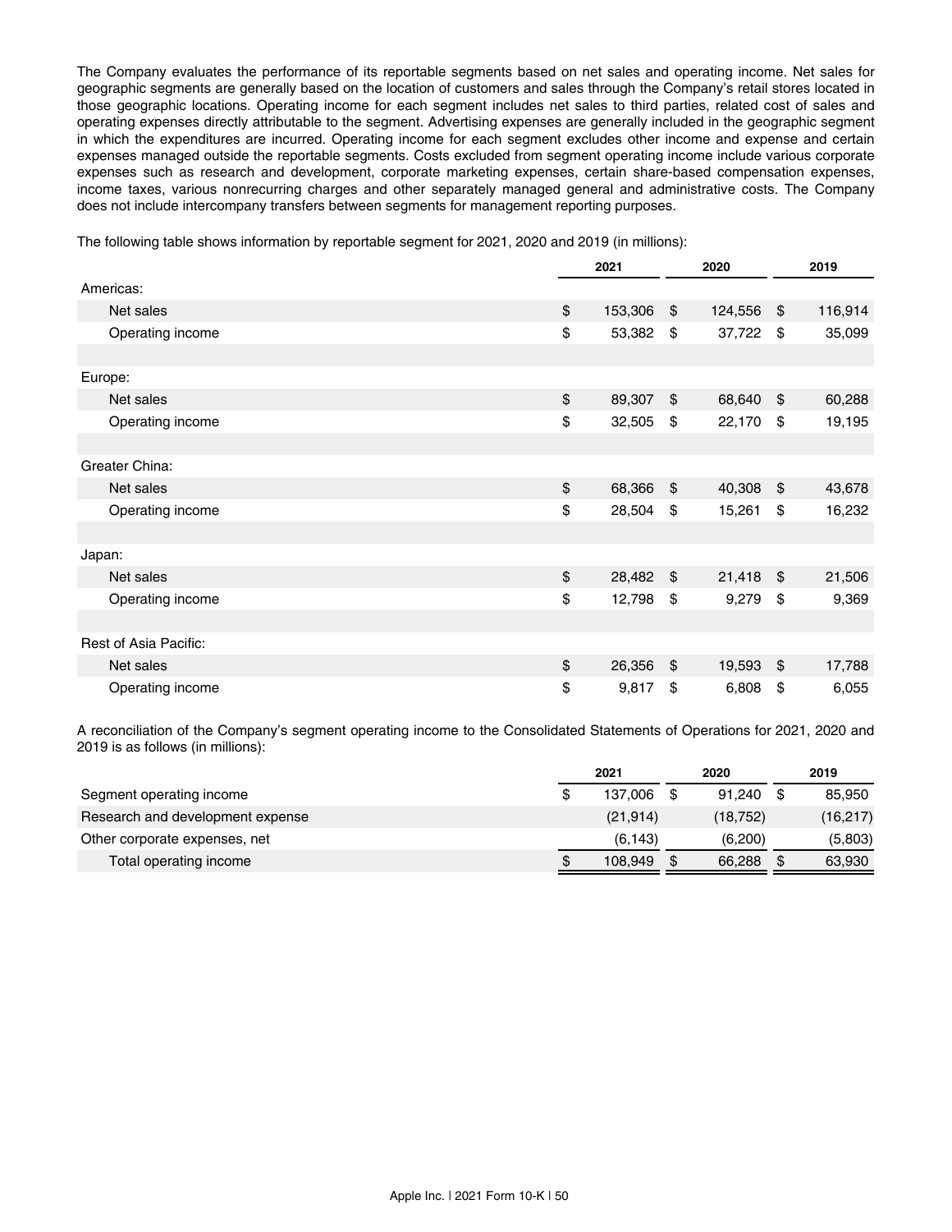The Company evaluates the performance of its reportable segments based on net sales and operating income. Net sales for geographic segments are generally based on the location of customers and sales through the Company's retail stores located in those geographic locations. Operating income for each segment includes net sales to third parties, related cost of sales and operating expenses directly attributable to the segment. Advertising expenses are generally included in the geographic segment in which the expenditures are incurred. Operating income for each segment excludes other income and expense and certain expenses managed outside the reportable segments. Costs excluded from segment operating income include various corporate expenses such as research and development, corporate marketing expenses, certain share-based compensation expenses, income taxes, various nonrecurring charges and other separately managed general and administrative costs. The Company does not include intercompany transfers between segments for management reporting purposes.

The following table shows information by reportable segment for 2021, 2020 and 2019 (in millions):

| | 2021 | 2020 | 2019 |
|---|---|---|---|
| Americas: | | | |
| Net sales | $ 153,306 | $ 124,556 | $ 116,914 |
| Operating income | $ 53,382 | $ 37,722 | $ 35,099 |
| | | | |
| Europe: | | | |
| Net sales | $ 89,307 | $ 68,640 | $ 60,288 |
| Operating income | $ 32,505 | $ 22,170 | $ 19,195 |
| | | | |
| Greater China: | | | |
| Net sales | $ 68,366 | $ 40,308 | $ 43,678 |
| Operating income | $ 28,504 | $ 15,261 | $ 16,232 |
| | | | |
| Japan: | | | |
| Net sales | $ 28,482 | $ 21,418 | $ 21,506 |
| Operating income | $ 12,798 | $ 9,279 | $ 9,369 |
| | | | |
| Rest of Asia Pacific: | | | |
| Net sales | $ 26,356 | $ 19,593 | $ 17,788 |
| Operating income | $ 9,817 | $ 6,808 | $ 6,055 |

A reconciliation of the Company's segment operating income to the Consolidated Statements of Operations for 2021, 2020 and 2019 is as follows (in millions):

| | 2021 | 2020 | 2019 |
|---|---|---|---|
| Segment operating income | $ 137,006 | $ 91,240 | $ 85,950 |
| Research and development expense | (21,914) | (18,752) | (16,217) |
| Other corporate expenses, net | (6,143) | (6,200) | (5,803) |
| Total operating income | $ 108,949 | $ 66,288 | $ 63,930 |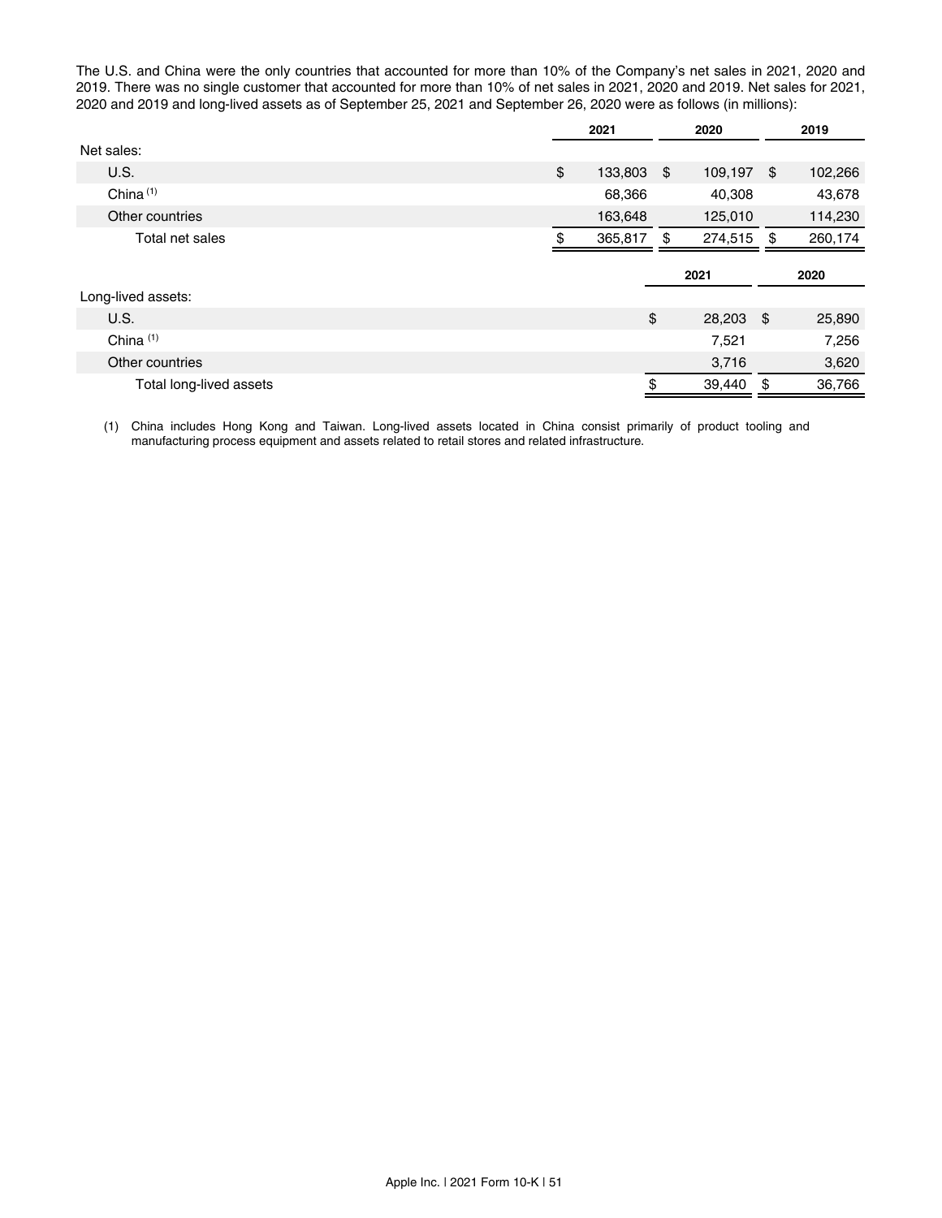The U.S. and China were the only countries that accounted for more than 10% of the Company's net sales in 2021, 2020 and 2019. There was no single customer that accounted for more than 10% of net sales in 2021, 2020 and 2019. Net sales for 2021, 2020 and 2019 and long-lived assets as of September 25, 2021 and September 26, 2020 were as follows (in millions):

| | 2021 | 2020 | 2019 |
|---|---|---|---|
| Net sales: | | | |
| U.S. | $ 133,803 | $ 109,197 | $ 102,266 |
| China [(1)] | 68,366 | 40,308 | 43,678 |
| Other countries | 163,648 | 125,010 | 114,230 |
| Total net sales | $ 365,817 | $ 274,515 | $ 260,174 |

| | 2021 | 2020 |
|---|---|---|
| Long-lived assets: | | |
| U.S. | $ 28,203 | $ 25,890 |
| China [(1)] | 7,521 | 7,256 |
| Other countries | 3,716 | 3,620 |
| Total long-lived assets | $ 39,440 | $ 36,766 |

(1) China includes Hong Kong and Taiwan. Long-lived assets located in China consist primarily of product tooling and manufacturing process equipment and assets related to retail stores and related infrastructure.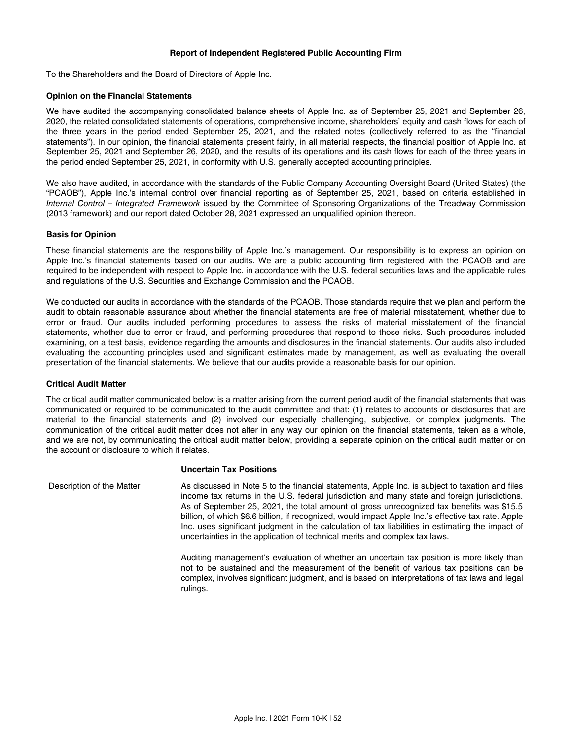## Report of Independent Registered Public Accounting Firm

To the Shareholders and the Board of Directors of Apple Inc.

### Opinion on the Financial Statements

We have audited the accompanying consolidated balance sheets of Apple Inc. as of September 25, 2021 and September 26, 2020, the related consolidated statements of operations, comprehensive income, shareholders' equity and cash flows for each of the three years in the period ended September 25, 2021, and the related notes (collectively referred to as the "financial statements"). In our opinion, the financial statements present fairly, in all material respects, the financial position of Apple Inc. at September 25, 2021 and September 26, 2020, and the results of its operations and its cash flows for each of the three years in the period ended September 25, 2021, in conformity with U.S. generally accepted accounting principles.

We also have audited, in accordance with the standards of the Public Company Accounting Oversight Board (United States) (the "PCAOB"), Apple Inc.'s internal control over financial reporting as of September 25, 2021, based on criteria established in *Internal Control – Integrated Framework* issued by the Committee of Sponsoring Organizations of the Treadway Commission (2013 framework) and our report dated October 28, 2021 expressed an unqualified opinion thereon.

### Basis for Opinion

These financial statements are the responsibility of Apple Inc.'s management. Our responsibility is to express an opinion on Apple Inc.'s financial statements based on our audits. We are a public accounting firm registered with the PCAOB and are required to be independent with respect to Apple Inc. in accordance with the U.S. federal securities laws and the applicable rules and regulations of the U.S. Securities and Exchange Commission and the PCAOB.

We conducted our audits in accordance with the standards of the PCAOB. Those standards require that we plan and perform the audit to obtain reasonable assurance about whether the financial statements are free of material misstatement, whether due to error or fraud. Our audits included performing procedures to assess the risks of material misstatement of the financial statements, whether due to error or fraud, and performing procedures that respond to those risks. Such procedures included examining, on a test basis, evidence regarding the amounts and disclosures in the financial statements. Our audits also included evaluating the accounting principles used and significant estimates made by management, as well as evaluating the overall presentation of the financial statements. We believe that our audits provide a reasonable basis for our opinion.

### Critical Audit Matter

The critical audit matter communicated below is a matter arising from the current period audit of the financial statements that was communicated or required to be communicated to the audit committee and that: (1) relates to accounts or disclosures that are material to the financial statements and (2) involved our especially challenging, subjective, or complex judgments. The communication of the critical audit matter does not alter in any way our opinion on the financial statements, taken as a whole, and we are not, by communicating the critical audit matter below, providing a separate opinion on the critical audit matter or on the account or disclosure to which it relates.

| | **Uncertain Tax Positions** |
|---|---|
| Description of the Matter | As discussed in Note 5 to the financial statements, Apple Inc. is subject to taxation and files income tax returns in the U.S. federal jurisdiction and many state and foreign jurisdictions. As of September 25, 2021, the total amount of gross unrecognized tax benefits was $15.5 billion, of which $6.6 billion, if recognized, would impact Apple Inc.'s effective tax rate. Apple Inc. uses significant judgment in the calculation of tax liabilities in estimating the impact of uncertainties in the application of technical merits and complex tax laws.<br><br>Auditing management's evaluation of whether an uncertain tax position is more likely than not to be sustained and the measurement of the benefit of various tax positions can be complex, involves significant judgment, and is based on interpretations of tax laws and legal rulings. |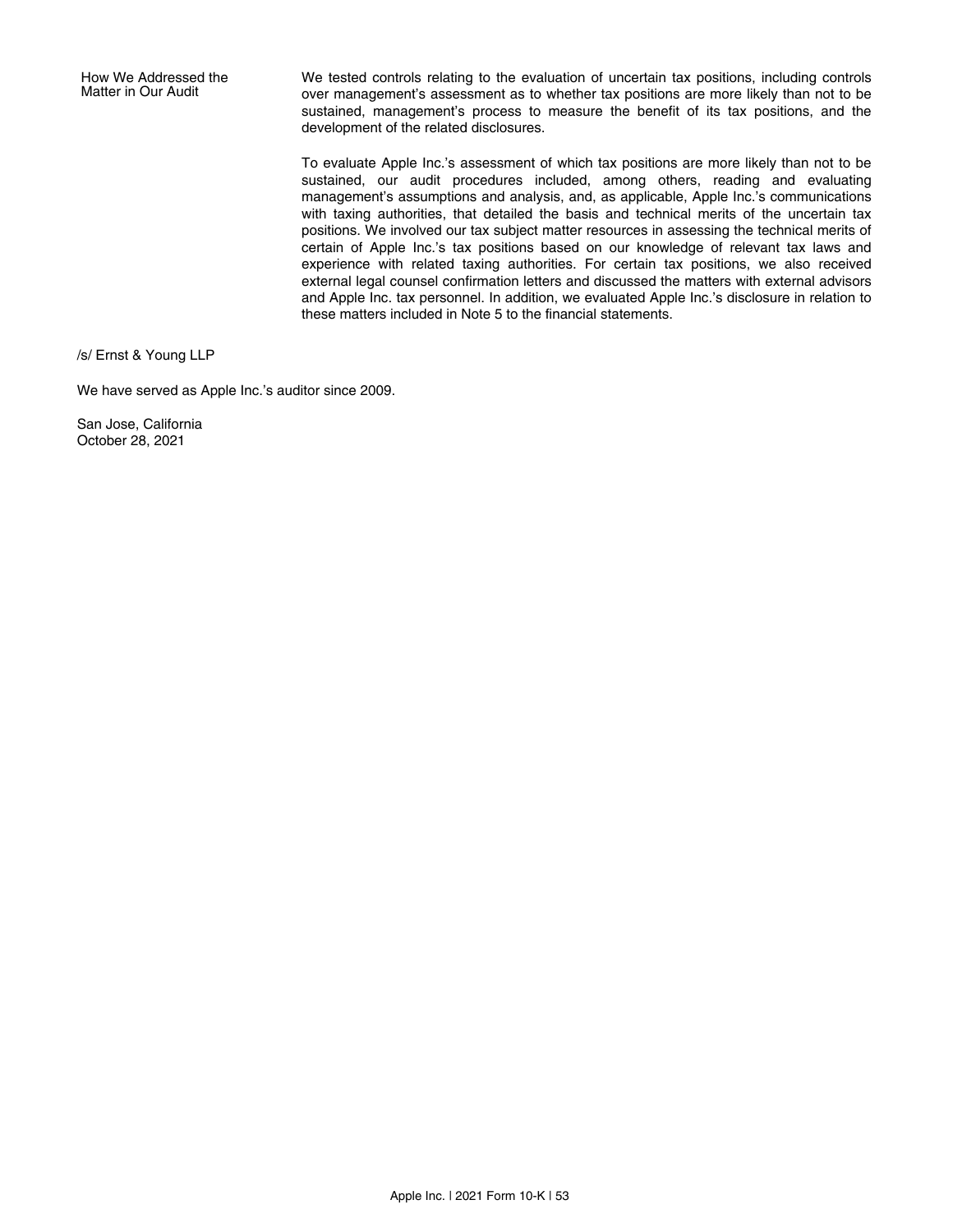| | |
|---|---|
| How We Addressed the Matter in Our Audit | We tested controls relating to the evaluation of uncertain tax positions, including controls over management's assessment as to whether tax positions are more likely than not to be sustained, management's process to measure the benefit of its tax positions, and the development of the related disclosures.<br><br>To evaluate Apple Inc.'s assessment of which tax positions are more likely than not to be sustained, our audit procedures included, among others, reading and evaluating management's assumptions and analysis, and, as applicable, Apple Inc.'s communications with taxing authorities, that detailed the basis and technical merits of the uncertain tax positions. We involved our tax subject matter resources in assessing the technical merits of certain of Apple Inc.'s tax positions based on our knowledge of relevant tax laws and experience with related taxing authorities. For certain tax positions, we also received external legal counsel confirmation letters and discussed the matters with external advisors and Apple Inc. tax personnel. In addition, we evaluated Apple Inc.'s disclosure in relation to these matters included in Note 5 to the financial statements. |

/s/ Ernst & Young LLP

We have served as Apple Inc.'s auditor since 2009.

San Jose, California
October 28, 2021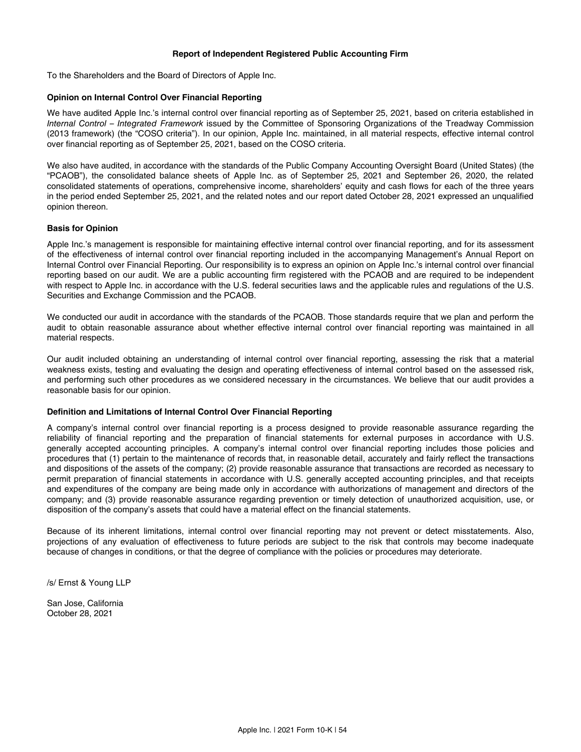## Report of Independent Registered Public Accounting Firm

To the Shareholders and the Board of Directors of Apple Inc.

### Opinion on Internal Control Over Financial Reporting

We have audited Apple Inc.'s internal control over financial reporting as of September 25, 2021, based on criteria established in *Internal Control – Integrated Framework* issued by the Committee of Sponsoring Organizations of the Treadway Commission (2013 framework) (the "COSO criteria"). In our opinion, Apple Inc. maintained, in all material respects, effective internal control over financial reporting as of September 25, 2021, based on the COSO criteria.

We also have audited, in accordance with the standards of the Public Company Accounting Oversight Board (United States) (the "PCAOB"), the consolidated balance sheets of Apple Inc. as of September 25, 2021 and September 26, 2020, the related consolidated statements of operations, comprehensive income, shareholders' equity and cash flows for each of the three years in the period ended September 25, 2021, and the related notes and our report dated October 28, 2021 expressed an unqualified opinion thereon.

### Basis for Opinion

Apple Inc.'s management is responsible for maintaining effective internal control over financial reporting, and for its assessment of the effectiveness of internal control over financial reporting included in the accompanying Management's Annual Report on Internal Control over Financial Reporting. Our responsibility is to express an opinion on Apple Inc.'s internal control over financial reporting based on our audit. We are a public accounting firm registered with the PCAOB and are required to be independent with respect to Apple Inc. in accordance with the U.S. federal securities laws and the applicable rules and regulations of the U.S. Securities and Exchange Commission and the PCAOB.

We conducted our audit in accordance with the standards of the PCAOB. Those standards require that we plan and perform the audit to obtain reasonable assurance about whether effective internal control over financial reporting was maintained in all material respects.

Our audit included obtaining an understanding of internal control over financial reporting, assessing the risk that a material weakness exists, testing and evaluating the design and operating effectiveness of internal control based on the assessed risk, and performing such other procedures as we considered necessary in the circumstances. We believe that our audit provides a reasonable basis for our opinion.

### Definition and Limitations of Internal Control Over Financial Reporting

A company's internal control over financial reporting is a process designed to provide reasonable assurance regarding the reliability of financial reporting and the preparation of financial statements for external purposes in accordance with U.S. generally accepted accounting principles. A company's internal control over financial reporting includes those policies and procedures that (1) pertain to the maintenance of records that, in reasonable detail, accurately and fairly reflect the transactions and dispositions of the assets of the company; (2) provide reasonable assurance that transactions are recorded as necessary to permit preparation of financial statements in accordance with U.S. generally accepted accounting principles, and that receipts and expenditures of the company are being made only in accordance with authorizations of management and directors of the company; and (3) provide reasonable assurance regarding prevention or timely detection of unauthorized acquisition, use, or disposition of the company's assets that could have a material effect on the financial statements.

Because of its inherent limitations, internal control over financial reporting may not prevent or detect misstatements. Also, projections of any evaluation of effectiveness to future periods are subject to the risk that controls may become inadequate because of changes in conditions, or that the degree of compliance with the policies or procedures may deteriorate.

/s/ Ernst & Young LLP

San Jose, California
October 28, 2021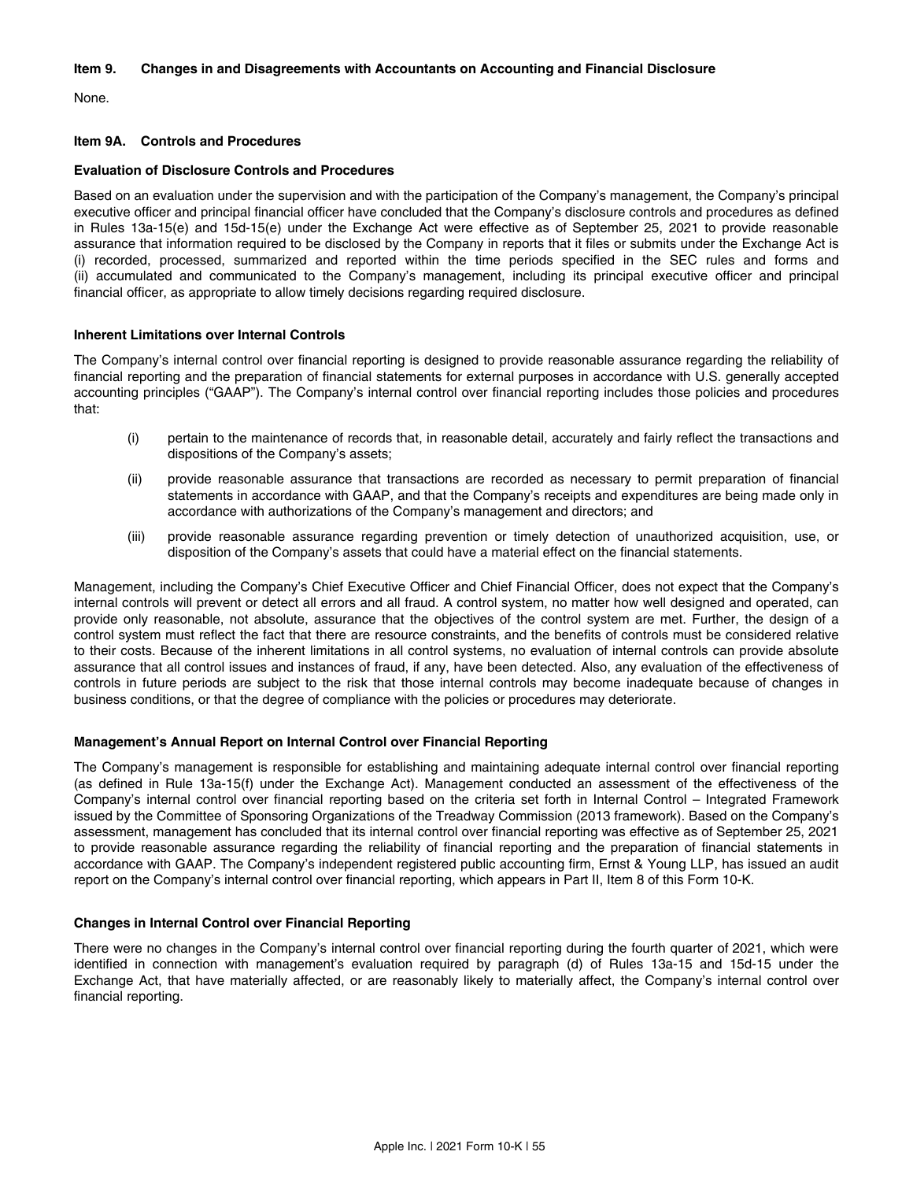### Item 9. Changes in and Disagreements with Accountants on Accounting and Financial Disclosure

None.

### Item 9A. Controls and Procedures

**Evaluation of Disclosure Controls and Procedures**

Based on an evaluation under the supervision and with the participation of the Company's management, the Company's principal executive officer and principal financial officer have concluded that the Company's disclosure controls and procedures as defined in Rules 13a-15(e) and 15d-15(e) under the Exchange Act were effective as of September 25, 2021 to provide reasonable assurance that information required to be disclosed by the Company in reports that it files or submits under the Exchange Act is (i) recorded, processed, summarized and reported within the time periods specified in the SEC rules and forms and (ii) accumulated and communicated to the Company's management, including its principal executive officer and principal financial officer, as appropriate to allow timely decisions regarding required disclosure.

**Inherent Limitations over Internal Controls**

The Company's internal control over financial reporting is designed to provide reasonable assurance regarding the reliability of financial reporting and the preparation of financial statements for external purposes in accordance with U.S. generally accepted accounting principles ("GAAP"). The Company's internal control over financial reporting includes those policies and procedures that:

(i) pertain to the maintenance of records that, in reasonable detail, accurately and fairly reflect the transactions and dispositions of the Company's assets;

(ii) provide reasonable assurance that transactions are recorded as necessary to permit preparation of financial statements in accordance with GAAP, and that the Company's receipts and expenditures are being made only in accordance with authorizations of the Company's management and directors; and

(iii) provide reasonable assurance regarding prevention or timely detection of unauthorized acquisition, use, or disposition of the Company's assets that could have a material effect on the financial statements.

Management, including the Company's Chief Executive Officer and Chief Financial Officer, does not expect that the Company's internal controls will prevent or detect all errors and all fraud. A control system, no matter how well designed and operated, can provide only reasonable, not absolute, assurance that the objectives of the control system are met. Further, the design of a control system must reflect the fact that there are resource constraints, and the benefits of controls must be considered relative to their costs. Because of the inherent limitations in all control systems, no evaluation of internal controls can provide absolute assurance that all control issues and instances of fraud, if any, have been detected. Also, any evaluation of the effectiveness of controls in future periods are subject to the risk that those internal controls may become inadequate because of changes in business conditions, or that the degree of compliance with the policies or procedures may deteriorate.

**Management's Annual Report on Internal Control over Financial Reporting**

The Company's management is responsible for establishing and maintaining adequate internal control over financial reporting (as defined in Rule 13a-15(f) under the Exchange Act). Management conducted an assessment of the effectiveness of the Company's internal control over financial reporting based on the criteria set forth in Internal Control – Integrated Framework issued by the Committee of Sponsoring Organizations of the Treadway Commission (2013 framework). Based on the Company's assessment, management has concluded that its internal control over financial reporting was effective as of September 25, 2021 to provide reasonable assurance regarding the reliability of financial reporting and the preparation of financial statements in accordance with GAAP. The Company's independent registered public accounting firm, Ernst & Young LLP, has issued an audit report on the Company's internal control over financial reporting, which appears in Part II, Item 8 of this Form 10-K.

**Changes in Internal Control over Financial Reporting**

There were no changes in the Company's internal control over financial reporting during the fourth quarter of 2021, which were identified in connection with management's evaluation required by paragraph (d) of Rules 13a-15 and 15d-15 under the Exchange Act, that have materially affected, or are reasonably likely to materially affect, the Company's internal control over financial reporting.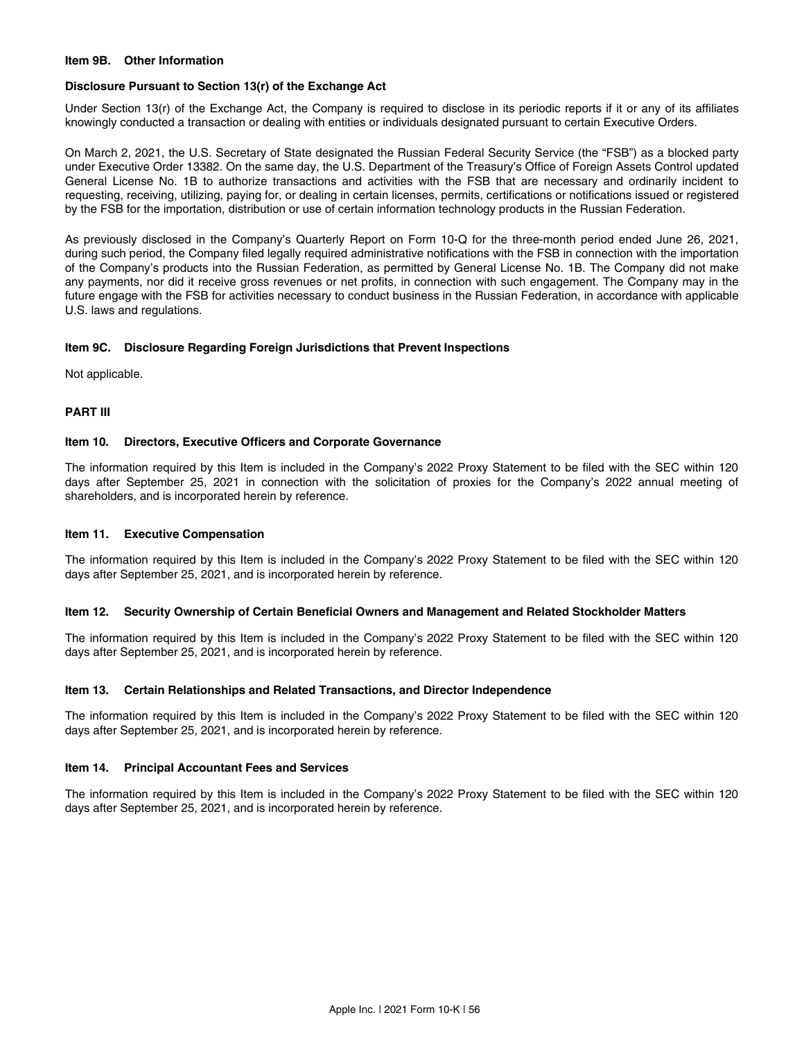### Item 9B. Other Information

**Disclosure Pursuant to Section 13(r) of the Exchange Act**

Under Section 13(r) of the Exchange Act, the Company is required to disclose in its periodic reports if it or any of its affiliates knowingly conducted a transaction or dealing with entities or individuals designated pursuant to certain Executive Orders.

On March 2, 2021, the U.S. Secretary of State designated the Russian Federal Security Service (the "FSB") as a blocked party under Executive Order 13382. On the same day, the U.S. Department of the Treasury's Office of Foreign Assets Control updated General License No. 1B to authorize transactions and activities with the FSB that are necessary and ordinarily incident to requesting, receiving, utilizing, paying for, or dealing in certain licenses, permits, certifications or notifications issued or registered by the FSB for the importation, distribution or use of certain information technology products in the Russian Federation.

As previously disclosed in the Company's Quarterly Report on Form 10-Q for the three-month period ended June 26, 2021, during such period, the Company filed legally required administrative notifications with the FSB in connection with the importation of the Company's products into the Russian Federation, as permitted by General License No. 1B. The Company did not make any payments, nor did it receive gross revenues or net profits, in connection with such engagement. The Company may in the future engage with the FSB for activities necessary to conduct business in the Russian Federation, in accordance with applicable U.S. laws and regulations.

### Item 9C. Disclosure Regarding Foreign Jurisdictions that Prevent Inspections

Not applicable.

## PART III

### Item 10. Directors, Executive Officers and Corporate Governance

The information required by this Item is included in the Company's 2022 Proxy Statement to be filed with the SEC within 120 days after September 25, 2021 in connection with the solicitation of proxies for the Company's 2022 annual meeting of shareholders, and is incorporated herein by reference.

### Item 11. Executive Compensation

The information required by this Item is included in the Company's 2022 Proxy Statement to be filed with the SEC within 120 days after September 25, 2021, and is incorporated herein by reference.

### Item 12. Security Ownership of Certain Beneficial Owners and Management and Related Stockholder Matters

The information required by this Item is included in the Company's 2022 Proxy Statement to be filed with the SEC within 120 days after September 25, 2021, and is incorporated herein by reference.

### Item 13. Certain Relationships and Related Transactions, and Director Independence

The information required by this Item is included in the Company's 2022 Proxy Statement to be filed with the SEC within 120 days after September 25, 2021, and is incorporated herein by reference.

### Item 14. Principal Accountant Fees and Services

The information required by this Item is included in the Company's 2022 Proxy Statement to be filed with the SEC within 120 days after September 25, 2021, and is incorporated herein by reference.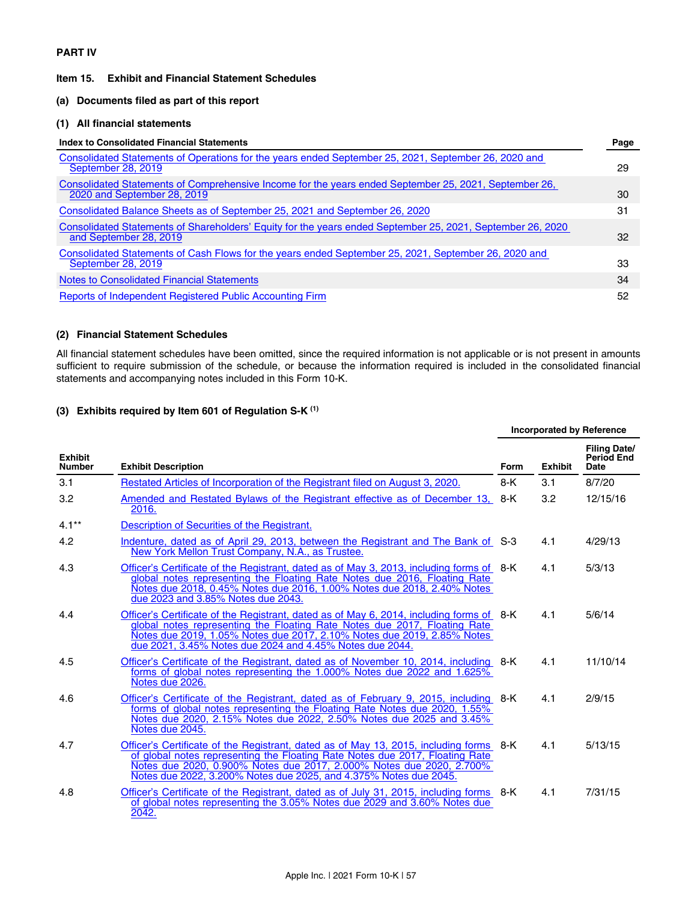## PART IV

### Item 15. Exhibit and Financial Statement Schedules

#### (a) Documents filed as part of this report

#### (1) All financial statements

| Index to Consolidated Financial Statements | Page |
|---|---|
| Consolidated Statements of Operations for the years ended September 25, 2021, September 26, 2020 and September 28, 2019 | 29 |
| Consolidated Statements of Comprehensive Income for the years ended September 25, 2021, September 26, 2020 and September 28, 2019 | 30 |
| Consolidated Balance Sheets as of September 25, 2021 and September 26, 2020 | 31 |
| Consolidated Statements of Shareholders' Equity for the years ended September 25, 2021, September 26, 2020 and September 28, 2019 | 32 |
| Consolidated Statements of Cash Flows for the years ended September 25, 2021, September 26, 2020 and September 28, 2019 | 33 |
| Notes to Consolidated Financial Statements | 34 |
| Reports of Independent Registered Public Accounting Firm | 52 |

#### (2) Financial Statement Schedules

All financial statement schedules have been omitted, since the required information is not applicable or is not present in amounts sufficient to require submission of the schedule, or because the information required is included in the consolidated financial statements and accompanying notes included in this Form 10-K.

#### (3) Exhibits required by Item 601 of Regulation S-K [(1)]

| | | Incorporated by Reference | | |
|---|---|---|---|---|
| Exhibit Number | Exhibit Description | Form | Exhibit | Filing Date/ Period End Date |
| 3.1 | Restated Articles of Incorporation of the Registrant filed on August 3, 2020. | 8-K | 3.1 | 8/7/20 |
| 3.2 | Amended and Restated Bylaws of the Registrant effective as of December 13, 2016. | 8-K | 3.2 | 12/15/16 |
| 4.1** | Description of Securities of the Registrant. | | | |
| 4.2 | Indenture, dated as of April 29, 2013, between the Registrant and The Bank of New York Mellon Trust Company, N.A., as Trustee. | S-3 | 4.1 | 4/29/13 |
| 4.3 | Officer's Certificate of the Registrant, dated as of May 3, 2013, including forms of global notes representing the Floating Rate Notes due 2016, Floating Rate Notes due 2018, 0.45% Notes due 2016, 1.00% Notes due 2018, 2.40% Notes due 2023 and 3.85% Notes due 2043. | 8-K | 4.1 | 5/3/13 |
| 4.4 | Officer's Certificate of the Registrant, dated as of May 6, 2014, including forms of global notes representing the Floating Rate Notes due 2017, Floating Rate Notes due 2019, 1.05% Notes due 2017, 2.10% Notes due 2019, 2.85% Notes due 2021, 3.45% Notes due 2024 and 4.45% Notes due 2044. | 8-K | 4.1 | 5/6/14 |
| 4.5 | Officer's Certificate of the Registrant, dated as of November 10, 2014, including forms of global notes representing the 1.000% Notes due 2022 and 1.625% Notes due 2026. | 8-K | 4.1 | 11/10/14 |
| 4.6 | Officer's Certificate of the Registrant, dated as of February 9, 2015, including forms of global notes representing the Floating Rate Notes due 2020, 1.55% Notes due 2020, 2.15% Notes due 2022, 2.50% Notes due 2025 and 3.45% Notes due 2045. | 8-K | 4.1 | 2/9/15 |
| 4.7 | Officer's Certificate of the Registrant, dated as of May 13, 2015, including forms of global notes representing the Floating Rate Notes due 2017, Floating Rate Notes due 2020, 0.900% Notes due 2017, 2.000% Notes due 2020, 2.700% Notes due 2022, 3.200% Notes due 2025, and 4.375% Notes due 2045. | 8-K | 4.1 | 5/13/15 |
| 4.8 | Officer's Certificate of the Registrant, dated as of July 31, 2015, including forms of global notes representing the 3.05% Notes due 2029 and 3.60% Notes due 2042. | 8-K | 4.1 | 7/31/15 |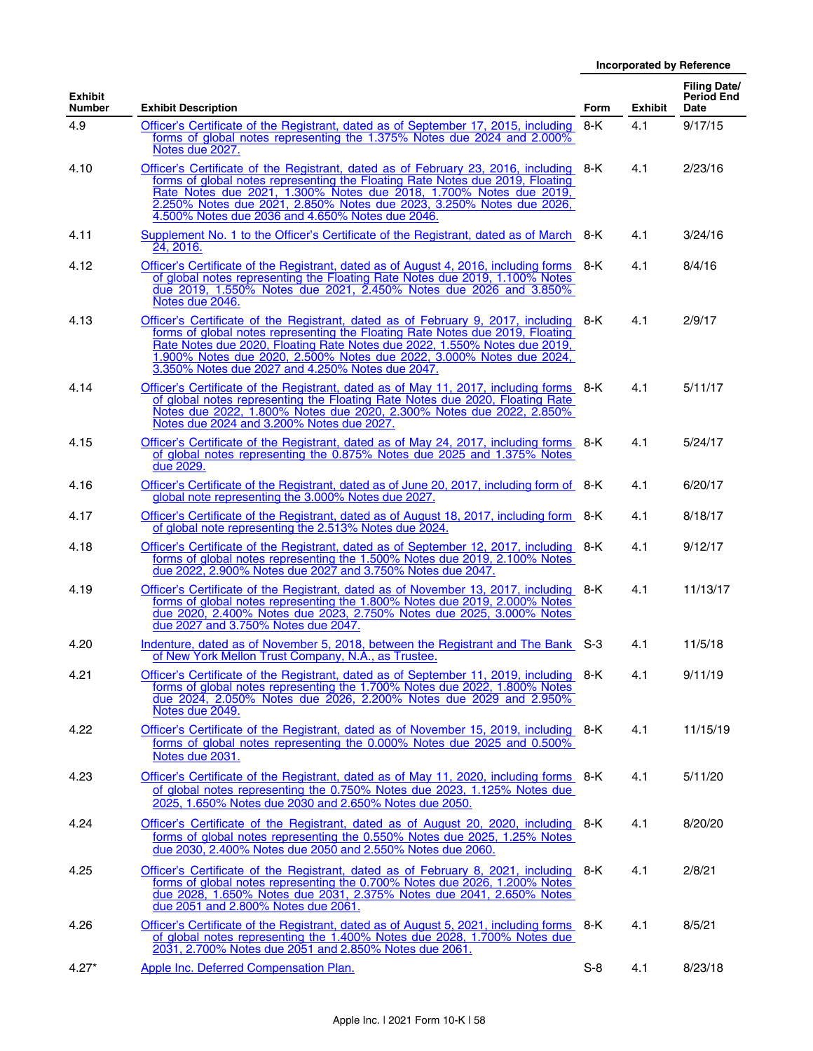| Exhibit Number | Exhibit Description | Incorporated by Reference | | |
|---|---|---|---|---|
| | | Form | Exhibit | Filing Date/ Period End Date |
| 4.9 | Officer's Certificate of the Registrant, dated as of September 17, 2015, including forms of global notes representing the 1.375% Notes due 2024 and 2.000% Notes due 2027. | 8-K | 4.1 | 9/17/15 |
| 4.10 | Officer's Certificate of the Registrant, dated as of February 23, 2016, including forms of global notes representing the Floating Rate Notes due 2019, Floating Rate Notes due 2021, 1.300% Notes due 2018, 1.700% Notes due 2019, 2.250% Notes due 2021, 2.850% Notes due 2023, 3.250% Notes due 2026, 4.500% Notes due 2036 and 4.650% Notes due 2046. | 8-K | 4.1 | 2/23/16 |
| 4.11 | Supplement No. 1 to the Officer's Certificate of the Registrant, dated as of March 24, 2016. | 8-K | 4.1 | 3/24/16 |
| 4.12 | Officer's Certificate of the Registrant, dated as of August 4, 2016, including forms of global notes representing the Floating Rate Notes due 2019, 1.100% Notes due 2019, 1.550% Notes due 2021, 2.450% Notes due 2026 and 3.850% Notes due 2046. | 8-K | 4.1 | 8/4/16 |
| 4.13 | Officer's Certificate of the Registrant, dated as of February 9, 2017, including forms of global notes representing the Floating Rate Notes due 2019, Floating Rate Notes due 2020, Floating Rate Notes due 2022, 1.550% Notes due 2019, 1.900% Notes due 2020, 2.500% Notes due 2022, 3.000% Notes due 2024, 3.350% Notes due 2027 and 4.250% Notes due 2047. | 8-K | 4.1 | 2/9/17 |
| 4.14 | Officer's Certificate of the Registrant, dated as of May 11, 2017, including forms of global notes representing the Floating Rate Notes due 2020, Floating Rate Notes due 2022, 1.800% Notes due 2020, 2.300% Notes due 2022, 2.850% Notes due 2024 and 3.200% Notes due 2027. | 8-K | 4.1 | 5/11/17 |
| 4.15 | Officer's Certificate of the Registrant, dated as of May 24, 2017, including forms of global notes representing the 0.875% Notes due 2025 and 1.375% Notes due 2029. | 8-K | 4.1 | 5/24/17 |
| 4.16 | Officer's Certificate of the Registrant, dated as of June 20, 2017, including form of global note representing the 3.000% Notes due 2027. | 8-K | 4.1 | 6/20/17 |
| 4.17 | Officer's Certificate of the Registrant, dated as of August 18, 2017, including form of global note representing the 2.513% Notes due 2024. | 8-K | 4.1 | 8/18/17 |
| 4.18 | Officer's Certificate of the Registrant, dated as of September 12, 2017, including forms of global notes representing the 1.500% Notes due 2019, 2.100% Notes due 2022, 2.900% Notes due 2027 and 3.750% Notes due 2047. | 8-K | 4.1 | 9/12/17 |
| 4.19 | Officer's Certificate of the Registrant, dated as of November 13, 2017, including forms of global notes representing the 1.800% Notes due 2019, 2.000% Notes due 2020, 2.400% Notes due 2023, 2.750% Notes due 2025, 3.000% Notes due 2027 and 3.750% Notes due 2047. | 8-K | 4.1 | 11/13/17 |
| 4.20 | Indenture, dated as of November 5, 2018, between the Registrant and The Bank of New York Mellon Trust Company, N.A., as Trustee. | S-3 | 4.1 | 11/5/18 |
| 4.21 | Officer's Certificate of the Registrant, dated as of September 11, 2019, including forms of global notes representing the 1.700% Notes due 2022, 1.800% Notes due 2024, 2.050% Notes due 2026, 2.200% Notes due 2029 and 2.950% Notes due 2049. | 8-K | 4.1 | 9/11/19 |
| 4.22 | Officer's Certificate of the Registrant, dated as of November 15, 2019, including forms of global notes representing the 0.000% Notes due 2025 and 0.500% Notes due 2031. | 8-K | 4.1 | 11/15/19 |
| 4.23 | Officer's Certificate of the Registrant, dated as of May 11, 2020, including forms of global notes representing the 0.750% Notes due 2023, 1.125% Notes due 2025, 1.650% Notes due 2030 and 2.650% Notes due 2050. | 8-K | 4.1 | 5/11/20 |
| 4.24 | Officer's Certificate of the Registrant, dated as of August 20, 2020, including forms of global notes representing the 0.550% Notes due 2025, 1.25% Notes due 2030, 2.400% Notes due 2050 and 2.550% Notes due 2060. | 8-K | 4.1 | 8/20/20 |
| 4.25 | Officer's Certificate of the Registrant, dated as of February 8, 2021, including forms of global notes representing the 0.700% Notes due 2026, 1.200% Notes due 2028, 1.650% Notes due 2031, 2.375% Notes due 2041, 2.650% Notes due 2051 and 2.800% Notes due 2061. | 8-K | 4.1 | 2/8/21 |
| 4.26 | Officer's Certificate of the Registrant, dated as of August 5, 2021, including forms of global notes representing the 1.400% Notes due 2028, 1.700% Notes due 2031, 2.700% Notes due 2051 and 2.850% Notes due 2061. | 8-K | 4.1 | 8/5/21 |
| 4.27* | Apple Inc. Deferred Compensation Plan. | S-8 | 4.1 | 8/23/18 |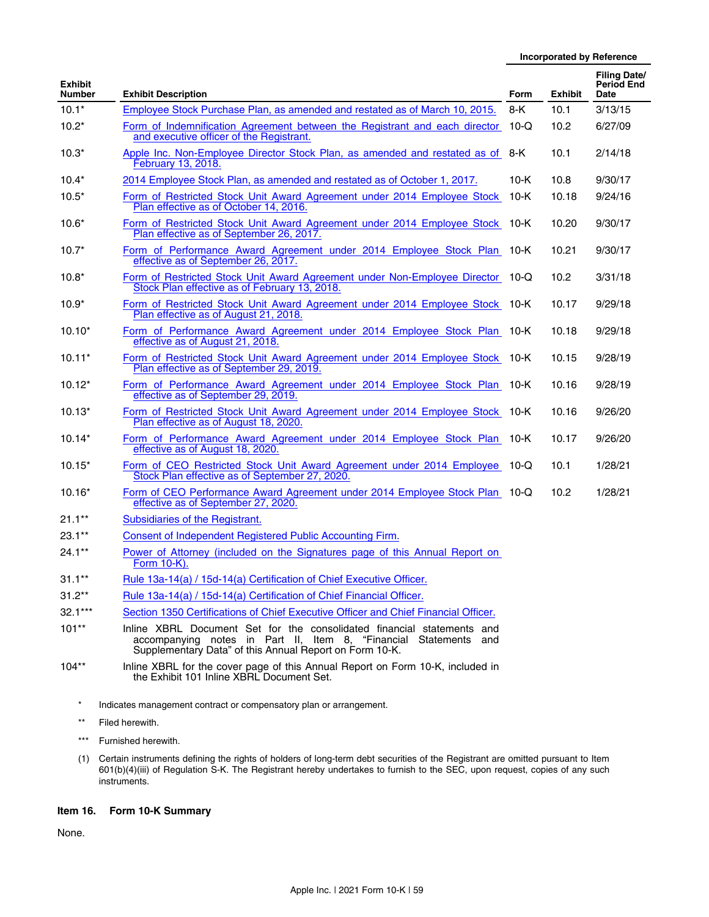| Exhibit Number | Exhibit Description | Incorporated by Reference Form | Exhibit | Filing Date/ Period End Date |
|---|---|---|---|---|
| 10.1* | Employee Stock Purchase Plan, as amended and restated as of March 10, 2015. | 8-K | 10.1 | 3/13/15 |
| 10.2* | Form of Indemnification Agreement between the Registrant and each director and executive officer of the Registrant. | 10-Q | 10.2 | 6/27/09 |
| 10.3* | Apple Inc. Non-Employee Director Stock Plan, as amended and restated as of February 13, 2018. | 8-K | 10.1 | 2/14/18 |
| 10.4* | 2014 Employee Stock Plan, as amended and restated as of October 1, 2017. | 10-K | 10.8 | 9/30/17 |
| 10.5* | Form of Restricted Stock Unit Award Agreement under 2014 Employee Stock Plan effective as of October 14, 2016. | 10-K | 10.18 | 9/24/16 |
| 10.6* | Form of Restricted Stock Unit Award Agreement under 2014 Employee Stock Plan effective as of September 26, 2017. | 10-K | 10.20 | 9/30/17 |
| 10.7* | Form of Performance Award Agreement under 2014 Employee Stock Plan effective as of September 26, 2017. | 10-K | 10.21 | 9/30/17 |
| 10.8* | Form of Restricted Stock Unit Award Agreement under Non-Employee Director Stock Plan effective as of February 13, 2018. | 10-Q | 10.2 | 3/31/18 |
| 10.9* | Form of Restricted Stock Unit Award Agreement under 2014 Employee Stock Plan effective as of August 21, 2018. | 10-K | 10.17 | 9/29/18 |
| 10.10* | Form of Performance Award Agreement under 2014 Employee Stock Plan effective as of August 21, 2018. | 10-K | 10.18 | 9/29/18 |
| 10.11* | Form of Restricted Stock Unit Award Agreement under 2014 Employee Stock Plan effective as of September 29, 2019. | 10-K | 10.15 | 9/28/19 |
| 10.12* | Form of Performance Award Agreement under 2014 Employee Stock Plan effective as of September 29, 2019. | 10-K | 10.16 | 9/28/19 |
| 10.13* | Form of Restricted Stock Unit Award Agreement under 2014 Employee Stock Plan effective as of August 18, 2020. | 10-K | 10.16 | 9/26/20 |
| 10.14* | Form of Performance Award Agreement under 2014 Employee Stock Plan effective as of August 18, 2020. | 10-K | 10.17 | 9/26/20 |
| 10.15* | Form of CEO Restricted Stock Unit Award Agreement under 2014 Employee Stock Plan effective as of September 27, 2020. | 10-Q | 10.1 | 1/28/21 |
| 10.16* | Form of CEO Performance Award Agreement under 2014 Employee Stock Plan effective as of September 27, 2020. | 10-Q | 10.2 | 1/28/21 |
| 21.1** | Subsidiaries of the Registrant. | | | |
| 23.1** | Consent of Independent Registered Public Accounting Firm. | | | |
| 24.1** | Power of Attorney (included on the Signatures page of this Annual Report on Form 10-K). | | | |
| 31.1** | Rule 13a-14(a) / 15d-14(a) Certification of Chief Executive Officer. | | | |
| 31.2** | Rule 13a-14(a) / 15d-14(a) Certification of Chief Financial Officer. | | | |
| 32.1*** | Section 1350 Certifications of Chief Executive Officer and Chief Financial Officer. | | | |
| 101** | Inline XBRL Document Set for the consolidated financial statements and accompanying notes in Part II, Item 8, "Financial Statements and Supplementary Data" of this Annual Report on Form 10-K. | | | |
| 104** | Inline XBRL for the cover page of this Annual Report on Form 10-K, included in the Exhibit 101 Inline XBRL Document Set. | | | |

\* Indicates management contract or compensatory plan or arrangement.

\*\* Filed herewith.

\*\*\* Furnished herewith.

(1) Certain instruments defining the rights of holders of long-term debt securities of the Registrant are omitted pursuant to Item 601(b)(4)(iii) of Regulation S-K. The Registrant hereby undertakes to furnish to the SEC, upon request, copies of any such instruments.

## Item 16. Form 10-K Summary

None.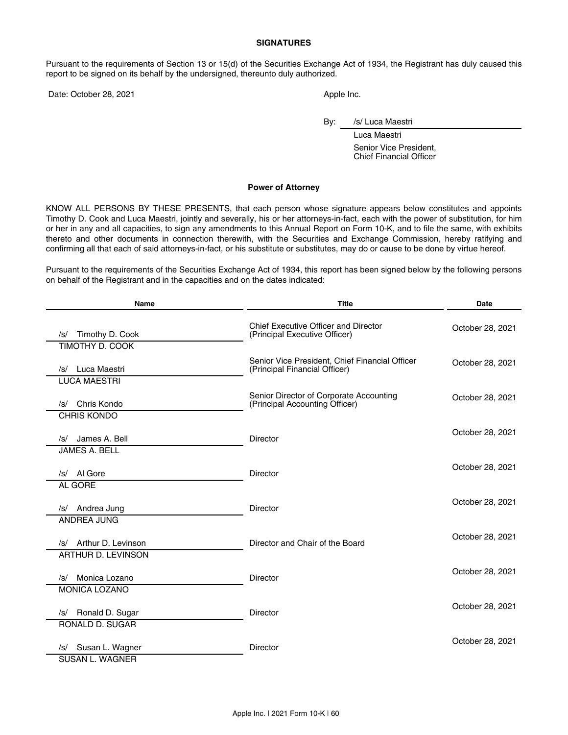**SIGNATURES**

Pursuant to the requirements of Section 13 or 15(d) of the Securities Exchange Act of 1934, the Registrant has duly caused this report to be signed on its behalf by the undersigned, thereunto duly authorized.

Date: October 28, 2021

Apple Inc.

By: /s/ Luca Maestri

Luca Maestri
Senior Vice President,
Chief Financial Officer

**Power of Attorney**

KNOW ALL PERSONS BY THESE PRESENTS, that each person whose signature appears below constitutes and appoints Timothy D. Cook and Luca Maestri, jointly and severally, his or her attorneys-in-fact, each with the power of substitution, for him or her in any and all capacities, to sign any amendments to this Annual Report on Form 10-K, and to file the same, with exhibits thereto and other documents in connection therewith, with the Securities and Exchange Commission, hereby ratifying and confirming all that each of said attorneys-in-fact, or his substitute or substitutes, may do or cause to be done by virtue hereof.

Pursuant to the requirements of the Securities Exchange Act of 1934, this report has been signed below by the following persons on behalf of the Registrant and in the capacities and on the dates indicated:

| Name | Title | Date |
|---|---|---|
| /s/ Timothy D. Cook<br>TIMOTHY D. COOK | Chief Executive Officer and Director<br>(Principal Executive Officer) | October 28, 2021 |
| /s/ Luca Maestri<br>LUCA MAESTRI | Senior Vice President, Chief Financial Officer<br>(Principal Financial Officer) | October 28, 2021 |
| /s/ Chris Kondo<br>CHRIS KONDO | Senior Director of Corporate Accounting<br>(Principal Accounting Officer) | October 28, 2021 |
| /s/ James A. Bell<br>JAMES A. BELL | Director | October 28, 2021 |
| /s/ Al Gore<br>AL GORE | Director | October 28, 2021 |
| /s/ Andrea Jung<br>ANDREA JUNG | Director | October 28, 2021 |
| /s/ Arthur D. Levinson<br>ARTHUR D. LEVINSON | Director and Chair of the Board | October 28, 2021 |
| /s/ Monica Lozano<br>MONICA LOZANO | Director | October 28, 2021 |
| /s/ Ronald D. Sugar<br>RONALD D. SUGAR | Director | October 28, 2021 |
| /s/ Susan L. Wagner<br>SUSAN L. WAGNER | Director | October 28, 2021 |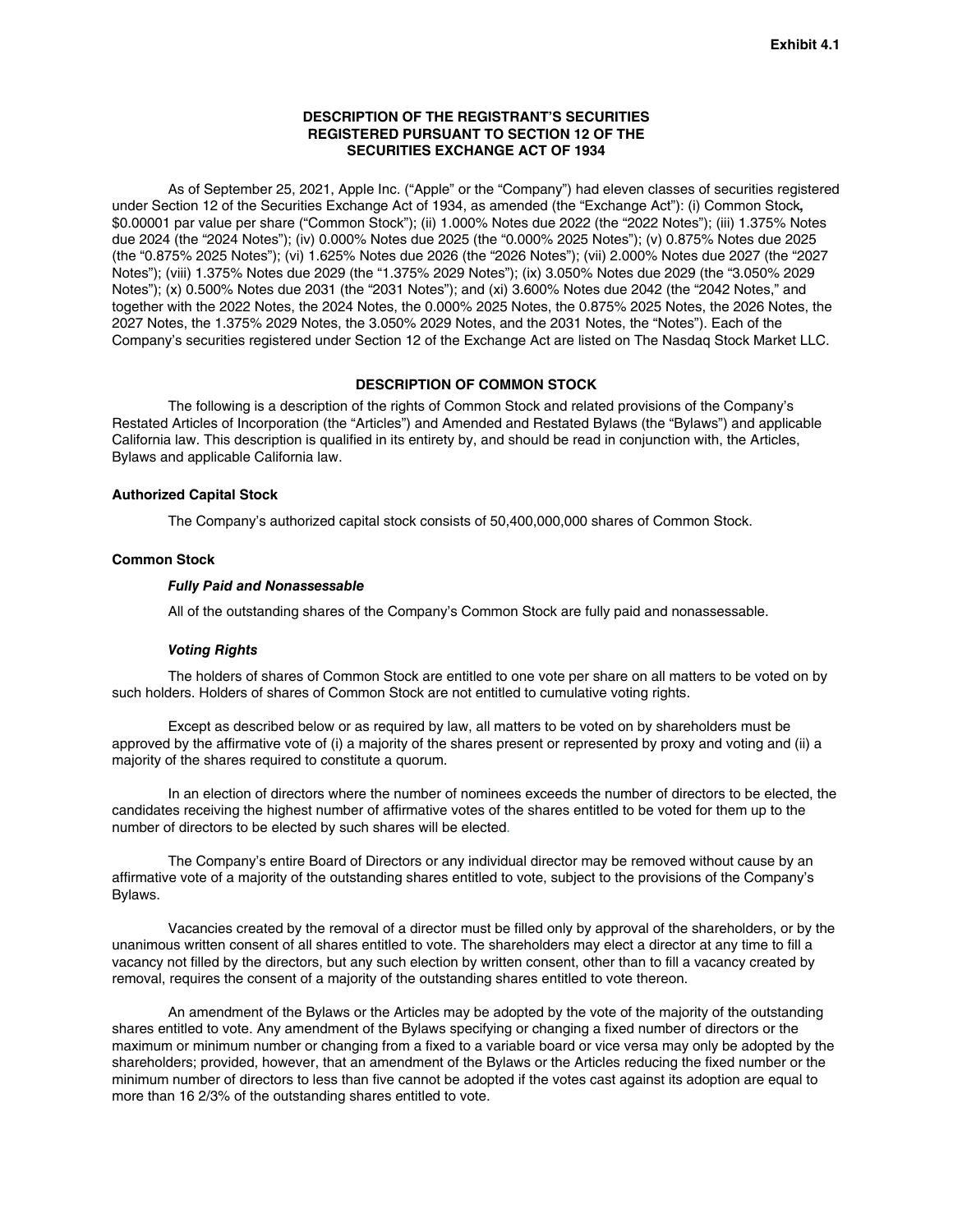**Exhibit 4.1**

## DESCRIPTION OF THE REGISTRANT'S SECURITIES REGISTERED PURSUANT TO SECTION 12 OF THE SECURITIES EXCHANGE ACT OF 1934

As of September 25, 2021, Apple Inc. ("Apple" or the "Company") had eleven classes of securities registered under Section 12 of the Securities Exchange Act of 1934, as amended (the "Exchange Act"): (i) Common Stock, $0.00001 par value per share ("Common Stock"); (ii) 1.000% Notes due 2022 (the "2022 Notes"); (iii) 1.375% Notes due 2024 (the "2024 Notes"); (iv) 0.000% Notes due 2025 (the "0.000% 2025 Notes"); (v) 0.875% Notes due 2025 (the "0.875% 2025 Notes"); (vi) 1.625% Notes due 2026 (the "2026 Notes"); (vii) 2.000% Notes due 2027 (the "2027 Notes"); (viii) 1.375% Notes due 2029 (the "1.375% 2029 Notes"); (ix) 3.050% Notes due 2029 (the "3.050% 2029 Notes"); (x) 0.500% Notes due 2031 (the "2031 Notes"); and (xi) 3.600% Notes due 2042 (the "2042 Notes," and together with the 2022 Notes, the 2024 Notes, the 0.000% 2025 Notes, the 0.875% 2025 Notes, the 2026 Notes, the 2027 Notes, the 1.375% 2029 Notes, the 3.050% 2029 Notes, and the 2031 Notes, the "Notes"). Each of the Company's securities registered under Section 12 of the Exchange Act are listed on The Nasdaq Stock Market LLC.

## DESCRIPTION OF COMMON STOCK

The following is a description of the rights of Common Stock and related provisions of the Company's Restated Articles of Incorporation (the "Articles") and Amended and Restated Bylaws (the "Bylaws") and applicable California law. This description is qualified in its entirety by, and should be read in conjunction with, the Articles, Bylaws and applicable California law.

### Authorized Capital Stock

The Company's authorized capital stock consists of 50,400,000,000 shares of Common Stock.

### Common Stock

#### *Fully Paid and Nonassessable*

All of the outstanding shares of the Company's Common Stock are fully paid and nonassessable.

#### *Voting Rights*

The holders of shares of Common Stock are entitled to one vote per share on all matters to be voted on by such holders. Holders of shares of Common Stock are not entitled to cumulative voting rights.

Except as described below or as required by law, all matters to be voted on by shareholders must be approved by the affirmative vote of (i) a majority of the shares present or represented by proxy and voting and (ii) a majority of the shares required to constitute a quorum.

In an election of directors where the number of nominees exceeds the number of directors to be elected, the candidates receiving the highest number of affirmative votes of the shares entitled to be voted for them up to the number of directors to be elected by such shares will be elected.

The Company's entire Board of Directors or any individual director may be removed without cause by an affirmative vote of a majority of the outstanding shares entitled to vote, subject to the provisions of the Company's Bylaws.

Vacancies created by the removal of a director must be filled only by approval of the shareholders, or by the unanimous written consent of all shares entitled to vote. The shareholders may elect a director at any time to fill a vacancy not filled by the directors, but any such election by written consent, other than to fill a vacancy created by removal, requires the consent of a majority of the outstanding shares entitled to vote thereon.

An amendment of the Bylaws or the Articles may be adopted by the vote of the majority of the outstanding shares entitled to vote. Any amendment of the Bylaws specifying or changing a fixed number of directors or the maximum or minimum number or changing from a fixed to a variable board or vice versa may only be adopted by the shareholders; provided, however, that an amendment of the Bylaws or the Articles reducing the fixed number or the minimum number of directors to less than five cannot be adopted if the votes cast against its adoption are equal to more than 16 2/3% of the outstanding shares entitled to vote.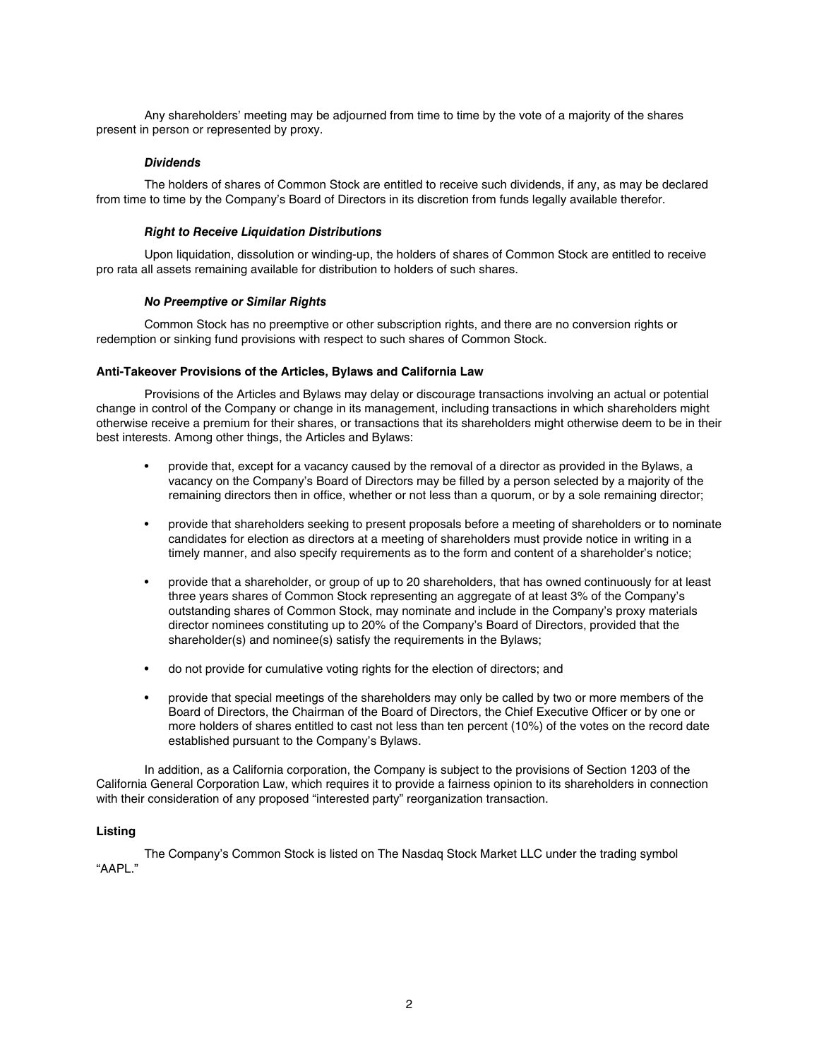Any shareholders' meeting may be adjourned from time to time by the vote of a majority of the shares present in person or represented by proxy.

***Dividends***

The holders of shares of Common Stock are entitled to receive such dividends, if any, as may be declared from time to time by the Company's Board of Directors in its discretion from funds legally available therefor.

***Right to Receive Liquidation Distributions***

Upon liquidation, dissolution or winding-up, the holders of shares of Common Stock are entitled to receive pro rata all assets remaining available for distribution to holders of such shares.

***No Preemptive or Similar Rights***

Common Stock has no preemptive or other subscription rights, and there are no conversion rights or redemption or sinking fund provisions with respect to such shares of Common Stock.

**Anti-Takeover Provisions of the Articles, Bylaws and California Law**

Provisions of the Articles and Bylaws may delay or discourage transactions involving an actual or potential change in control of the Company or change in its management, including transactions in which shareholders might otherwise receive a premium for their shares, or transactions that its shareholders might otherwise deem to be in their best interests. Among other things, the Articles and Bylaws:

- provide that, except for a vacancy caused by the removal of a director as provided in the Bylaws, a vacancy on the Company's Board of Directors may be filled by a person selected by a majority of the remaining directors then in office, whether or not less than a quorum, or by a sole remaining director;
- provide that shareholders seeking to present proposals before a meeting of shareholders or to nominate candidates for election as directors at a meeting of shareholders must provide notice in writing in a timely manner, and also specify requirements as to the form and content of a shareholder's notice;
- provide that a shareholder, or group of up to 20 shareholders, that has owned continuously for at least three years shares of Common Stock representing an aggregate of at least 3% of the Company's outstanding shares of Common Stock, may nominate and include in the Company's proxy materials director nominees constituting up to 20% of the Company's Board of Directors, provided that the shareholder(s) and nominee(s) satisfy the requirements in the Bylaws;
- do not provide for cumulative voting rights for the election of directors; and
- provide that special meetings of the shareholders may only be called by two or more members of the Board of Directors, the Chairman of the Board of Directors, the Chief Executive Officer or by one or more holders of shares entitled to cast not less than ten percent (10%) of the votes on the record date established pursuant to the Company's Bylaws.

In addition, as a California corporation, the Company is subject to the provisions of Section 1203 of the California General Corporation Law, which requires it to provide a fairness opinion to its shareholders in connection with their consideration of any proposed "interested party" reorganization transaction.

**Listing**

The Company's Common Stock is listed on The Nasdaq Stock Market LLC under the trading symbol "AAPL."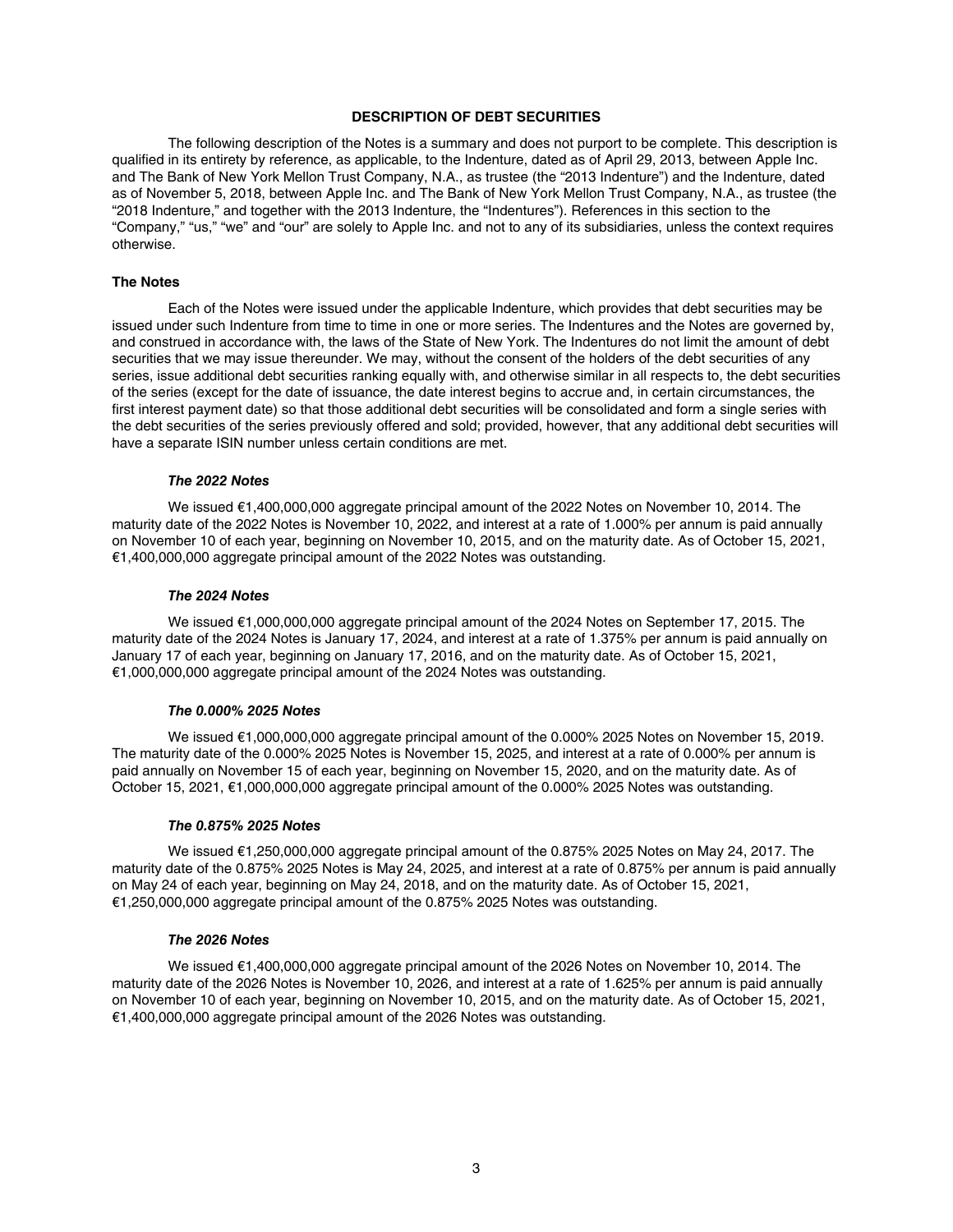## DESCRIPTION OF DEBT SECURITIES

The following description of the Notes is a summary and does not purport to be complete. This description is qualified in its entirety by reference, as applicable, to the Indenture, dated as of April 29, 2013, between Apple Inc. and The Bank of New York Mellon Trust Company, N.A., as trustee (the "2013 Indenture") and the Indenture, dated as of November 5, 2018, between Apple Inc. and The Bank of New York Mellon Trust Company, N.A., as trustee (the "2018 Indenture," and together with the 2013 Indenture, the "Indentures"). References in this section to the "Company," "us," "we" and "our" are solely to Apple Inc. and not to any of its subsidiaries, unless the context requires otherwise.

### The Notes

Each of the Notes were issued under the applicable Indenture, which provides that debt securities may be issued under such Indenture from time to time in one or more series. The Indentures and the Notes are governed by, and construed in accordance with, the laws of the State of New York. The Indentures do not limit the amount of debt securities that we may issue thereunder. We may, without the consent of the holders of the debt securities of any series, issue additional debt securities ranking equally with, and otherwise similar in all respects to, the debt securities of the series (except for the date of issuance, the date interest begins to accrue and, in certain circumstances, the first interest payment date) so that those additional debt securities will be consolidated and form a single series with the debt securities of the series previously offered and sold; provided, however, that any additional debt securities will have a separate ISIN number unless certain conditions are met.

#### *The 2022 Notes*

We issued €1,400,000,000 aggregate principal amount of the 2022 Notes on November 10, 2014. The maturity date of the 2022 Notes is November 10, 2022, and interest at a rate of 1.000% per annum is paid annually on November 10 of each year, beginning on November 10, 2015, and on the maturity date. As of October 15, 2021, €1,400,000,000 aggregate principal amount of the 2022 Notes was outstanding.

#### *The 2024 Notes*

We issued €1,000,000,000 aggregate principal amount of the 2024 Notes on September 17, 2015. The maturity date of the 2024 Notes is January 17, 2024, and interest at a rate of 1.375% per annum is paid annually on January 17 of each year, beginning on January 17, 2016, and on the maturity date. As of October 15, 2021, €1,000,000,000 aggregate principal amount of the 2024 Notes was outstanding.

#### *The 0.000% 2025 Notes*

We issued €1,000,000,000 aggregate principal amount of the 0.000% 2025 Notes on November 15, 2019. The maturity date of the 0.000% 2025 Notes is November 15, 2025, and interest at a rate of 0.000% per annum is paid annually on November 15 of each year, beginning on November 15, 2020, and on the maturity date. As of October 15, 2021, €1,000,000,000 aggregate principal amount of the 0.000% 2025 Notes was outstanding.

#### *The 0.875% 2025 Notes*

We issued €1,250,000,000 aggregate principal amount of the 0.875% 2025 Notes on May 24, 2017. The maturity date of the 0.875% 2025 Notes is May 24, 2025, and interest at a rate of 0.875% per annum is paid annually on May 24 of each year, beginning on May 24, 2018, and on the maturity date. As of October 15, 2021, €1,250,000,000 aggregate principal amount of the 0.875% 2025 Notes was outstanding.

#### *The 2026 Notes*

We issued €1,400,000,000 aggregate principal amount of the 2026 Notes on November 10, 2014. The maturity date of the 2026 Notes is November 10, 2026, and interest at a rate of 1.625% per annum is paid annually on November 10 of each year, beginning on November 10, 2015, and on the maturity date. As of October 15, 2021, €1,400,000,000 aggregate principal amount of the 2026 Notes was outstanding.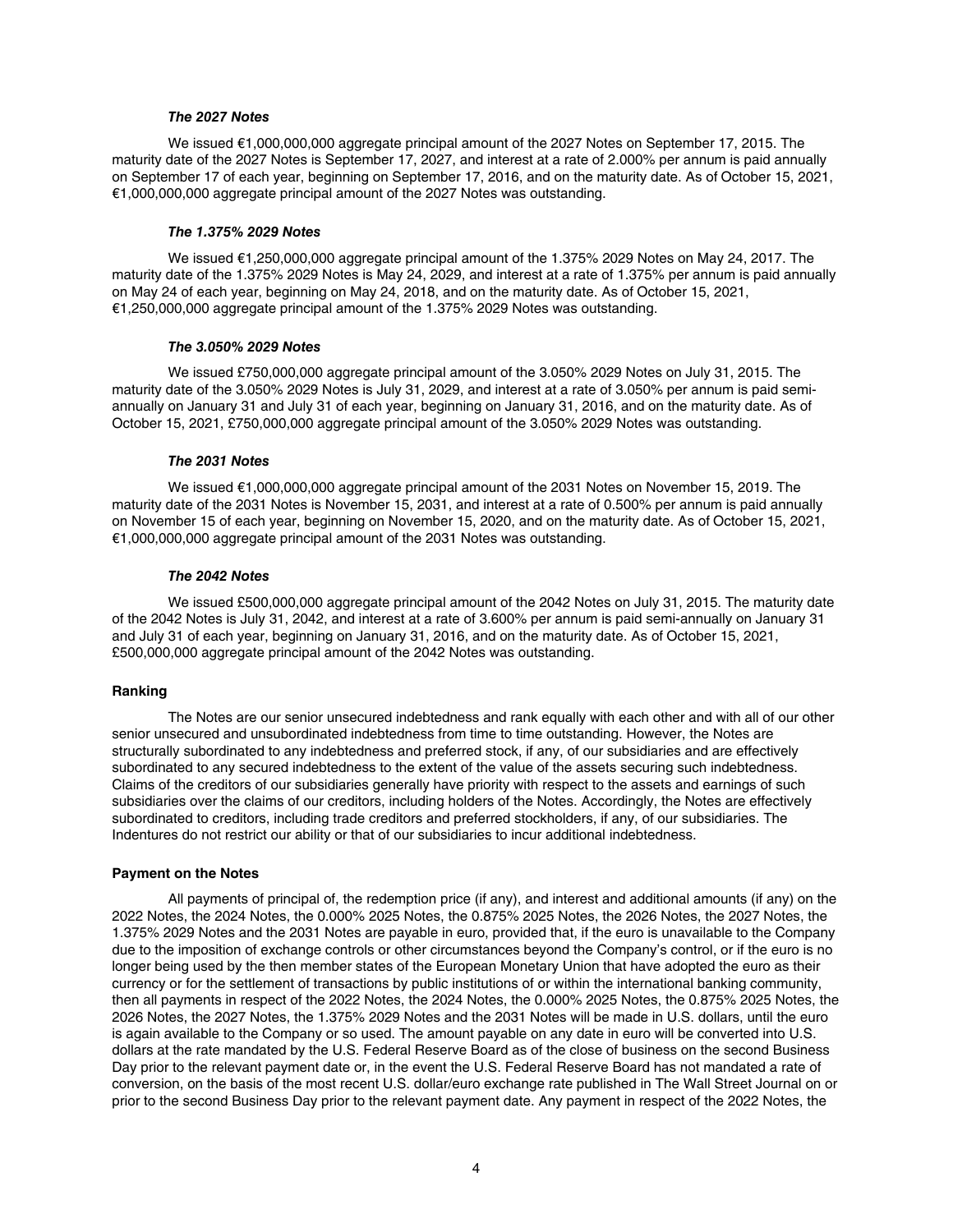### *The 2027 Notes*

We issued €1,000,000,000 aggregate principal amount of the 2027 Notes on September 17, 2015. The maturity date of the 2027 Notes is September 17, 2027, and interest at a rate of 2.000% per annum is paid annually on September 17 of each year, beginning on September 17, 2016, and on the maturity date. As of October 15, 2021, €1,000,000,000 aggregate principal amount of the 2027 Notes was outstanding.

### *The 1.375% 2029 Notes*

We issued €1,250,000,000 aggregate principal amount of the 1.375% 2029 Notes on May 24, 2017. The maturity date of the 1.375% 2029 Notes is May 24, 2029, and interest at a rate of 1.375% per annum is paid annually on May 24 of each year, beginning on May 24, 2018, and on the maturity date. As of October 15, 2021, €1,250,000,000 aggregate principal amount of the 1.375% 2029 Notes was outstanding.

### *The 3.050% 2029 Notes*

We issued £750,000,000 aggregate principal amount of the 3.050% 2029 Notes on July 31, 2015. The maturity date of the 3.050% 2029 Notes is July 31, 2029, and interest at a rate of 3.050% per annum is paid semi-annually on January 31 and July 31 of each year, beginning on January 31, 2016, and on the maturity date. As of October 15, 2021, £750,000,000 aggregate principal amount of the 3.050% 2029 Notes was outstanding.

### *The 2031 Notes*

We issued €1,000,000,000 aggregate principal amount of the 2031 Notes on November 15, 2019. The maturity date of the 2031 Notes is November 15, 2031, and interest at a rate of 0.500% per annum is paid annually on November 15 of each year, beginning on November 15, 2020, and on the maturity date. As of October 15, 2021, €1,000,000,000 aggregate principal amount of the 2031 Notes was outstanding.

### *The 2042 Notes*

We issued £500,000,000 aggregate principal amount of the 2042 Notes on July 31, 2015. The maturity date of the 2042 Notes is July 31, 2042, and interest at a rate of 3.600% per annum is paid semi-annually on January 31 and July 31 of each year, beginning on January 31, 2016, and on the maturity date. As of October 15, 2021, £500,000,000 aggregate principal amount of the 2042 Notes was outstanding.

## Ranking

The Notes are our senior unsecured indebtedness and rank equally with each other and with all of our other senior unsecured and unsubordinated indebtedness from time to time outstanding. However, the Notes are structurally subordinated to any indebtedness and preferred stock, if any, of our subsidiaries and are effectively subordinated to any secured indebtedness to the extent of the value of the assets securing such indebtedness. Claims of the creditors of our subsidiaries generally have priority with respect to the assets and earnings of such subsidiaries over the claims of our creditors, including holders of the Notes. Accordingly, the Notes are effectively subordinated to creditors, including trade creditors and preferred stockholders, if any, of our subsidiaries. The Indentures do not restrict our ability or that of our subsidiaries to incur additional indebtedness.

## Payment on the Notes

All payments of principal of, the redemption price (if any), and interest and additional amounts (if any) on the 2022 Notes, the 2024 Notes, the 0.000% 2025 Notes, the 0.875% 2025 Notes, the 2026 Notes, the 2027 Notes, the 1.375% 2029 Notes and the 2031 Notes are payable in euro, provided that, if the euro is unavailable to the Company due to the imposition of exchange controls or other circumstances beyond the Company's control, or if the euro is no longer being used by the then member states of the European Monetary Union that have adopted the euro as their currency or for the settlement of transactions by public institutions of or within the international banking community, then all payments in respect of the 2022 Notes, the 2024 Notes, the 0.000% 2025 Notes, the 0.875% 2025 Notes, the 2026 Notes, the 2027 Notes, the 1.375% 2029 Notes and the 2031 Notes will be made in U.S. dollars, until the euro is again available to the Company or so used. The amount payable on any date in euro will be converted into U.S. dollars at the rate mandated by the U.S. Federal Reserve Board as of the close of business on the second Business Day prior to the relevant payment date or, in the event the U.S. Federal Reserve Board has not mandated a rate of conversion, on the basis of the most recent U.S. dollar/euro exchange rate published in The Wall Street Journal on or prior to the second Business Day prior to the relevant payment date. Any payment in respect of the 2022 Notes, the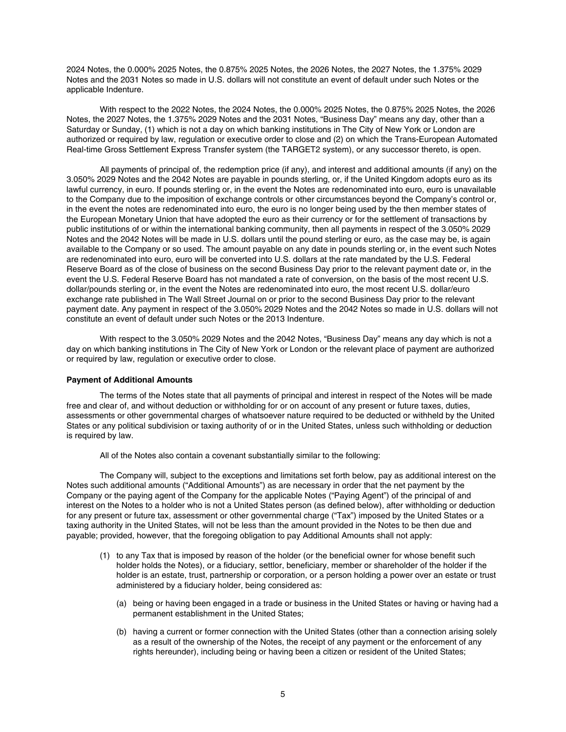2024 Notes, the 0.000% 2025 Notes, the 0.875% 2025 Notes, the 2026 Notes, the 2027 Notes, the 1.375% 2029 Notes and the 2031 Notes so made in U.S. dollars will not constitute an event of default under such Notes or the applicable Indenture.

With respect to the 2022 Notes, the 2024 Notes, the 0.000% 2025 Notes, the 0.875% 2025 Notes, the 2026 Notes, the 2027 Notes, the 1.375% 2029 Notes and the 2031 Notes, "Business Day" means any day, other than a Saturday or Sunday, (1) which is not a day on which banking institutions in The City of New York or London are authorized or required by law, regulation or executive order to close and (2) on which the Trans-European Automated Real-time Gross Settlement Express Transfer system (the TARGET2 system), or any successor thereto, is open.

All payments of principal of, the redemption price (if any), and interest and additional amounts (if any) on the 3.050% 2029 Notes and the 2042 Notes are payable in pounds sterling, or, if the United Kingdom adopts euro as its lawful currency, in euro. If pounds sterling or, in the event the Notes are redenominated into euro, euro is unavailable to the Company due to the imposition of exchange controls or other circumstances beyond the Company's control or, in the event the notes are redenominated into euro, the euro is no longer being used by the then member states of the European Monetary Union that have adopted the euro as their currency or for the settlement of transactions by public institutions of or within the international banking community, then all payments in respect of the 3.050% 2029 Notes and the 2042 Notes will be made in U.S. dollars until the pound sterling or euro, as the case may be, is again available to the Company or so used. The amount payable on any date in pounds sterling or, in the event such Notes are redenominated into euro, euro will be converted into U.S. dollars at the rate mandated by the U.S. Federal Reserve Board as of the close of business on the second Business Day prior to the relevant payment date or, in the event the U.S. Federal Reserve Board has not mandated a rate of conversion, on the basis of the most recent U.S. dollar/pounds sterling or, in the event the Notes are redenominated into euro, the most recent U.S. dollar/euro exchange rate published in The Wall Street Journal on or prior to the second Business Day prior to the relevant payment date. Any payment in respect of the 3.050% 2029 Notes and the 2042 Notes so made in U.S. dollars will not constitute an event of default under such Notes or the 2013 Indenture.

With respect to the 3.050% 2029 Notes and the 2042 Notes, "Business Day" means any day which is not a day on which banking institutions in The City of New York or London or the relevant place of payment are authorized or required by law, regulation or executive order to close.

**Payment of Additional Amounts**

The terms of the Notes state that all payments of principal and interest in respect of the Notes will be made free and clear of, and without deduction or withholding for or on account of any present or future taxes, duties, assessments or other governmental charges of whatsoever nature required to be deducted or withheld by the United States or any political subdivision or taxing authority of or in the United States, unless such withholding or deduction is required by law.

All of the Notes also contain a covenant substantially similar to the following:

The Company will, subject to the exceptions and limitations set forth below, pay as additional interest on the Notes such additional amounts ("Additional Amounts") as are necessary in order that the net payment by the Company or the paying agent of the Company for the applicable Notes ("Paying Agent") of the principal of and interest on the Notes to a holder who is not a United States person (as defined below), after withholding or deduction for any present or future tax, assessment or other governmental charge ("Tax") imposed by the United States or a taxing authority in the United States, will not be less than the amount provided in the Notes to be then due and payable; provided, however, that the foregoing obligation to pay Additional Amounts shall not apply:

(1) to any Tax that is imposed by reason of the holder (or the beneficial owner for whose benefit such holder holds the Notes), or a fiduciary, settlor, beneficiary, member or shareholder of the holder if the holder is an estate, trust, partnership or corporation, or a person holding a power over an estate or trust administered by a fiduciary holder, being considered as:

   (a) being or having been engaged in a trade or business in the United States or having or having had a permanent establishment in the United States;

   (b) having a current or former connection with the United States (other than a connection arising solely as a result of the ownership of the Notes, the receipt of any payment or the enforcement of any rights hereunder), including being or having been a citizen or resident of the United States;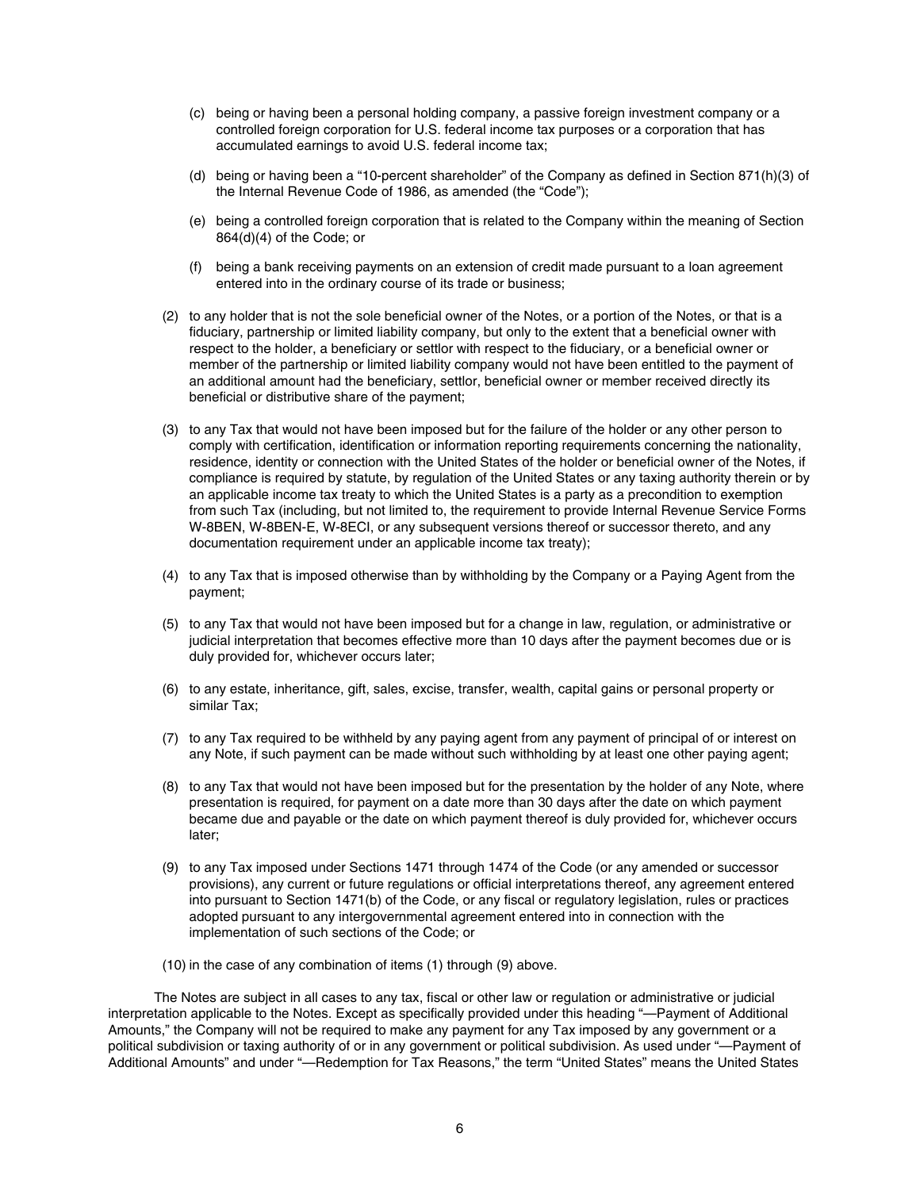(c) being or having been a personal holding company, a passive foreign investment company or a controlled foreign corporation for U.S. federal income tax purposes or a corporation that has accumulated earnings to avoid U.S. federal income tax;

(d) being or having been a "10-percent shareholder" of the Company as defined in Section 871(h)(3) of the Internal Revenue Code of 1986, as amended (the "Code");

(e) being a controlled foreign corporation that is related to the Company within the meaning of Section 864(d)(4) of the Code; or

(f) being a bank receiving payments on an extension of credit made pursuant to a loan agreement entered into in the ordinary course of its trade or business;

(2) to any holder that is not the sole beneficial owner of the Notes, or a portion of the Notes, or that is a fiduciary, partnership or limited liability company, but only to the extent that a beneficial owner with respect to the holder, a beneficiary or settlor with respect to the fiduciary, or a beneficial owner or member of the partnership or limited liability company would not have been entitled to the payment of an additional amount had the beneficiary, settlor, beneficial owner or member received directly its beneficial or distributive share of the payment;

(3) to any Tax that would not have been imposed but for the failure of the holder or any other person to comply with certification, identification or information reporting requirements concerning the nationality, residence, identity or connection with the United States of the holder or beneficial owner of the Notes, if compliance is required by statute, by regulation of the United States or any taxing authority therein or by an applicable income tax treaty to which the United States is a party as a precondition to exemption from such Tax (including, but not limited to, the requirement to provide Internal Revenue Service Forms W-8BEN, W-8BEN-E, W-8ECI, or any subsequent versions thereof or successor thereto, and any documentation requirement under an applicable income tax treaty);

(4) to any Tax that is imposed otherwise than by withholding by the Company or a Paying Agent from the payment;

(5) to any Tax that would not have been imposed but for a change in law, regulation, or administrative or judicial interpretation that becomes effective more than 10 days after the payment becomes due or is duly provided for, whichever occurs later;

(6) to any estate, inheritance, gift, sales, excise, transfer, wealth, capital gains or personal property or similar Tax;

(7) to any Tax required to be withheld by any paying agent from any payment of principal of or interest on any Note, if such payment can be made without such withholding by at least one other paying agent;

(8) to any Tax that would not have been imposed but for the presentation by the holder of any Note, where presentation is required, for payment on a date more than 30 days after the date on which payment became due and payable or the date on which payment thereof is duly provided for, whichever occurs later;

(9) to any Tax imposed under Sections 1471 through 1474 of the Code (or any amended or successor provisions), any current or future regulations or official interpretations thereof, any agreement entered into pursuant to Section 1471(b) of the Code, or any fiscal or regulatory legislation, rules or practices adopted pursuant to any intergovernmental agreement entered into in connection with the implementation of such sections of the Code; or

(10) in the case of any combination of items (1) through (9) above.

The Notes are subject in all cases to any tax, fiscal or other law or regulation or administrative or judicial interpretation applicable to the Notes. Except as specifically provided under this heading "—Payment of Additional Amounts," the Company will not be required to make any payment for any Tax imposed by any government or a political subdivision or taxing authority of or in any government or political subdivision. As used under "—Payment of Additional Amounts" and under "—Redemption for Tax Reasons," the term "United States" means the United States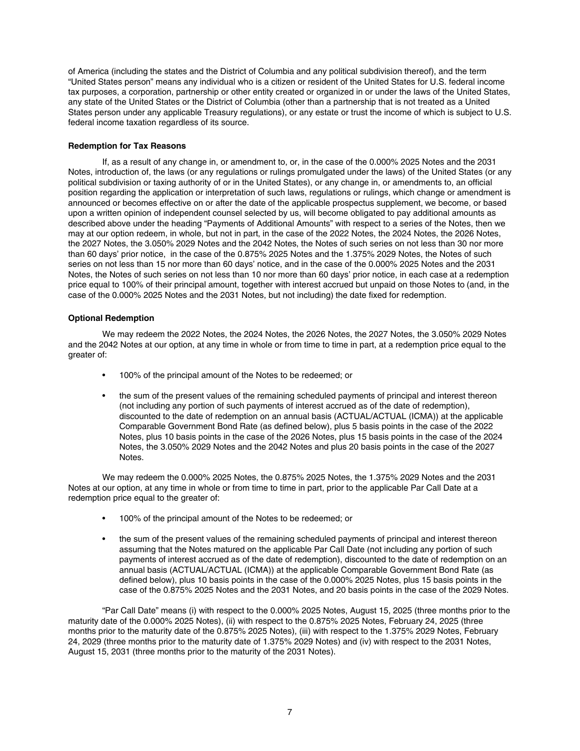of America (including the states and the District of Columbia and any political subdivision thereof), and the term "United States person" means any individual who is a citizen or resident of the United States for U.S. federal income tax purposes, a corporation, partnership or other entity created or organized in or under the laws of the United States, any state of the United States or the District of Columbia (other than a partnership that is not treated as a United States person under any applicable Treasury regulations), or any estate or trust the income of which is subject to U.S. federal income taxation regardless of its source.

**Redemption for Tax Reasons**

If, as a result of any change in, or amendment to, or, in the case of the 0.000% 2025 Notes and the 2031 Notes, introduction of, the laws (or any regulations or rulings promulgated under the laws) of the United States (or any political subdivision or taxing authority of or in the United States), or any change in, or amendments to, an official position regarding the application or interpretation of such laws, regulations or rulings, which change or amendment is announced or becomes effective on or after the date of the applicable prospectus supplement, we become, or based upon a written opinion of independent counsel selected by us, will become obligated to pay additional amounts as described above under the heading "Payments of Additional Amounts" with respect to a series of the Notes, then we may at our option redeem, in whole, but not in part, in the case of the 2022 Notes, the 2024 Notes, the 2026 Notes, the 2027 Notes, the 3.050% 2029 Notes and the 2042 Notes, the Notes of such series on not less than 30 nor more than 60 days' prior notice, in the case of the 0.875% 2025 Notes and the 1.375% 2029 Notes, the Notes of such series on not less than 15 nor more than 60 days' notice, and in the case of the 0.000% 2025 Notes and the 2031 Notes, the Notes of such series on not less than 10 nor more than 60 days' prior notice, in each case at a redemption price equal to 100% of their principal amount, together with interest accrued but unpaid on those Notes to (and, in the case of the 0.000% 2025 Notes and the 2031 Notes, but not including) the date fixed for redemption.

**Optional Redemption**

We may redeem the 2022 Notes, the 2024 Notes, the 2026 Notes, the 2027 Notes, the 3.050% 2029 Notes and the 2042 Notes at our option, at any time in whole or from time to time in part, at a redemption price equal to the greater of:

- 100% of the principal amount of the Notes to be redeemed; or
- the sum of the present values of the remaining scheduled payments of principal and interest thereon (not including any portion of such payments of interest accrued as of the date of redemption), discounted to the date of redemption on an annual basis (ACTUAL/ACTUAL (ICMA)) at the applicable Comparable Government Bond Rate (as defined below), plus 5 basis points in the case of the 2022 Notes, plus 10 basis points in the case of the 2026 Notes, plus 15 basis points in the case of the 2024 Notes, the 3.050% 2029 Notes and the 2042 Notes and plus 20 basis points in the case of the 2027 Notes.

We may redeem the 0.000% 2025 Notes, the 0.875% 2025 Notes, the 1.375% 2029 Notes and the 2031 Notes at our option, at any time in whole or from time to time in part, prior to the applicable Par Call Date at a redemption price equal to the greater of:

- 100% of the principal amount of the Notes to be redeemed; or
- the sum of the present values of the remaining scheduled payments of principal and interest thereon assuming that the Notes matured on the applicable Par Call Date (not including any portion of such payments of interest accrued as of the date of redemption), discounted to the date of redemption on an annual basis (ACTUAL/ACTUAL (ICMA)) at the applicable Comparable Government Bond Rate (as defined below), plus 10 basis points in the case of the 0.000% 2025 Notes, plus 15 basis points in the case of the 0.875% 2025 Notes and the 2031 Notes, and 20 basis points in the case of the 2029 Notes.

"Par Call Date" means (i) with respect to the 0.000% 2025 Notes, August 15, 2025 (three months prior to the maturity date of the 0.000% 2025 Notes), (ii) with respect to the 0.875% 2025 Notes, February 24, 2025 (three months prior to the maturity date of the 0.875% 2025 Notes), (iii) with respect to the 1.375% 2029 Notes, February 24, 2029 (three months prior to the maturity date of 1.375% 2029 Notes) and (iv) with respect to the 2031 Notes, August 15, 2031 (three months prior to the maturity of the 2031 Notes).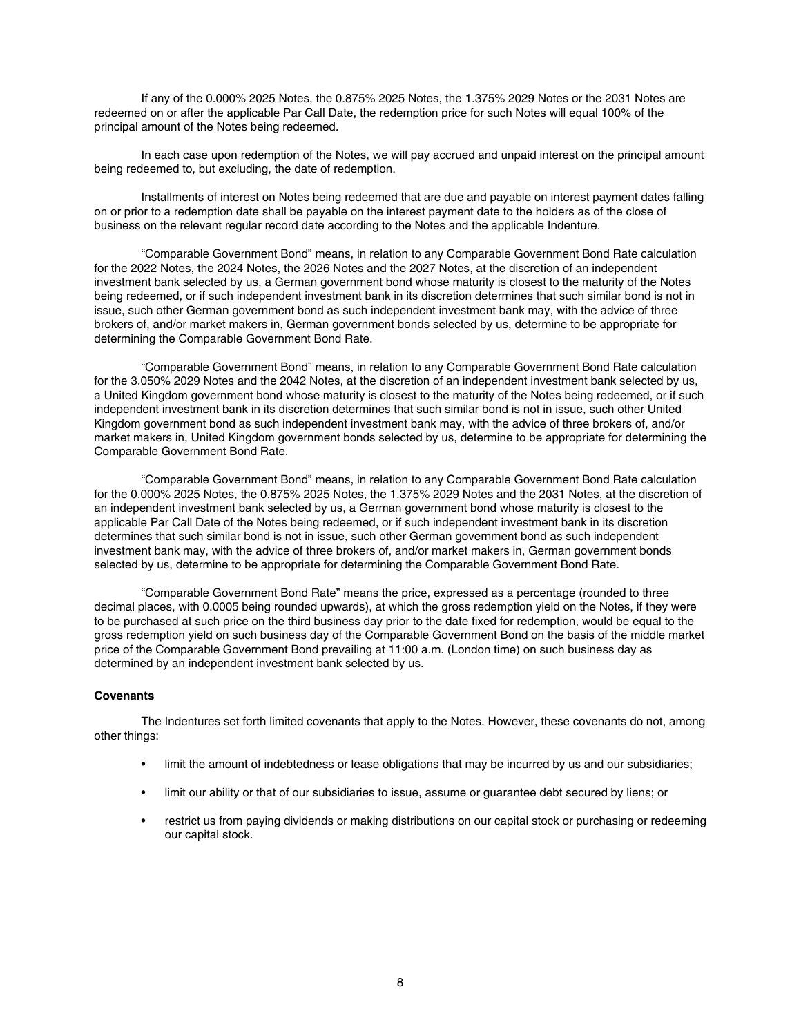If any of the 0.000% 2025 Notes, the 0.875% 2025 Notes, the 1.375% 2029 Notes or the 2031 Notes are redeemed on or after the applicable Par Call Date, the redemption price for such Notes will equal 100% of the principal amount of the Notes being redeemed.

In each case upon redemption of the Notes, we will pay accrued and unpaid interest on the principal amount being redeemed to, but excluding, the date of redemption.

Installments of interest on Notes being redeemed that are due and payable on interest payment dates falling on or prior to a redemption date shall be payable on the interest payment date to the holders as of the close of business on the relevant regular record date according to the Notes and the applicable Indenture.

"Comparable Government Bond" means, in relation to any Comparable Government Bond Rate calculation for the 2022 Notes, the 2024 Notes, the 2026 Notes and the 2027 Notes, at the discretion of an independent investment bank selected by us, a German government bond whose maturity is closest to the maturity of the Notes being redeemed, or if such independent investment bank in its discretion determines that such similar bond is not in issue, such other German government bond as such independent investment bank may, with the advice of three brokers of, and/or market makers in, German government bonds selected by us, determine to be appropriate for determining the Comparable Government Bond Rate.

"Comparable Government Bond" means, in relation to any Comparable Government Bond Rate calculation for the 3.050% 2029 Notes and the 2042 Notes, at the discretion of an independent investment bank selected by us, a United Kingdom government bond whose maturity is closest to the maturity of the Notes being redeemed, or if such independent investment bank in its discretion determines that such similar bond is not in issue, such other United Kingdom government bond as such independent investment bank may, with the advice of three brokers of, and/or market makers in, United Kingdom government bonds selected by us, determine to be appropriate for determining the Comparable Government Bond Rate.

"Comparable Government Bond" means, in relation to any Comparable Government Bond Rate calculation for the 0.000% 2025 Notes, the 0.875% 2025 Notes, the 1.375% 2029 Notes and the 2031 Notes, at the discretion of an independent investment bank selected by us, a German government bond whose maturity is closest to the applicable Par Call Date of the Notes being redeemed, or if such independent investment bank in its discretion determines that such similar bond is not in issue, such other German government bond as such independent investment bank may, with the advice of three brokers of, and/or market makers in, German government bonds selected by us, determine to be appropriate for determining the Comparable Government Bond Rate.

"Comparable Government Bond Rate" means the price, expressed as a percentage (rounded to three decimal places, with 0.0005 being rounded upwards), at which the gross redemption yield on the Notes, if they were to be purchased at such price on the third business day prior to the date fixed for redemption, would be equal to the gross redemption yield on such business day of the Comparable Government Bond on the basis of the middle market price of the Comparable Government Bond prevailing at 11:00 a.m. (London time) on such business day as determined by an independent investment bank selected by us.

**Covenants**

The Indentures set forth limited covenants that apply to the Notes. However, these covenants do not, among other things:

- limit the amount of indebtedness or lease obligations that may be incurred by us and our subsidiaries;
- limit our ability or that of our subsidiaries to issue, assume or guarantee debt secured by liens; or
- restrict us from paying dividends or making distributions on our capital stock or purchasing or redeeming our capital stock.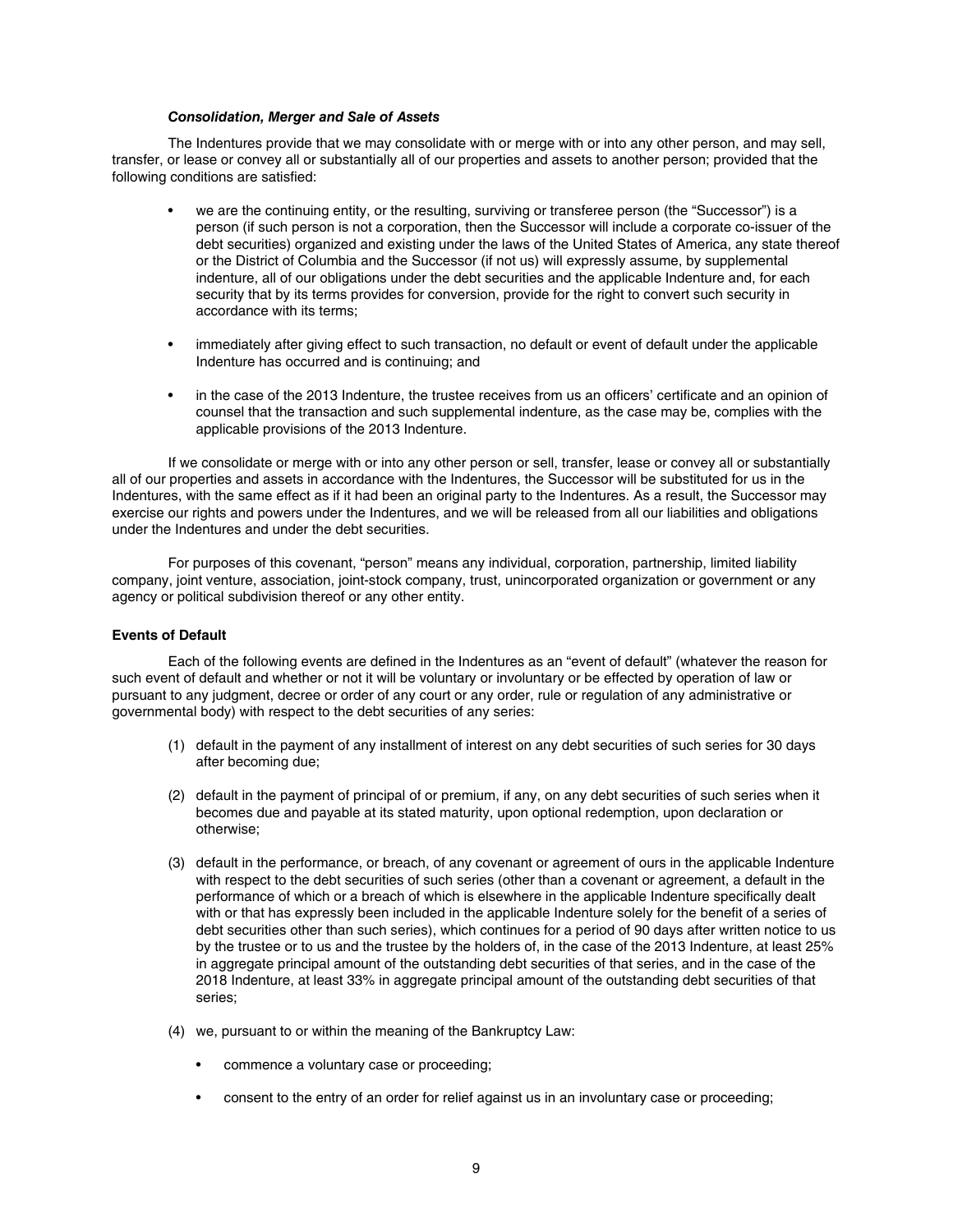***Consolidation, Merger and Sale of Assets***

The Indentures provide that we may consolidate with or merge with or into any other person, and may sell, transfer, or lease or convey all or substantially all of our properties and assets to another person; provided that the following conditions are satisfied:

- we are the continuing entity, or the resulting, surviving or transferee person (the "Successor") is a person (if such person is not a corporation, then the Successor will include a corporate co-issuer of the debt securities) organized and existing under the laws of the United States of America, any state thereof or the District of Columbia and the Successor (if not us) will expressly assume, by supplemental indenture, all of our obligations under the debt securities and the applicable Indenture and, for each security that by its terms provides for conversion, provide for the right to convert such security in accordance with its terms;

- immediately after giving effect to such transaction, no default or event of default under the applicable Indenture has occurred and is continuing; and

- in the case of the 2013 Indenture, the trustee receives from us an officers' certificate and an opinion of counsel that the transaction and such supplemental indenture, as the case may be, complies with the applicable provisions of the 2013 Indenture.

If we consolidate or merge with or into any other person or sell, transfer, lease or convey all or substantially all of our properties and assets in accordance with the Indentures, the Successor will be substituted for us in the Indentures, with the same effect as if it had been an original party to the Indentures. As a result, the Successor may exercise our rights and powers under the Indentures, and we will be released from all our liabilities and obligations under the Indentures and under the debt securities.

For purposes of this covenant, "person" means any individual, corporation, partnership, limited liability company, joint venture, association, joint-stock company, trust, unincorporated organization or government or any agency or political subdivision thereof or any other entity.

**Events of Default**

Each of the following events are defined in the Indentures as an "event of default" (whatever the reason for such event of default and whether or not it will be voluntary or involuntary or be effected by operation of law or pursuant to any judgment, decree or order of any court or any order, rule or regulation of any administrative or governmental body) with respect to the debt securities of any series:

(1) default in the payment of any installment of interest on any debt securities of such series for 30 days after becoming due;

(2) default in the payment of principal of or premium, if any, on any debt securities of such series when it becomes due and payable at its stated maturity, upon optional redemption, upon declaration or otherwise;

(3) default in the performance, or breach, of any covenant or agreement of ours in the applicable Indenture with respect to the debt securities of such series (other than a covenant or agreement, a default in the performance of which or a breach of which is elsewhere in the applicable Indenture specifically dealt with or that has expressly been included in the applicable Indenture solely for the benefit of a series of debt securities other than such series), which continues for a period of 90 days after written notice to us by the trustee or to us and the trustee by the holders of, in the case of the 2013 Indenture, at least 25% in aggregate principal amount of the outstanding debt securities of that series, and in the case of the 2018 Indenture, at least 33% in aggregate principal amount of the outstanding debt securities of that series;

(4) we, pursuant to or within the meaning of the Bankruptcy Law:

- commence a voluntary case or proceeding;

- consent to the entry of an order for relief against us in an involuntary case or proceeding;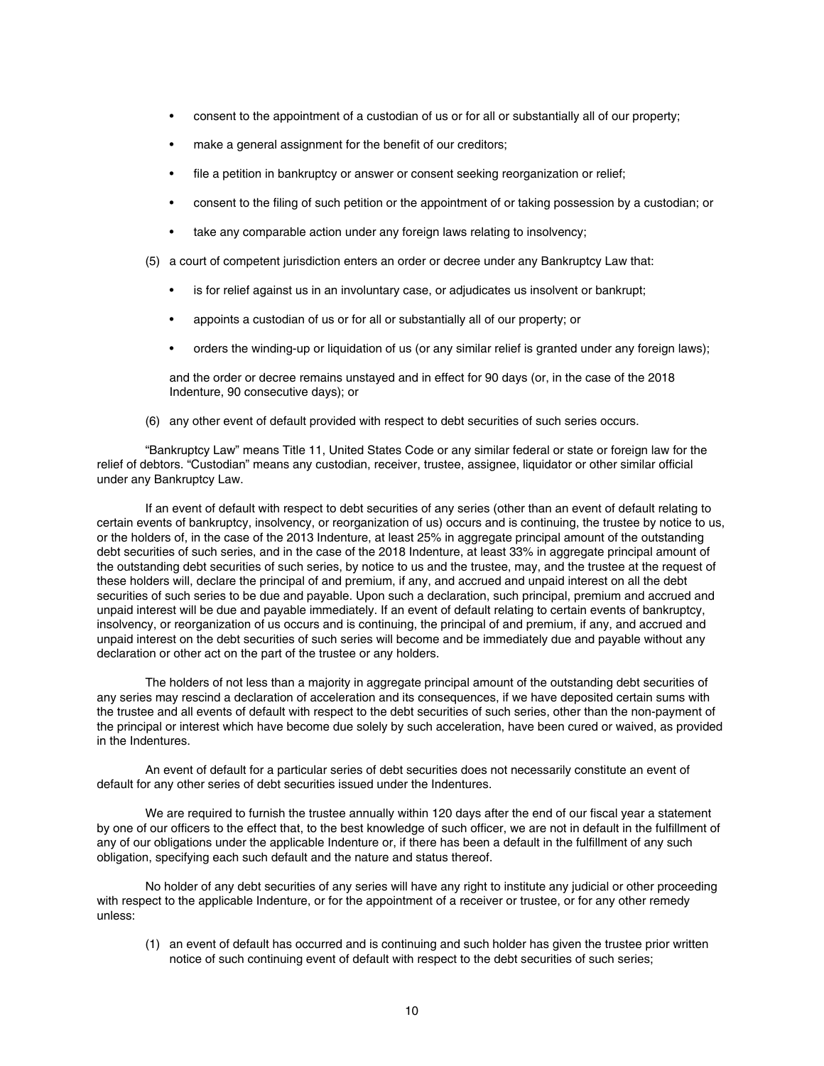- consent to the appointment of a custodian of us or for all or substantially all of our property;
- make a general assignment for the benefit of our creditors;
- file a petition in bankruptcy or answer or consent seeking reorganization or relief;
- consent to the filing of such petition or the appointment of or taking possession by a custodian; or
- take any comparable action under any foreign laws relating to insolvency;

(5) a court of competent jurisdiction enters an order or decree under any Bankruptcy Law that:

- is for relief against us in an involuntary case, or adjudicates us insolvent or bankrupt;
- appoints a custodian of us or for all or substantially all of our property; or
- orders the winding-up or liquidation of us (or any similar relief is granted under any foreign laws);

and the order or decree remains unstayed and in effect for 90 days (or, in the case of the 2018 Indenture, 90 consecutive days); or

(6) any other event of default provided with respect to debt securities of such series occurs.

"Bankruptcy Law" means Title 11, United States Code or any similar federal or state or foreign law for the relief of debtors. "Custodian" means any custodian, receiver, trustee, assignee, liquidator or other similar official under any Bankruptcy Law.

If an event of default with respect to debt securities of any series (other than an event of default relating to certain events of bankruptcy, insolvency, or reorganization of us) occurs and is continuing, the trustee by notice to us, or the holders of, in the case of the 2013 Indenture, at least 25% in aggregate principal amount of the outstanding debt securities of such series, and in the case of the 2018 Indenture, at least 33% in aggregate principal amount of the outstanding debt securities of such series, by notice to us and the trustee, may, and the trustee at the request of these holders will, declare the principal of and premium, if any, and accrued and unpaid interest on all the debt securities of such series to be due and payable. Upon such a declaration, such principal, premium and accrued and unpaid interest will be due and payable immediately. If an event of default relating to certain events of bankruptcy, insolvency, or reorganization of us occurs and is continuing, the principal of and premium, if any, and accrued and unpaid interest on the debt securities of such series will become and be immediately due and payable without any declaration or other act on the part of the trustee or any holders.

The holders of not less than a majority in aggregate principal amount of the outstanding debt securities of any series may rescind a declaration of acceleration and its consequences, if we have deposited certain sums with the trustee and all events of default with respect to the debt securities of such series, other than the non-payment of the principal or interest which have become due solely by such acceleration, have been cured or waived, as provided in the Indentures.

An event of default for a particular series of debt securities does not necessarily constitute an event of default for any other series of debt securities issued under the Indentures.

We are required to furnish the trustee annually within 120 days after the end of our fiscal year a statement by one of our officers to the effect that, to the best knowledge of such officer, we are not in default in the fulfillment of any of our obligations under the applicable Indenture or, if there has been a default in the fulfillment of any such obligation, specifying each such default and the nature and status thereof.

No holder of any debt securities of any series will have any right to institute any judicial or other proceeding with respect to the applicable Indenture, or for the appointment of a receiver or trustee, or for any other remedy unless:

(1) an event of default has occurred and is continuing and such holder has given the trustee prior written notice of such continuing event of default with respect to the debt securities of such series;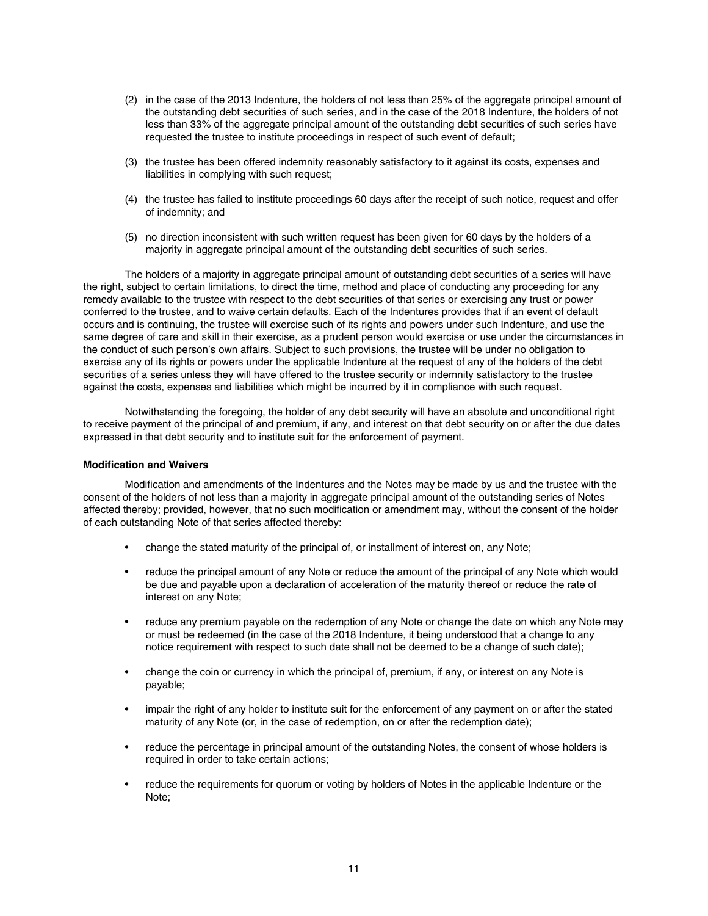(2) in the case of the 2013 Indenture, the holders of not less than 25% of the aggregate principal amount of the outstanding debt securities of such series, and in the case of the 2018 Indenture, the holders of not less than 33% of the aggregate principal amount of the outstanding debt securities of such series have requested the trustee to institute proceedings in respect of such event of default;

(3) the trustee has been offered indemnity reasonably satisfactory to it against its costs, expenses and liabilities in complying with such request;

(4) the trustee has failed to institute proceedings 60 days after the receipt of such notice, request and offer of indemnity; and

(5) no direction inconsistent with such written request has been given for 60 days by the holders of a majority in aggregate principal amount of the outstanding debt securities of such series.

The holders of a majority in aggregate principal amount of outstanding debt securities of a series will have the right, subject to certain limitations, to direct the time, method and place of conducting any proceeding for any remedy available to the trustee with respect to the debt securities of that series or exercising any trust or power conferred to the trustee, and to waive certain defaults. Each of the Indentures provides that if an event of default occurs and is continuing, the trustee will exercise such of its rights and powers under such Indenture, and use the same degree of care and skill in their exercise, as a prudent person would exercise or use under the circumstances in the conduct of such person's own affairs. Subject to such provisions, the trustee will be under no obligation to exercise any of its rights or powers under the applicable Indenture at the request of any of the holders of the debt securities of a series unless they will have offered to the trustee security or indemnity satisfactory to the trustee against the costs, expenses and liabilities which might be incurred by it in compliance with such request.

Notwithstanding the foregoing, the holder of any debt security will have an absolute and unconditional right to receive payment of the principal of and premium, if any, and interest on that debt security on or after the due dates expressed in that debt security and to institute suit for the enforcement of payment.

**Modification and Waivers**

Modification and amendments of the Indentures and the Notes may be made by us and the trustee with the consent of the holders of not less than a majority in aggregate principal amount of the outstanding series of Notes affected thereby; provided, however, that no such modification or amendment may, without the consent of the holder of each outstanding Note of that series affected thereby:

- change the stated maturity of the principal of, or installment of interest on, any Note;
- reduce the principal amount of any Note or reduce the amount of the principal of any Note which would be due and payable upon a declaration of acceleration of the maturity thereof or reduce the rate of interest on any Note;
- reduce any premium payable on the redemption of any Note or change the date on which any Note may or must be redeemed (in the case of the 2018 Indenture, it being understood that a change to any notice requirement with respect to such date shall not be deemed to be a change of such date);
- change the coin or currency in which the principal of, premium, if any, or interest on any Note is payable;
- impair the right of any holder to institute suit for the enforcement of any payment on or after the stated maturity of any Note (or, in the case of redemption, on or after the redemption date);
- reduce the percentage in principal amount of the outstanding Notes, the consent of whose holders is required in order to take certain actions;
- reduce the requirements for quorum or voting by holders of Notes in the applicable Indenture or the Note;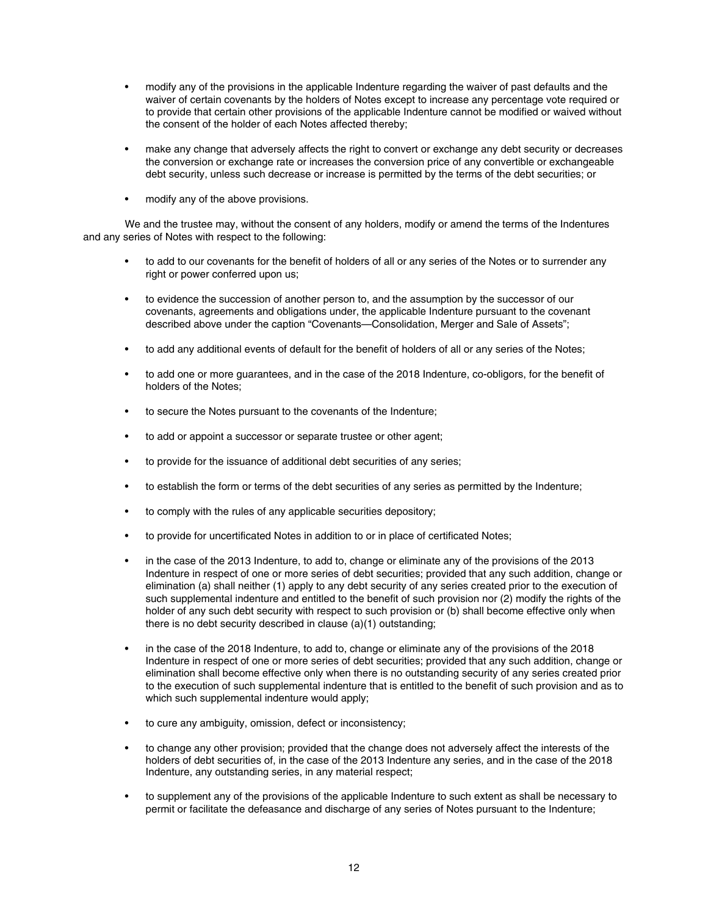- modify any of the provisions in the applicable Indenture regarding the waiver of past defaults and the waiver of certain covenants by the holders of Notes except to increase any percentage vote required or to provide that certain other provisions of the applicable Indenture cannot be modified or waived without the consent of the holder of each Notes affected thereby;
- make any change that adversely affects the right to convert or exchange any debt security or decreases the conversion or exchange rate or increases the conversion price of any convertible or exchangeable debt security, unless such decrease or increase is permitted by the terms of the debt securities; or
- modify any of the above provisions.

We and the trustee may, without the consent of any holders, modify or amend the terms of the Indentures and any series of Notes with respect to the following:

- to add to our covenants for the benefit of holders of all or any series of the Notes or to surrender any right or power conferred upon us;
- to evidence the succession of another person to, and the assumption by the successor of our covenants, agreements and obligations under, the applicable Indenture pursuant to the covenant described above under the caption "Covenants—Consolidation, Merger and Sale of Assets";
- to add any additional events of default for the benefit of holders of all or any series of the Notes;
- to add one or more guarantees, and in the case of the 2018 Indenture, co-obligors, for the benefit of holders of the Notes;
- to secure the Notes pursuant to the covenants of the Indenture;
- to add or appoint a successor or separate trustee or other agent;
- to provide for the issuance of additional debt securities of any series;
- to establish the form or terms of the debt securities of any series as permitted by the Indenture;
- to comply with the rules of any applicable securities depository;
- to provide for uncertificated Notes in addition to or in place of certificated Notes;
- in the case of the 2013 Indenture, to add to, change or eliminate any of the provisions of the 2013 Indenture in respect of one or more series of debt securities; provided that any such addition, change or elimination (a) shall neither (1) apply to any debt security of any series created prior to the execution of such supplemental indenture and entitled to the benefit of such provision nor (2) modify the rights of the holder of any such debt security with respect to such provision or (b) shall become effective only when there is no debt security described in clause (a)(1) outstanding;
- in the case of the 2018 Indenture, to add to, change or eliminate any of the provisions of the 2018 Indenture in respect of one or more series of debt securities; provided that any such addition, change or elimination shall become effective only when there is no outstanding security of any series created prior to the execution of such supplemental indenture that is entitled to the benefit of such provision and as to which such supplemental indenture would apply;
- to cure any ambiguity, omission, defect or inconsistency;
- to change any other provision; provided that the change does not adversely affect the interests of the holders of debt securities of, in the case of the 2013 Indenture any series, and in the case of the 2018 Indenture, any outstanding series, in any material respect;
- to supplement any of the provisions of the applicable Indenture to such extent as shall be necessary to permit or facilitate the defeasance and discharge of any series of Notes pursuant to the Indenture;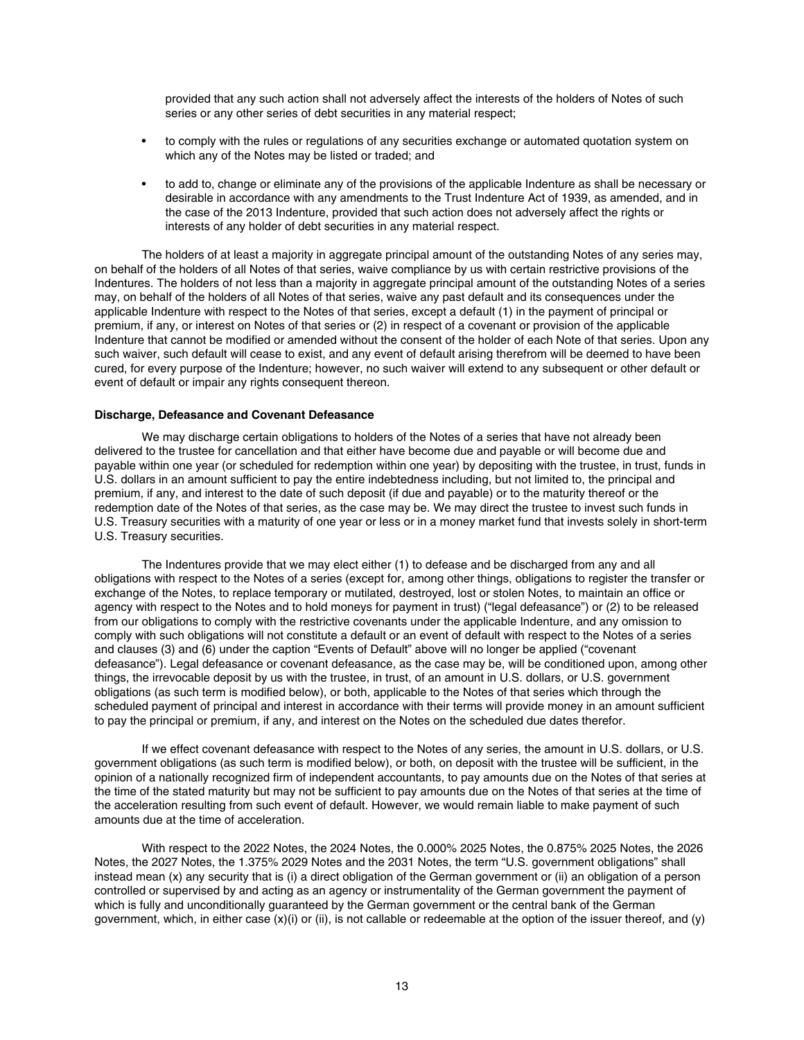provided that any such action shall not adversely affect the interests of the holders of Notes of such series or any other series of debt securities in any material respect;

- to comply with the rules or regulations of any securities exchange or automated quotation system on which any of the Notes may be listed or traded; and
- to add to, change or eliminate any of the provisions of the applicable Indenture as shall be necessary or desirable in accordance with any amendments to the Trust Indenture Act of 1939, as amended, and in the case of the 2013 Indenture, provided that such action does not adversely affect the rights or interests of any holder of debt securities in any material respect.

The holders of at least a majority in aggregate principal amount of the outstanding Notes of any series may, on behalf of the holders of all Notes of that series, waive compliance by us with certain restrictive provisions of the Indentures. The holders of not less than a majority in aggregate principal amount of the outstanding Notes of a series may, on behalf of the holders of all Notes of that series, waive any past default and its consequences under the applicable Indenture with respect to the Notes of that series, except a default (1) in the payment of principal or premium, if any, or interest on Notes of that series or (2) in respect of a covenant or provision of the applicable Indenture that cannot be modified or amended without the consent of the holder of each Note of that series. Upon any such waiver, such default will cease to exist, and any event of default arising therefrom will be deemed to have been cured, for every purpose of the Indenture; however, no such waiver will extend to any subsequent or other default or event of default or impair any rights consequent thereon.

**Discharge, Defeasance and Covenant Defeasance**

We may discharge certain obligations to holders of the Notes of a series that have not already been delivered to the trustee for cancellation and that either have become due and payable or will become due and payable within one year (or scheduled for redemption within one year) by depositing with the trustee, in trust, funds in U.S. dollars in an amount sufficient to pay the entire indebtedness including, but not limited to, the principal and premium, if any, and interest to the date of such deposit (if due and payable) or to the maturity thereof or the redemption date of the Notes of that series, as the case may be. We may direct the trustee to invest such funds in U.S. Treasury securities with a maturity of one year or less or in a money market fund that invests solely in short-term U.S. Treasury securities.

The Indentures provide that we may elect either (1) to defease and be discharged from any and all obligations with respect to the Notes of a series (except for, among other things, obligations to register the transfer or exchange of the Notes, to replace temporary or mutilated, destroyed, lost or stolen Notes, to maintain an office or agency with respect to the Notes and to hold moneys for payment in trust) ("legal defeasance") or (2) to be released from our obligations to comply with the restrictive covenants under the applicable Indenture, and any omission to comply with such obligations will not constitute a default or an event of default with respect to the Notes of a series and clauses (3) and (6) under the caption "Events of Default" above will no longer be applied ("covenant defeasance"). Legal defeasance or covenant defeasance, as the case may be, will be conditioned upon, among other things, the irrevocable deposit by us with the trustee, in trust, of an amount in U.S. dollars, or U.S. government obligations (as such term is modified below), or both, applicable to the Notes of that series which through the scheduled payment of principal and interest in accordance with their terms will provide money in an amount sufficient to pay the principal or premium, if any, and interest on the Notes on the scheduled due dates therefor.

If we effect covenant defeasance with respect to the Notes of any series, the amount in U.S. dollars, or U.S. government obligations (as such term is modified below), or both, on deposit with the trustee will be sufficient, in the opinion of a nationally recognized firm of independent accountants, to pay amounts due on the Notes of that series at the time of the stated maturity but may not be sufficient to pay amounts due on the Notes of that series at the time of the acceleration resulting from such event of default. However, we would remain liable to make payment of such amounts due at the time of acceleration.

With respect to the 2022 Notes, the 2024 Notes, the 0.000% 2025 Notes, the 0.875% 2025 Notes, the 2026 Notes, the 2027 Notes, the 1.375% 2029 Notes and the 2031 Notes, the term "U.S. government obligations" shall instead mean (x) any security that is (i) a direct obligation of the German government or (ii) an obligation of a person controlled or supervised by and acting as an agency or instrumentality of the German government the payment of which is fully and unconditionally guaranteed by the German government or the central bank of the German government, which, in either case (x)(i) or (ii), is not callable or redeemable at the option of the issuer thereof, and (y)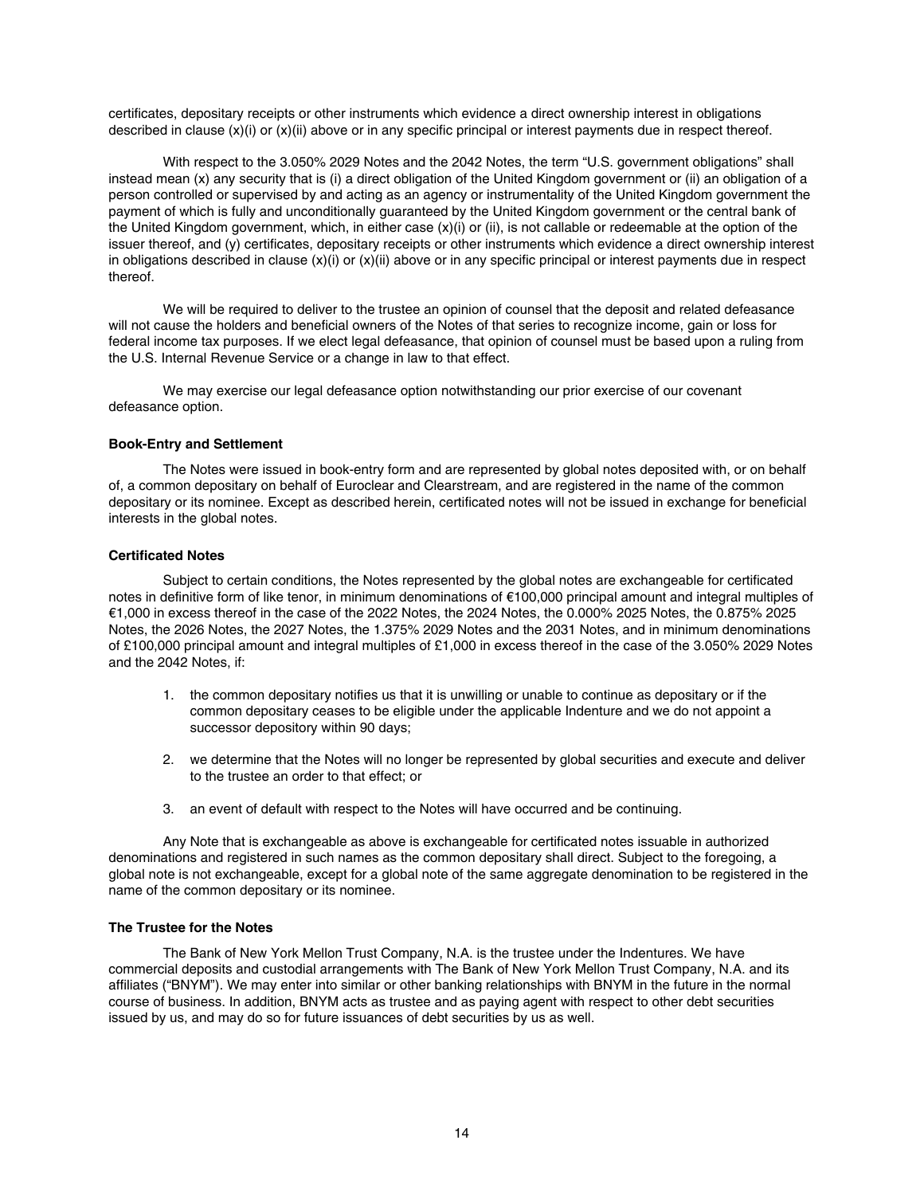certificates, depositary receipts or other instruments which evidence a direct ownership interest in obligations described in clause (x)(i) or (x)(ii) above or in any specific principal or interest payments due in respect thereof.

With respect to the 3.050% 2029 Notes and the 2042 Notes, the term "U.S. government obligations" shall instead mean (x) any security that is (i) a direct obligation of the United Kingdom government or (ii) an obligation of a person controlled or supervised by and acting as an agency or instrumentality of the United Kingdom government the payment of which is fully and unconditionally guaranteed by the United Kingdom government or the central bank of the United Kingdom government, which, in either case (x)(i) or (ii), is not callable or redeemable at the option of the issuer thereof, and (y) certificates, depositary receipts or other instruments which evidence a direct ownership interest in obligations described in clause (x)(i) or (x)(ii) above or in any specific principal or interest payments due in respect thereof.

We will be required to deliver to the trustee an opinion of counsel that the deposit and related defeasance will not cause the holders and beneficial owners of the Notes of that series to recognize income, gain or loss for federal income tax purposes. If we elect legal defeasance, that opinion of counsel must be based upon a ruling from the U.S. Internal Revenue Service or a change in law to that effect.

We may exercise our legal defeasance option notwithstanding our prior exercise of our covenant defeasance option.

**Book-Entry and Settlement**

The Notes were issued in book-entry form and are represented by global notes deposited with, or on behalf of, a common depositary on behalf of Euroclear and Clearstream, and are registered in the name of the common depositary or its nominee. Except as described herein, certificated notes will not be issued in exchange for beneficial interests in the global notes.

**Certificated Notes**

Subject to certain conditions, the Notes represented by the global notes are exchangeable for certificated notes in definitive form of like tenor, in minimum denominations of €100,000 principal amount and integral multiples of €1,000 in excess thereof in the case of the 2022 Notes, the 2024 Notes, the 0.000% 2025 Notes, the 0.875% 2025 Notes, the 2026 Notes, the 2027 Notes, the 1.375% 2029 Notes and the 2031 Notes, and in minimum denominations of £100,000 principal amount and integral multiples of £1,000 in excess thereof in the case of the 3.050% 2029 Notes and the 2042 Notes, if:

1. the common depositary notifies us that it is unwilling or unable to continue as depositary or if the common depositary ceases to be eligible under the applicable Indenture and we do not appoint a successor depository within 90 days;

2. we determine that the Notes will no longer be represented by global securities and execute and deliver to the trustee an order to that effect; or

3. an event of default with respect to the Notes will have occurred and be continuing.

Any Note that is exchangeable as above is exchangeable for certificated notes issuable in authorized denominations and registered in such names as the common depositary shall direct. Subject to the foregoing, a global note is not exchangeable, except for a global note of the same aggregate denomination to be registered in the name of the common depositary or its nominee.

**The Trustee for the Notes**

The Bank of New York Mellon Trust Company, N.A. is the trustee under the Indentures. We have commercial deposits and custodial arrangements with The Bank of New York Mellon Trust Company, N.A. and its affiliates ("BNYM"). We may enter into similar or other banking relationships with BNYM in the future in the normal course of business. In addition, BNYM acts as trustee and as paying agent with respect to other debt securities issued by us, and may do so for future issuances of debt securities by us as well.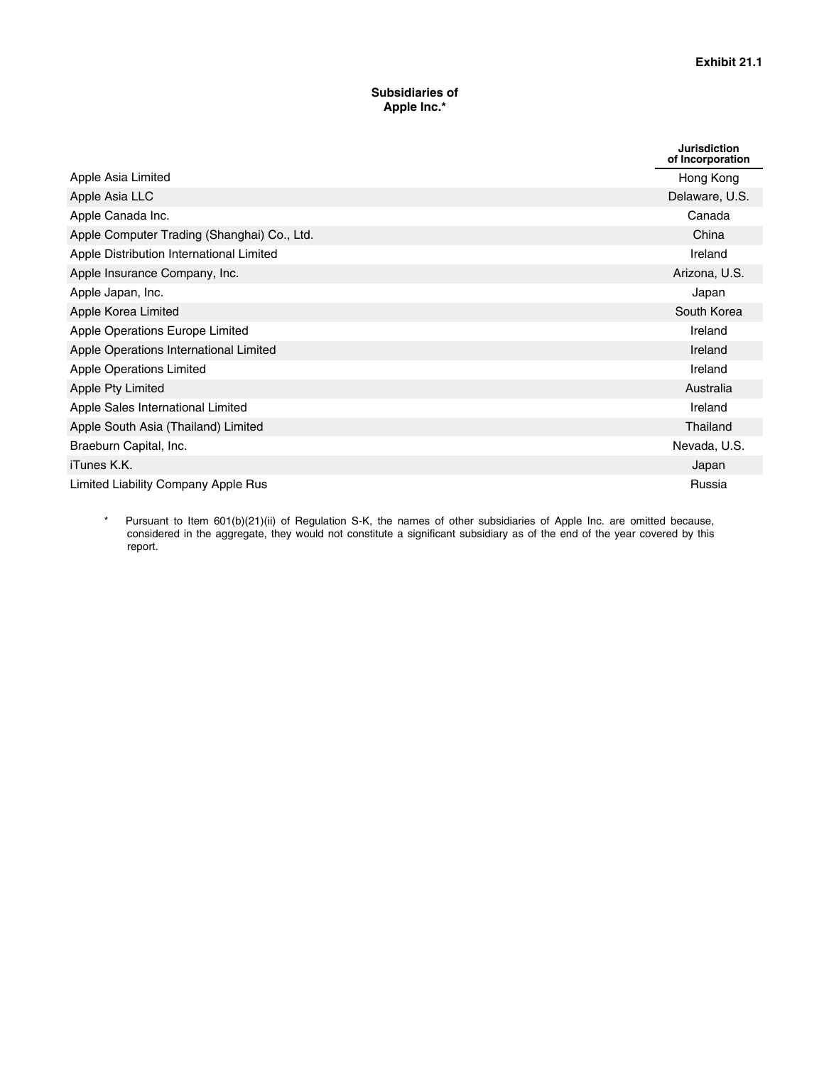**Exhibit 21.1**

**Subsidiaries of Apple Inc.***

| | Jurisdiction of Incorporation |
|---|---|
| Apple Asia Limited | Hong Kong |
| Apple Asia LLC | Delaware, U.S. |
| Apple Canada Inc. | Canada |
| Apple Computer Trading (Shanghai) Co., Ltd. | China |
| Apple Distribution International Limited | Ireland |
| Apple Insurance Company, Inc. | Arizona, U.S. |
| Apple Japan, Inc. | Japan |
| Apple Korea Limited | South Korea |
| Apple Operations Europe Limited | Ireland |
| Apple Operations International Limited | Ireland |
| Apple Operations Limited | Ireland |
| Apple Pty Limited | Australia |
| Apple Sales International Limited | Ireland |
| Apple South Asia (Thailand) Limited | Thailand |
| Braeburn Capital, Inc. | Nevada, U.S. |
| iTunes K.K. | Japan |
| Limited Liability Company Apple Rus | Russia |

\* Pursuant to Item 601(b)(21)(ii) of Regulation S-K, the names of other subsidiaries of Apple Inc. are omitted because, considered in the aggregate, they would not constitute a significant subsidiary as of the end of the year covered by this report.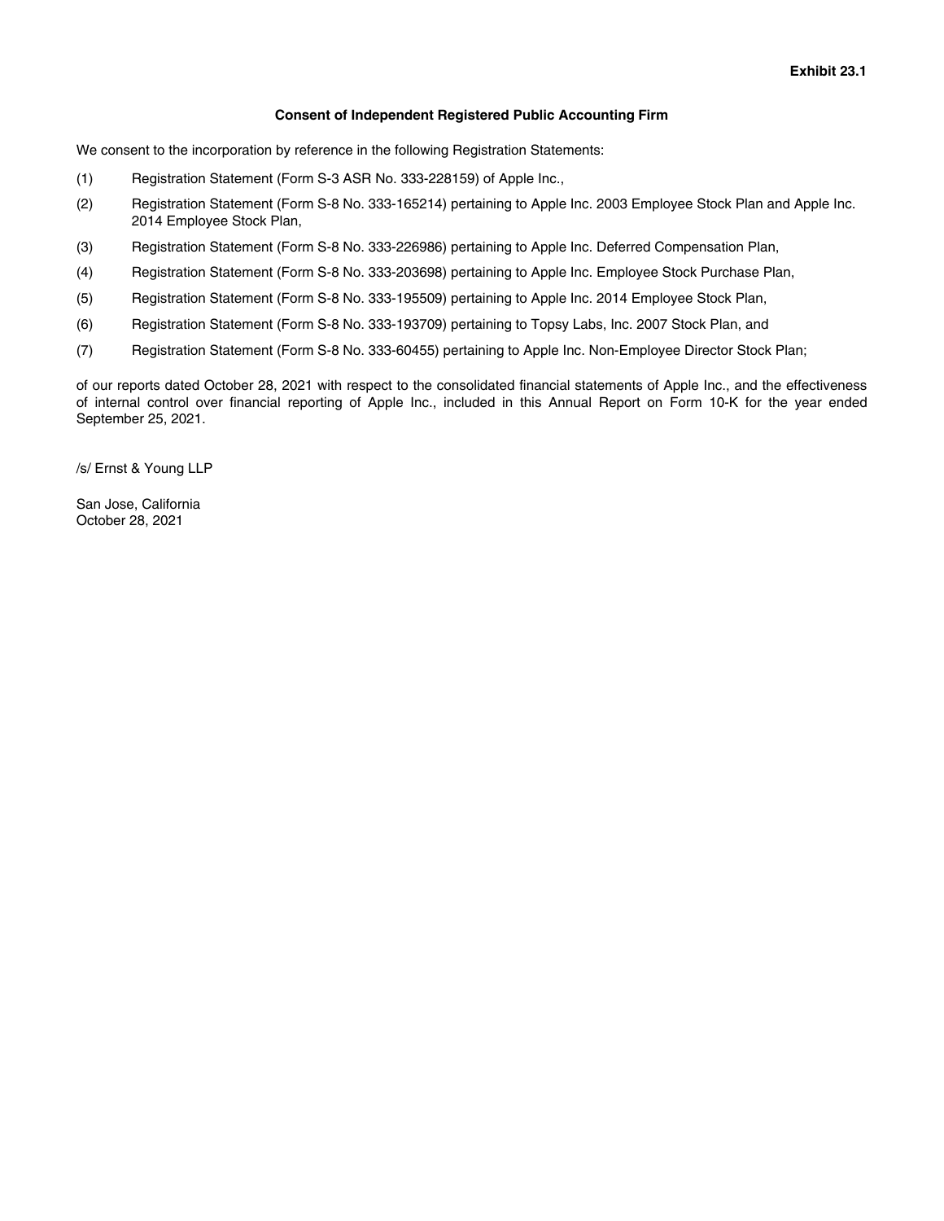**Exhibit 23.1**

**Consent of Independent Registered Public Accounting Firm**

We consent to the incorporation by reference in the following Registration Statements:

(1) Registration Statement (Form S-3 ASR No. 333-228159) of Apple Inc.,

(2) Registration Statement (Form S-8 No. 333-165214) pertaining to Apple Inc. 2003 Employee Stock Plan and Apple Inc. 2014 Employee Stock Plan,

(3) Registration Statement (Form S-8 No. 333-226986) pertaining to Apple Inc. Deferred Compensation Plan,

(4) Registration Statement (Form S-8 No. 333-203698) pertaining to Apple Inc. Employee Stock Purchase Plan,

(5) Registration Statement (Form S-8 No. 333-195509) pertaining to Apple Inc. 2014 Employee Stock Plan,

(6) Registration Statement (Form S-8 No. 333-193709) pertaining to Topsy Labs, Inc. 2007 Stock Plan, and

(7) Registration Statement (Form S-8 No. 333-60455) pertaining to Apple Inc. Non-Employee Director Stock Plan;

of our reports dated October 28, 2021 with respect to the consolidated financial statements of Apple Inc., and the effectiveness of internal control over financial reporting of Apple Inc., included in this Annual Report on Form 10-K for the year ended September 25, 2021.

/s/ Ernst & Young LLP

San Jose, California
October 28, 2021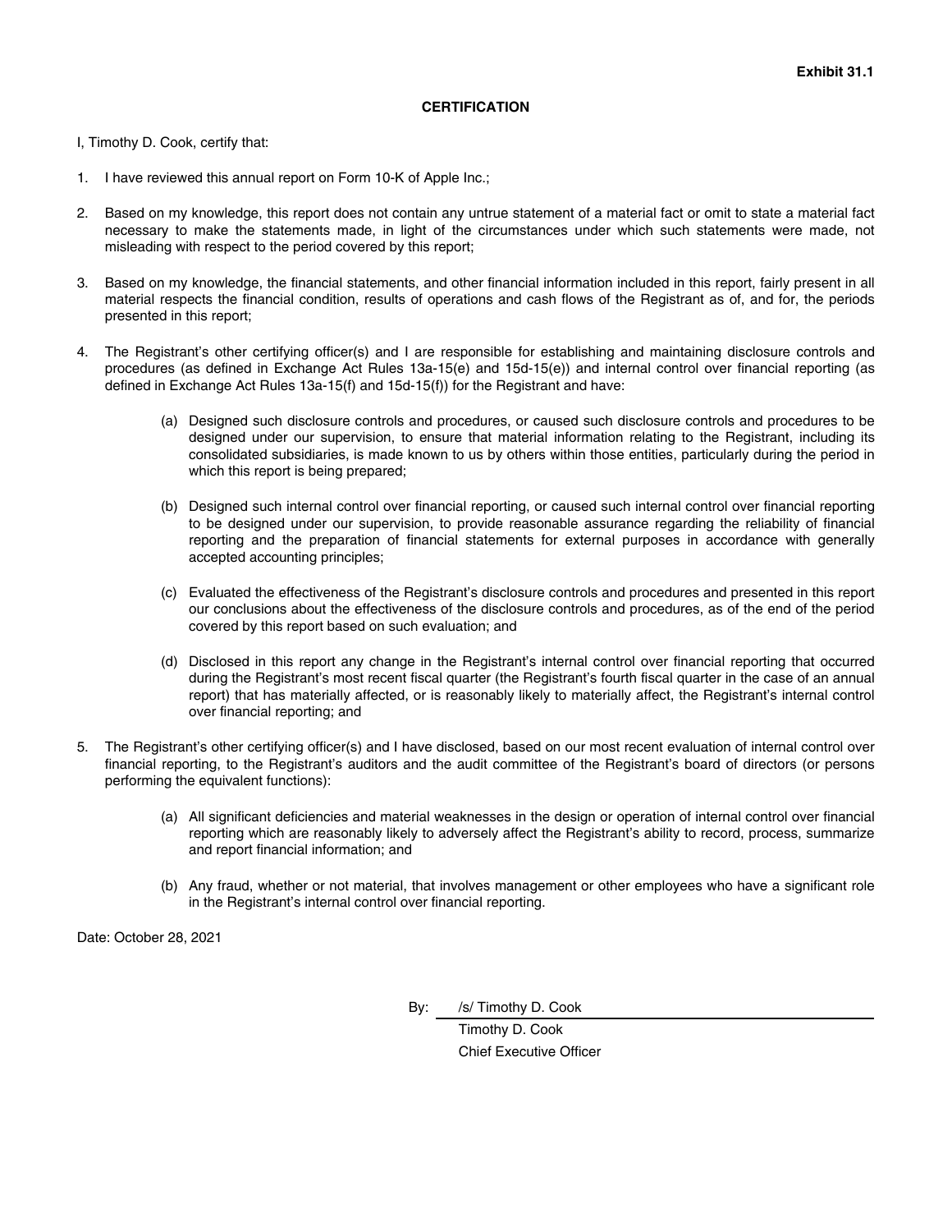**Exhibit 31.1**

# CERTIFICATION

I, Timothy D. Cook, certify that:

1. I have reviewed this annual report on Form 10-K of Apple Inc.;

2. Based on my knowledge, this report does not contain any untrue statement of a material fact or omit to state a material fact necessary to make the statements made, in light of the circumstances under which such statements were made, not misleading with respect to the period covered by this report;

3. Based on my knowledge, the financial statements, and other financial information included in this report, fairly present in all material respects the financial condition, results of operations and cash flows of the Registrant as of, and for, the periods presented in this report;

4. The Registrant's other certifying officer(s) and I are responsible for establishing and maintaining disclosure controls and procedures (as defined in Exchange Act Rules 13a-15(e) and 15d-15(e)) and internal control over financial reporting (as defined in Exchange Act Rules 13a-15(f) and 15d-15(f)) for the Registrant and have:

   (a) Designed such disclosure controls and procedures, or caused such disclosure controls and procedures to be designed under our supervision, to ensure that material information relating to the Registrant, including its consolidated subsidiaries, is made known to us by others within those entities, particularly during the period in which this report is being prepared;

   (b) Designed such internal control over financial reporting, or caused such internal control over financial reporting to be designed under our supervision, to provide reasonable assurance regarding the reliability of financial reporting and the preparation of financial statements for external purposes in accordance with generally accepted accounting principles;

   (c) Evaluated the effectiveness of the Registrant's disclosure controls and procedures and presented in this report our conclusions about the effectiveness of the disclosure controls and procedures, as of the end of the period covered by this report based on such evaluation; and

   (d) Disclosed in this report any change in the Registrant's internal control over financial reporting that occurred during the Registrant's most recent fiscal quarter (the Registrant's fourth fiscal quarter in the case of an annual report) that has materially affected, or is reasonably likely to materially affect, the Registrant's internal control over financial reporting; and

5. The Registrant's other certifying officer(s) and I have disclosed, based on our most recent evaluation of internal control over financial reporting, to the Registrant's auditors and the audit committee of the Registrant's board of directors (or persons performing the equivalent functions):

   (a) All significant deficiencies and material weaknesses in the design or operation of internal control over financial reporting which are reasonably likely to adversely affect the Registrant's ability to record, process, summarize and report financial information; and

   (b) Any fraud, whether or not material, that involves management or other employees who have a significant role in the Registrant's internal control over financial reporting.

Date: October 28, 2021

By: /s/ Timothy D. Cook

Timothy D. Cook

Chief Executive Officer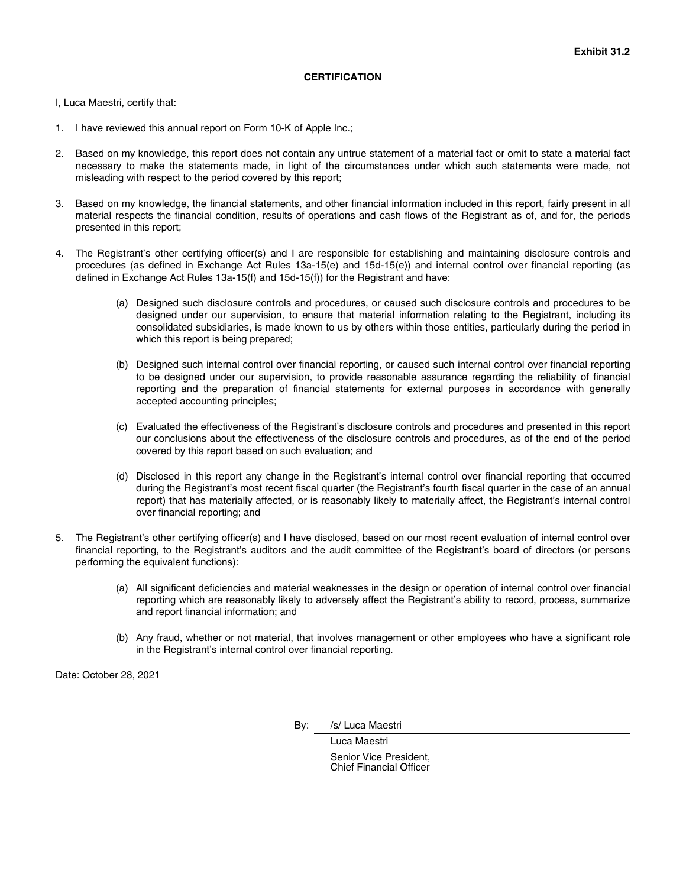**Exhibit 31.2**

## CERTIFICATION

I, Luca Maestri, certify that:

1. I have reviewed this annual report on Form 10-K of Apple Inc.;

2. Based on my knowledge, this report does not contain any untrue statement of a material fact or omit to state a material fact necessary to make the statements made, in light of the circumstances under which such statements were made, not misleading with respect to the period covered by this report;

3. Based on my knowledge, the financial statements, and other financial information included in this report, fairly present in all material respects the financial condition, results of operations and cash flows of the Registrant as of, and for, the periods presented in this report;

4. The Registrant's other certifying officer(s) and I are responsible for establishing and maintaining disclosure controls and procedures (as defined in Exchange Act Rules 13a-15(e) and 15d-15(e)) and internal control over financial reporting (as defined in Exchange Act Rules 13a-15(f) and 15d-15(f)) for the Registrant and have:

   (a) Designed such disclosure controls and procedures, or caused such disclosure controls and procedures to be designed under our supervision, to ensure that material information relating to the Registrant, including its consolidated subsidiaries, is made known to us by others within those entities, particularly during the period in which this report is being prepared;

   (b) Designed such internal control over financial reporting, or caused such internal control over financial reporting to be designed under our supervision, to provide reasonable assurance regarding the reliability of financial reporting and the preparation of financial statements for external purposes in accordance with generally accepted accounting principles;

   (c) Evaluated the effectiveness of the Registrant's disclosure controls and procedures and presented in this report our conclusions about the effectiveness of the disclosure controls and procedures, as of the end of the period covered by this report based on such evaluation; and

   (d) Disclosed in this report any change in the Registrant's internal control over financial reporting that occurred during the Registrant's most recent fiscal quarter (the Registrant's fourth fiscal quarter in the case of an annual report) that has materially affected, or is reasonably likely to materially affect, the Registrant's internal control over financial reporting; and

5. The Registrant's other certifying officer(s) and I have disclosed, based on our most recent evaluation of internal control over financial reporting, to the Registrant's auditors and the audit committee of the Registrant's board of directors (or persons performing the equivalent functions):

   (a) All significant deficiencies and material weaknesses in the design or operation of internal control over financial reporting which are reasonably likely to adversely affect the Registrant's ability to record, process, summarize and report financial information; and

   (b) Any fraud, whether or not material, that involves management or other employees who have a significant role in the Registrant's internal control over financial reporting.

Date: October 28, 2021

By: /s/ Luca Maestri

Luca Maestri

Senior Vice President,
Chief Financial Officer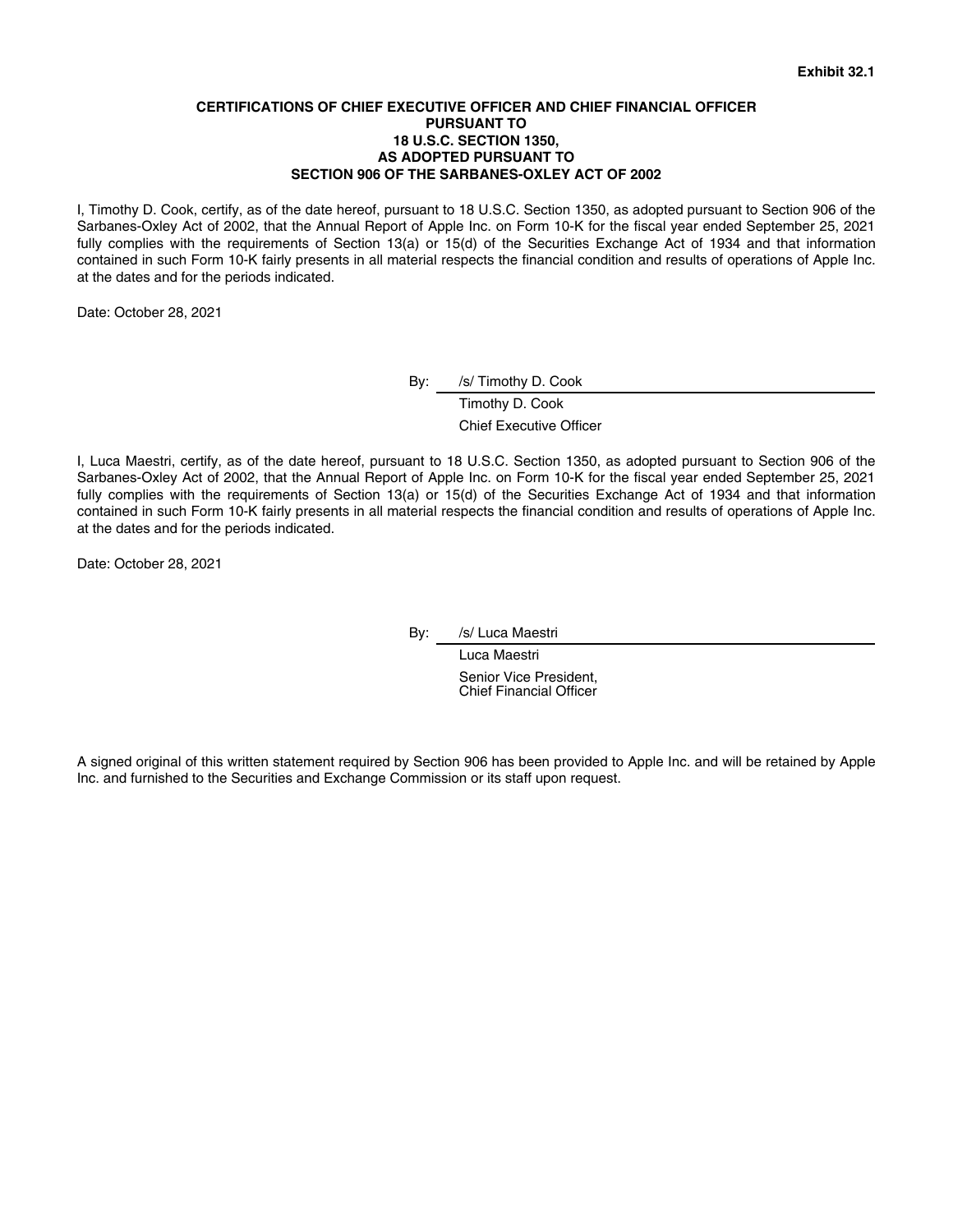**Exhibit 32.1**

**CERTIFICATIONS OF CHIEF EXECUTIVE OFFICER AND CHIEF FINANCIAL OFFICER
PURSUANT TO
18 U.S.C. SECTION 1350,
AS ADOPTED PURSUANT TO
SECTION 906 OF THE SARBANES-OXLEY ACT OF 2002**

I, Timothy D. Cook, certify, as of the date hereof, pursuant to 18 U.S.C. Section 1350, as adopted pursuant to Section 906 of the Sarbanes-Oxley Act of 2002, that the Annual Report of Apple Inc. on Form 10-K for the fiscal year ended September 25, 2021 fully complies with the requirements of Section 13(a) or 15(d) of the Securities Exchange Act of 1934 and that information contained in such Form 10-K fairly presents in all material respects the financial condition and results of operations of Apple Inc. at the dates and for the periods indicated.

Date: October 28, 2021

By: /s/ Timothy D. Cook
Timothy D. Cook
Chief Executive Officer

I, Luca Maestri, certify, as of the date hereof, pursuant to 18 U.S.C. Section 1350, as adopted pursuant to Section 906 of the Sarbanes-Oxley Act of 2002, that the Annual Report of Apple Inc. on Form 10-K for the fiscal year ended September 25, 2021 fully complies with the requirements of Section 13(a) or 15(d) of the Securities Exchange Act of 1934 and that information contained in such Form 10-K fairly presents in all material respects the financial condition and results of operations of Apple Inc. at the dates and for the periods indicated.

Date: October 28, 2021

By: /s/ Luca Maestri
Luca Maestri
Senior Vice President,
Chief Financial Officer

A signed original of this written statement required by Section 906 has been provided to Apple Inc. and will be retained by Apple Inc. and furnished to the Securities and Exchange Commission or its staff upon request.